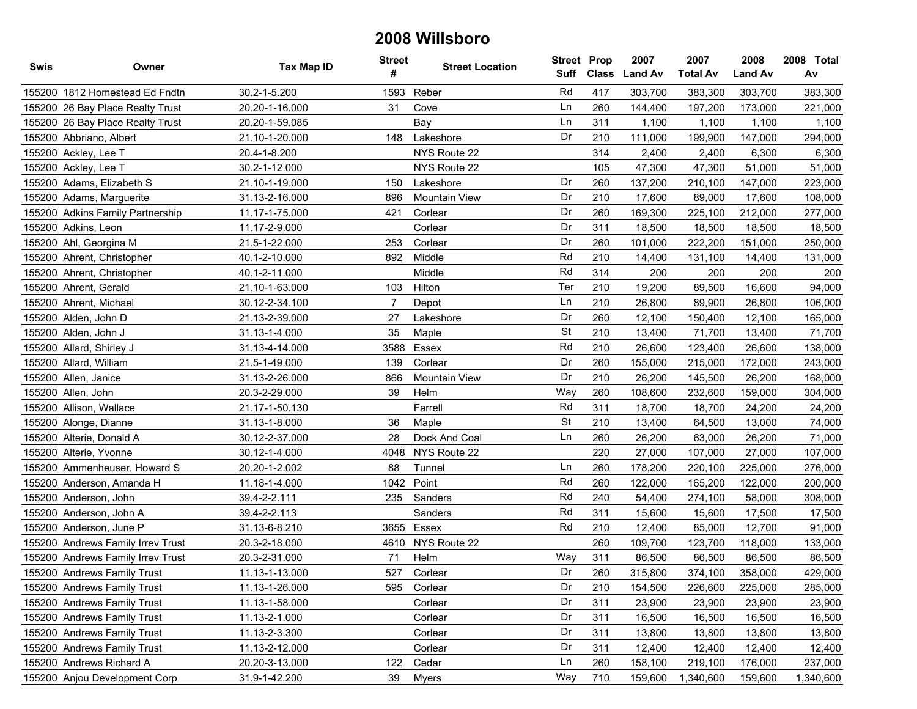# 2008 Willsboro

| Swis | Owner | Tax Map ID | Street # | Street Location | Street Suff | Prop Class | 2007 Land Av | 2007 Total Av | 2008 Land Av | 2008 Total Av |
|---|---|---|---|---|---|---|---|---|---|---|
| 155200 | 1812 Homestead Ed Fndtn | 30.2-1-5.200 | 1593 | Reber | Rd | 417 | 303,700 | 383,300 | 303,700 | 383,300 |
| 155200 | 26 Bay Place Realty Trust | 20.20-1-16.000 | 31 | Cove | Ln | 260 | 144,400 | 197,200 | 173,000 | 221,000 |
| 155200 | 26 Bay Place Realty Trust | 20.20-1-59.085 | | Bay | Ln | 311 | 1,100 | 1,100 | 1,100 | 1,100 |
| 155200 | Abbriano, Albert | 21.10-1-20.000 | 148 | Lakeshore | Dr | 210 | 111,000 | 199,900 | 147,000 | 294,000 |
| 155200 | Ackley, Lee T | 20.4-1-8.200 | | NYS Route 22 | | 314 | 2,400 | 2,400 | 6,300 | 6,300 |
| 155200 | Ackley, Lee T | 30.2-1-12.000 | | NYS Route 22 | | 105 | 47,300 | 47,300 | 51,000 | 51,000 |
| 155200 | Adams, Elizabeth S | 21.10-1-19.000 | 150 | Lakeshore | Dr | 260 | 137,200 | 210,100 | 147,000 | 223,000 |
| 155200 | Adams, Marguerite | 31.13-2-16.000 | 896 | Mountain View | Dr | 210 | 17,600 | 89,000 | 17,600 | 108,000 |
| 155200 | Adkins Family Partnership | 11.17-1-75.000 | 421 | Corlear | Dr | 260 | 169,300 | 225,100 | 212,000 | 277,000 |
| 155200 | Adkins, Leon | 11.17-2-9.000 | | Corlear | Dr | 311 | 18,500 | 18,500 | 18,500 | 18,500 |
| 155200 | Ahl, Georgina M | 21.5-1-22.000 | 253 | Corlear | Dr | 260 | 101,000 | 222,200 | 151,000 | 250,000 |
| 155200 | Ahrent, Christopher | 40.1-2-10.000 | 892 | Middle | Rd | 210 | 14,400 | 131,100 | 14,400 | 131,000 |
| 155200 | Ahrent, Christopher | 40.1-2-11.000 | | Middle | Rd | 314 | 200 | 200 | 200 | 200 |
| 155200 | Ahrent, Gerald | 21.10-1-63.000 | 103 | Hilton | Ter | 210 | 19,200 | 89,500 | 16,600 | 94,000 |
| 155200 | Ahrent, Michael | 30.12-2-34.100 | 7 | Depot | Ln | 210 | 26,800 | 89,900 | 26,800 | 106,000 |
| 155200 | Alden, John D | 21.13-2-39.000 | 27 | Lakeshore | Dr | 260 | 12,100 | 150,400 | 12,100 | 165,000 |
| 155200 | Alden, John J | 31.13-1-4.000 | 35 | Maple | St | 210 | 13,400 | 71,700 | 13,400 | 71,700 |
| 155200 | Allard, Shirley J | 31.13-4-14.000 | 3588 | Essex | Rd | 210 | 26,600 | 123,400 | 26,600 | 138,000 |
| 155200 | Allard, William | 21.5-1-49.000 | 139 | Corlear | Dr | 260 | 155,000 | 215,000 | 172,000 | 243,000 |
| 155200 | Allen, Janice | 31.13-2-26.000 | 866 | Mountain View | Dr | 210 | 26,200 | 145,500 | 26,200 | 168,000 |
| 155200 | Allen, John | 20.3-2-29.000 | 39 | Helm | Way | 260 | 108,600 | 232,600 | 159,000 | 304,000 |
| 155200 | Allison, Wallace | 21.17-1-50.130 | | Farrell | Rd | 311 | 18,700 | 18,700 | 24,200 | 24,200 |
| 155200 | Alonge, Dianne | 31.13-1-8.000 | 36 | Maple | St | 210 | 13,400 | 64,500 | 13,000 | 74,000 |
| 155200 | Alterie, Donald A | 30.12-2-37.000 | 28 | Dock And Coal | Ln | 260 | 26,200 | 63,000 | 26,200 | 71,000 |
| 155200 | Alterie, Yvonne | 30.12-1-4.000 | 4048 | NYS Route 22 | | 220 | 27,000 | 107,000 | 27,000 | 107,000 |
| 155200 | Ammenheuser, Howard S | 20.20-1-2.002 | 88 | Tunnel | Ln | 260 | 178,200 | 220,100 | 225,000 | 276,000 |
| 155200 | Anderson, Amanda H | 11.18-1-4.000 | 1042 | Point | Rd | 260 | 122,000 | 165,200 | 122,000 | 200,000 |
| 155200 | Anderson, John | 39.4-2-2.111 | 235 | Sanders | Rd | 240 | 54,400 | 274,100 | 58,000 | 308,000 |
| 155200 | Anderson, John A | 39.4-2-2.113 | | Sanders | Rd | 311 | 15,600 | 15,600 | 17,500 | 17,500 |
| 155200 | Anderson, June P | 31.13-6-8.210 | 3655 | Essex | Rd | 210 | 12,400 | 85,000 | 12,700 | 91,000 |
| 155200 | Andrews Family Irrev Trust | 20.3-2-18.000 | 4610 | NYS Route 22 | | 260 | 109,700 | 123,700 | 118,000 | 133,000 |
| 155200 | Andrews Family Irrev Trust | 20.3-2-31.000 | 71 | Helm | Way | 311 | 86,500 | 86,500 | 86,500 | 86,500 |
| 155200 | Andrews Family Trust | 11.13-1-13.000 | 527 | Corlear | Dr | 260 | 315,800 | 374,100 | 358,000 | 429,000 |
| 155200 | Andrews Family Trust | 11.13-1-26.000 | 595 | Corlear | Dr | 210 | 154,500 | 226,600 | 225,000 | 285,000 |
| 155200 | Andrews Family Trust | 11.13-1-58.000 | | Corlear | Dr | 311 | 23,900 | 23,900 | 23,900 | 23,900 |
| 155200 | Andrews Family Trust | 11.13-2-1.000 | | Corlear | Dr | 311 | 16,500 | 16,500 | 16,500 | 16,500 |
| 155200 | Andrews Family Trust | 11.13-2-3.300 | | Corlear | Dr | 311 | 13,800 | 13,800 | 13,800 | 13,800 |
| 155200 | Andrews Family Trust | 11.13-2-12.000 | | Corlear | Dr | 311 | 12,400 | 12,400 | 12,400 | 12,400 |
| 155200 | Andrews Richard A | 20.20-3-13.000 | 122 | Cedar | Ln | 260 | 158,100 | 219,100 | 176,000 | 237,000 |
| 155200 | Anjou Development Corp | 31.9-1-42.200 | 39 | Myers | Way | 710 | 159,600 | 1,340,600 | 159,600 | 1,340,600 |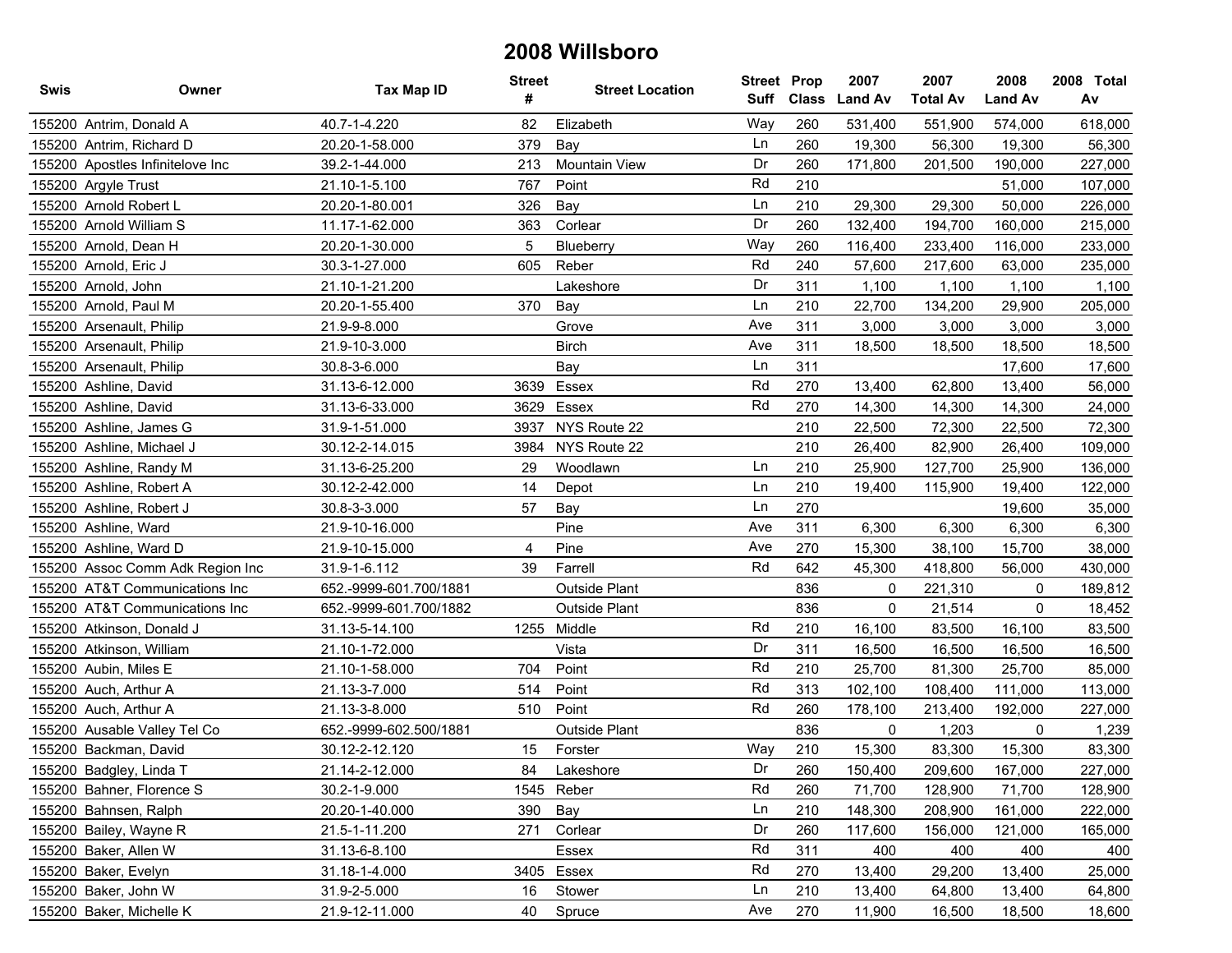# 2008 Willsboro

| Swis | Owner | Tax Map ID | Street # | Street Location | Street Suff | Prop Class | 2007 Land Av | 2007 Total Av | 2008 Land Av | 2008 Total Av |
|---|---|---|---|---|---|---|---|---|---|---|
| 155200 | Antrim, Donald A | 40.7-1-4.220 | 82 | Elizabeth | Way | 260 | 531,400 | 551,900 | 574,000 | 618,000 |
| 155200 | Antrim, Richard D | 20.20-1-58.000 | 379 | Bay | Ln | 260 | 19,300 | 56,300 | 19,300 | 56,300 |
| 155200 | Apostles Infinitelove Inc | 39.2-1-44.000 | 213 | Mountain View | Dr | 260 | 171,800 | 201,500 | 190,000 | 227,000 |
| 155200 | Argyle Trust | 21.10-1-5.100 | 767 | Point | Rd | 210 | | | 51,000 | 107,000 |
| 155200 | Arnold Robert L | 20.20-1-80.001 | 326 | Bay | Ln | 210 | 29,300 | 29,300 | 50,000 | 226,000 |
| 155200 | Arnold William S | 11.17-1-62.000 | 363 | Corlear | Dr | 260 | 132,400 | 194,700 | 160,000 | 215,000 |
| 155200 | Arnold, Dean H | 20.20-1-30.000 | 5 | Blueberry | Way | 260 | 116,400 | 233,400 | 116,000 | 233,000 |
| 155200 | Arnold, Eric J | 30.3-1-27.000 | 605 | Reber | Rd | 240 | 57,600 | 217,600 | 63,000 | 235,000 |
| 155200 | Arnold, John | 21.10-1-21.200 | | Lakeshore | Dr | 311 | 1,100 | 1,100 | 1,100 | 1,100 |
| 155200 | Arnold, Paul M | 20.20-1-55.400 | 370 | Bay | Ln | 210 | 22,700 | 134,200 | 29,900 | 205,000 |
| 155200 | Arsenault, Philip | 21.9-9-8.000 | | Grove | Ave | 311 | 3,000 | 3,000 | 3,000 | 3,000 |
| 155200 | Arsenault, Philip | 21.9-10-3.000 | | Birch | Ave | 311 | 18,500 | 18,500 | 18,500 | 18,500 |
| 155200 | Arsenault, Philip | 30.8-3-6.000 | | Bay | Ln | 311 | | | 17,600 | 17,600 |
| 155200 | Ashline, David | 31.13-6-12.000 | 3639 | Essex | Rd | 270 | 13,400 | 62,800 | 13,400 | 56,000 |
| 155200 | Ashline, David | 31.13-6-33.000 | 3629 | Essex | Rd | 270 | 14,300 | 14,300 | 14,300 | 24,000 |
| 155200 | Ashline, James G | 31.9-1-51.000 | 3937 | NYS Route 22 | | 210 | 22,500 | 72,300 | 22,500 | 72,300 |
| 155200 | Ashline, Michael J | 30.12-2-14.015 | 3984 | NYS Route 22 | | 210 | 26,400 | 82,900 | 26,400 | 109,000 |
| 155200 | Ashline, Randy M | 31.13-6-25.200 | 29 | Woodlawn | Ln | 210 | 25,900 | 127,700 | 25,900 | 136,000 |
| 155200 | Ashline, Robert A | 30.12-2-42.000 | 14 | Depot | Ln | 210 | 19,400 | 115,900 | 19,400 | 122,000 |
| 155200 | Ashline, Robert J | 30.8-3-3.000 | 57 | Bay | Ln | 270 | | | 19,600 | 35,000 |
| 155200 | Ashline, Ward | 21.9-10-16.000 | | Pine | Ave | 311 | 6,300 | 6,300 | 6,300 | 6,300 |
| 155200 | Ashline, Ward D | 21.9-10-15.000 | 4 | Pine | Ave | 270 | 15,300 | 38,100 | 15,700 | 38,000 |
| 155200 | Assoc Comm Adk Region Inc | 31.9-1-6.112 | 39 | Farrell | Rd | 642 | 45,300 | 418,800 | 56,000 | 430,000 |
| 155200 | AT&T Communications Inc | 652.-9999-601.700/1881 | | Outside Plant | | 836 | 0 | 221,310 | 0 | 189,812 |
| 155200 | AT&T Communications Inc | 652.-9999-601.700/1882 | | Outside Plant | | 836 | 0 | 21,514 | 0 | 18,452 |
| 155200 | Atkinson, Donald J | 31.13-5-14.100 | 1255 | Middle | Rd | 210 | 16,100 | 83,500 | 16,100 | 83,500 |
| 155200 | Atkinson, William | 21.10-1-72.000 | | Vista | Dr | 311 | 16,500 | 16,500 | 16,500 | 16,500 |
| 155200 | Aubin, Miles E | 21.10-1-58.000 | 704 | Point | Rd | 210 | 25,700 | 81,300 | 25,700 | 85,000 |
| 155200 | Auch, Arthur A | 21.13-3-7.000 | 514 | Point | Rd | 313 | 102,100 | 108,400 | 111,000 | 113,000 |
| 155200 | Auch, Arthur A | 21.13-3-8.000 | 510 | Point | Rd | 260 | 178,100 | 213,400 | 192,000 | 227,000 |
| 155200 | Ausable Valley Tel Co | 652.-9999-602.500/1881 | | Outside Plant | | 836 | 0 | 1,203 | 0 | 1,239 |
| 155200 | Backman, David | 30.12-2-12.120 | 15 | Forster | Way | 210 | 15,300 | 83,300 | 15,300 | 83,300 |
| 155200 | Badgley, Linda T | 21.14-2-12.000 | 84 | Lakeshore | Dr | 260 | 150,400 | 209,600 | 167,000 | 227,000 |
| 155200 | Bahner, Florence S | 30.2-1-9.000 | 1545 | Reber | Rd | 260 | 71,700 | 128,900 | 71,700 | 128,900 |
| 155200 | Bahnsen, Ralph | 20.20-1-40.000 | 390 | Bay | Ln | 210 | 148,300 | 208,900 | 161,000 | 222,000 |
| 155200 | Bailey, Wayne R | 21.5-1-11.200 | 271 | Corlear | Dr | 260 | 117,600 | 156,000 | 121,000 | 165,000 |
| 155200 | Baker, Allen W | 31.13-6-8.100 | | Essex | Rd | 311 | 400 | 400 | 400 | 400 |
| 155200 | Baker, Evelyn | 31.18-1-4.000 | 3405 | Essex | Rd | 270 | 13,400 | 29,200 | 13,400 | 25,000 |
| 155200 | Baker, John W | 31.9-2-5.000 | 16 | Stower | Ln | 210 | 13,400 | 64,800 | 13,400 | 64,800 |
| 155200 | Baker, Michelle K | 21.9-12-11.000 | 40 | Spruce | Ave | 270 | 11,900 | 16,500 | 18,500 | 18,600 |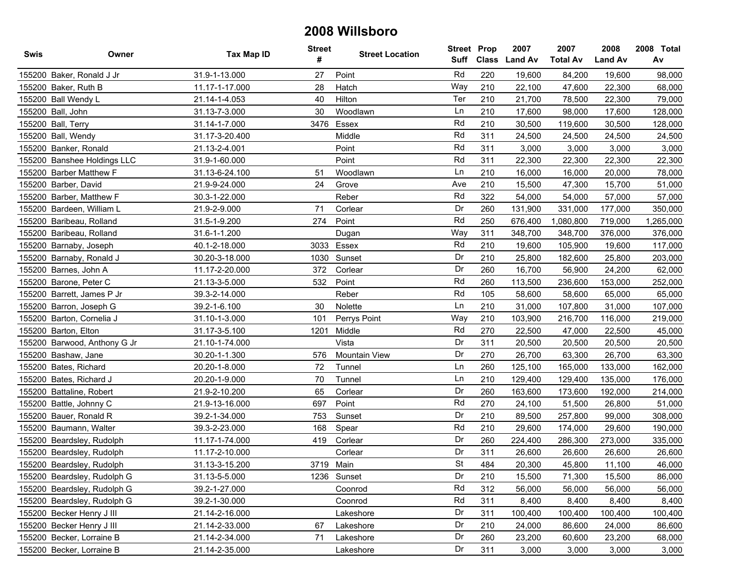# 2008 Willsboro

| Swis | Owner | Tax Map ID | Street # | Street Location | Street Suff | Prop Class | 2007 Land Av | 2007 Total Av | 2008 Land Av | 2008 Total Av |
|---|---|---|---|---|---|---|---|---|---|---|
| 155200 | Baker, Ronald J Jr | 31.9-1-13.000 | 27 | Point | Rd | 220 | 19,600 | 84,200 | 19,600 | 98,000 |
| 155200 | Baker, Ruth B | 11.17-1-17.000 | 28 | Hatch | Way | 210 | 22,100 | 47,600 | 22,300 | 68,000 |
| 155200 | Ball Wendy L | 21.14-1-4.053 | 40 | Hilton | Ter | 210 | 21,700 | 78,500 | 22,300 | 79,000 |
| 155200 | Ball, John | 31.13-7-3.000 | 30 | Woodlawn | Ln | 210 | 17,600 | 98,000 | 17,600 | 128,000 |
| 155200 | Ball, Terry | 31.14-1-7.000 | 3476 | Essex | Rd | 210 | 30,500 | 119,600 | 30,500 | 128,000 |
| 155200 | Ball, Wendy | 31.17-3-20.400 | | Middle | Rd | 311 | 24,500 | 24,500 | 24,500 | 24,500 |
| 155200 | Banker, Ronald | 21.13-2-4.001 | | Point | Rd | 311 | 3,000 | 3,000 | 3,000 | 3,000 |
| 155200 | Banshee Holdings LLC | 31.9-1-60.000 | | Point | Rd | 311 | 22,300 | 22,300 | 22,300 | 22,300 |
| 155200 | Barber Matthew F | 31.13-6-24.100 | 51 | Woodlawn | Ln | 210 | 16,000 | 16,000 | 20,000 | 78,000 |
| 155200 | Barber, David | 21.9-9-24.000 | 24 | Grove | Ave | 210 | 15,500 | 47,300 | 15,700 | 51,000 |
| 155200 | Barber, Matthew F | 30.3-1-22.000 | | Reber | Rd | 322 | 54,000 | 54,000 | 57,000 | 57,000 |
| 155200 | Bardeen, William L | 21.9-2-9.000 | 71 | Corlear | Dr | 260 | 131,900 | 331,000 | 177,000 | 350,000 |
| 155200 | Baribeau, Rolland | 31.5-1-9.200 | 274 | Point | Rd | 250 | 676,400 | 1,080,800 | 719,000 | 1,265,000 |
| 155200 | Baribeau, Rolland | 31.6-1-1.200 | | Dugan | Way | 311 | 348,700 | 348,700 | 376,000 | 376,000 |
| 155200 | Barnaby, Joseph | 40.1-2-18.000 | 3033 | Essex | Rd | 210 | 19,600 | 105,900 | 19,600 | 117,000 |
| 155200 | Barnaby, Ronald J | 30.20-3-18.000 | 1030 | Sunset | Dr | 210 | 25,800 | 182,600 | 25,800 | 203,000 |
| 155200 | Barnes, John A | 11.17-2-20.000 | 372 | Corlear | Dr | 260 | 16,700 | 56,900 | 24,200 | 62,000 |
| 155200 | Barone, Peter C | 21.13-3-5.000 | 532 | Point | Rd | 260 | 113,500 | 236,600 | 153,000 | 252,000 |
| 155200 | Barrett, James P Jr | 39.3-2-14.000 | | Reber | Rd | 105 | 58,600 | 58,600 | 65,000 | 65,000 |
| 155200 | Barron, Joseph G | 39.2-1-6.100 | 30 | Nolette | Ln | 210 | 31,000 | 107,800 | 31,000 | 107,000 |
| 155200 | Barton, Cornelia J | 31.10-1-3.000 | 101 | Perrys Point | Way | 210 | 103,900 | 216,700 | 116,000 | 219,000 |
| 155200 | Barton, Elton | 31.17-3-5.100 | 1201 | Middle | Rd | 270 | 22,500 | 47,000 | 22,500 | 45,000 |
| 155200 | Barwood, Anthony G Jr | 21.10-1-74.000 | | Vista | Dr | 311 | 20,500 | 20,500 | 20,500 | 20,500 |
| 155200 | Bashaw, Jane | 30.20-1-1.300 | 576 | Mountain View | Dr | 270 | 26,700 | 63,300 | 26,700 | 63,300 |
| 155200 | Bates, Richard | 20.20-1-8.000 | 72 | Tunnel | Ln | 260 | 125,100 | 165,000 | 133,000 | 162,000 |
| 155200 | Bates, Richard J | 20.20-1-9.000 | 70 | Tunnel | Ln | 210 | 129,400 | 129,400 | 135,000 | 176,000 |
| 155200 | Battaline, Robert | 21.9-2-10.200 | 65 | Corlear | Dr | 260 | 163,600 | 173,600 | 192,000 | 214,000 |
| 155200 | Battle, Johnny C | 21.9-13-16.000 | 697 | Point | Rd | 270 | 24,100 | 51,500 | 26,800 | 51,000 |
| 155200 | Bauer, Ronald R | 39.2-1-34.000 | 753 | Sunset | Dr | 210 | 89,500 | 257,800 | 99,000 | 308,000 |
| 155200 | Baumann, Walter | 39.3-2-23.000 | 168 | Spear | Rd | 210 | 29,600 | 174,000 | 29,600 | 190,000 |
| 155200 | Beardsley, Rudolph | 11.17-1-74.000 | 419 | Corlear | Dr | 260 | 224,400 | 286,300 | 273,000 | 335,000 |
| 155200 | Beardsley, Rudolph | 11.17-2-10.000 | | Corlear | Dr | 311 | 26,600 | 26,600 | 26,600 | 26,600 |
| 155200 | Beardsley, Rudolph | 31.13-3-15.200 | 3719 | Main | St | 484 | 20,300 | 45,800 | 11,100 | 46,000 |
| 155200 | Beardsley, Rudolph G | 31.13-5-5.000 | 1236 | Sunset | Dr | 210 | 15,500 | 71,300 | 15,500 | 86,000 |
| 155200 | Beardsley, Rudolph G | 39.2-1-27.000 | | Coonrod | Rd | 312 | 56,000 | 56,000 | 56,000 | 56,000 |
| 155200 | Beardsley, Rudolph G | 39.2-1-30.000 | | Coonrod | Rd | 311 | 8,400 | 8,400 | 8,400 | 8,400 |
| 155200 | Becker Henry J III | 21.14-2-16.000 | | Lakeshore | Dr | 311 | 100,400 | 100,400 | 100,400 | 100,400 |
| 155200 | Becker Henry J III | 21.14-2-33.000 | 67 | Lakeshore | Dr | 210 | 24,000 | 86,600 | 24,000 | 86,600 |
| 155200 | Becker, Lorraine B | 21.14-2-34.000 | 71 | Lakeshore | Dr | 260 | 23,200 | 60,600 | 23,200 | 68,000 |
| 155200 | Becker, Lorraine B | 21.14-2-35.000 | | Lakeshore | Dr | 311 | 3,000 | 3,000 | 3,000 | 3,000 |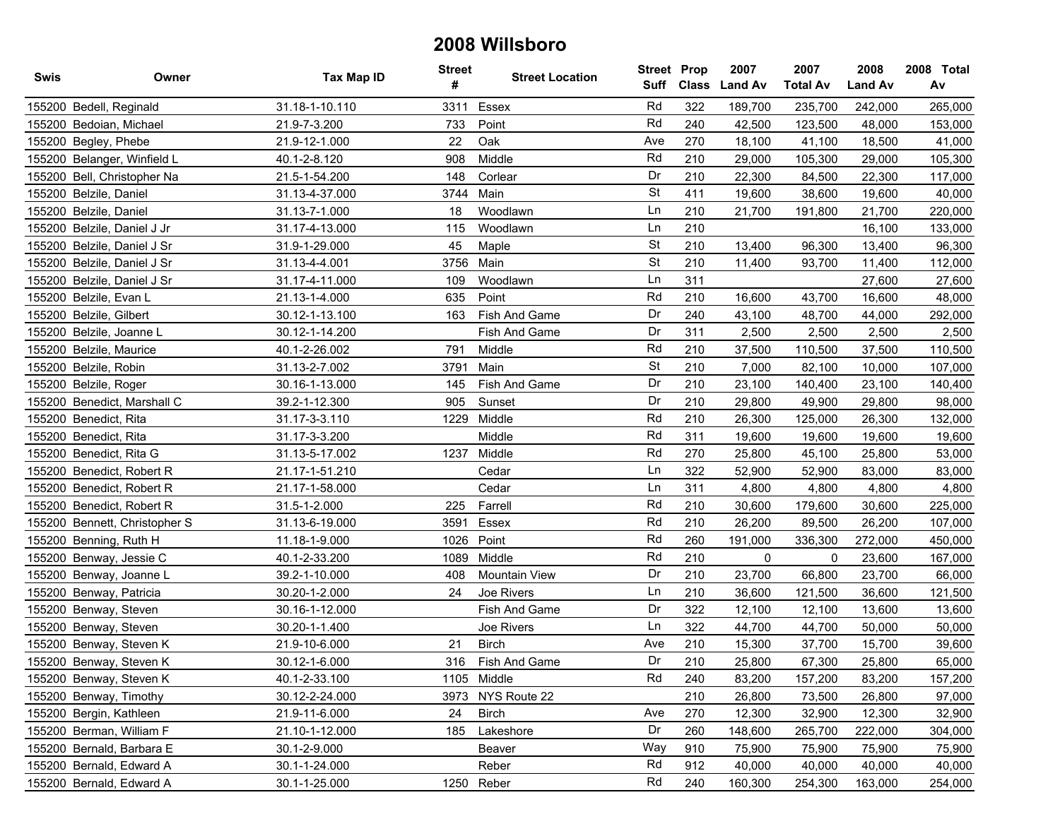# 2008 Willsboro

| Swis | Owner | Tax Map ID | Street # | Street Location | Street Suff | Prop Class | 2007 Land Av | 2007 Total Av | 2008 Land Av | 2008 Total Av |
|---|---|---|---|---|---|---|---|---|---|---|
| 155200 | Bedell, Reginald | 31.18-1-10.110 | 3311 | Essex | Rd | 322 | 189,700 | 235,700 | 242,000 | 265,000 |
| 155200 | Bedoian, Michael | 21.9-7-3.200 | 733 | Point | Rd | 240 | 42,500 | 123,500 | 48,000 | 153,000 |
| 155200 | Begley, Phebe | 21.9-12-1.000 | 22 | Oak | Ave | 270 | 18,100 | 41,100 | 18,500 | 41,000 |
| 155200 | Belanger, Winfield L | 40.1-2-8.120 | 908 | Middle | Rd | 210 | 29,000 | 105,300 | 29,000 | 105,300 |
| 155200 | Bell, Christopher Na | 21.5-1-54.200 | 148 | Corlear | Dr | 210 | 22,300 | 84,500 | 22,300 | 117,000 |
| 155200 | Belzile, Daniel | 31.13-4-37.000 | 3744 | Main | St | 411 | 19,600 | 38,600 | 19,600 | 40,000 |
| 155200 | Belzile, Daniel | 31.13-7-1.000 | 18 | Woodlawn | Ln | 210 | 21,700 | 191,800 | 21,700 | 220,000 |
| 155200 | Belzile, Daniel J Jr | 31.17-4-13.000 | 115 | Woodlawn | Ln | 210 | | | 16,100 | 133,000 |
| 155200 | Belzile, Daniel J Sr | 31.9-1-29.000 | 45 | Maple | St | 210 | 13,400 | 96,300 | 13,400 | 96,300 |
| 155200 | Belzile, Daniel J Sr | 31.13-4-4.001 | 3756 | Main | St | 210 | 11,400 | 93,700 | 11,400 | 112,000 |
| 155200 | Belzile, Daniel J Sr | 31.17-4-11.000 | 109 | Woodlawn | Ln | 311 | | | 27,600 | 27,600 |
| 155200 | Belzile, Evan L | 21.13-1-4.000 | 635 | Point | Rd | 210 | 16,600 | 43,700 | 16,600 | 48,000 |
| 155200 | Belzile, Gilbert | 30.12-1-13.100 | 163 | Fish And Game | Dr | 240 | 43,100 | 48,700 | 44,000 | 292,000 |
| 155200 | Belzile, Joanne L | 30.12-1-14.200 | | Fish And Game | Dr | 311 | 2,500 | 2,500 | 2,500 | 2,500 |
| 155200 | Belzile, Maurice | 40.1-2-26.002 | 791 | Middle | Rd | 210 | 37,500 | 110,500 | 37,500 | 110,500 |
| 155200 | Belzile, Robin | 31.13-2-7.002 | 3791 | Main | St | 210 | 7,000 | 82,100 | 10,000 | 107,000 |
| 155200 | Belzile, Roger | 30.16-1-13.000 | 145 | Fish And Game | Dr | 210 | 23,100 | 140,400 | 23,100 | 140,400 |
| 155200 | Benedict, Marshall C | 39.2-1-12.300 | 905 | Sunset | Dr | 210 | 29,800 | 49,900 | 29,800 | 98,000 |
| 155200 | Benedict, Rita | 31.17-3-3.110 | 1229 | Middle | Rd | 210 | 26,300 | 125,000 | 26,300 | 132,000 |
| 155200 | Benedict, Rita | 31.17-3-3.200 | | Middle | Rd | 311 | 19,600 | 19,600 | 19,600 | 19,600 |
| 155200 | Benedict, Rita G | 31.13-5-17.002 | 1237 | Middle | Rd | 270 | 25,800 | 45,100 | 25,800 | 53,000 |
| 155200 | Benedict, Robert R | 21.17-1-51.210 | | Cedar | Ln | 322 | 52,900 | 52,900 | 83,000 | 83,000 |
| 155200 | Benedict, Robert R | 21.17-1-58.000 | | Cedar | Ln | 311 | 4,800 | 4,800 | 4,800 | 4,800 |
| 155200 | Benedict, Robert R | 31.5-1-2.000 | 225 | Farrell | Rd | 210 | 30,600 | 179,600 | 30,600 | 225,000 |
| 155200 | Bennett, Christopher S | 31.13-6-19.000 | 3591 | Essex | Rd | 210 | 26,200 | 89,500 | 26,200 | 107,000 |
| 155200 | Benning, Ruth H | 11.18-1-9.000 | 1026 | Point | Rd | 260 | 191,000 | 336,300 | 272,000 | 450,000 |
| 155200 | Benway, Jessie C | 40.1-2-33.200 | 1089 | Middle | Rd | 210 | 0 | 0 | 23,600 | 167,000 |
| 155200 | Benway, Joanne L | 39.2-1-10.000 | 408 | Mountain View | Dr | 210 | 23,700 | 66,800 | 23,700 | 66,000 |
| 155200 | Benway, Patricia | 30.20-1-2.000 | 24 | Joe Rivers | Ln | 210 | 36,600 | 121,500 | 36,600 | 121,500 |
| 155200 | Benway, Steven | 30.16-1-12.000 | | Fish And Game | Dr | 322 | 12,100 | 12,100 | 13,600 | 13,600 |
| 155200 | Benway, Steven | 30.20-1-1.400 | | Joe Rivers | Ln | 322 | 44,700 | 44,700 | 50,000 | 50,000 |
| 155200 | Benway, Steven K | 21.9-10-6.000 | 21 | Birch | Ave | 210 | 15,300 | 37,700 | 15,700 | 39,600 |
| 155200 | Benway, Steven K | 30.12-1-6.000 | 316 | Fish And Game | Dr | 210 | 25,800 | 67,300 | 25,800 | 65,000 |
| 155200 | Benway, Steven K | 40.1-2-33.100 | 1105 | Middle | Rd | 240 | 83,200 | 157,200 | 83,200 | 157,200 |
| 155200 | Benway, Timothy | 30.12-2-24.000 | 3973 | NYS Route 22 | | 210 | 26,800 | 73,500 | 26,800 | 97,000 |
| 155200 | Bergin, Kathleen | 21.9-11-6.000 | 24 | Birch | Ave | 270 | 12,300 | 32,900 | 12,300 | 32,900 |
| 155200 | Berman, William F | 21.10-1-12.000 | 185 | Lakeshore | Dr | 260 | 148,600 | 265,700 | 222,000 | 304,000 |
| 155200 | Bernald, Barbara E | 30.1-2-9.000 | | Beaver | Way | 910 | 75,900 | 75,900 | 75,900 | 75,900 |
| 155200 | Bernald, Edward A | 30.1-1-24.000 | | Reber | Rd | 912 | 40,000 | 40,000 | 40,000 | 40,000 |
| 155200 | Bernald, Edward A | 30.1-1-25.000 | 1250 | Reber | Rd | 240 | 160,300 | 254,300 | 163,000 | 254,000 |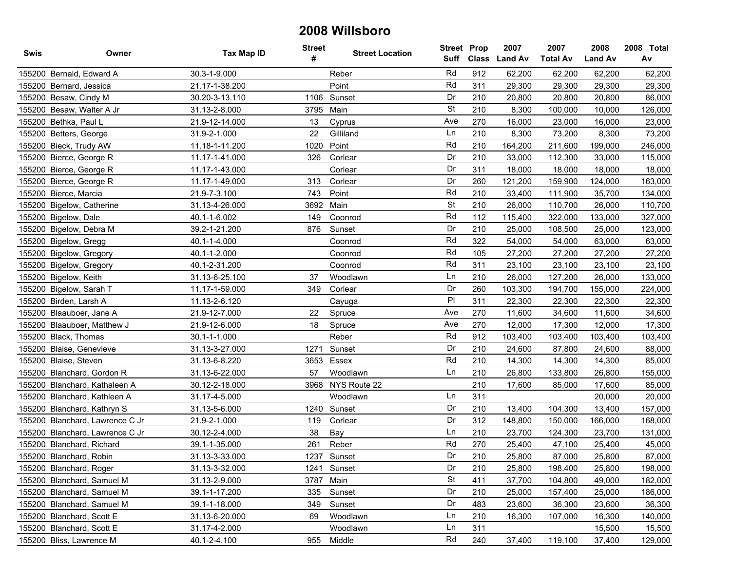# 2008 Willsboro

| Swis | Owner | Tax Map ID | Street # | Street Location | Street Suff | Prop Class | 2007 Land Av | 2007 Total Av | 2008 Land Av | 2008 Total Av |
|---|---|---|---|---|---|---|---|---|---|---|
| 155200 | Bernald, Edward A | 30.3-1-9.000 | | Reber | Rd | 912 | 62,200 | 62,200 | 62,200 | 62,200 |
| 155200 | Bernard, Jessica | 21.17-1-38.200 | | Point | Rd | 311 | 29,300 | 29,300 | 29,300 | 29,300 |
| 155200 | Besaw, Cindy M | 30.20-3-13.110 | 1106 | Sunset | Dr | 210 | 20,800 | 20,800 | 20,800 | 86,000 |
| 155200 | Besaw, Walter A Jr | 31.13-2-8.000 | 3795 | Main | St | 210 | 8,300 | 100,000 | 10,000 | 126,000 |
| 155200 | Bethka, Paul L | 21.9-12-14.000 | 13 | Cyprus | Ave | 270 | 16,000 | 23,000 | 16,000 | 23,000 |
| 155200 | Betters, George | 31.9-2-1.000 | 22 | Gilliland | Ln | 210 | 8,300 | 73,200 | 8,300 | 73,200 |
| 155200 | Bieck, Trudy AW | 11.18-1-11.200 | 1020 | Point | Rd | 210 | 164,200 | 211,600 | 199,000 | 246,000 |
| 155200 | Bierce, George R | 11.17-1-41.000 | 326 | Corlear | Dr | 210 | 33,000 | 112,300 | 33,000 | 115,000 |
| 155200 | Bierce, George R | 11.17-1-43.000 | | Corlear | Dr | 311 | 18,000 | 18,000 | 18,000 | 18,000 |
| 155200 | Bierce, George R | 11.17-1-49.000 | 313 | Corlear | Dr | 260 | 121,200 | 159,900 | 124,000 | 163,000 |
| 155200 | Bierce, Marcia | 21.9-7-3.100 | 743 | Point | Rd | 210 | 33,400 | 111,900 | 35,700 | 134,000 |
| 155200 | Bigelow, Catherine | 31.13-4-26.000 | 3692 | Main | St | 210 | 26,000 | 110,700 | 26,000 | 110,700 |
| 155200 | Bigelow, Dale | 40.1-1-6.002 | 149 | Coonrod | Rd | 112 | 115,400 | 322,000 | 133,000 | 327,000 |
| 155200 | Bigelow, Debra M | 39.2-1-21.200 | 876 | Sunset | Dr | 210 | 25,000 | 108,500 | 25,000 | 123,000 |
| 155200 | Bigelow, Gregg | 40.1-1-4.000 | | Coonrod | Rd | 322 | 54,000 | 54,000 | 63,000 | 63,000 |
| 155200 | Bigelow, Gregory | 40.1-1-2.000 | | Coonrod | Rd | 105 | 27,200 | 27,200 | 27,200 | 27,200 |
| 155200 | Bigelow, Gregory | 40.1-2-31.200 | | Coonrod | Rd | 311 | 23,100 | 23,100 | 23,100 | 23,100 |
| 155200 | Bigelow, Keith | 31.13-6-25.100 | 37 | Woodlawn | Ln | 210 | 26,000 | 127,200 | 26,000 | 133,000 |
| 155200 | Bigelow, Sarah T | 11.17-1-59.000 | 349 | Corlear | Dr | 260 | 103,300 | 194,700 | 155,000 | 224,000 |
| 155200 | Birden, Larsh A | 11.13-2-6.120 | | Cayuga | Pl | 311 | 22,300 | 22,300 | 22,300 | 22,300 |
| 155200 | Blaauboer, Jane A | 21.9-12-7.000 | 22 | Spruce | Ave | 270 | 11,600 | 34,600 | 11,600 | 34,600 |
| 155200 | Blaauboer, Matthew J | 21.9-12-6.000 | 18 | Spruce | Ave | 270 | 12,000 | 17,300 | 12,000 | 17,300 |
| 155200 | Black, Thomas | 30.1-1-1.000 | | Reber | Rd | 912 | 103,400 | 103,400 | 103,400 | 103,400 |
| 155200 | Blaise, Genevieve | 31.13-3-27.000 | 1271 | Sunset | Dr | 210 | 24,600 | 87,800 | 24,600 | 88,000 |
| 155200 | Blaise, Steven | 31.13-6-8.220 | 3653 | Essex | Rd | 210 | 14,300 | 14,300 | 14,300 | 85,000 |
| 155200 | Blanchard, Gordon R | 31.13-6-22.000 | 57 | Woodlawn | Ln | 210 | 26,800 | 133,800 | 26,800 | 155,000 |
| 155200 | Blanchard, Kathaleen A | 30.12-2-18.000 | 3968 | NYS Route 22 | | 210 | 17,600 | 85,000 | 17,600 | 85,000 |
| 155200 | Blanchard, Kathleen A | 31.17-4-5.000 | | Woodlawn | Ln | 311 | | | 20,000 | 20,000 |
| 155200 | Blanchard, Kathryn S | 31.13-5-6.000 | 1240 | Sunset | Dr | 210 | 13,400 | 104,300 | 13,400 | 157,000 |
| 155200 | Blanchard, Lawrence C Jr | 21.9-2-1.000 | 119 | Corlear | Dr | 312 | 148,800 | 150,000 | 166,000 | 168,000 |
| 155200 | Blanchard, Lawrence C Jr | 30.12-2-4.000 | 38 | Bay | Ln | 210 | 23,700 | 124,300 | 23,700 | 131,000 |
| 155200 | Blanchard, Richard | 39.1-1-35.000 | 261 | Reber | Rd | 270 | 25,400 | 47,100 | 25,400 | 45,000 |
| 155200 | Blanchard, Robin | 31.13-3-33.000 | 1237 | Sunset | Dr | 210 | 25,800 | 87,000 | 25,800 | 87,000 |
| 155200 | Blanchard, Roger | 31.13-3-32.000 | 1241 | Sunset | Dr | 210 | 25,800 | 198,400 | 25,800 | 198,000 |
| 155200 | Blanchard, Samuel M | 31.13-2-9.000 | 3787 | Main | St | 411 | 37,700 | 104,800 | 49,000 | 182,000 |
| 155200 | Blanchard, Samuel M | 39.1-1-17.200 | 335 | Sunset | Dr | 210 | 25,000 | 157,400 | 25,000 | 186,000 |
| 155200 | Blanchard, Samuel M | 39.1-1-18.000 | 349 | Sunset | Dr | 483 | 23,600 | 36,300 | 23,600 | 36,300 |
| 155200 | Blanchard, Scott E | 31.13-6-20.000 | 69 | Woodlawn | Ln | 210 | 16,300 | 107,000 | 16,300 | 140,000 |
| 155200 | Blanchard, Scott E | 31.17-4-2.000 | | Woodlawn | Ln | 311 | | | 15,500 | 15,500 |
| 155200 | Bliss, Lawrence M | 40.1-2-4.100 | 955 | Middle | Rd | 240 | 37,400 | 119,100 | 37,400 | 129,000 |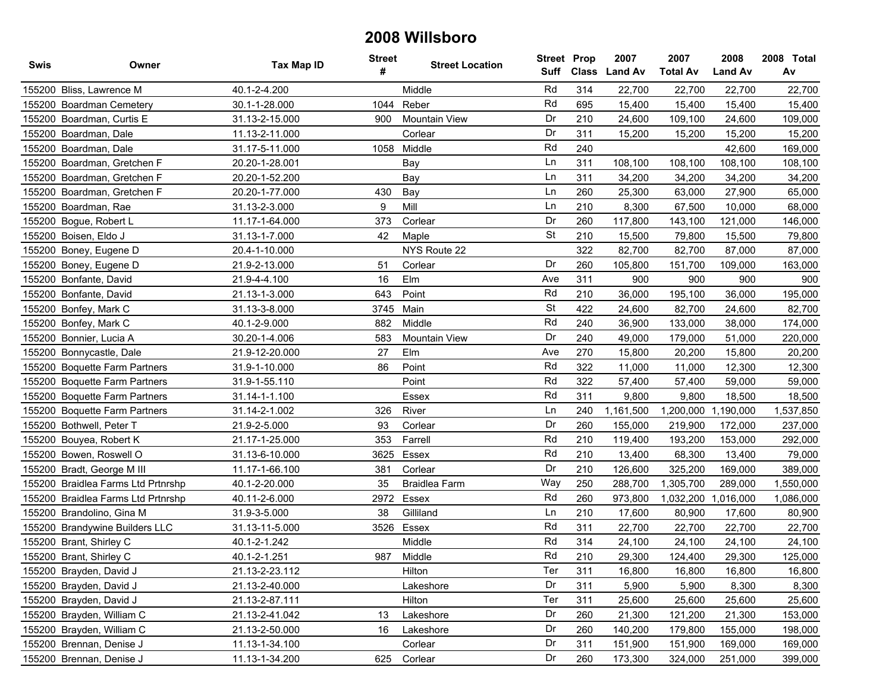# 2008 Willsboro

| Swis | Owner | Tax Map ID | Street # | Street Location | Street Suff | Prop Class | 2007 Land Av | 2007 Total Av | 2008 Land Av | 2008 Total Av |
|---|---|---|---|---|---|---|---|---|---|---|
| 155200 | Bliss, Lawrence M | 40.1-2-4.200 | | Middle | Rd | 314 | 22,700 | 22,700 | 22,700 | 22,700 |
| 155200 | Boardman Cemetery | 30.1-1-28.000 | 1044 | Reber | Rd | 695 | 15,400 | 15,400 | 15,400 | 15,400 |
| 155200 | Boardman, Curtis E | 31.13-2-15.000 | 900 | Mountain View | Dr | 210 | 24,600 | 109,100 | 24,600 | 109,000 |
| 155200 | Boardman, Dale | 11.13-2-11.000 | | Corlear | Dr | 311 | 15,200 | 15,200 | 15,200 | 15,200 |
| 155200 | Boardman, Dale | 31.17-5-11.000 | 1058 | Middle | Rd | 240 | | | 42,600 | 169,000 |
| 155200 | Boardman, Gretchen F | 20.20-1-28.001 | | Bay | Ln | 311 | 108,100 | 108,100 | 108,100 | 108,100 |
| 155200 | Boardman, Gretchen F | 20.20-1-52.200 | | Bay | Ln | 311 | 34,200 | 34,200 | 34,200 | 34,200 |
| 155200 | Boardman, Gretchen F | 20.20-1-77.000 | 430 | Bay | Ln | 260 | 25,300 | 63,000 | 27,900 | 65,000 |
| 155200 | Boardman, Rae | 31.13-2-3.000 | 9 | Mill | Ln | 210 | 8,300 | 67,500 | 10,000 | 68,000 |
| 155200 | Bogue, Robert L | 11.17-1-64.000 | 373 | Corlear | Dr | 260 | 117,800 | 143,100 | 121,000 | 146,000 |
| 155200 | Boisen, Eldo J | 31.13-1-7.000 | 42 | Maple | St | 210 | 15,500 | 79,800 | 15,500 | 79,800 |
| 155200 | Boney, Eugene D | 20.4-1-10.000 | | NYS Route 22 | | 322 | 82,700 | 82,700 | 87,000 | 87,000 |
| 155200 | Boney, Eugene D | 21.9-2-13.000 | 51 | Corlear | Dr | 260 | 105,800 | 151,700 | 109,000 | 163,000 |
| 155200 | Bonfante, David | 21.9-4-4.100 | 16 | Elm | Ave | 311 | 900 | 900 | 900 | 900 |
| 155200 | Bonfante, David | 21.13-1-3.000 | 643 | Point | Rd | 210 | 36,000 | 195,100 | 36,000 | 195,000 |
| 155200 | Bonfey, Mark C | 31.13-3-8.000 | 3745 | Main | St | 422 | 24,600 | 82,700 | 24,600 | 82,700 |
| 155200 | Bonfey, Mark C | 40.1-2-9.000 | 882 | Middle | Rd | 240 | 36,900 | 133,000 | 38,000 | 174,000 |
| 155200 | Bonnier, Lucia A | 30.20-1-4.006 | 583 | Mountain View | Dr | 240 | 49,000 | 179,000 | 51,000 | 220,000 |
| 155200 | Bonnycastle, Dale | 21.9-12-20.000 | 27 | Elm | Ave | 270 | 15,800 | 20,200 | 15,800 | 20,200 |
| 155200 | Boquette Farm Partners | 31.9-1-10.000 | 86 | Point | Rd | 322 | 11,000 | 11,000 | 12,300 | 12,300 |
| 155200 | Boquette Farm Partners | 31.9-1-55.110 | | Point | Rd | 322 | 57,400 | 57,400 | 59,000 | 59,000 |
| 155200 | Boquette Farm Partners | 31.14-1-1.100 | | Essex | Rd | 311 | 9,800 | 9,800 | 18,500 | 18,500 |
| 155200 | Boquette Farm Partners | 31.14-2-1.002 | 326 | River | Ln | 240 | 1,161,500 | 1,200,000 | 1,190,000 | 1,537,850 |
| 155200 | Bothwell, Peter T | 21.9-2-5.000 | 93 | Corlear | Dr | 260 | 155,000 | 219,900 | 172,000 | 237,000 |
| 155200 | Bouyea, Robert K | 21.17-1-25.000 | 353 | Farrell | Rd | 210 | 119,400 | 193,200 | 153,000 | 292,000 |
| 155200 | Bowen, Roswell O | 31.13-6-10.000 | 3625 | Essex | Rd | 210 | 13,400 | 68,300 | 13,400 | 79,000 |
| 155200 | Bradt, George M III | 11.17-1-66.100 | 381 | Corlear | Dr | 210 | 126,600 | 325,200 | 169,000 | 389,000 |
| 155200 | Braidlea Farms Ltd Prtnrshp | 40.1-2-20.000 | 35 | Braidlea Farm | Way | 250 | 288,700 | 1,305,700 | 289,000 | 1,550,000 |
| 155200 | Braidlea Farms Ltd Prtnrshp | 40.11-2-6.000 | 2972 | Essex | Rd | 260 | 973,800 | 1,032,200 | 1,016,000 | 1,086,000 |
| 155200 | Brandolino, Gina M | 31.9-3-5.000 | 38 | Gilliland | Ln | 210 | 17,600 | 80,900 | 17,600 | 80,900 |
| 155200 | Brandywine Builders LLC | 31.13-11-5.000 | 3526 | Essex | Rd | 311 | 22,700 | 22,700 | 22,700 | 22,700 |
| 155200 | Brant, Shirley C | 40.1-2-1.242 | | Middle | Rd | 314 | 24,100 | 24,100 | 24,100 | 24,100 |
| 155200 | Brant, Shirley C | 40.1-2-1.251 | 987 | Middle | Rd | 210 | 29,300 | 124,400 | 29,300 | 125,000 |
| 155200 | Brayden, David J | 21.13-2-23.112 | | Hilton | Ter | 311 | 16,800 | 16,800 | 16,800 | 16,800 |
| 155200 | Brayden, David J | 21.13-2-40.000 | | Lakeshore | Dr | 311 | 5,900 | 5,900 | 8,300 | 8,300 |
| 155200 | Brayden, David J | 21.13-2-87.111 | | Hilton | Ter | 311 | 25,600 | 25,600 | 25,600 | 25,600 |
| 155200 | Brayden, William C | 21.13-2-41.042 | 13 | Lakeshore | Dr | 260 | 21,300 | 121,200 | 21,300 | 153,000 |
| 155200 | Brayden, William C | 21.13-2-50.000 | 16 | Lakeshore | Dr | 260 | 140,200 | 179,800 | 155,000 | 198,000 |
| 155200 | Brennan, Denise J | 11.13-1-34.100 | | Corlear | Dr | 311 | 151,900 | 151,900 | 169,000 | 169,000 |
| 155200 | Brennan, Denise J | 11.13-1-34.200 | 625 | Corlear | Dr | 260 | 173,300 | 324,000 | 251,000 | 399,000 |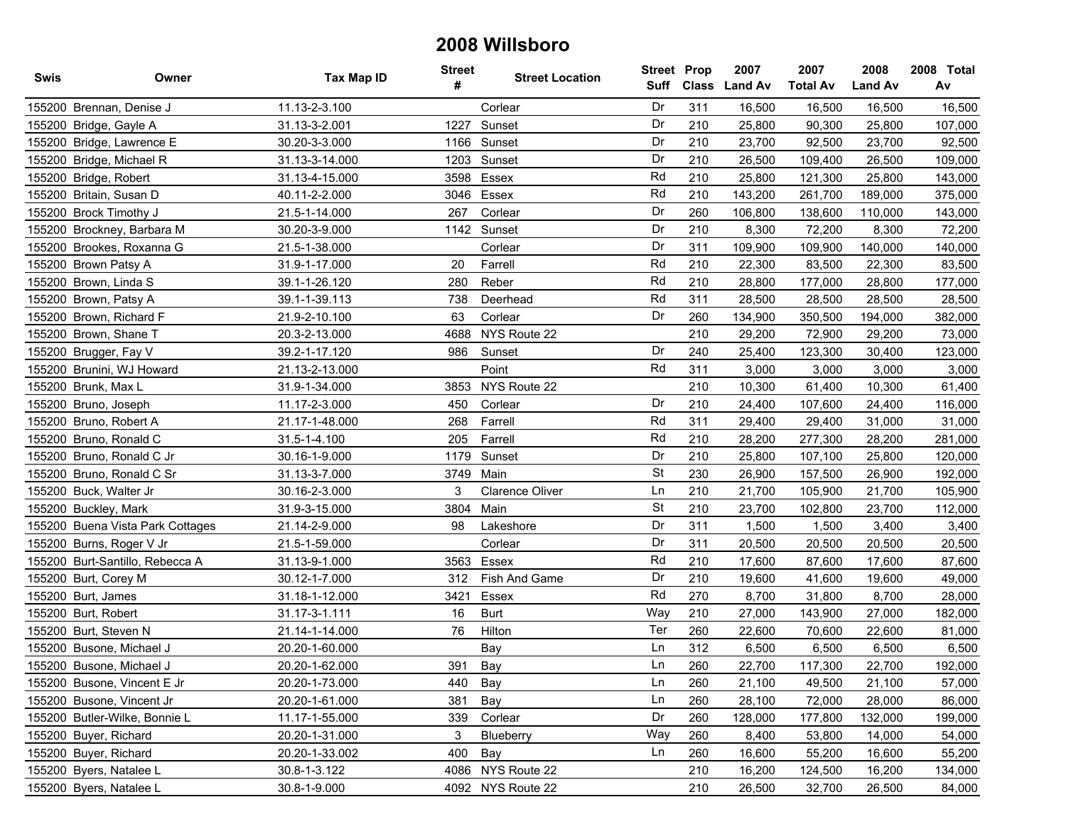# 2008 Willsboro

| Swis | Owner | Tax Map ID | Street # | Street Location | Street Suff | Prop Class | 2007 Land Av | 2007 Total Av | 2008 Land Av | 2008 Total Av |
|---|---|---|---|---|---|---|---|---|---|---|
| 155200 | Brennan, Denise J | 11.13-2-3.100 | | Corlear | Dr | 311 | 16,500 | 16,500 | 16,500 | 16,500 |
| 155200 | Bridge, Gayle A | 31.13-3-2.001 | 1227 | Sunset | Dr | 210 | 25,800 | 90,300 | 25,800 | 107,000 |
| 155200 | Bridge, Lawrence E | 30.20-3-3.000 | 1166 | Sunset | Dr | 210 | 23,700 | 92,500 | 23,700 | 92,500 |
| 155200 | Bridge, Michael R | 31.13-3-14.000 | 1203 | Sunset | Dr | 210 | 26,500 | 109,400 | 26,500 | 109,000 |
| 155200 | Bridge, Robert | 31.13-4-15.000 | 3598 | Essex | Rd | 210 | 25,800 | 121,300 | 25,800 | 143,000 |
| 155200 | Britain, Susan D | 40.11-2-2.000 | 3046 | Essex | Rd | 210 | 143,200 | 261,700 | 189,000 | 375,000 |
| 155200 | Brock Timothy J | 21.5-1-14.000 | 267 | Corlear | Dr | 260 | 106,800 | 138,600 | 110,000 | 143,000 |
| 155200 | Brockney, Barbara M | 30.20-3-9.000 | 1142 | Sunset | Dr | 210 | 8,300 | 72,200 | 8,300 | 72,200 |
| 155200 | Brookes, Roxanna G | 21.5-1-38.000 | | Corlear | Dr | 311 | 109,900 | 109,900 | 140,000 | 140,000 |
| 155200 | Brown Patsy A | 31.9-1-17.000 | 20 | Farrell | Rd | 210 | 22,300 | 83,500 | 22,300 | 83,500 |
| 155200 | Brown, Linda S | 39.1-1-26.120 | 280 | Reber | Rd | 210 | 28,800 | 177,000 | 28,800 | 177,000 |
| 155200 | Brown, Patsy A | 39.1-1-39.113 | 738 | Deerhead | Rd | 311 | 28,500 | 28,500 | 28,500 | 28,500 |
| 155200 | Brown, Richard F | 21.9-2-10.100 | 63 | Corlear | Dr | 260 | 134,900 | 350,500 | 194,000 | 382,000 |
| 155200 | Brown, Shane T | 20.3-2-13.000 | 4688 | NYS Route 22 | | 210 | 29,200 | 72,900 | 29,200 | 73,000 |
| 155200 | Brugger, Fay V | 39.2-1-17.120 | 986 | Sunset | Dr | 240 | 25,400 | 123,300 | 30,400 | 123,000 |
| 155200 | Brunini, WJ Howard | 21.13-2-13.000 | | Point | Rd | 311 | 3,000 | 3,000 | 3,000 | 3,000 |
| 155200 | Brunk, Max L | 31.9-1-34.000 | 3853 | NYS Route 22 | | 210 | 10,300 | 61,400 | 10,300 | 61,400 |
| 155200 | Bruno, Joseph | 11.17-2-3.000 | 450 | Corlear | Dr | 210 | 24,400 | 107,600 | 24,400 | 116,000 |
| 155200 | Bruno, Robert A | 21.17-1-48.000 | 268 | Farrell | Rd | 311 | 29,400 | 29,400 | 31,000 | 31,000 |
| 155200 | Bruno, Ronald C | 31.5-1-4.100 | 205 | Farrell | Rd | 210 | 28,200 | 277,300 | 28,200 | 281,000 |
| 155200 | Bruno, Ronald C Jr | 30.16-1-9.000 | 1179 | Sunset | Dr | 210 | 25,800 | 107,100 | 25,800 | 120,000 |
| 155200 | Bruno, Ronald C Sr | 31.13-3-7.000 | 3749 | Main | St | 230 | 26,900 | 157,500 | 26,900 | 192,000 |
| 155200 | Buck, Walter Jr | 30.16-2-3.000 | 3 | Clarence Oliver | Ln | 210 | 21,700 | 105,900 | 21,700 | 105,900 |
| 155200 | Buckley, Mark | 31.9-3-15.000 | 3804 | Main | St | 210 | 23,700 | 102,800 | 23,700 | 112,000 |
| 155200 | Buena Vista Park Cottages | 21.14-2-9.000 | 98 | Lakeshore | Dr | 311 | 1,500 | 1,500 | 3,400 | 3,400 |
| 155200 | Burns, Roger V Jr | 21.5-1-59.000 | | Corlear | Dr | 311 | 20,500 | 20,500 | 20,500 | 20,500 |
| 155200 | Burt-Santillo, Rebecca A | 31.13-9-1.000 | 3563 | Essex | Rd | 210 | 17,600 | 87,600 | 17,600 | 87,600 |
| 155200 | Burt, Corey M | 30.12-1-7.000 | 312 | Fish And Game | Dr | 210 | 19,600 | 41,600 | 19,600 | 49,000 |
| 155200 | Burt, James | 31.18-1-12.000 | 3421 | Essex | Rd | 270 | 8,700 | 31,800 | 8,700 | 28,000 |
| 155200 | Burt, Robert | 31.17-3-1.111 | 16 | Burt | Way | 210 | 27,000 | 143,900 | 27,000 | 182,000 |
| 155200 | Burt, Steven N | 21.14-1-14.000 | 76 | Hilton | Ter | 260 | 22,600 | 70,600 | 22,600 | 81,000 |
| 155200 | Busone, Michael J | 20.20-1-60.000 | | Bay | Ln | 312 | 6,500 | 6,500 | 6,500 | 6,500 |
| 155200 | Busone, Michael J | 20.20-1-62.000 | 391 | Bay | Ln | 260 | 22,700 | 117,300 | 22,700 | 192,000 |
| 155200 | Busone, Vincent E Jr | 20.20-1-73.000 | 440 | Bay | Ln | 260 | 21,100 | 49,500 | 21,100 | 57,000 |
| 155200 | Busone, Vincent Jr | 20.20-1-61.000 | 381 | Bay | Ln | 260 | 28,100 | 72,000 | 28,000 | 86,000 |
| 155200 | Butler-Wilke, Bonnie L | 11.17-1-55.000 | 339 | Corlear | Dr | 260 | 128,000 | 177,800 | 132,000 | 199,000 |
| 155200 | Buyer, Richard | 20.20-1-31.000 | 3 | Blueberry | Way | 260 | 8,400 | 53,800 | 14,000 | 54,000 |
| 155200 | Buyer, Richard | 20.20-1-33.002 | 400 | Bay | Ln | 260 | 16,600 | 55,200 | 16,600 | 55,200 |
| 155200 | Byers, Natalee L | 30.8-1-3.122 | 4086 | NYS Route 22 | | 210 | 16,200 | 124,500 | 16,200 | 134,000 |
| 155200 | Byers, Natalee L | 30.8-1-9.000 | 4092 | NYS Route 22 | | 210 | 26,500 | 32,700 | 26,500 | 84,000 |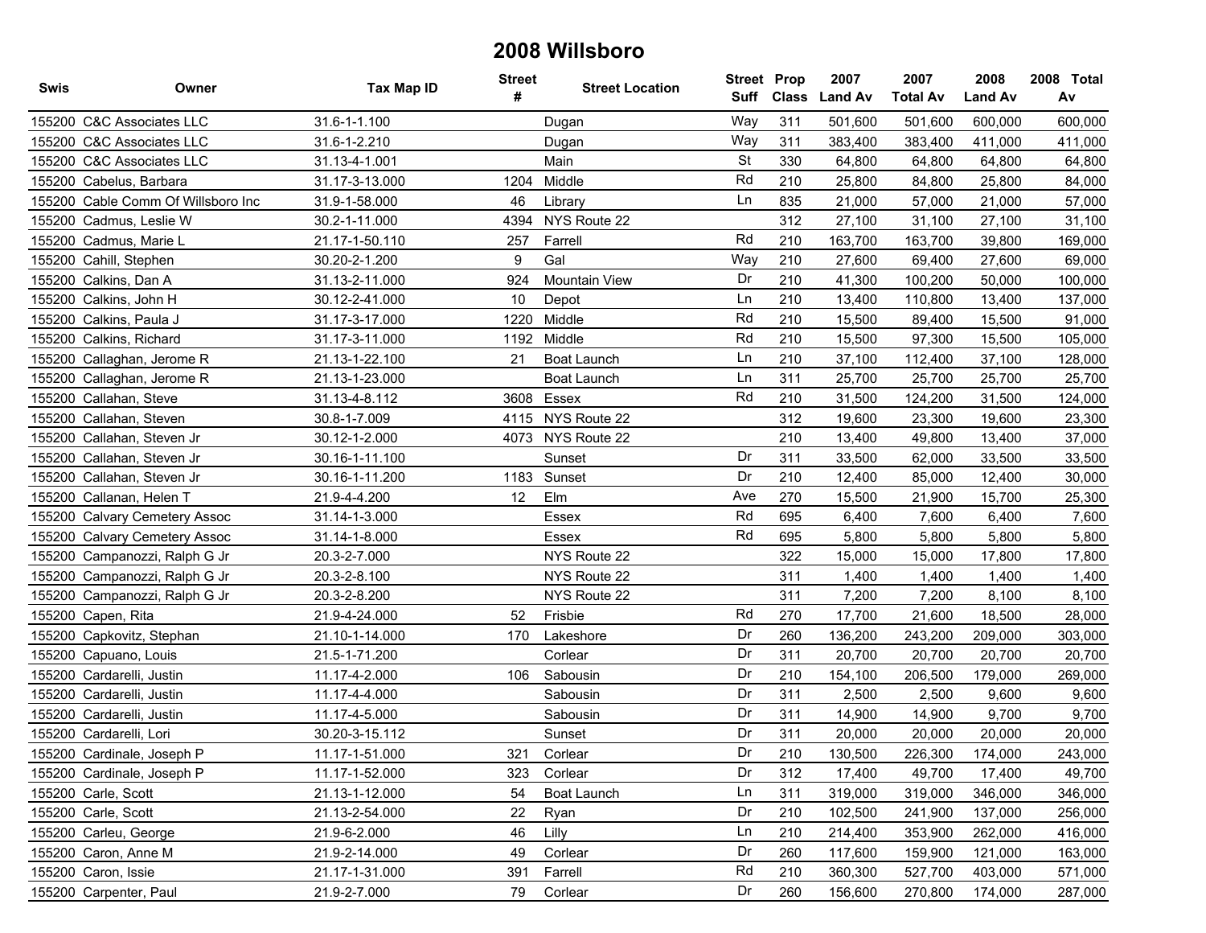# 2008 Willsboro

| Swis | Owner | Tax Map ID | Street # | Street Location | Street Suff | Prop Class | 2007 Land Av | 2007 Total Av | 2008 Land Av | 2008 Total Av |
|---|---|---|---|---|---|---|---|---|---|---|
| 155200 | C&C Associates LLC | 31.6-1-1.100 | | Dugan | Way | 311 | 501,600 | 501,600 | 600,000 | 600,000 |
| 155200 | C&C Associates LLC | 31.6-1-2.210 | | Dugan | Way | 311 | 383,400 | 383,400 | 411,000 | 411,000 |
| 155200 | C&C Associates LLC | 31.13-4-1.001 | | Main | St | 330 | 64,800 | 64,800 | 64,800 | 64,800 |
| 155200 | Cabelus, Barbara | 31.17-3-13.000 | 1204 | Middle | Rd | 210 | 25,800 | 84,800 | 25,800 | 84,000 |
| 155200 | Cable Comm Of Willsboro Inc | 31.9-1-58.000 | 46 | Library | Ln | 835 | 21,000 | 57,000 | 21,000 | 57,000 |
| 155200 | Cadmus, Leslie W | 30.2-1-11.000 | 4394 | NYS Route 22 | | 312 | 27,100 | 31,100 | 27,100 | 31,100 |
| 155200 | Cadmus, Marie L | 21.17-1-50.110 | 257 | Farrell | Rd | 210 | 163,700 | 163,700 | 39,800 | 169,000 |
| 155200 | Cahill, Stephen | 30.20-2-1.200 | 9 | Gal | Way | 210 | 27,600 | 69,400 | 27,600 | 69,000 |
| 155200 | Calkins, Dan A | 31.13-2-11.000 | 924 | Mountain View | Dr | 210 | 41,300 | 100,200 | 50,000 | 100,000 |
| 155200 | Calkins, John H | 30.12-2-41.000 | 10 | Depot | Ln | 210 | 13,400 | 110,800 | 13,400 | 137,000 |
| 155200 | Calkins, Paula J | 31.17-3-17.000 | 1220 | Middle | Rd | 210 | 15,500 | 89,400 | 15,500 | 91,000 |
| 155200 | Calkins, Richard | 31.17-3-11.000 | 1192 | Middle | Rd | 210 | 15,500 | 97,300 | 15,500 | 105,000 |
| 155200 | Callaghan, Jerome R | 21.13-1-22.100 | 21 | Boat Launch | Ln | 210 | 37,100 | 112,400 | 37,100 | 128,000 |
| 155200 | Callaghan, Jerome R | 21.13-1-23.000 | | Boat Launch | Ln | 311 | 25,700 | 25,700 | 25,700 | 25,700 |
| 155200 | Callahan, Steve | 31.13-4-8.112 | 3608 | Essex | Rd | 210 | 31,500 | 124,200 | 31,500 | 124,000 |
| 155200 | Callahan, Steven | 30.8-1-7.009 | 4115 | NYS Route 22 | | 312 | 19,600 | 23,300 | 19,600 | 23,300 |
| 155200 | Callahan, Steven Jr | 30.12-1-2.000 | 4073 | NYS Route 22 | | 210 | 13,400 | 49,800 | 13,400 | 37,000 |
| 155200 | Callahan, Steven Jr | 30.16-1-11.100 | | Sunset | Dr | 311 | 33,500 | 62,000 | 33,500 | 33,500 |
| 155200 | Callahan, Steven Jr | 30.16-1-11.200 | 1183 | Sunset | Dr | 210 | 12,400 | 85,000 | 12,400 | 30,000 |
| 155200 | Callanan, Helen T | 21.9-4-4.200 | 12 | Elm | Ave | 270 | 15,500 | 21,900 | 15,700 | 25,300 |
| 155200 | Calvary Cemetery Assoc | 31.14-1-3.000 | | Essex | Rd | 695 | 6,400 | 7,600 | 6,400 | 7,600 |
| 155200 | Calvary Cemetery Assoc | 31.14-1-8.000 | | Essex | Rd | 695 | 5,800 | 5,800 | 5,800 | 5,800 |
| 155200 | Campanozzi, Ralph G Jr | 20.3-2-7.000 | | NYS Route 22 | | 322 | 15,000 | 15,000 | 17,800 | 17,800 |
| 155200 | Campanozzi, Ralph G Jr | 20.3-2-8.100 | | NYS Route 22 | | 311 | 1,400 | 1,400 | 1,400 | 1,400 |
| 155200 | Campanozzi, Ralph G Jr | 20.3-2-8.200 | | NYS Route 22 | | 311 | 7,200 | 7,200 | 8,100 | 8,100 |
| 155200 | Capen, Rita | 21.9-4-24.000 | 52 | Frisbie | Rd | 270 | 17,700 | 21,600 | 18,500 | 28,000 |
| 155200 | Capkovitz, Stephan | 21.10-1-14.000 | 170 | Lakeshore | Dr | 260 | 136,200 | 243,200 | 209,000 | 303,000 |
| 155200 | Capuano, Louis | 21.5-1-71.200 | | Corlear | Dr | 311 | 20,700 | 20,700 | 20,700 | 20,700 |
| 155200 | Cardarelli, Justin | 11.17-4-2.000 | 106 | Sabousin | Dr | 210 | 154,100 | 206,500 | 179,000 | 269,000 |
| 155200 | Cardarelli, Justin | 11.17-4-4.000 | | Sabousin | Dr | 311 | 2,500 | 2,500 | 9,600 | 9,600 |
| 155200 | Cardarelli, Justin | 11.17-4-5.000 | | Sabousin | Dr | 311 | 14,900 | 14,900 | 9,700 | 9,700 |
| 155200 | Cardarelli, Lori | 30.20-3-15.112 | | Sunset | Dr | 311 | 20,000 | 20,000 | 20,000 | 20,000 |
| 155200 | Cardinale, Joseph P | 11.17-1-51.000 | 321 | Corlear | Dr | 210 | 130,500 | 226,300 | 174,000 | 243,000 |
| 155200 | Cardinale, Joseph P | 11.17-1-52.000 | 323 | Corlear | Dr | 312 | 17,400 | 49,700 | 17,400 | 49,700 |
| 155200 | Carle, Scott | 21.13-1-12.000 | 54 | Boat Launch | Ln | 311 | 319,000 | 319,000 | 346,000 | 346,000 |
| 155200 | Carle, Scott | 21.13-2-54.000 | 22 | Ryan | Dr | 210 | 102,500 | 241,900 | 137,000 | 256,000 |
| 155200 | Carleu, George | 21.9-6-2.000 | 46 | Lilly | Ln | 210 | 214,400 | 353,900 | 262,000 | 416,000 |
| 155200 | Caron, Anne M | 21.9-2-14.000 | 49 | Corlear | Dr | 260 | 117,600 | 159,900 | 121,000 | 163,000 |
| 155200 | Caron, Issie | 21.17-1-31.000 | 391 | Farrell | Rd | 210 | 360,300 | 527,700 | 403,000 | 571,000 |
| 155200 | Carpenter, Paul | 21.9-2-7.000 | 79 | Corlear | Dr | 260 | 156,600 | 270,800 | 174,000 | 287,000 |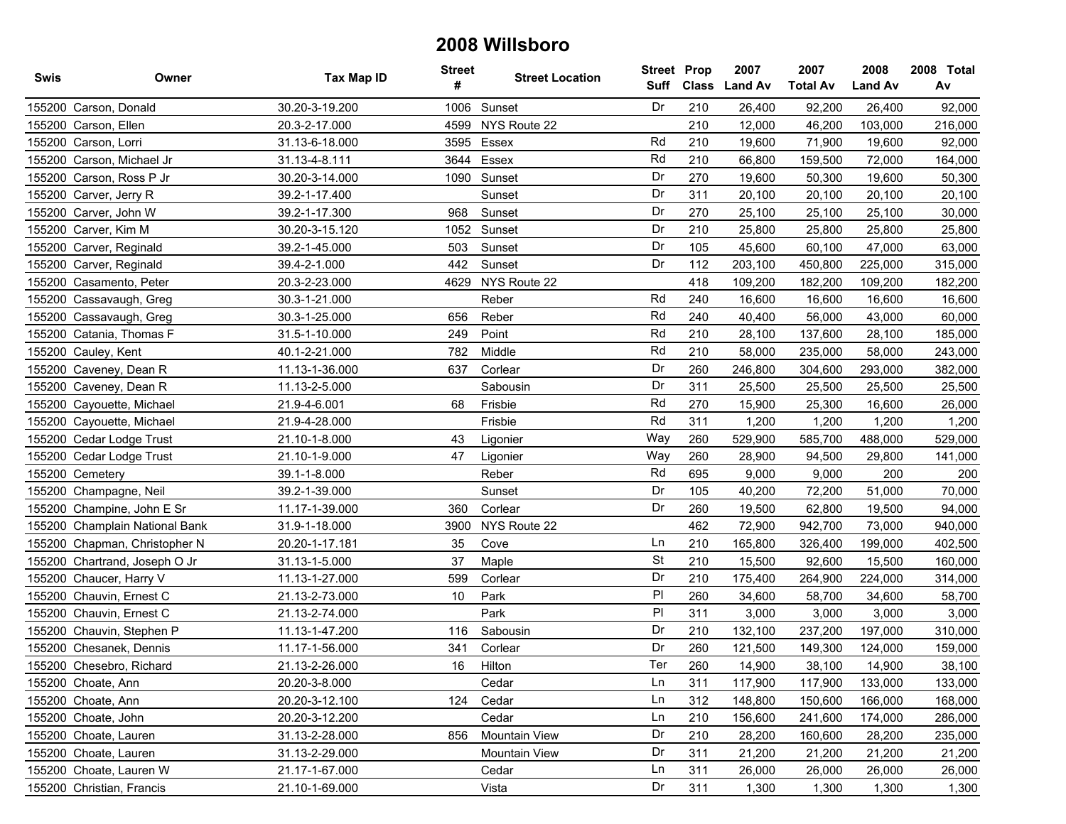# 2008 Willsboro

| Swis | Owner | Tax Map ID | Street # | Street Location | Street Suff | Prop Class | 2007 Land Av | 2007 Total Av | 2008 Land Av | 2008 Total Av |
|---|---|---|---|---|---|---|---|---|---|---|
| 155200 | Carson, Donald | 30.20-3-19.200 | 1006 | Sunset | Dr | 210 | 26,400 | 92,200 | 26,400 | 92,000 |
| 155200 | Carson, Ellen | 20.3-2-17.000 | 4599 | NYS Route 22 | | 210 | 12,000 | 46,200 | 103,000 | 216,000 |
| 155200 | Carson, Lorri | 31.13-6-18.000 | 3595 | Essex | Rd | 210 | 19,600 | 71,900 | 19,600 | 92,000 |
| 155200 | Carson, Michael Jr | 31.13-4-8.111 | 3644 | Essex | Rd | 210 | 66,800 | 159,500 | 72,000 | 164,000 |
| 155200 | Carson, Ross P Jr | 30.20-3-14.000 | 1090 | Sunset | Dr | 270 | 19,600 | 50,300 | 19,600 | 50,300 |
| 155200 | Carver, Jerry R | 39.2-1-17.400 | | Sunset | Dr | 311 | 20,100 | 20,100 | 20,100 | 20,100 |
| 155200 | Carver, John W | 39.2-1-17.300 | 968 | Sunset | Dr | 270 | 25,100 | 25,100 | 25,100 | 30,000 |
| 155200 | Carver, Kim M | 30.20-3-15.120 | 1052 | Sunset | Dr | 210 | 25,800 | 25,800 | 25,800 | 25,800 |
| 155200 | Carver, Reginald | 39.2-1-45.000 | 503 | Sunset | Dr | 105 | 45,600 | 60,100 | 47,000 | 63,000 |
| 155200 | Carver, Reginald | 39.4-2-1.000 | 442 | Sunset | Dr | 112 | 203,100 | 450,800 | 225,000 | 315,000 |
| 155200 | Casamento, Peter | 20.3-2-23.000 | 4629 | NYS Route 22 | | 418 | 109,200 | 182,200 | 109,200 | 182,200 |
| 155200 | Cassavaugh, Greg | 30.3-1-21.000 | | Reber | Rd | 240 | 16,600 | 16,600 | 16,600 | 16,600 |
| 155200 | Cassavaugh, Greg | 30.3-1-25.000 | 656 | Reber | Rd | 240 | 40,400 | 56,000 | 43,000 | 60,000 |
| 155200 | Catania, Thomas F | 31.5-1-10.000 | 249 | Point | Rd | 210 | 28,100 | 137,600 | 28,100 | 185,000 |
| 155200 | Cauley, Kent | 40.1-2-21.000 | 782 | Middle | Rd | 210 | 58,000 | 235,000 | 58,000 | 243,000 |
| 155200 | Caveney, Dean R | 11.13-1-36.000 | 637 | Corlear | Dr | 260 | 246,800 | 304,600 | 293,000 | 382,000 |
| 155200 | Caveney, Dean R | 11.13-2-5.000 | | Sabousin | Dr | 311 | 25,500 | 25,500 | 25,500 | 25,500 |
| 155200 | Cayouette, Michael | 21.9-4-6.001 | 68 | Frisbie | Rd | 270 | 15,900 | 25,300 | 16,600 | 26,000 |
| 155200 | Cayouette, Michael | 21.9-4-28.000 | | Frisbie | Rd | 311 | 1,200 | 1,200 | 1,200 | 1,200 |
| 155200 | Cedar Lodge Trust | 21.10-1-8.000 | 43 | Ligonier | Way | 260 | 529,900 | 585,700 | 488,000 | 529,000 |
| 155200 | Cedar Lodge Trust | 21.10-1-9.000 | 47 | Ligonier | Way | 260 | 28,900 | 94,500 | 29,800 | 141,000 |
| 155200 | Cemetery | 39.1-1-8.000 | | Reber | Rd | 695 | 9,000 | 9,000 | 200 | 200 |
| 155200 | Champagne, Neil | 39.2-1-39.000 | | Sunset | Dr | 105 | 40,200 | 72,200 | 51,000 | 70,000 |
| 155200 | Champine, John E Sr | 11.17-1-39.000 | 360 | Corlear | Dr | 260 | 19,500 | 62,800 | 19,500 | 94,000 |
| 155200 | Champlain National Bank | 31.9-1-18.000 | 3900 | NYS Route 22 | | 462 | 72,900 | 942,700 | 73,000 | 940,000 |
| 155200 | Chapman, Christopher N | 20.20-1-17.181 | 35 | Cove | Ln | 210 | 165,800 | 326,400 | 199,000 | 402,500 |
| 155200 | Chartrand, Joseph O Jr | 31.13-1-5.000 | 37 | Maple | St | 210 | 15,500 | 92,600 | 15,500 | 160,000 |
| 155200 | Chaucer, Harry V | 11.13-1-27.000 | 599 | Corlear | Dr | 210 | 175,400 | 264,900 | 224,000 | 314,000 |
| 155200 | Chauvin, Ernest C | 21.13-2-73.000 | 10 | Park | Pl | 260 | 34,600 | 58,700 | 34,600 | 58,700 |
| 155200 | Chauvin, Ernest C | 21.13-2-74.000 | | Park | Pl | 311 | 3,000 | 3,000 | 3,000 | 3,000 |
| 155200 | Chauvin, Stephen P | 11.13-1-47.200 | 116 | Sabousin | Dr | 210 | 132,100 | 237,200 | 197,000 | 310,000 |
| 155200 | Chesanek, Dennis | 11.17-1-56.000 | 341 | Corlear | Dr | 260 | 121,500 | 149,300 | 124,000 | 159,000 |
| 155200 | Chesebro, Richard | 21.13-2-26.000 | 16 | Hilton | Ter | 260 | 14,900 | 38,100 | 14,900 | 38,100 |
| 155200 | Choate, Ann | 20.20-3-8.000 | | Cedar | Ln | 311 | 117,900 | 117,900 | 133,000 | 133,000 |
| 155200 | Choate, Ann | 20.20-3-12.100 | 124 | Cedar | Ln | 312 | 148,800 | 150,600 | 166,000 | 168,000 |
| 155200 | Choate, John | 20.20-3-12.200 | | Cedar | Ln | 210 | 156,600 | 241,600 | 174,000 | 286,000 |
| 155200 | Choate, Lauren | 31.13-2-28.000 | 856 | Mountain View | Dr | 210 | 28,200 | 160,600 | 28,200 | 235,000 |
| 155200 | Choate, Lauren | 31.13-2-29.000 | | Mountain View | Dr | 311 | 21,200 | 21,200 | 21,200 | 21,200 |
| 155200 | Choate, Lauren W | 21.17-1-67.000 | | Cedar | Ln | 311 | 26,000 | 26,000 | 26,000 | 26,000 |
| 155200 | Christian, Francis | 21.10-1-69.000 | | Vista | Dr | 311 | 1,300 | 1,300 | 1,300 | 1,300 |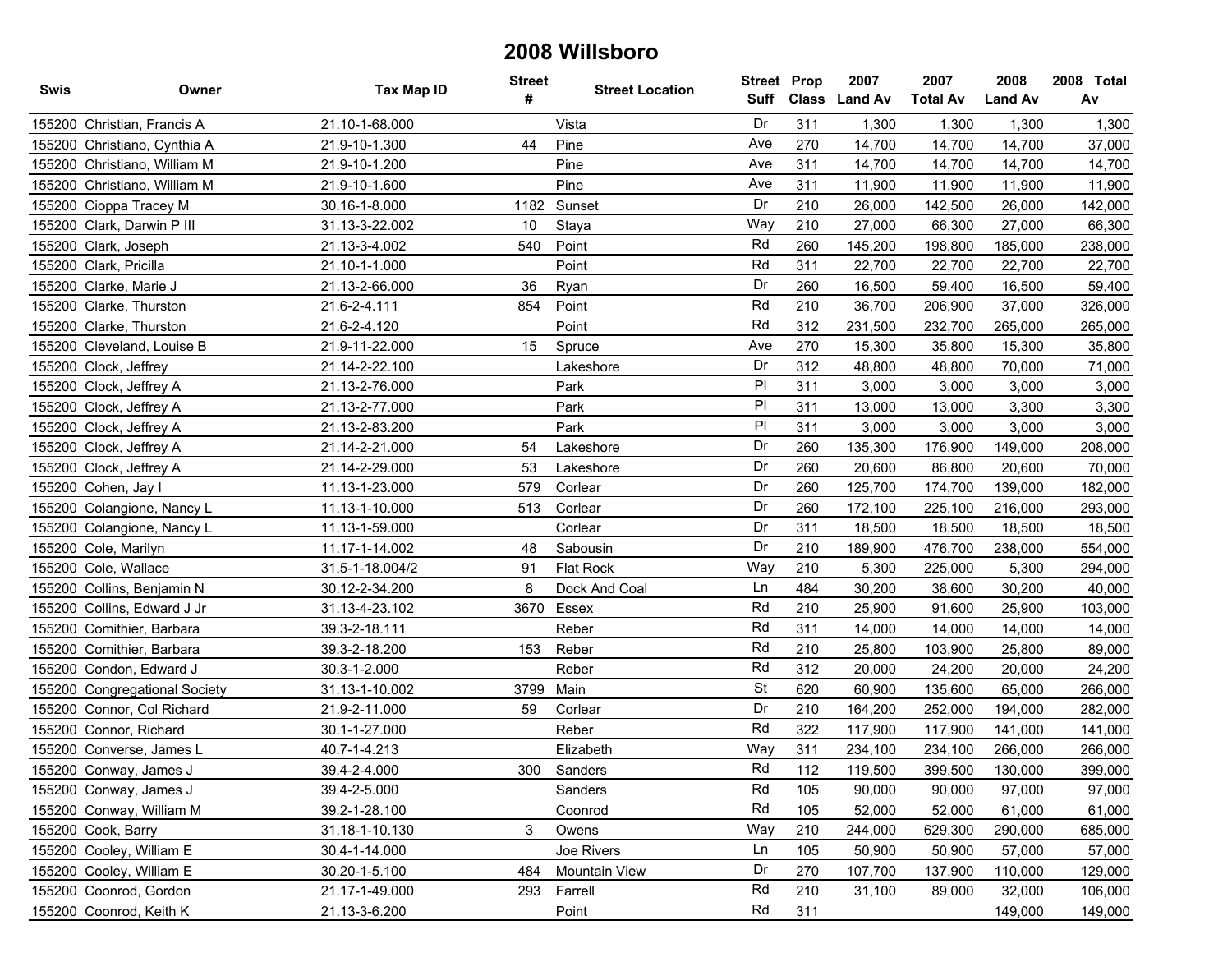# 2008 Willsboro

| Swis | Owner | Tax Map ID | Street # | Street Location | Street Suff | Prop Class | 2007 Land Av | 2007 Total Av | 2008 Land Av | 2008 Total Av |
|---|---|---|---|---|---|---|---|---|---|---|
| 155200 | Christian, Francis A | 21.10-1-68.000 | | Vista | Dr | 311 | 1,300 | 1,300 | 1,300 | 1,300 |
| 155200 | Christiano, Cynthia A | 21.9-10-1.300 | 44 | Pine | Ave | 270 | 14,700 | 14,700 | 14,700 | 37,000 |
| 155200 | Christiano, William M | 21.9-10-1.200 | | Pine | Ave | 311 | 14,700 | 14,700 | 14,700 | 14,700 |
| 155200 | Christiano, William M | 21.9-10-1.600 | | Pine | Ave | 311 | 11,900 | 11,900 | 11,900 | 11,900 |
| 155200 | Cioppa Tracey M | 30.16-1-8.000 | 1182 | Sunset | Dr | 210 | 26,000 | 142,500 | 26,000 | 142,000 |
| 155200 | Clark, Darwin P III | 31.13-3-22.002 | 10 | Staya | Way | 210 | 27,000 | 66,300 | 27,000 | 66,300 |
| 155200 | Clark, Joseph | 21.13-3-4.002 | 540 | Point | Rd | 260 | 145,200 | 198,800 | 185,000 | 238,000 |
| 155200 | Clark, Pricilla | 21.10-1-1.000 | | Point | Rd | 311 | 22,700 | 22,700 | 22,700 | 22,700 |
| 155200 | Clarke, Marie J | 21.13-2-66.000 | 36 | Ryan | Dr | 260 | 16,500 | 59,400 | 16,500 | 59,400 |
| 155200 | Clarke, Thurston | 21.6-2-4.111 | 854 | Point | Rd | 210 | 36,700 | 206,900 | 37,000 | 326,000 |
| 155200 | Clarke, Thurston | 21.6-2-4.120 | | Point | Rd | 312 | 231,500 | 232,700 | 265,000 | 265,000 |
| 155200 | Cleveland, Louise B | 21.9-11-22.000 | 15 | Spruce | Ave | 270 | 15,300 | 35,800 | 15,300 | 35,800 |
| 155200 | Clock, Jeffrey | 21.14-2-22.100 | | Lakeshore | Dr | 312 | 48,800 | 48,800 | 70,000 | 71,000 |
| 155200 | Clock, Jeffrey A | 21.13-2-76.000 | | Park | Pl | 311 | 3,000 | 3,000 | 3,000 | 3,000 |
| 155200 | Clock, Jeffrey A | 21.13-2-77.000 | | Park | Pl | 311 | 13,000 | 13,000 | 3,300 | 3,300 |
| 155200 | Clock, Jeffrey A | 21.13-2-83.200 | | Park | Pl | 311 | 3,000 | 3,000 | 3,000 | 3,000 |
| 155200 | Clock, Jeffrey A | 21.14-2-21.000 | 54 | Lakeshore | Dr | 260 | 135,300 | 176,900 | 149,000 | 208,000 |
| 155200 | Clock, Jeffrey A | 21.14-2-29.000 | 53 | Lakeshore | Dr | 260 | 20,600 | 86,800 | 20,600 | 70,000 |
| 155200 | Cohen, Jay I | 11.13-1-23.000 | 579 | Corlear | Dr | 260 | 125,700 | 174,700 | 139,000 | 182,000 |
| 155200 | Colangione, Nancy L | 11.13-1-10.000 | 513 | Corlear | Dr | 260 | 172,100 | 225,100 | 216,000 | 293,000 |
| 155200 | Colangione, Nancy L | 11.13-1-59.000 | | Corlear | Dr | 311 | 18,500 | 18,500 | 18,500 | 18,500 |
| 155200 | Cole, Marilyn | 11.17-1-14.002 | 48 | Sabousin | Dr | 210 | 189,900 | 476,700 | 238,000 | 554,000 |
| 155200 | Cole, Wallace | 31.5-1-18.004/2 | 91 | Flat Rock | Way | 210 | 5,300 | 225,000 | 5,300 | 294,000 |
| 155200 | Collins, Benjamin N | 30.12-2-34.200 | 8 | Dock And Coal | Ln | 484 | 30,200 | 38,600 | 30,200 | 40,000 |
| 155200 | Collins, Edward J Jr | 31.13-4-23.102 | 3670 | Essex | Rd | 210 | 25,900 | 91,600 | 25,900 | 103,000 |
| 155200 | Comithier, Barbara | 39.3-2-18.111 | | Reber | Rd | 311 | 14,000 | 14,000 | 14,000 | 14,000 |
| 155200 | Comithier, Barbara | 39.3-2-18.200 | 153 | Reber | Rd | 210 | 25,800 | 103,900 | 25,800 | 89,000 |
| 155200 | Condon, Edward J | 30.3-1-2.000 | | Reber | Rd | 312 | 20,000 | 24,200 | 20,000 | 24,200 |
| 155200 | Congregational Society | 31.13-1-10.002 | 3799 | Main | St | 620 | 60,900 | 135,600 | 65,000 | 266,000 |
| 155200 | Connor, Col Richard | 21.9-2-11.000 | 59 | Corlear | Dr | 210 | 164,200 | 252,000 | 194,000 | 282,000 |
| 155200 | Connor, Richard | 30.1-1-27.000 | | Reber | Rd | 322 | 117,900 | 117,900 | 141,000 | 141,000 |
| 155200 | Converse, James L | 40.7-1-4.213 | | Elizabeth | Way | 311 | 234,100 | 234,100 | 266,000 | 266,000 |
| 155200 | Conway, James J | 39.4-2-4.000 | 300 | Sanders | Rd | 112 | 119,500 | 399,500 | 130,000 | 399,000 |
| 155200 | Conway, James J | 39.4-2-5.000 | | Sanders | Rd | 105 | 90,000 | 90,000 | 97,000 | 97,000 |
| 155200 | Conway, William M | 39.2-1-28.100 | | Coonrod | Rd | 105 | 52,000 | 52,000 | 61,000 | 61,000 |
| 155200 | Cook, Barry | 31.18-1-10.130 | 3 | Owens | Way | 210 | 244,000 | 629,300 | 290,000 | 685,000 |
| 155200 | Cooley, William E | 30.4-1-14.000 | | Joe Rivers | Ln | 105 | 50,900 | 50,900 | 57,000 | 57,000 |
| 155200 | Cooley, William E | 30.20-1-5.100 | 484 | Mountain View | Dr | 270 | 107,700 | 137,900 | 110,000 | 129,000 |
| 155200 | Coonrod, Gordon | 21.17-1-49.000 | 293 | Farrell | Rd | 210 | 31,100 | 89,000 | 32,000 | 106,000 |
| 155200 | Coonrod, Keith K | 21.13-3-6.200 | | Point | Rd | 311 | | | 149,000 | 149,000 |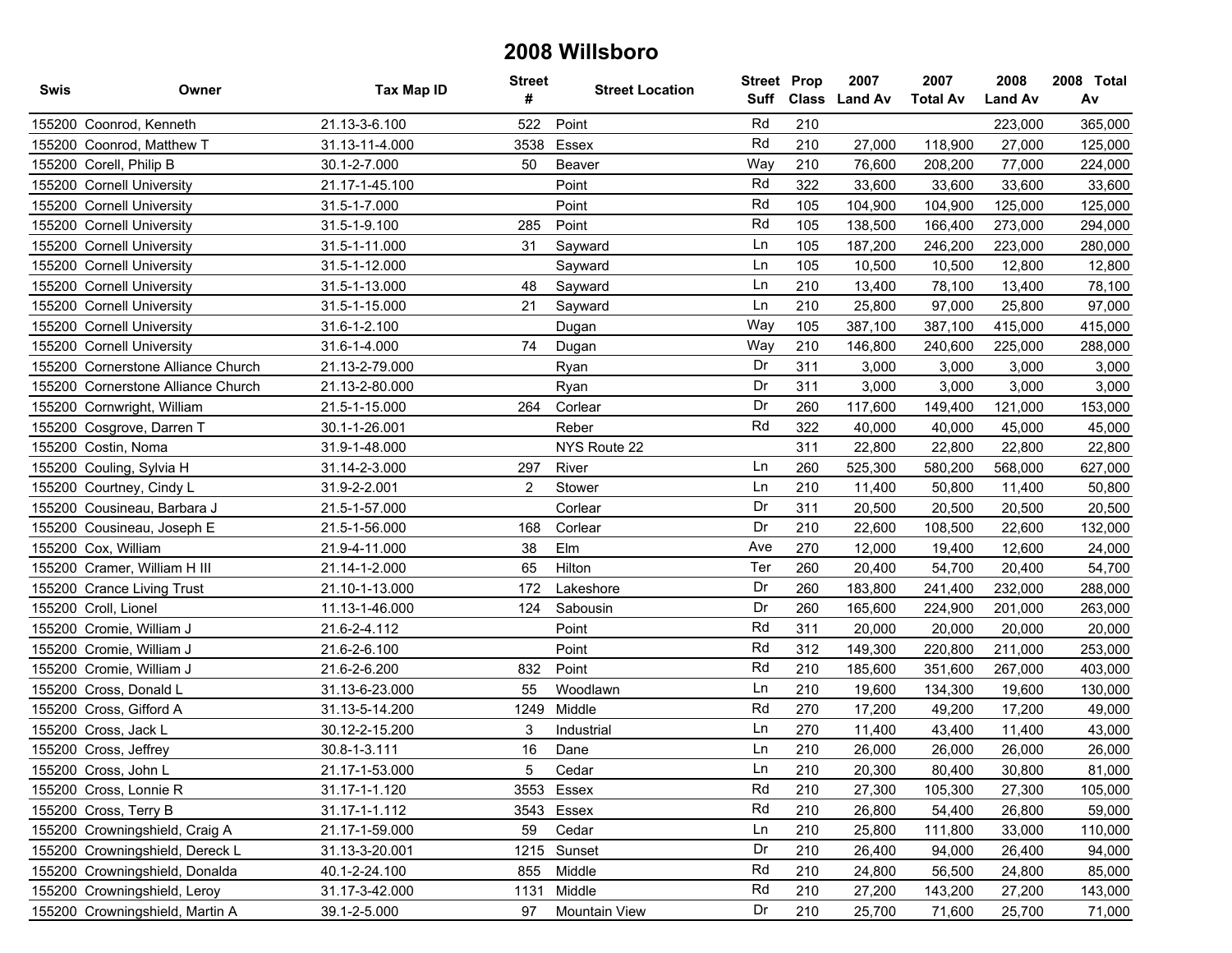# 2008 Willsboro

| Swis | Owner | Tax Map ID | Street # | Street Location | Street Suff | Prop Class | 2007 Land Av | 2007 Total Av | 2008 Land Av | 2008 Total Av |
|---|---|---|---|---|---|---|---|---|---|---|
| 155200 | Coonrod, Kenneth | 21.13-3-6.100 | 522 | Point | Rd | 210 | | | 223,000 | 365,000 |
| 155200 | Coonrod, Matthew T | 31.13-11-4.000 | 3538 | Essex | Rd | 210 | 27,000 | 118,900 | 27,000 | 125,000 |
| 155200 | Corell, Philip B | 30.1-2-7.000 | 50 | Beaver | Way | 210 | 76,600 | 208,200 | 77,000 | 224,000 |
| 155200 | Cornell University | 21.17-1-45.100 | | Point | Rd | 322 | 33,600 | 33,600 | 33,600 | 33,600 |
| 155200 | Cornell University | 31.5-1-7.000 | | Point | Rd | 105 | 104,900 | 104,900 | 125,000 | 125,000 |
| 155200 | Cornell University | 31.5-1-9.100 | 285 | Point | Rd | 105 | 138,500 | 166,400 | 273,000 | 294,000 |
| 155200 | Cornell University | 31.5-1-11.000 | 31 | Sayward | Ln | 105 | 187,200 | 246,200 | 223,000 | 280,000 |
| 155200 | Cornell University | 31.5-1-12.000 | | Sayward | Ln | 105 | 10,500 | 10,500 | 12,800 | 12,800 |
| 155200 | Cornell University | 31.5-1-13.000 | 48 | Sayward | Ln | 210 | 13,400 | 78,100 | 13,400 | 78,100 |
| 155200 | Cornell University | 31.5-1-15.000 | 21 | Sayward | Ln | 210 | 25,800 | 97,000 | 25,800 | 97,000 |
| 155200 | Cornell University | 31.6-1-2.100 | | Dugan | Way | 105 | 387,100 | 387,100 | 415,000 | 415,000 |
| 155200 | Cornell University | 31.6-1-4.000 | 74 | Dugan | Way | 210 | 146,800 | 240,600 | 225,000 | 288,000 |
| 155200 | Cornerstone Alliance Church | 21.13-2-79.000 | | Ryan | Dr | 311 | 3,000 | 3,000 | 3,000 | 3,000 |
| 155200 | Cornerstone Alliance Church | 21.13-2-80.000 | | Ryan | Dr | 311 | 3,000 | 3,000 | 3,000 | 3,000 |
| 155200 | Cornwright, William | 21.5-1-15.000 | 264 | Corlear | Dr | 260 | 117,600 | 149,400 | 121,000 | 153,000 |
| 155200 | Cosgrove, Darren T | 30.1-1-26.001 | | Reber | Rd | 322 | 40,000 | 40,000 | 45,000 | 45,000 |
| 155200 | Costin, Noma | 31.9-1-48.000 | | NYS Route 22 | | 311 | 22,800 | 22,800 | 22,800 | 22,800 |
| 155200 | Couling, Sylvia H | 31.14-2-3.000 | 297 | River | Ln | 260 | 525,300 | 580,200 | 568,000 | 627,000 |
| 155200 | Courtney, Cindy L | 31.9-2-2.001 | 2 | Stower | Ln | 210 | 11,400 | 50,800 | 11,400 | 50,800 |
| 155200 | Cousineau, Barbara J | 21.5-1-57.000 | | Corlear | Dr | 311 | 20,500 | 20,500 | 20,500 | 20,500 |
| 155200 | Cousineau, Joseph E | 21.5-1-56.000 | 168 | Corlear | Dr | 210 | 22,600 | 108,500 | 22,600 | 132,000 |
| 155200 | Cox, William | 21.9-4-11.000 | 38 | Elm | Ave | 270 | 12,000 | 19,400 | 12,600 | 24,000 |
| 155200 | Cramer, William H III | 21.14-1-2.000 | 65 | Hilton | Ter | 260 | 20,400 | 54,700 | 20,400 | 54,700 |
| 155200 | Crance Living Trust | 21.10-1-13.000 | 172 | Lakeshore | Dr | 260 | 183,800 | 241,400 | 232,000 | 288,000 |
| 155200 | Croll, Lionel | 11.13-1-46.000 | 124 | Sabousin | Dr | 260 | 165,600 | 224,900 | 201,000 | 263,000 |
| 155200 | Cromie, William J | 21.6-2-4.112 | | Point | Rd | 311 | 20,000 | 20,000 | 20,000 | 20,000 |
| 155200 | Cromie, William J | 21.6-2-6.100 | | Point | Rd | 312 | 149,300 | 220,800 | 211,000 | 253,000 |
| 155200 | Cromie, William J | 21.6-2-6.200 | 832 | Point | Rd | 210 | 185,600 | 351,600 | 267,000 | 403,000 |
| 155200 | Cross, Donald L | 31.13-6-23.000 | 55 | Woodlawn | Ln | 210 | 19,600 | 134,300 | 19,600 | 130,000 |
| 155200 | Cross, Gifford A | 31.13-5-14.200 | 1249 | Middle | Rd | 270 | 17,200 | 49,200 | 17,200 | 49,000 |
| 155200 | Cross, Jack L | 30.12-2-15.200 | 3 | Industrial | Ln | 270 | 11,400 | 43,400 | 11,400 | 43,000 |
| 155200 | Cross, Jeffrey | 30.8-1-3.111 | 16 | Dane | Ln | 210 | 26,000 | 26,000 | 26,000 | 26,000 |
| 155200 | Cross, John L | 21.17-1-53.000 | 5 | Cedar | Ln | 210 | 20,300 | 80,400 | 30,800 | 81,000 |
| 155200 | Cross, Lonnie R | 31.17-1-1.120 | 3553 | Essex | Rd | 210 | 27,300 | 105,300 | 27,300 | 105,000 |
| 155200 | Cross, Terry B | 31.17-1-1.112 | 3543 | Essex | Rd | 210 | 26,800 | 54,400 | 26,800 | 59,000 |
| 155200 | Crowningshield, Craig A | 21.17-1-59.000 | 59 | Cedar | Ln | 210 | 25,800 | 111,800 | 33,000 | 110,000 |
| 155200 | Crowningshield, Dereck L | 31.13-3-20.001 | 1215 | Sunset | Dr | 210 | 26,400 | 94,000 | 26,400 | 94,000 |
| 155200 | Crowningshield, Donalda | 40.1-2-24.100 | 855 | Middle | Rd | 210 | 24,800 | 56,500 | 24,800 | 85,000 |
| 155200 | Crowningshield, Leroy | 31.17-3-42.000 | 1131 | Middle | Rd | 210 | 27,200 | 143,200 | 27,200 | 143,000 |
| 155200 | Crowningshield, Martin A | 39.1-2-5.000 | 97 | Mountain View | Dr | 210 | 25,700 | 71,600 | 25,700 | 71,000 |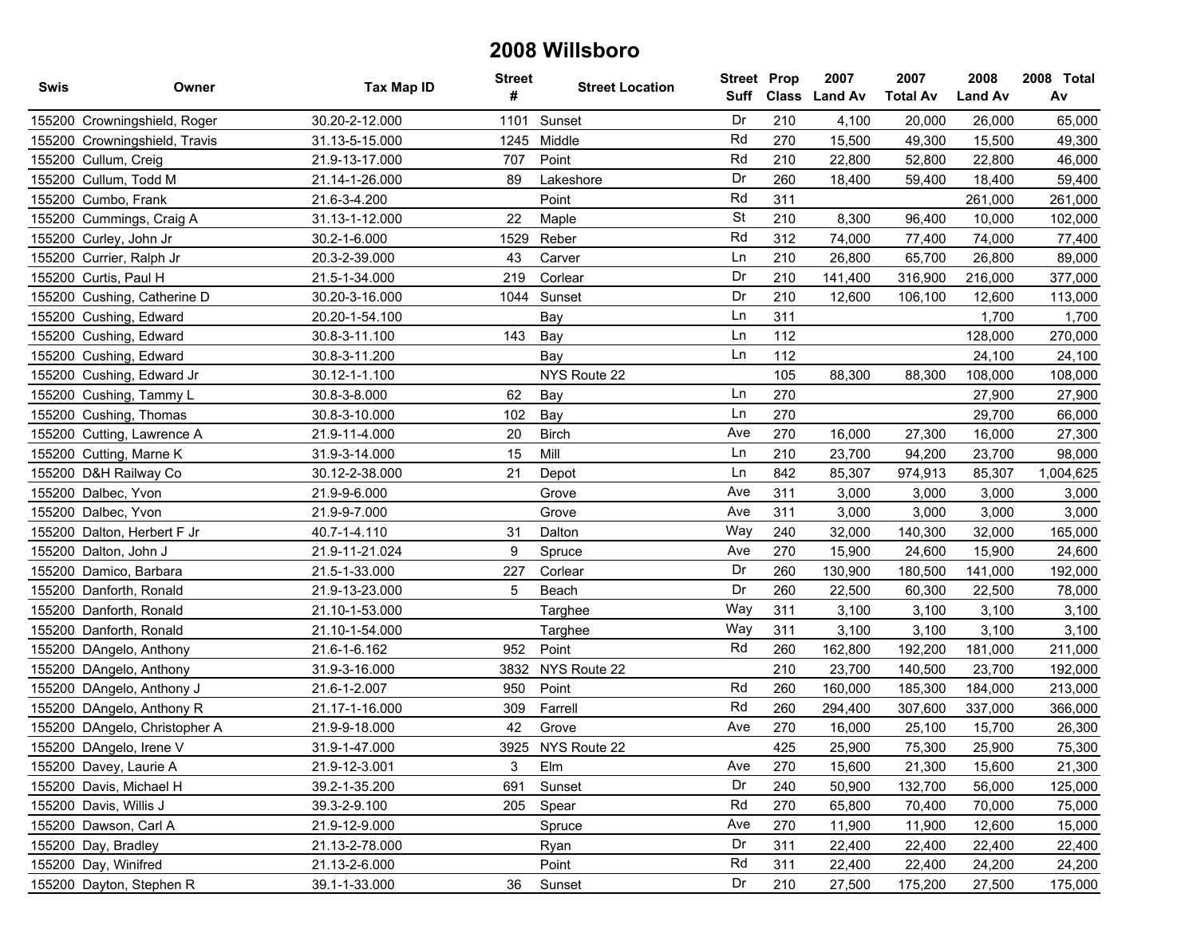# 2008 Willsboro

| Swis | Owner | Tax Map ID | Street # | Street Location | Street Suff | Prop Class | 2007 Land Av | 2007 Total Av | 2008 Land Av | 2008 Total Av |
|---|---|---|---|---|---|---|---|---|---|---|
| 155200 | Crowningshield, Roger | 30.20-2-12.000 | 1101 | Sunset | Dr | 210 | 4,100 | 20,000 | 26,000 | 65,000 |
| 155200 | Crowningshield, Travis | 31.13-5-15.000 | 1245 | Middle | Rd | 270 | 15,500 | 49,300 | 15,500 | 49,300 |
| 155200 | Cullum, Creig | 21.9-13-17.000 | 707 | Point | Rd | 210 | 22,800 | 52,800 | 22,800 | 46,000 |
| 155200 | Cullum, Todd M | 21.14-1-26.000 | 89 | Lakeshore | Dr | 260 | 18,400 | 59,400 | 18,400 | 59,400 |
| 155200 | Cumbo, Frank | 21.6-3-4.200 | | Point | Rd | 311 | | | 261,000 | 261,000 |
| 155200 | Cummings, Craig A | 31.13-1-12.000 | 22 | Maple | St | 210 | 8,300 | 96,400 | 10,000 | 102,000 |
| 155200 | Curley, John Jr | 30.2-1-6.000 | 1529 | Reber | Rd | 312 | 74,000 | 77,400 | 74,000 | 77,400 |
| 155200 | Currier, Ralph Jr | 20.3-2-39.000 | 43 | Carver | Ln | 210 | 26,800 | 65,700 | 26,800 | 89,000 |
| 155200 | Curtis, Paul H | 21.5-1-34.000 | 219 | Corlear | Dr | 210 | 141,400 | 316,900 | 216,000 | 377,000 |
| 155200 | Cushing, Catherine D | 30.20-3-16.000 | 1044 | Sunset | Dr | 210 | 12,600 | 106,100 | 12,600 | 113,000 |
| 155200 | Cushing, Edward | 20.20-1-54.100 | | Bay | Ln | 311 | | | 1,700 | 1,700 |
| 155200 | Cushing, Edward | 30.8-3-11.100 | 143 | Bay | Ln | 112 | | | 128,000 | 270,000 |
| 155200 | Cushing, Edward | 30.8-3-11.200 | | Bay | Ln | 112 | | | 24,100 | 24,100 |
| 155200 | Cushing, Edward Jr | 30.12-1-1.100 | | NYS Route 22 | | 105 | 88,300 | 88,300 | 108,000 | 108,000 |
| 155200 | Cushing, Tammy L | 30.8-3-8.000 | 62 | Bay | Ln | 270 | | | 27,900 | 27,900 |
| 155200 | Cushing, Thomas | 30.8-3-10.000 | 102 | Bay | Ln | 270 | | | 29,700 | 66,000 |
| 155200 | Cutting, Lawrence A | 21.9-11-4.000 | 20 | Birch | Ave | 270 | 16,000 | 27,300 | 16,000 | 27,300 |
| 155200 | Cutting, Marne K | 31.9-3-14.000 | 15 | Mill | Ln | 210 | 23,700 | 94,200 | 23,700 | 98,000 |
| 155200 | D&H Railway Co | 30.12-2-38.000 | 21 | Depot | Ln | 842 | 85,307 | 974,913 | 85,307 | 1,004,625 |
| 155200 | Dalbec, Yvon | 21.9-9-6.000 | | Grove | Ave | 311 | 3,000 | 3,000 | 3,000 | 3,000 |
| 155200 | Dalbec, Yvon | 21.9-9-7.000 | | Grove | Ave | 311 | 3,000 | 3,000 | 3,000 | 3,000 |
| 155200 | Dalton, Herbert F Jr | 40.7-1-4.110 | 31 | Dalton | Way | 240 | 32,000 | 140,300 | 32,000 | 165,000 |
| 155200 | Dalton, John J | 21.9-11-21.024 | 9 | Spruce | Ave | 270 | 15,900 | 24,600 | 15,900 | 24,600 |
| 155200 | Damico, Barbara | 21.5-1-33.000 | 227 | Corlear | Dr | 260 | 130,900 | 180,500 | 141,000 | 192,000 |
| 155200 | Danforth, Ronald | 21.9-13-23.000 | 5 | Beach | Dr | 260 | 22,500 | 60,300 | 22,500 | 78,000 |
| 155200 | Danforth, Ronald | 21.10-1-53.000 | | Targhee | Way | 311 | 3,100 | 3,100 | 3,100 | 3,100 |
| 155200 | Danforth, Ronald | 21.10-1-54.000 | | Targhee | Way | 311 | 3,100 | 3,100 | 3,100 | 3,100 |
| 155200 | DAngelo, Anthony | 21.6-1-6.162 | 952 | Point | Rd | 260 | 162,800 | 192,200 | 181,000 | 211,000 |
| 155200 | DAngelo, Anthony | 31.9-3-16.000 | 3832 | NYS Route 22 | | 210 | 23,700 | 140,500 | 23,700 | 192,000 |
| 155200 | DAngelo, Anthony J | 21.6-1-2.007 | 950 | Point | Rd | 260 | 160,000 | 185,300 | 184,000 | 213,000 |
| 155200 | DAngelo, Anthony R | 21.17-1-16.000 | 309 | Farrell | Rd | 260 | 294,400 | 307,600 | 337,000 | 366,000 |
| 155200 | DAngelo, Christopher A | 21.9-9-18.000 | 42 | Grove | Ave | 270 | 16,000 | 25,100 | 15,700 | 26,300 |
| 155200 | DAngelo, Irene V | 31.9-1-47.000 | 3925 | NYS Route 22 | | 425 | 25,900 | 75,300 | 25,900 | 75,300 |
| 155200 | Davey, Laurie A | 21.9-12-3.001 | 3 | Elm | Ave | 270 | 15,600 | 21,300 | 15,600 | 21,300 |
| 155200 | Davis, Michael H | 39.2-1-35.200 | 691 | Sunset | Dr | 240 | 50,900 | 132,700 | 56,000 | 125,000 |
| 155200 | Davis, Willis J | 39.3-2-9.100 | 205 | Spear | Rd | 270 | 65,800 | 70,400 | 70,000 | 75,000 |
| 155200 | Dawson, Carl A | 21.9-12-9.000 | | Spruce | Ave | 270 | 11,900 | 11,900 | 12,600 | 15,000 |
| 155200 | Day, Bradley | 21.13-2-78.000 | | Ryan | Dr | 311 | 22,400 | 22,400 | 22,400 | 22,400 |
| 155200 | Day, Winifred | 21.13-2-6.000 | | Point | Rd | 311 | 22,400 | 22,400 | 24,200 | 24,200 |
| 155200 | Dayton, Stephen R | 39.1-1-33.000 | 36 | Sunset | Dr | 210 | 27,500 | 175,200 | 27,500 | 175,000 |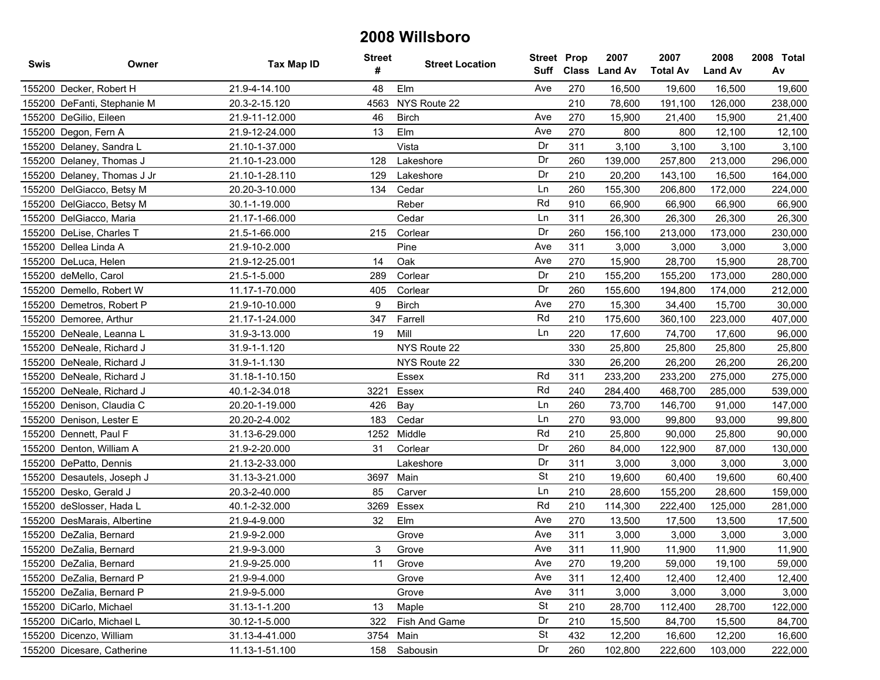# 2008 Willsboro

| Swis | Owner | Tax Map ID | Street # | Street Location | Street Suff | Prop Class | 2007 Land Av | 2007 Total Av | 2008 Land Av | 2008 Total Av |
|---|---|---|---|---|---|---|---|---|---|---|
| 155200 | Decker, Robert H | 21.9-4-14.100 | 48 | Elm | Ave | 270 | 16,500 | 19,600 | 16,500 | 19,600 |
| 155200 | DeFanti, Stephanie M | 20.3-2-15.120 | 4563 | NYS Route 22 | | 210 | 78,600 | 191,100 | 126,000 | 238,000 |
| 155200 | DeGilio, Eileen | 21.9-11-12.000 | 46 | Birch | Ave | 270 | 15,900 | 21,400 | 15,900 | 21,400 |
| 155200 | Degon, Fern A | 21.9-12-24.000 | 13 | Elm | Ave | 270 | 800 | 800 | 12,100 | 12,100 |
| 155200 | Delaney, Sandra L | 21.10-1-37.000 | | Vista | Dr | 311 | 3,100 | 3,100 | 3,100 | 3,100 |
| 155200 | Delaney, Thomas J | 21.10-1-23.000 | 128 | Lakeshore | Dr | 260 | 139,000 | 257,800 | 213,000 | 296,000 |
| 155200 | Delaney, Thomas J Jr | 21.10-1-28.110 | 129 | Lakeshore | Dr | 210 | 20,200 | 143,100 | 16,500 | 164,000 |
| 155200 | DelGiacco, Betsy M | 20.20-3-10.000 | 134 | Cedar | Ln | 260 | 155,300 | 206,800 | 172,000 | 224,000 |
| 155200 | DelGiacco, Betsy M | 30.1-1-19.000 | | Reber | Rd | 910 | 66,900 | 66,900 | 66,900 | 66,900 |
| 155200 | DelGiacco, Maria | 21.17-1-66.000 | | Cedar | Ln | 311 | 26,300 | 26,300 | 26,300 | 26,300 |
| 155200 | DeLise, Charles T | 21.5-1-66.000 | 215 | Corlear | Dr | 260 | 156,100 | 213,000 | 173,000 | 230,000 |
| 155200 | Dellea Linda A | 21.9-10-2.000 | | Pine | Ave | 311 | 3,000 | 3,000 | 3,000 | 3,000 |
| 155200 | DeLuca, Helen | 21.9-12-25.001 | 14 | Oak | Ave | 270 | 15,900 | 28,700 | 15,900 | 28,700 |
| 155200 | deMello, Carol | 21.5-1-5.000 | 289 | Corlear | Dr | 210 | 155,200 | 155,200 | 173,000 | 280,000 |
| 155200 | Demello, Robert W | 11.17-1-70.000 | 405 | Corlear | Dr | 260 | 155,600 | 194,800 | 174,000 | 212,000 |
| 155200 | Demetros, Robert P | 21.9-10-10.000 | 9 | Birch | Ave | 270 | 15,300 | 34,400 | 15,700 | 30,000 |
| 155200 | Demoree, Arthur | 21.17-1-24.000 | 347 | Farrell | Rd | 210 | 175,600 | 360,100 | 223,000 | 407,000 |
| 155200 | DeNeale, Leanna L | 31.9-3-13.000 | 19 | Mill | Ln | 220 | 17,600 | 74,700 | 17,600 | 96,000 |
| 155200 | DeNeale, Richard J | 31.9-1-1.120 | | NYS Route 22 | | 330 | 25,800 | 25,800 | 25,800 | 25,800 |
| 155200 | DeNeale, Richard J | 31.9-1-1.130 | | NYS Route 22 | | 330 | 26,200 | 26,200 | 26,200 | 26,200 |
| 155200 | DeNeale, Richard J | 31.18-1-10.150 | | Essex | Rd | 311 | 233,200 | 233,200 | 275,000 | 275,000 |
| 155200 | DeNeale, Richard J | 40.1-2-34.018 | 3221 | Essex | Rd | 240 | 284,400 | 468,700 | 285,000 | 539,000 |
| 155200 | Denison, Claudia C | 20.20-1-19.000 | 426 | Bay | Ln | 260 | 73,700 | 146,700 | 91,000 | 147,000 |
| 155200 | Denison, Lester E | 20.20-2-4.002 | 183 | Cedar | Ln | 270 | 93,000 | 99,800 | 93,000 | 99,800 |
| 155200 | Dennett, Paul F | 31.13-6-29.000 | 1252 | Middle | Rd | 210 | 25,800 | 90,000 | 25,800 | 90,000 |
| 155200 | Denton, William A | 21.9-2-20.000 | 31 | Corlear | Dr | 260 | 84,000 | 122,900 | 87,000 | 130,000 |
| 155200 | DePatto, Dennis | 21.13-2-33.000 | | Lakeshore | Dr | 311 | 3,000 | 3,000 | 3,000 | 3,000 |
| 155200 | Desautels, Joseph J | 31.13-3-21.000 | 3697 | Main | St | 210 | 19,600 | 60,400 | 19,600 | 60,400 |
| 155200 | Desko, Gerald J | 20.3-2-40.000 | 85 | Carver | Ln | 210 | 28,600 | 155,200 | 28,600 | 159,000 |
| 155200 | deSlosser, Hada L | 40.1-2-32.000 | 3269 | Essex | Rd | 210 | 114,300 | 222,400 | 125,000 | 281,000 |
| 155200 | DesMarais, Albertine | 21.9-4-9.000 | 32 | Elm | Ave | 270 | 13,500 | 17,500 | 13,500 | 17,500 |
| 155200 | DeZalia, Bernard | 21.9-9-2.000 | | Grove | Ave | 311 | 3,000 | 3,000 | 3,000 | 3,000 |
| 155200 | DeZalia, Bernard | 21.9-9-3.000 | 3 | Grove | Ave | 311 | 11,900 | 11,900 | 11,900 | 11,900 |
| 155200 | DeZalia, Bernard | 21.9-9-25.000 | 11 | Grove | Ave | 270 | 19,200 | 59,000 | 19,100 | 59,000 |
| 155200 | DeZalia, Bernard P | 21.9-9-4.000 | | Grove | Ave | 311 | 12,400 | 12,400 | 12,400 | 12,400 |
| 155200 | DeZalia, Bernard P | 21.9-9-5.000 | | Grove | Ave | 311 | 3,000 | 3,000 | 3,000 | 3,000 |
| 155200 | DiCarlo, Michael | 31.13-1-1.200 | 13 | Maple | St | 210 | 28,700 | 112,400 | 28,700 | 122,000 |
| 155200 | DiCarlo, Michael L | 30.12-1-5.000 | 322 | Fish And Game | Dr | 210 | 15,500 | 84,700 | 15,500 | 84,700 |
| 155200 | Dicenzo, William | 31.13-4-41.000 | 3754 | Main | St | 432 | 12,200 | 16,600 | 12,200 | 16,600 |
| 155200 | Dicesare, Catherine | 11.13-1-51.100 | 158 | Sabousin | Dr | 260 | 102,800 | 222,600 | 103,000 | 222,000 |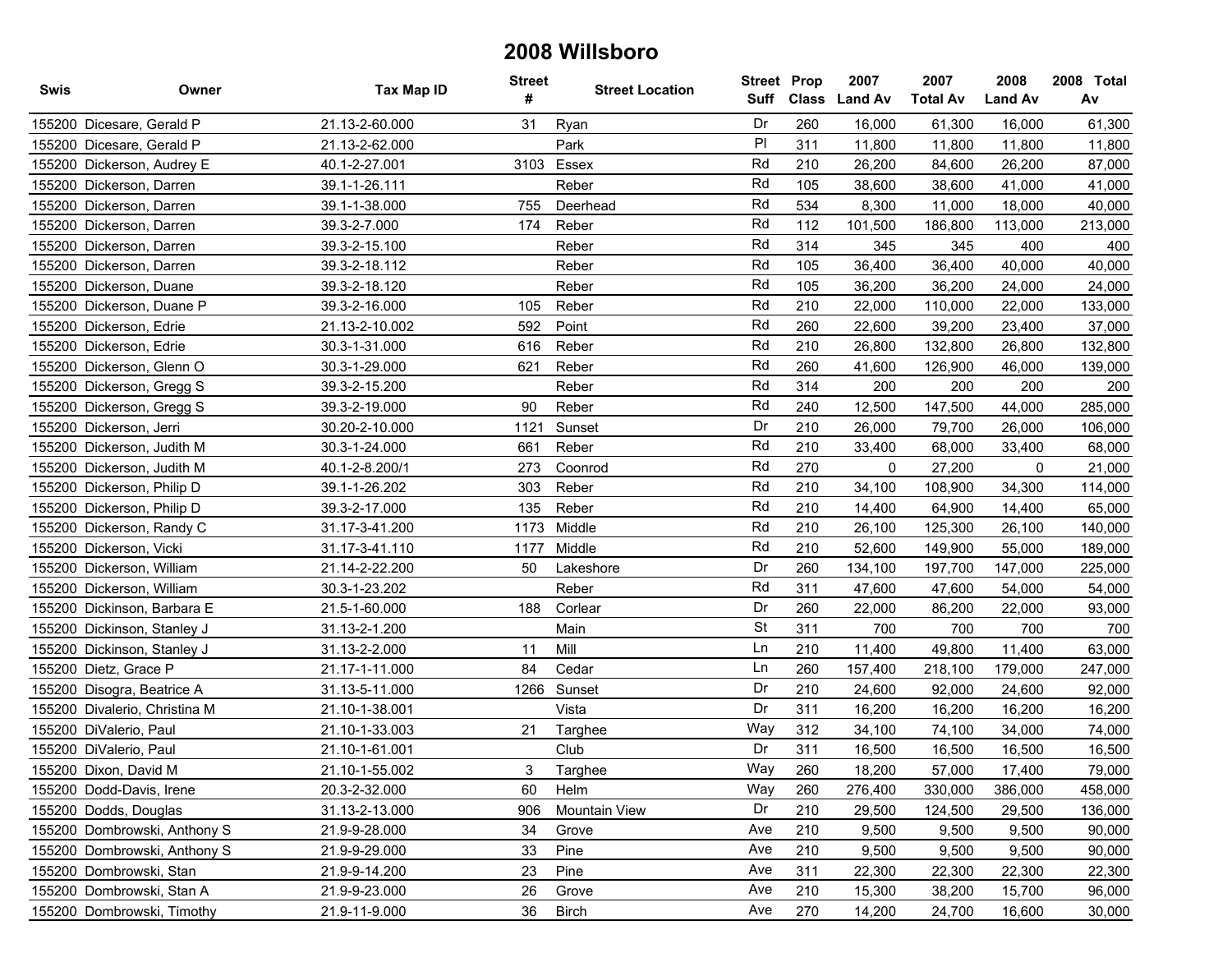# 2008 Willsboro

| Swis | Owner | Tax Map ID | Street # | Street Location | Street Suff | Prop Class | 2007 Land Av | 2007 Total Av | 2008 Land Av | 2008 Total Av |
|---|---|---|---|---|---|---|---|---|---|---|
| 155200 | Dicesare, Gerald P | 21.13-2-60.000 | 31 | Ryan | Dr | 260 | 16,000 | 61,300 | 16,000 | 61,300 |
| 155200 | Dicesare, Gerald P | 21.13-2-62.000 | | Park | Pl | 311 | 11,800 | 11,800 | 11,800 | 11,800 |
| 155200 | Dickerson, Audrey E | 40.1-2-27.001 | 3103 | Essex | Rd | 210 | 26,200 | 84,600 | 26,200 | 87,000 |
| 155200 | Dickerson, Darren | 39.1-1-26.111 | | Reber | Rd | 105 | 38,600 | 38,600 | 41,000 | 41,000 |
| 155200 | Dickerson, Darren | 39.1-1-38.000 | 755 | Deerhead | Rd | 534 | 8,300 | 11,000 | 18,000 | 40,000 |
| 155200 | Dickerson, Darren | 39.3-2-7.000 | 174 | Reber | Rd | 112 | 101,500 | 186,800 | 113,000 | 213,000 |
| 155200 | Dickerson, Darren | 39.3-2-15.100 | | Reber | Rd | 314 | 345 | 345 | 400 | 400 |
| 155200 | Dickerson, Darren | 39.3-2-18.112 | | Reber | Rd | 105 | 36,400 | 36,400 | 40,000 | 40,000 |
| 155200 | Dickerson, Duane | 39.3-2-18.120 | | Reber | Rd | 105 | 36,200 | 36,200 | 24,000 | 24,000 |
| 155200 | Dickerson, Duane P | 39.3-2-16.000 | 105 | Reber | Rd | 210 | 22,000 | 110,000 | 22,000 | 133,000 |
| 155200 | Dickerson, Edrie | 21.13-2-10.002 | 592 | Point | Rd | 260 | 22,600 | 39,200 | 23,400 | 37,000 |
| 155200 | Dickerson, Edrie | 30.3-1-31.000 | 616 | Reber | Rd | 210 | 26,800 | 132,800 | 26,800 | 132,800 |
| 155200 | Dickerson, Glenn O | 30.3-1-29.000 | 621 | Reber | Rd | 260 | 41,600 | 126,900 | 46,000 | 139,000 |
| 155200 | Dickerson, Gregg S | 39.3-2-15.200 | | Reber | Rd | 314 | 200 | 200 | 200 | 200 |
| 155200 | Dickerson, Gregg S | 39.3-2-19.000 | 90 | Reber | Rd | 240 | 12,500 | 147,500 | 44,000 | 285,000 |
| 155200 | Dickerson, Jerri | 30.20-2-10.000 | 1121 | Sunset | Dr | 210 | 26,000 | 79,700 | 26,000 | 106,000 |
| 155200 | Dickerson, Judith M | 30.3-1-24.000 | 661 | Reber | Rd | 210 | 33,400 | 68,000 | 33,400 | 68,000 |
| 155200 | Dickerson, Judith M | 40.1-2-8.200/1 | 273 | Coonrod | Rd | 270 | 0 | 27,200 | 0 | 21,000 |
| 155200 | Dickerson, Philip D | 39.1-1-26.202 | 303 | Reber | Rd | 210 | 34,100 | 108,900 | 34,300 | 114,000 |
| 155200 | Dickerson, Philip D | 39.3-2-17.000 | 135 | Reber | Rd | 210 | 14,400 | 64,900 | 14,400 | 65,000 |
| 155200 | Dickerson, Randy C | 31.17-3-41.200 | 1173 | Middle | Rd | 210 | 26,100 | 125,300 | 26,100 | 140,000 |
| 155200 | Dickerson, Vicki | 31.17-3-41.110 | 1177 | Middle | Rd | 210 | 52,600 | 149,900 | 55,000 | 189,000 |
| 155200 | Dickerson, William | 21.14-2-22.200 | 50 | Lakeshore | Dr | 260 | 134,100 | 197,700 | 147,000 | 225,000 |
| 155200 | Dickerson, William | 30.3-1-23.202 | | Reber | Rd | 311 | 47,600 | 47,600 | 54,000 | 54,000 |
| 155200 | Dickinson, Barbara E | 21.5-1-60.000 | 188 | Corlear | Dr | 260 | 22,000 | 86,200 | 22,000 | 93,000 |
| 155200 | Dickinson, Stanley J | 31.13-2-1.200 | | Main | St | 311 | 700 | 700 | 700 | 700 |
| 155200 | Dickinson, Stanley J | 31.13-2-2.000 | 11 | Mill | Ln | 210 | 11,400 | 49,800 | 11,400 | 63,000 |
| 155200 | Dietz, Grace P | 21.17-1-11.000 | 84 | Cedar | Ln | 260 | 157,400 | 218,100 | 179,000 | 247,000 |
| 155200 | Disogra, Beatrice A | 31.13-5-11.000 | 1266 | Sunset | Dr | 210 | 24,600 | 92,000 | 24,600 | 92,000 |
| 155200 | Divalerio, Christina M | 21.10-1-38.001 | | Vista | Dr | 311 | 16,200 | 16,200 | 16,200 | 16,200 |
| 155200 | DiValerio, Paul | 21.10-1-33.003 | 21 | Targhee | Way | 312 | 34,100 | 74,100 | 34,000 | 74,000 |
| 155200 | DiValerio, Paul | 21.10-1-61.001 | | Club | Dr | 311 | 16,500 | 16,500 | 16,500 | 16,500 |
| 155200 | Dixon, David M | 21.10-1-55.002 | 3 | Targhee | Way | 260 | 18,200 | 57,000 | 17,400 | 79,000 |
| 155200 | Dodd-Davis, Irene | 20.3-2-32.000 | 60 | Helm | Way | 260 | 276,400 | 330,000 | 386,000 | 458,000 |
| 155200 | Dodds, Douglas | 31.13-2-13.000 | 906 | Mountain View | Dr | 210 | 29,500 | 124,500 | 29,500 | 136,000 |
| 155200 | Dombrowski, Anthony S | 21.9-9-28.000 | 34 | Grove | Ave | 210 | 9,500 | 9,500 | 9,500 | 90,000 |
| 155200 | Dombrowski, Anthony S | 21.9-9-29.000 | 33 | Pine | Ave | 210 | 9,500 | 9,500 | 9,500 | 90,000 |
| 155200 | Dombrowski, Stan | 21.9-9-14.200 | 23 | Pine | Ave | 311 | 22,300 | 22,300 | 22,300 | 22,300 |
| 155200 | Dombrowski, Stan A | 21.9-9-23.000 | 26 | Grove | Ave | 210 | 15,300 | 38,200 | 15,700 | 96,000 |
| 155200 | Dombrowski, Timothy | 21.9-11-9.000 | 36 | Birch | Ave | 270 | 14,200 | 24,700 | 16,600 | 30,000 |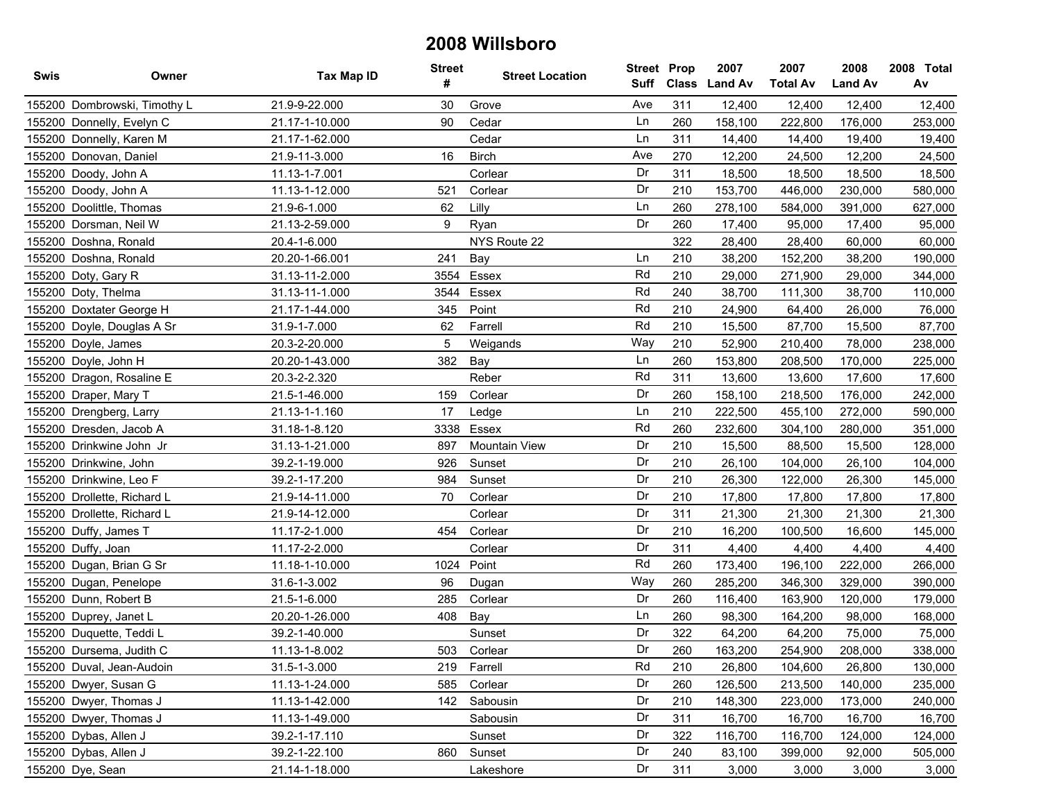# 2008 Willsboro

| Swis | Owner | Tax Map ID | Street # | Street Location | Street Suff | Prop Class | 2007 Land Av | 2007 Total Av | 2008 Land Av | 2008 Total Av |
|---|---|---|---|---|---|---|---|---|---|---|
| 155200 | Dombrowski, Timothy L | 21.9-9-22.000 | 30 | Grove | Ave | 311 | 12,400 | 12,400 | 12,400 | 12,400 |
| 155200 | Donnelly, Evelyn C | 21.17-1-10.000 | 90 | Cedar | Ln | 260 | 158,100 | 222,800 | 176,000 | 253,000 |
| 155200 | Donnelly, Karen M | 21.17-1-62.000 | | Cedar | Ln | 311 | 14,400 | 14,400 | 19,400 | 19,400 |
| 155200 | Donovan, Daniel | 21.9-11-3.000 | 16 | Birch | Ave | 270 | 12,200 | 24,500 | 12,200 | 24,500 |
| 155200 | Doody, John A | 11.13-1-7.001 | | Corlear | Dr | 311 | 18,500 | 18,500 | 18,500 | 18,500 |
| 155200 | Doody, John A | 11.13-1-12.000 | 521 | Corlear | Dr | 210 | 153,700 | 446,000 | 230,000 | 580,000 |
| 155200 | Doolittle, Thomas | 21.9-6-1.000 | 62 | Lilly | Ln | 260 | 278,100 | 584,000 | 391,000 | 627,000 |
| 155200 | Dorsman, Neil W | 21.13-2-59.000 | 9 | Ryan | Dr | 260 | 17,400 | 95,000 | 17,400 | 95,000 |
| 155200 | Doshna, Ronald | 20.4-1-6.000 | | NYS Route 22 | | 322 | 28,400 | 28,400 | 60,000 | 60,000 |
| 155200 | Doshna, Ronald | 20.20-1-66.001 | 241 | Bay | Ln | 210 | 38,200 | 152,200 | 38,200 | 190,000 |
| 155200 | Doty, Gary R | 31.13-11-2.000 | 3554 | Essex | Rd | 210 | 29,000 | 271,900 | 29,000 | 344,000 |
| 155200 | Doty, Thelma | 31.13-11-1.000 | 3544 | Essex | Rd | 240 | 38,700 | 111,300 | 38,700 | 110,000 |
| 155200 | Doxtater George H | 21.17-1-44.000 | 345 | Point | Rd | 210 | 24,900 | 64,400 | 26,000 | 76,000 |
| 155200 | Doyle, Douglas A Sr | 31.9-1-7.000 | 62 | Farrell | Rd | 210 | 15,500 | 87,700 | 15,500 | 87,700 |
| 155200 | Doyle, James | 20.3-2-20.000 | 5 | Weigands | Way | 210 | 52,900 | 210,400 | 78,000 | 238,000 |
| 155200 | Doyle, John H | 20.20-1-43.000 | 382 | Bay | Ln | 260 | 153,800 | 208,500 | 170,000 | 225,000 |
| 155200 | Dragon, Rosaline E | 20.3-2-2.320 | | Reber | Rd | 311 | 13,600 | 13,600 | 17,600 | 17,600 |
| 155200 | Draper, Mary T | 21.5-1-46.000 | 159 | Corlear | Dr | 260 | 158,100 | 218,500 | 176,000 | 242,000 |
| 155200 | Drengberg, Larry | 21.13-1-1.160 | 17 | Ledge | Ln | 210 | 222,500 | 455,100 | 272,000 | 590,000 |
| 155200 | Dresden, Jacob A | 31.18-1-8.120 | 3338 | Essex | Rd | 260 | 232,600 | 304,100 | 280,000 | 351,000 |
| 155200 | Drinkwine John Jr | 31.13-1-21.000 | 897 | Mountain View | Dr | 210 | 15,500 | 88,500 | 15,500 | 128,000 |
| 155200 | Drinkwine, John | 39.2-1-19.000 | 926 | Sunset | Dr | 210 | 26,100 | 104,000 | 26,100 | 104,000 |
| 155200 | Drinkwine, Leo F | 39.2-1-17.200 | 984 | Sunset | Dr | 210 | 26,300 | 122,000 | 26,300 | 145,000 |
| 155200 | Drollette, Richard L | 21.9-14-11.000 | 70 | Corlear | Dr | 210 | 17,800 | 17,800 | 17,800 | 17,800 |
| 155200 | Drollette, Richard L | 21.9-14-12.000 | | Corlear | Dr | 311 | 21,300 | 21,300 | 21,300 | 21,300 |
| 155200 | Duffy, James T | 11.17-2-1.000 | 454 | Corlear | Dr | 210 | 16,200 | 100,500 | 16,600 | 145,000 |
| 155200 | Duffy, Joan | 11.17-2-2.000 | | Corlear | Dr | 311 | 4,400 | 4,400 | 4,400 | 4,400 |
| 155200 | Dugan, Brian G Sr | 11.18-1-10.000 | 1024 | Point | Rd | 260 | 173,400 | 196,100 | 222,000 | 266,000 |
| 155200 | Dugan, Penelope | 31.6-1-3.002 | 96 | Dugan | Way | 260 | 285,200 | 346,300 | 329,000 | 390,000 |
| 155200 | Dunn, Robert B | 21.5-1-6.000 | 285 | Corlear | Dr | 260 | 116,400 | 163,900 | 120,000 | 179,000 |
| 155200 | Duprey, Janet L | 20.20-1-26.000 | 408 | Bay | Ln | 260 | 98,300 | 164,200 | 98,000 | 168,000 |
| 155200 | Duquette, Teddi L | 39.2-1-40.000 | | Sunset | Dr | 322 | 64,200 | 64,200 | 75,000 | 75,000 |
| 155200 | Dursema, Judith C | 11.13-1-8.002 | 503 | Corlear | Dr | 260 | 163,200 | 254,900 | 208,000 | 338,000 |
| 155200 | Duval, Jean-Audoin | 31.5-1-3.000 | 219 | Farrell | Rd | 210 | 26,800 | 104,600 | 26,800 | 130,000 |
| 155200 | Dwyer, Susan G | 11.13-1-24.000 | 585 | Corlear | Dr | 260 | 126,500 | 213,500 | 140,000 | 235,000 |
| 155200 | Dwyer, Thomas J | 11.13-1-42.000 | 142 | Sabousin | Dr | 210 | 148,300 | 223,000 | 173,000 | 240,000 |
| 155200 | Dwyer, Thomas J | 11.13-1-49.000 | | Sabousin | Dr | 311 | 16,700 | 16,700 | 16,700 | 16,700 |
| 155200 | Dybas, Allen J | 39.2-1-17.110 | | Sunset | Dr | 322 | 116,700 | 116,700 | 124,000 | 124,000 |
| 155200 | Dybas, Allen J | 39.2-1-22.100 | 860 | Sunset | Dr | 240 | 83,100 | 399,000 | 92,000 | 505,000 |
| 155200 | Dye, Sean | 21.14-1-18.000 | | Lakeshore | Dr | 311 | 3,000 | 3,000 | 3,000 | 3,000 |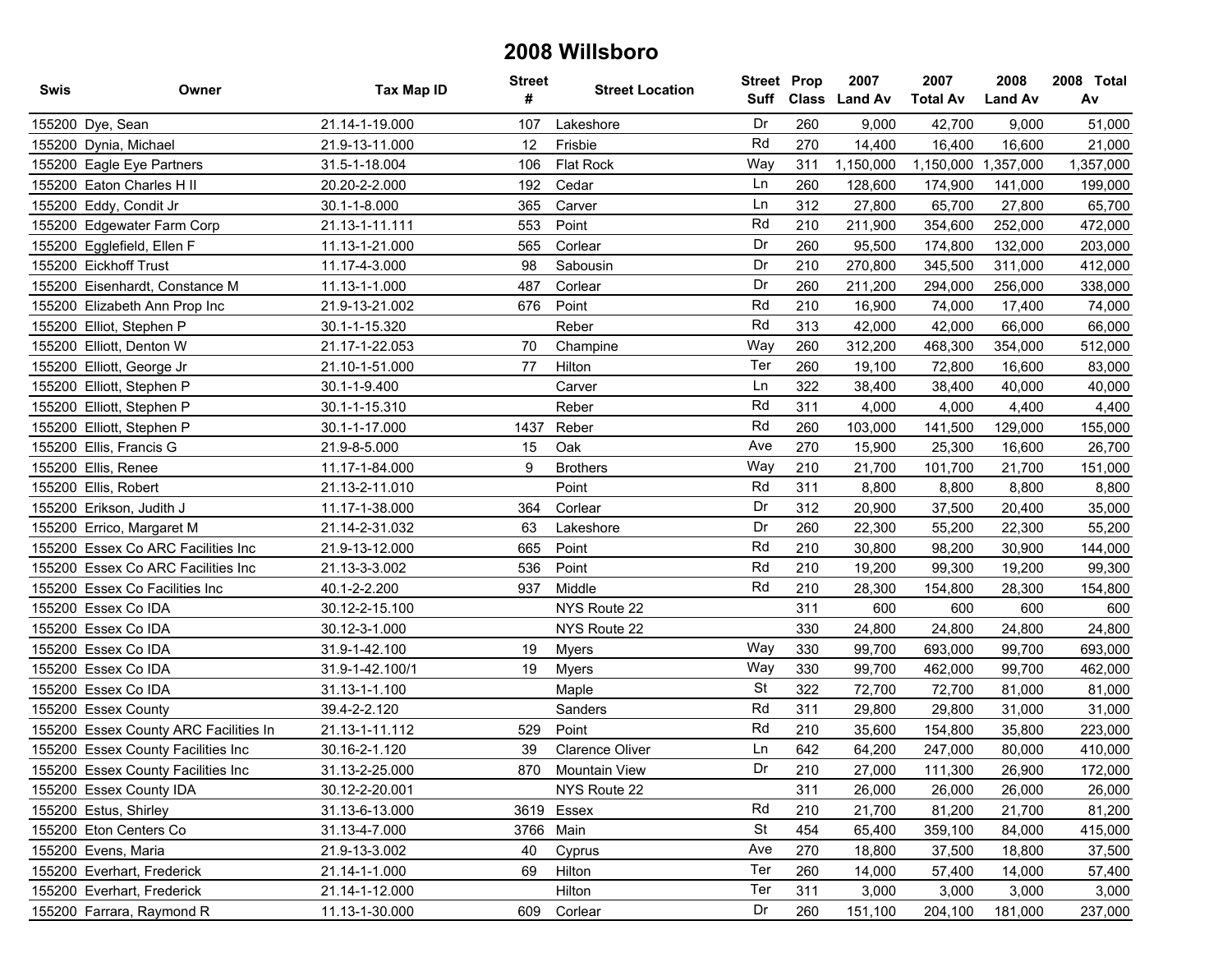# 2008 Willsboro

| Swis | Owner | Tax Map ID | Street # | Street Location | Street Suff | Prop Class | 2007 Land Av | 2007 Total Av | 2008 Land Av | 2008 Total Av |
|---|---|---|---|---|---|---|---|---|---|---|
| 155200 | Dye, Sean | 21.14-1-19.000 | 107 | Lakeshore | Dr | 260 | 9,000 | 42,700 | 9,000 | 51,000 |
| 155200 | Dynia, Michael | 21.9-13-11.000 | 12 | Frisbie | Rd | 270 | 14,400 | 16,400 | 16,600 | 21,000 |
| 155200 | Eagle Eye Partners | 31.5-1-18.004 | 106 | Flat Rock | Way | 311 | 1,150,000 | 1,150,000 | 1,357,000 | 1,357,000 |
| 155200 | Eaton Charles H II | 20.20-2-2.000 | 192 | Cedar | Ln | 260 | 128,600 | 174,900 | 141,000 | 199,000 |
| 155200 | Eddy, Condit Jr | 30.1-1-8.000 | 365 | Carver | Ln | 312 | 27,800 | 65,700 | 27,800 | 65,700 |
| 155200 | Edgewater Farm Corp | 21.13-1-11.111 | 553 | Point | Rd | 210 | 211,900 | 354,600 | 252,000 | 472,000 |
| 155200 | Egglefield, Ellen F | 11.13-1-21.000 | 565 | Corlear | Dr | 260 | 95,500 | 174,800 | 132,000 | 203,000 |
| 155200 | Eickhoff Trust | 11.17-4-3.000 | 98 | Sabousin | Dr | 210 | 270,800 | 345,500 | 311,000 | 412,000 |
| 155200 | Eisenhardt, Constance M | 11.13-1-1.000 | 487 | Corlear | Dr | 260 | 211,200 | 294,000 | 256,000 | 338,000 |
| 155200 | Elizabeth Ann Prop Inc | 21.9-13-21.002 | 676 | Point | Rd | 210 | 16,900 | 74,000 | 17,400 | 74,000 |
| 155200 | Elliot, Stephen P | 30.1-1-15.320 | | Reber | Rd | 313 | 42,000 | 42,000 | 66,000 | 66,000 |
| 155200 | Elliott, Denton W | 21.17-1-22.053 | 70 | Champine | Way | 260 | 312,200 | 468,300 | 354,000 | 512,000 |
| 155200 | Elliott, George Jr | 21.10-1-51.000 | 77 | Hilton | Ter | 260 | 19,100 | 72,800 | 16,600 | 83,000 |
| 155200 | Elliott, Stephen P | 30.1-1-9.400 | | Carver | Ln | 322 | 38,400 | 38,400 | 40,000 | 40,000 |
| 155200 | Elliott, Stephen P | 30.1-1-15.310 | | Reber | Rd | 311 | 4,000 | 4,000 | 4,400 | 4,400 |
| 155200 | Elliott, Stephen P | 30.1-1-17.000 | 1437 | Reber | Rd | 260 | 103,000 | 141,500 | 129,000 | 155,000 |
| 155200 | Ellis, Francis G | 21.9-8-5.000 | 15 | Oak | Ave | 270 | 15,900 | 25,300 | 16,600 | 26,700 |
| 155200 | Ellis, Renee | 11.17-1-84.000 | 9 | Brothers | Way | 210 | 21,700 | 101,700 | 21,700 | 151,000 |
| 155200 | Ellis, Robert | 21.13-2-11.010 | | Point | Rd | 311 | 8,800 | 8,800 | 8,800 | 8,800 |
| 155200 | Erikson, Judith J | 11.17-1-38.000 | 364 | Corlear | Dr | 312 | 20,900 | 37,500 | 20,400 | 35,000 |
| 155200 | Errico, Margaret M | 21.14-2-31.032 | 63 | Lakeshore | Dr | 260 | 22,300 | 55,200 | 22,300 | 55,200 |
| 155200 | Essex Co ARC Facilities Inc | 21.9-13-12.000 | 665 | Point | Rd | 210 | 30,800 | 98,200 | 30,900 | 144,000 |
| 155200 | Essex Co ARC Facilities Inc | 21.13-3-3.002 | 536 | Point | Rd | 210 | 19,200 | 99,300 | 19,200 | 99,300 |
| 155200 | Essex Co Facilities Inc | 40.1-2-2.200 | 937 | Middle | Rd | 210 | 28,300 | 154,800 | 28,300 | 154,800 |
| 155200 | Essex Co IDA | 30.12-2-15.100 | | NYS Route 22 | | 311 | 600 | 600 | 600 | 600 |
| 155200 | Essex Co IDA | 30.12-3-1.000 | | NYS Route 22 | | 330 | 24,800 | 24,800 | 24,800 | 24,800 |
| 155200 | Essex Co IDA | 31.9-1-42.100 | 19 | Myers | Way | 330 | 99,700 | 693,000 | 99,700 | 693,000 |
| 155200 | Essex Co IDA | 31.9-1-42.100/1 | 19 | Myers | Way | 330 | 99,700 | 462,000 | 99,700 | 462,000 |
| 155200 | Essex Co IDA | 31.13-1-1.100 | | Maple | St | 322 | 72,700 | 72,700 | 81,000 | 81,000 |
| 155200 | Essex County | 39.4-2-2.120 | | Sanders | Rd | 311 | 29,800 | 29,800 | 31,000 | 31,000 |
| 155200 | Essex County ARC Facilities In | 21.13-1-11.112 | 529 | Point | Rd | 210 | 35,600 | 154,800 | 35,800 | 223,000 |
| 155200 | Essex County Facilities Inc | 30.16-2-1.120 | 39 | Clarence Oliver | Ln | 642 | 64,200 | 247,000 | 80,000 | 410,000 |
| 155200 | Essex County Facilities Inc | 31.13-2-25.000 | 870 | Mountain View | Dr | 210 | 27,000 | 111,300 | 26,900 | 172,000 |
| 155200 | Essex County IDA | 30.12-2-20.001 | | NYS Route 22 | | 311 | 26,000 | 26,000 | 26,000 | 26,000 |
| 155200 | Estus, Shirley | 31.13-6-13.000 | 3619 | Essex | Rd | 210 | 21,700 | 81,200 | 21,700 | 81,200 |
| 155200 | Eton Centers Co | 31.13-4-7.000 | 3766 | Main | St | 454 | 65,400 | 359,100 | 84,000 | 415,000 |
| 155200 | Evens, Maria | 21.9-13-3.002 | 40 | Cyprus | Ave | 270 | 18,800 | 37,500 | 18,800 | 37,500 |
| 155200 | Everhart, Frederick | 21.14-1-1.000 | 69 | Hilton | Ter | 260 | 14,000 | 57,400 | 14,000 | 57,400 |
| 155200 | Everhart, Frederick | 21.14-1-12.000 | | Hilton | Ter | 311 | 3,000 | 3,000 | 3,000 | 3,000 |
| 155200 | Farrara, Raymond R | 11.13-1-30.000 | 609 | Corlear | Dr | 260 | 151,100 | 204,100 | 181,000 | 237,000 |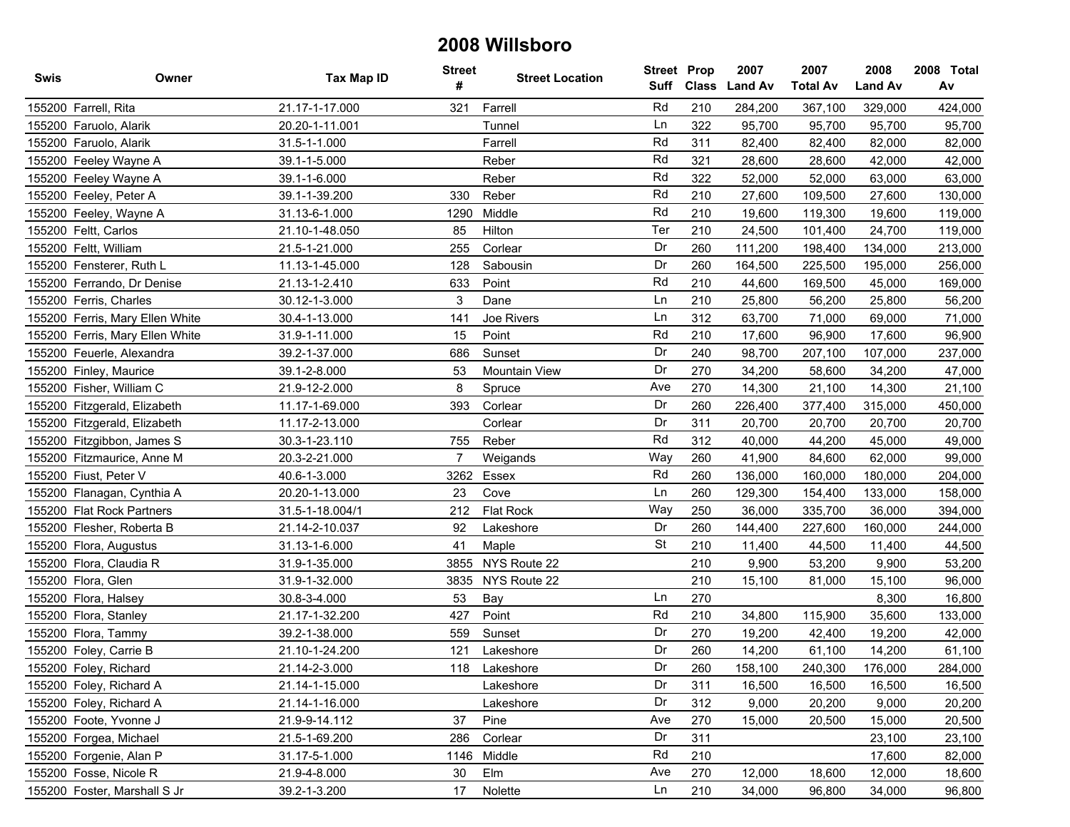# 2008 Willsboro

| Swis | Owner | Tax Map ID | Street # | Street Location | Street Suff | Prop Class | 2007 Land Av | 2007 Total Av | 2008 Land Av | 2008 Total Av |
|---|---|---|---|---|---|---|---|---|---|---|
| 155200 | Farrell, Rita | 21.17-1-17.000 | 321 | Farrell | Rd | 210 | 284,200 | 367,100 | 329,000 | 424,000 |
| 155200 | Faruolo, Alarik | 20.20-1-11.001 | | Tunnel | Ln | 322 | 95,700 | 95,700 | 95,700 | 95,700 |
| 155200 | Faruolo, Alarik | 31.5-1-1.000 | | Farrell | Rd | 311 | 82,400 | 82,400 | 82,000 | 82,000 |
| 155200 | Feeley Wayne A | 39.1-1-5.000 | | Reber | Rd | 321 | 28,600 | 28,600 | 42,000 | 42,000 |
| 155200 | Feeley Wayne A | 39.1-1-6.000 | | Reber | Rd | 322 | 52,000 | 52,000 | 63,000 | 63,000 |
| 155200 | Feeley, Peter A | 39.1-1-39.200 | 330 | Reber | Rd | 210 | 27,600 | 109,500 | 27,600 | 130,000 |
| 155200 | Feeley, Wayne A | 31.13-6-1.000 | 1290 | Middle | Rd | 210 | 19,600 | 119,300 | 19,600 | 119,000 |
| 155200 | Feltt, Carlos | 21.10-1-48.050 | 85 | Hilton | Ter | 210 | 24,500 | 101,400 | 24,700 | 119,000 |
| 155200 | Feltt, William | 21.5-1-21.000 | 255 | Corlear | Dr | 260 | 111,200 | 198,400 | 134,000 | 213,000 |
| 155200 | Fensterer, Ruth L | 11.13-1-45.000 | 128 | Sabousin | Dr | 260 | 164,500 | 225,500 | 195,000 | 256,000 |
| 155200 | Ferrando, Dr Denise | 21.13-1-2.410 | 633 | Point | Rd | 210 | 44,600 | 169,500 | 45,000 | 169,000 |
| 155200 | Ferris, Charles | 30.12-1-3.000 | 3 | Dane | Ln | 210 | 25,800 | 56,200 | 25,800 | 56,200 |
| 155200 | Ferris, Mary Ellen White | 30.4-1-13.000 | 141 | Joe Rivers | Ln | 312 | 63,700 | 71,000 | 69,000 | 71,000 |
| 155200 | Ferris, Mary Ellen White | 31.9-1-11.000 | 15 | Point | Rd | 210 | 17,600 | 96,900 | 17,600 | 96,900 |
| 155200 | Feuerle, Alexandra | 39.2-1-37.000 | 686 | Sunset | Dr | 240 | 98,700 | 207,100 | 107,000 | 237,000 |
| 155200 | Finley, Maurice | 39.1-2-8.000 | 53 | Mountain View | Dr | 270 | 34,200 | 58,600 | 34,200 | 47,000 |
| 155200 | Fisher, William C | 21.9-12-2.000 | 8 | Spruce | Ave | 270 | 14,300 | 21,100 | 14,300 | 21,100 |
| 155200 | Fitzgerald, Elizabeth | 11.17-1-69.000 | 393 | Corlear | Dr | 260 | 226,400 | 377,400 | 315,000 | 450,000 |
| 155200 | Fitzgerald, Elizabeth | 11.17-2-13.000 | | Corlear | Dr | 311 | 20,700 | 20,700 | 20,700 | 20,700 |
| 155200 | Fitzgibbon, James S | 30.3-1-23.110 | 755 | Reber | Rd | 312 | 40,000 | 44,200 | 45,000 | 49,000 |
| 155200 | Fitzmaurice, Anne M | 20.3-2-21.000 | 7 | Weigands | Way | 260 | 41,900 | 84,600 | 62,000 | 99,000 |
| 155200 | Fiust, Peter V | 40.6-1-3.000 | 3262 | Essex | Rd | 260 | 136,000 | 160,000 | 180,000 | 204,000 |
| 155200 | Flanagan, Cynthia A | 20.20-1-13.000 | 23 | Cove | Ln | 260 | 129,300 | 154,400 | 133,000 | 158,000 |
| 155200 | Flat Rock Partners | 31.5-1-18.004/1 | 212 | Flat Rock | Way | 250 | 36,000 | 335,700 | 36,000 | 394,000 |
| 155200 | Flesher, Roberta B | 21.14-2-10.037 | 92 | Lakeshore | Dr | 260 | 144,400 | 227,600 | 160,000 | 244,000 |
| 155200 | Flora, Augustus | 31.13-1-6.000 | 41 | Maple | St | 210 | 11,400 | 44,500 | 11,400 | 44,500 |
| 155200 | Flora, Claudia R | 31.9-1-35.000 | 3855 | NYS Route 22 | | 210 | 9,900 | 53,200 | 9,900 | 53,200 |
| 155200 | Flora, Glen | 31.9-1-32.000 | 3835 | NYS Route 22 | | 210 | 15,100 | 81,000 | 15,100 | 96,000 |
| 155200 | Flora, Halsey | 30.8-3-4.000 | 53 | Bay | Ln | 270 | | | 8,300 | 16,800 |
| 155200 | Flora, Stanley | 21.17-1-32.200 | 427 | Point | Rd | 210 | 34,800 | 115,900 | 35,600 | 133,000 |
| 155200 | Flora, Tammy | 39.2-1-38.000 | 559 | Sunset | Dr | 270 | 19,200 | 42,400 | 19,200 | 42,000 |
| 155200 | Foley, Carrie B | 21.10-1-24.200 | 121 | Lakeshore | Dr | 260 | 14,200 | 61,100 | 14,200 | 61,100 |
| 155200 | Foley, Richard | 21.14-2-3.000 | 118 | Lakeshore | Dr | 260 | 158,100 | 240,300 | 176,000 | 284,000 |
| 155200 | Foley, Richard A | 21.14-1-15.000 | | Lakeshore | Dr | 311 | 16,500 | 16,500 | 16,500 | 16,500 |
| 155200 | Foley, Richard A | 21.14-1-16.000 | | Lakeshore | Dr | 312 | 9,000 | 20,200 | 9,000 | 20,200 |
| 155200 | Foote, Yvonne J | 21.9-9-14.112 | 37 | Pine | Ave | 270 | 15,000 | 20,500 | 15,000 | 20,500 |
| 155200 | Forgea, Michael | 21.5-1-69.200 | 286 | Corlear | Dr | 311 | | | 23,100 | 23,100 |
| 155200 | Forgenie, Alan P | 31.17-5-1.000 | 1146 | Middle | Rd | 210 | | | 17,600 | 82,000 |
| 155200 | Fosse, Nicole R | 21.9-4-8.000 | 30 | Elm | Ave | 270 | 12,000 | 18,600 | 12,000 | 18,600 |
| 155200 | Foster, Marshall S Jr | 39.2-1-3.200 | 17 | Nolette | Ln | 210 | 34,000 | 96,800 | 34,000 | 96,800 |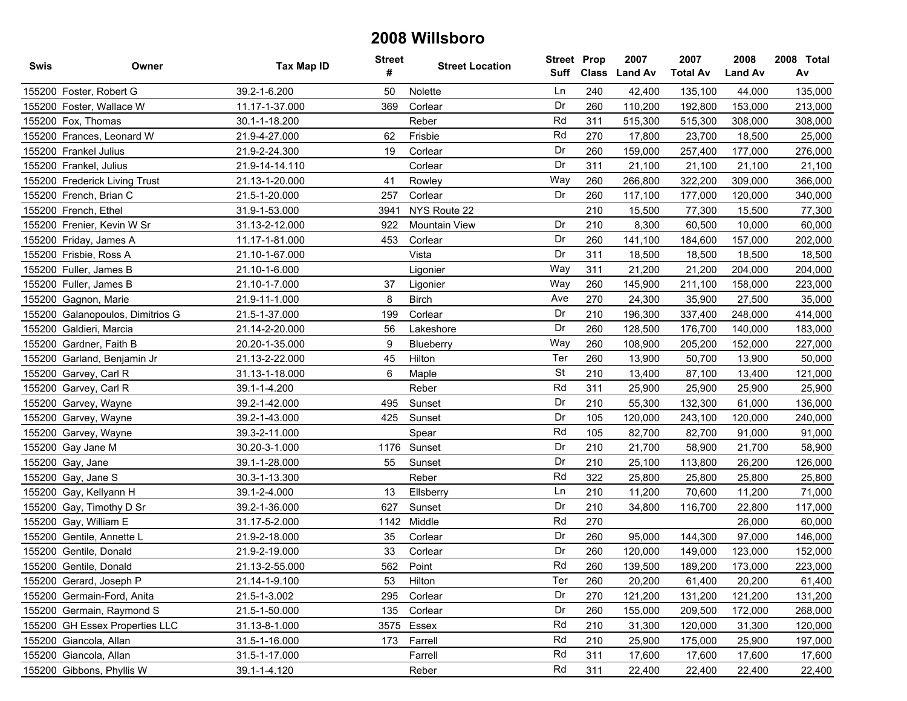# 2008 Willsboro

| Swis | Owner | Tax Map ID | Street # | Street Location | Street Suff | Prop Class | 2007 Land Av | 2007 Total Av | 2008 Land Av | 2008 Total Av |
|---|---|---|---|---|---|---|---|---|---|---|
| 155200 | Foster, Robert G | 39.2-1-6.200 | 50 | Nolette | Ln | 240 | 42,400 | 135,100 | 44,000 | 135,000 |
| 155200 | Foster, Wallace W | 11.17-1-37.000 | 369 | Corlear | Dr | 260 | 110,200 | 192,800 | 153,000 | 213,000 |
| 155200 | Fox, Thomas | 30.1-1-18.200 | | Reber | Rd | 311 | 515,300 | 515,300 | 308,000 | 308,000 |
| 155200 | Frances, Leonard W | 21.9-4-27.000 | 62 | Frisbie | Rd | 270 | 17,800 | 23,700 | 18,500 | 25,000 |
| 155200 | Frankel Julius | 21.9-2-24.300 | 19 | Corlear | Dr | 260 | 159,000 | 257,400 | 177,000 | 276,000 |
| 155200 | Frankel, Julius | 21.9-14-14.110 | | Corlear | Dr | 311 | 21,100 | 21,100 | 21,100 | 21,100 |
| 155200 | Frederick Living Trust | 21.13-1-20.000 | 41 | Rowley | Way | 260 | 266,800 | 322,200 | 309,000 | 366,000 |
| 155200 | French, Brian C | 21.5-1-20.000 | 257 | Corlear | Dr | 260 | 117,100 | 177,000 | 120,000 | 340,000 |
| 155200 | French, Ethel | 31.9-1-53.000 | 3941 | NYS Route 22 | | 210 | 15,500 | 77,300 | 15,500 | 77,300 |
| 155200 | Frenier, Kevin W Sr | 31.13-2-12.000 | 922 | Mountain View | Dr | 210 | 8,300 | 60,500 | 10,000 | 60,000 |
| 155200 | Friday, James A | 11.17-1-81.000 | 453 | Corlear | Dr | 260 | 141,100 | 184,600 | 157,000 | 202,000 |
| 155200 | Frisbie, Ross A | 21.10-1-67.000 | | Vista | Dr | 311 | 18,500 | 18,500 | 18,500 | 18,500 |
| 155200 | Fuller, James B | 21.10-1-6.000 | | Ligonier | Way | 311 | 21,200 | 21,200 | 204,000 | 204,000 |
| 155200 | Fuller, James B | 21.10-1-7.000 | 37 | Ligonier | Way | 260 | 145,900 | 211,100 | 158,000 | 223,000 |
| 155200 | Gagnon, Marie | 21.9-11-1.000 | 8 | Birch | Ave | 270 | 24,300 | 35,900 | 27,500 | 35,000 |
| 155200 | Galanopoulos, Dimitrios G | 21.5-1-37.000 | 199 | Corlear | Dr | 210 | 196,300 | 337,400 | 248,000 | 414,000 |
| 155200 | Galdieri, Marcia | 21.14-2-20.000 | 56 | Lakeshore | Dr | 260 | 128,500 | 176,700 | 140,000 | 183,000 |
| 155200 | Gardner, Faith B | 20.20-1-35.000 | 9 | Blueberry | Way | 260 | 108,900 | 205,200 | 152,000 | 227,000 |
| 155200 | Garland, Benjamin Jr | 21.13-2-22.000 | 45 | Hilton | Ter | 260 | 13,900 | 50,700 | 13,900 | 50,000 |
| 155200 | Garvey, Carl R | 31.13-1-18.000 | 6 | Maple | St | 210 | 13,400 | 87,100 | 13,400 | 121,000 |
| 155200 | Garvey, Carl R | 39.1-1-4.200 | | Reber | Rd | 311 | 25,900 | 25,900 | 25,900 | 25,900 |
| 155200 | Garvey, Wayne | 39.2-1-42.000 | 495 | Sunset | Dr | 210 | 55,300 | 132,300 | 61,000 | 136,000 |
| 155200 | Garvey, Wayne | 39.2-1-43.000 | 425 | Sunset | Dr | 105 | 120,000 | 243,100 | 120,000 | 240,000 |
| 155200 | Garvey, Wayne | 39.3-2-11.000 | | Spear | Rd | 105 | 82,700 | 82,700 | 91,000 | 91,000 |
| 155200 | Gay Jane M | 30.20-3-1.000 | 1176 | Sunset | Dr | 210 | 21,700 | 58,900 | 21,700 | 58,900 |
| 155200 | Gay, Jane | 39.1-1-28.000 | 55 | Sunset | Dr | 210 | 25,100 | 113,800 | 26,200 | 126,000 |
| 155200 | Gay, Jane S | 30.3-1-13.300 | | Reber | Rd | 322 | 25,800 | 25,800 | 25,800 | 25,800 |
| 155200 | Gay, Kellyann H | 39.1-2-4.000 | 13 | Ellsberry | Ln | 210 | 11,200 | 70,600 | 11,200 | 71,000 |
| 155200 | Gay, Timothy D Sr | 39.2-1-36.000 | 627 | Sunset | Dr | 210 | 34,800 | 116,700 | 22,800 | 117,000 |
| 155200 | Gay, William E | 31.17-5-2.000 | 1142 | Middle | Rd | 270 | | | 26,000 | 60,000 |
| 155200 | Gentile, Annette L | 21.9-2-18.000 | 35 | Corlear | Dr | 260 | 95,000 | 144,300 | 97,000 | 146,000 |
| 155200 | Gentile, Donald | 21.9-2-19.000 | 33 | Corlear | Dr | 260 | 120,000 | 149,000 | 123,000 | 152,000 |
| 155200 | Gentile, Donald | 21.13-2-55.000 | 562 | Point | Rd | 260 | 139,500 | 189,200 | 173,000 | 223,000 |
| 155200 | Gerard, Joseph P | 21.14-1-9.100 | 53 | Hilton | Ter | 260 | 20,200 | 61,400 | 20,200 | 61,400 |
| 155200 | Germain-Ford, Anita | 21.5-1-3.002 | 295 | Corlear | Dr | 270 | 121,200 | 131,200 | 121,200 | 131,200 |
| 155200 | Germain, Raymond S | 21.5-1-50.000 | 135 | Corlear | Dr | 260 | 155,000 | 209,500 | 172,000 | 268,000 |
| 155200 | GH Essex Properties LLC | 31.13-8-1.000 | 3575 | Essex | Rd | 210 | 31,300 | 120,000 | 31,300 | 120,000 |
| 155200 | Giancola, Allan | 31.5-1-16.000 | 173 | Farrell | Rd | 210 | 25,900 | 175,000 | 25,900 | 197,000 |
| 155200 | Giancola, Allan | 31.5-1-17.000 | | Farrell | Rd | 311 | 17,600 | 17,600 | 17,600 | 17,600 |
| 155200 | Gibbons, Phyllis W | 39.1-1-4.120 | | Reber | Rd | 311 | 22,400 | 22,400 | 22,400 | 22,400 |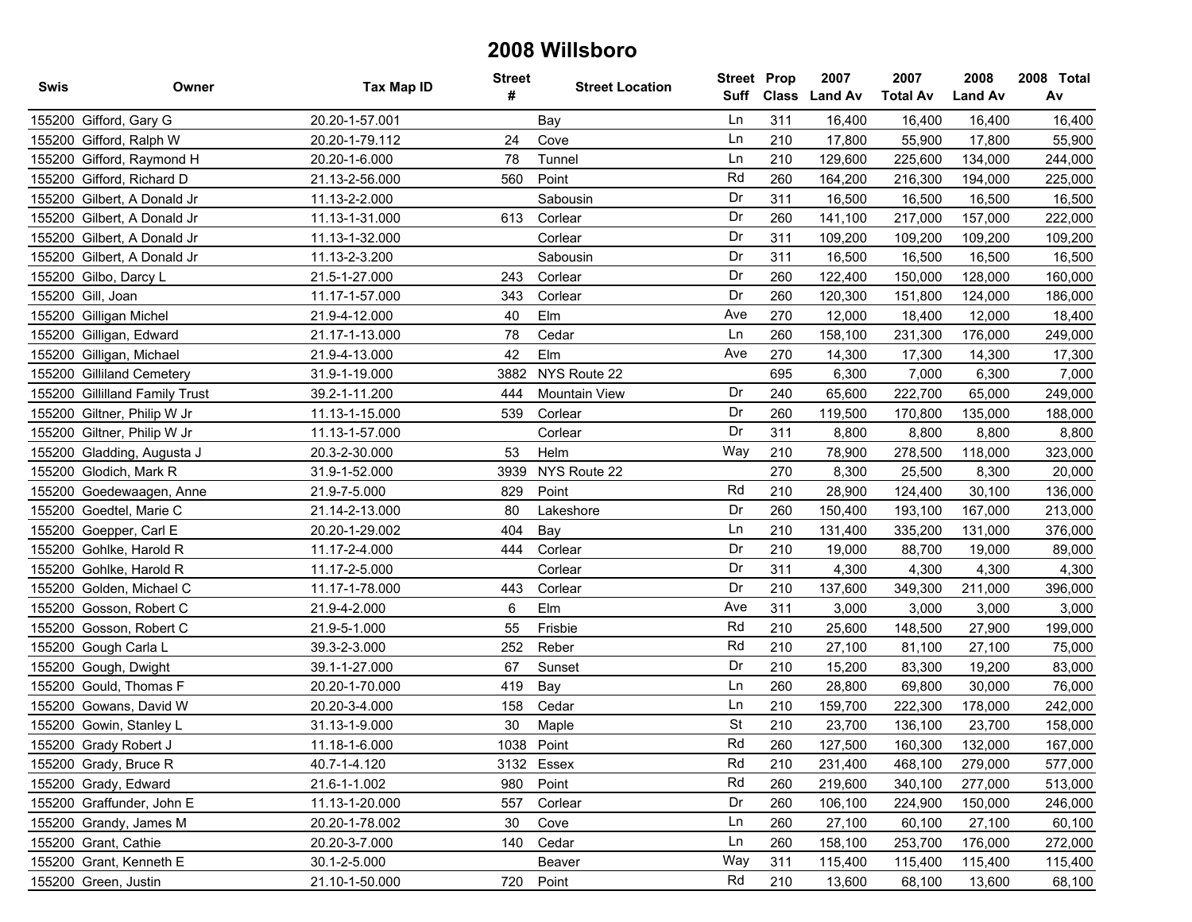# 2008 Willsboro

| Swis | Owner | Tax Map ID | Street # | Street Location | Street Suff | Prop Class | 2007 Land Av | 2007 Total Av | 2008 Land Av | 2008 Total Av |
|---|---|---|---|---|---|---|---|---|---|---|
| 155200 | Gifford, Gary G | 20.20-1-57.001 | | Bay | Ln | 311 | 16,400 | 16,400 | 16,400 | 16,400 |
| 155200 | Gifford, Ralph W | 20.20-1-79.112 | 24 | Cove | Ln | 210 | 17,800 | 55,900 | 17,800 | 55,900 |
| 155200 | Gifford, Raymond H | 20.20-1-6.000 | 78 | Tunnel | Ln | 210 | 129,600 | 225,600 | 134,000 | 244,000 |
| 155200 | Gifford, Richard D | 21.13-2-56.000 | 560 | Point | Rd | 260 | 164,200 | 216,300 | 194,000 | 225,000 |
| 155200 | Gilbert, A Donald Jr | 11.13-2-2.000 | | Sabousin | Dr | 311 | 16,500 | 16,500 | 16,500 | 16,500 |
| 155200 | Gilbert, A Donald Jr | 11.13-1-31.000 | 613 | Corlear | Dr | 260 | 141,100 | 217,000 | 157,000 | 222,000 |
| 155200 | Gilbert, A Donald Jr | 11.13-1-32.000 | | Corlear | Dr | 311 | 109,200 | 109,200 | 109,200 | 109,200 |
| 155200 | Gilbert, A Donald Jr | 11.13-2-3.200 | | Sabousin | Dr | 311 | 16,500 | 16,500 | 16,500 | 16,500 |
| 155200 | Gilbo, Darcy L | 21.5-1-27.000 | 243 | Corlear | Dr | 260 | 122,400 | 150,000 | 128,000 | 160,000 |
| 155200 | Gill, Joan | 11.17-1-57.000 | 343 | Corlear | Dr | 260 | 120,300 | 151,800 | 124,000 | 186,000 |
| 155200 | Gilligan Michel | 21.9-4-12.000 | 40 | Elm | Ave | 270 | 12,000 | 18,400 | 12,000 | 18,400 |
| 155200 | Gilligan, Edward | 21.17-1-13.000 | 78 | Cedar | Ln | 260 | 158,100 | 231,300 | 176,000 | 249,000 |
| 155200 | Gilligan, Michael | 21.9-4-13.000 | 42 | Elm | Ave | 270 | 14,300 | 17,300 | 14,300 | 17,300 |
| 155200 | Gilliland Cemetery | 31.9-1-19.000 | 3882 | NYS Route 22 | | 695 | 6,300 | 7,000 | 6,300 | 7,000 |
| 155200 | Gillilland Family Trust | 39.2-1-11.200 | 444 | Mountain View | Dr | 240 | 65,600 | 222,700 | 65,000 | 249,000 |
| 155200 | Giltner, Philip W Jr | 11.13-1-15.000 | 539 | Corlear | Dr | 260 | 119,500 | 170,800 | 135,000 | 188,000 |
| 155200 | Giltner, Philip W Jr | 11.13-1-57.000 | | Corlear | Dr | 311 | 8,800 | 8,800 | 8,800 | 8,800 |
| 155200 | Gladding, Augusta J | 20.3-2-30.000 | 53 | Helm | Way | 210 | 78,900 | 278,500 | 118,000 | 323,000 |
| 155200 | Glodich, Mark R | 31.9-1-52.000 | 3939 | NYS Route 22 | | 270 | 8,300 | 25,500 | 8,300 | 20,000 |
| 155200 | Goedewaagen, Anne | 21.9-7-5.000 | 829 | Point | Rd | 210 | 28,900 | 124,400 | 30,100 | 136,000 |
| 155200 | Goedtel, Marie C | 21.14-2-13.000 | 80 | Lakeshore | Dr | 260 | 150,400 | 193,100 | 167,000 | 213,000 |
| 155200 | Goepper, Carl E | 20.20-1-29.002 | 404 | Bay | Ln | 210 | 131,400 | 335,200 | 131,000 | 376,000 |
| 155200 | Gohlke, Harold R | 11.17-2-4.000 | 444 | Corlear | Dr | 210 | 19,000 | 88,700 | 19,000 | 89,000 |
| 155200 | Gohlke, Harold R | 11.17-2-5.000 | | Corlear | Dr | 311 | 4,300 | 4,300 | 4,300 | 4,300 |
| 155200 | Golden, Michael C | 11.17-1-78.000 | 443 | Corlear | Dr | 210 | 137,600 | 349,300 | 211,000 | 396,000 |
| 155200 | Gosson, Robert C | 21.9-4-2.000 | 6 | Elm | Ave | 311 | 3,000 | 3,000 | 3,000 | 3,000 |
| 155200 | Gosson, Robert C | 21.9-5-1.000 | 55 | Frisbie | Rd | 210 | 25,600 | 148,500 | 27,900 | 199,000 |
| 155200 | Gough Carla L | 39.3-2-3.000 | 252 | Reber | Rd | 210 | 27,100 | 81,100 | 27,100 | 75,000 |
| 155200 | Gough, Dwight | 39.1-1-27.000 | 67 | Sunset | Dr | 210 | 15,200 | 83,300 | 19,200 | 83,000 |
| 155200 | Gould, Thomas F | 20.20-1-70.000 | 419 | Bay | Ln | 260 | 28,800 | 69,800 | 30,000 | 76,000 |
| 155200 | Gowans, David W | 20.20-3-4.000 | 158 | Cedar | Ln | 210 | 159,700 | 222,300 | 178,000 | 242,000 |
| 155200 | Gowin, Stanley L | 31.13-1-9.000 | 30 | Maple | St | 210 | 23,700 | 136,100 | 23,700 | 158,000 |
| 155200 | Grady Robert J | 11.18-1-6.000 | 1038 | Point | Rd | 260 | 127,500 | 160,300 | 132,000 | 167,000 |
| 155200 | Grady, Bruce R | 40.7-1-4.120 | 3132 | Essex | Rd | 210 | 231,400 | 468,100 | 279,000 | 577,000 |
| 155200 | Grady, Edward | 21.6-1-1.002 | 980 | Point | Rd | 260 | 219,600 | 340,100 | 277,000 | 513,000 |
| 155200 | Graffunder, John E | 11.13-1-20.000 | 557 | Corlear | Dr | 260 | 106,100 | 224,900 | 150,000 | 246,000 |
| 155200 | Grandy, James M | 20.20-1-78.002 | 30 | Cove | Ln | 260 | 27,100 | 60,100 | 27,100 | 60,100 |
| 155200 | Grant, Cathie | 20.20-3-7.000 | 140 | Cedar | Ln | 260 | 158,100 | 253,700 | 176,000 | 272,000 |
| 155200 | Grant, Kenneth E | 30.1-2-5.000 | | Beaver | Way | 311 | 115,400 | 115,400 | 115,400 | 115,400 |
| 155200 | Green, Justin | 21.10-1-50.000 | 720 | Point | Rd | 210 | 13,600 | 68,100 | 13,600 | 68,100 |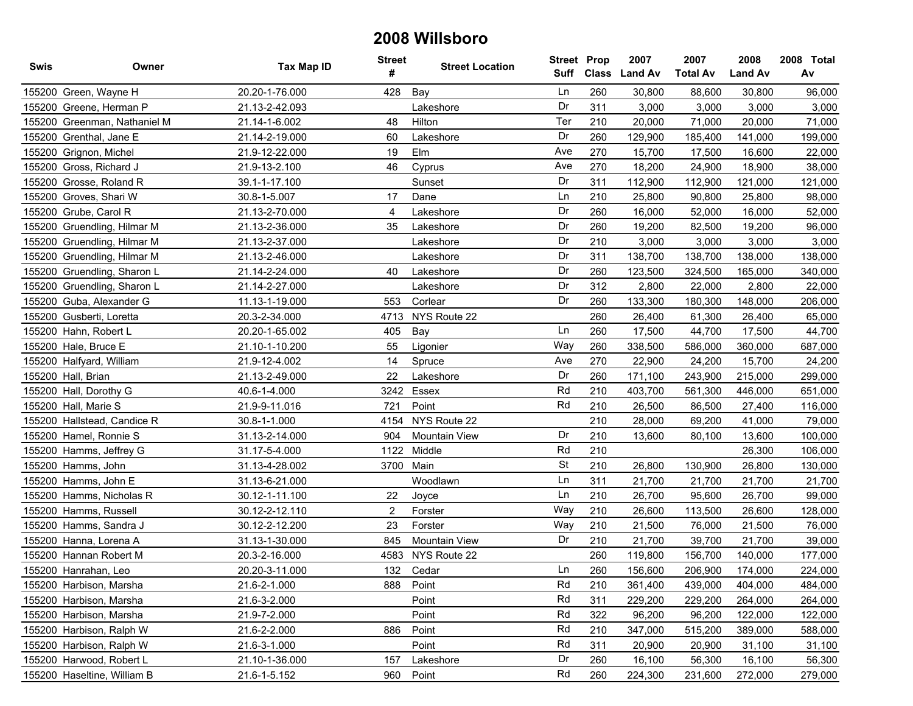# 2008 Willsboro

| Swis | Owner | Tax Map ID | Street # | Street Location | Street Suff | Prop Class | 2007 Land Av | 2007 Total Av | 2008 Land Av | 2008 Total Av |
|---|---|---|---|---|---|---|---|---|---|---|
| 155200 | Green, Wayne H | 20.20-1-76.000 | 428 | Bay | Ln | 260 | 30,800 | 88,600 | 30,800 | 96,000 |
| 155200 | Greene, Herman P | 21.13-2-42.093 | | Lakeshore | Dr | 311 | 3,000 | 3,000 | 3,000 | 3,000 |
| 155200 | Greenman, Nathaniel M | 21.14-1-6.002 | 48 | Hilton | Ter | 210 | 20,000 | 71,000 | 20,000 | 71,000 |
| 155200 | Grenthal, Jane E | 21.14-2-19.000 | 60 | Lakeshore | Dr | 260 | 129,900 | 185,400 | 141,000 | 199,000 |
| 155200 | Grignon, Michel | 21.9-12-22.000 | 19 | Elm | Ave | 270 | 15,700 | 17,500 | 16,600 | 22,000 |
| 155200 | Gross, Richard J | 21.9-13-2.100 | 46 | Cyprus | Ave | 270 | 18,200 | 24,900 | 18,900 | 38,000 |
| 155200 | Grosse, Roland R | 39.1-1-17.100 | | Sunset | Dr | 311 | 112,900 | 112,900 | 121,000 | 121,000 |
| 155200 | Groves, Shari W | 30.8-1-5.007 | 17 | Dane | Ln | 210 | 25,800 | 90,800 | 25,800 | 98,000 |
| 155200 | Grube, Carol R | 21.13-2-70.000 | 4 | Lakeshore | Dr | 260 | 16,000 | 52,000 | 16,000 | 52,000 |
| 155200 | Gruendling, Hilmar M | 21.13-2-36.000 | 35 | Lakeshore | Dr | 260 | 19,200 | 82,500 | 19,200 | 96,000 |
| 155200 | Gruendling, Hilmar M | 21.13-2-37.000 | | Lakeshore | Dr | 210 | 3,000 | 3,000 | 3,000 | 3,000 |
| 155200 | Gruendling, Hilmar M | 21.13-2-46.000 | | Lakeshore | Dr | 311 | 138,700 | 138,700 | 138,000 | 138,000 |
| 155200 | Gruendling, Sharon L | 21.14-2-24.000 | 40 | Lakeshore | Dr | 260 | 123,500 | 324,500 | 165,000 | 340,000 |
| 155200 | Gruendling, Sharon L | 21.14-2-27.000 | | Lakeshore | Dr | 312 | 2,800 | 22,000 | 2,800 | 22,000 |
| 155200 | Guba, Alexander G | 11.13-1-19.000 | 553 | Corlear | Dr | 260 | 133,300 | 180,300 | 148,000 | 206,000 |
| 155200 | Gusberti, Loretta | 20.3-2-34.000 | 4713 | NYS Route 22 | | 260 | 26,400 | 61,300 | 26,400 | 65,000 |
| 155200 | Hahn, Robert L | 20.20-1-65.002 | 405 | Bay | Ln | 260 | 17,500 | 44,700 | 17,500 | 44,700 |
| 155200 | Hale, Bruce E | 21.10-1-10.200 | 55 | Ligonier | Way | 260 | 338,500 | 586,000 | 360,000 | 687,000 |
| 155200 | Halfyard, William | 21.9-12-4.002 | 14 | Spruce | Ave | 270 | 22,900 | 24,200 | 15,700 | 24,200 |
| 155200 | Hall, Brian | 21.13-2-49.000 | 22 | Lakeshore | Dr | 260 | 171,100 | 243,900 | 215,000 | 299,000 |
| 155200 | Hall, Dorothy G | 40.6-1-4.000 | 3242 | Essex | Rd | 210 | 403,700 | 561,300 | 446,000 | 651,000 |
| 155200 | Hall, Marie S | 21.9-9-11.016 | 721 | Point | Rd | 210 | 26,500 | 86,500 | 27,400 | 116,000 |
| 155200 | Hallstead, Candice R | 30.8-1-1.000 | 4154 | NYS Route 22 | | 210 | 28,000 | 69,200 | 41,000 | 79,000 |
| 155200 | Hamel, Ronnie S | 31.13-2-14.000 | 904 | Mountain View | Dr | 210 | 13,600 | 80,100 | 13,600 | 100,000 |
| 155200 | Hamms, Jeffrey G | 31.17-5-4.000 | 1122 | Middle | Rd | 210 | | | 26,300 | 106,000 |
| 155200 | Hamms, John | 31.13-4-28.002 | 3700 | Main | St | 210 | 26,800 | 130,900 | 26,800 | 130,000 |
| 155200 | Hamms, John E | 31.13-6-21.000 | | Woodlawn | Ln | 311 | 21,700 | 21,700 | 21,700 | 21,700 |
| 155200 | Hamms, Nicholas R | 30.12-1-11.100 | 22 | Joyce | Ln | 210 | 26,700 | 95,600 | 26,700 | 99,000 |
| 155200 | Hamms, Russell | 30.12-2-12.110 | 2 | Forster | Way | 210 | 26,600 | 113,500 | 26,600 | 128,000 |
| 155200 | Hamms, Sandra J | 30.12-2-12.200 | 23 | Forster | Way | 210 | 21,500 | 76,000 | 21,500 | 76,000 |
| 155200 | Hanna, Lorena A | 31.13-1-30.000 | 845 | Mountain View | Dr | 210 | 21,700 | 39,700 | 21,700 | 39,000 |
| 155200 | Hannan Robert M | 20.3-2-16.000 | 4583 | NYS Route 22 | | 260 | 119,800 | 156,700 | 140,000 | 177,000 |
| 155200 | Hanrahan, Leo | 20.20-3-11.000 | 132 | Cedar | Ln | 260 | 156,600 | 206,900 | 174,000 | 224,000 |
| 155200 | Harbison, Marsha | 21.6-2-1.000 | 888 | Point | Rd | 210 | 361,400 | 439,000 | 404,000 | 484,000 |
| 155200 | Harbison, Marsha | 21.6-3-2.000 | | Point | Rd | 311 | 229,200 | 229,200 | 264,000 | 264,000 |
| 155200 | Harbison, Marsha | 21.9-7-2.000 | | Point | Rd | 322 | 96,200 | 96,200 | 122,000 | 122,000 |
| 155200 | Harbison, Ralph W | 21.6-2-2.000 | 886 | Point | Rd | 210 | 347,000 | 515,200 | 389,000 | 588,000 |
| 155200 | Harbison, Ralph W | 21.6-3-1.000 | | Point | Rd | 311 | 20,900 | 20,900 | 31,100 | 31,100 |
| 155200 | Harwood, Robert L | 21.10-1-36.000 | 157 | Lakeshore | Dr | 260 | 16,100 | 56,300 | 16,100 | 56,300 |
| 155200 | Haseltine, William B | 21.6-1-5.152 | 960 | Point | Rd | 260 | 224,300 | 231,600 | 272,000 | 279,000 |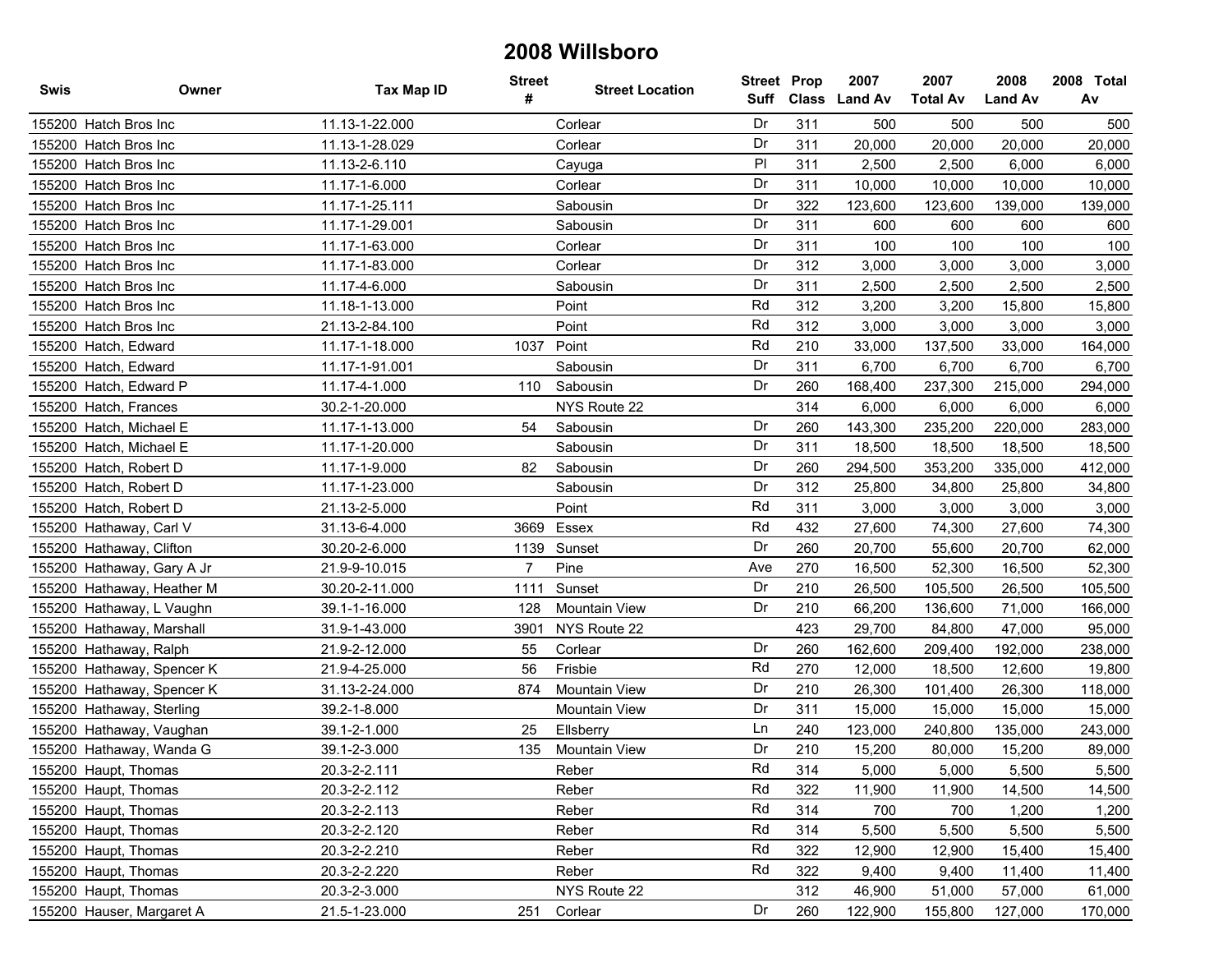# 2008 Willsboro

| Swis | Owner | Tax Map ID | Street # | Street Location | Street Suff | Prop Class | 2007 Land Av | 2007 Total Av | 2008 Land Av | 2008 Total Av |
|---|---|---|---|---|---|---|---|---|---|---|
| 155200 | Hatch Bros Inc | 11.13-1-22.000 | | Corlear | Dr | 311 | 500 | 500 | 500 | 500 |
| 155200 | Hatch Bros Inc | 11.13-1-28.029 | | Corlear | Dr | 311 | 20,000 | 20,000 | 20,000 | 20,000 |
| 155200 | Hatch Bros Inc | 11.13-2-6.110 | | Cayuga | Pl | 311 | 2,500 | 2,500 | 6,000 | 6,000 |
| 155200 | Hatch Bros Inc | 11.17-1-6.000 | | Corlear | Dr | 311 | 10,000 | 10,000 | 10,000 | 10,000 |
| 155200 | Hatch Bros Inc | 11.17-1-25.111 | | Sabousin | Dr | 322 | 123,600 | 123,600 | 139,000 | 139,000 |
| 155200 | Hatch Bros Inc | 11.17-1-29.001 | | Sabousin | Dr | 311 | 600 | 600 | 600 | 600 |
| 155200 | Hatch Bros Inc | 11.17-1-63.000 | | Corlear | Dr | 311 | 100 | 100 | 100 | 100 |
| 155200 | Hatch Bros Inc | 11.17-1-83.000 | | Corlear | Dr | 312 | 3,000 | 3,000 | 3,000 | 3,000 |
| 155200 | Hatch Bros Inc | 11.17-4-6.000 | | Sabousin | Dr | 311 | 2,500 | 2,500 | 2,500 | 2,500 |
| 155200 | Hatch Bros Inc | 11.18-1-13.000 | | Point | Rd | 312 | 3,200 | 3,200 | 15,800 | 15,800 |
| 155200 | Hatch Bros Inc | 21.13-2-84.100 | | Point | Rd | 312 | 3,000 | 3,000 | 3,000 | 3,000 |
| 155200 | Hatch, Edward | 11.17-1-18.000 | 1037 | Point | Rd | 210 | 33,000 | 137,500 | 33,000 | 164,000 |
| 155200 | Hatch, Edward | 11.17-1-91.001 | | Sabousin | Dr | 311 | 6,700 | 6,700 | 6,700 | 6,700 |
| 155200 | Hatch, Edward P | 11.17-4-1.000 | 110 | Sabousin | Dr | 260 | 168,400 | 237,300 | 215,000 | 294,000 |
| 155200 | Hatch, Frances | 30.2-1-20.000 | | NYS Route 22 | | 314 | 6,000 | 6,000 | 6,000 | 6,000 |
| 155200 | Hatch, Michael E | 11.17-1-13.000 | 54 | Sabousin | Dr | 260 | 143,300 | 235,200 | 220,000 | 283,000 |
| 155200 | Hatch, Michael E | 11.17-1-20.000 | | Sabousin | Dr | 311 | 18,500 | 18,500 | 18,500 | 18,500 |
| 155200 | Hatch, Robert D | 11.17-1-9.000 | 82 | Sabousin | Dr | 260 | 294,500 | 353,200 | 335,000 | 412,000 |
| 155200 | Hatch, Robert D | 11.17-1-23.000 | | Sabousin | Dr | 312 | 25,800 | 34,800 | 25,800 | 34,800 |
| 155200 | Hatch, Robert D | 21.13-2-5.000 | | Point | Rd | 311 | 3,000 | 3,000 | 3,000 | 3,000 |
| 155200 | Hathaway, Carl V | 31.13-6-4.000 | 3669 | Essex | Rd | 432 | 27,600 | 74,300 | 27,600 | 74,300 |
| 155200 | Hathaway, Clifton | 30.20-2-6.000 | 1139 | Sunset | Dr | 260 | 20,700 | 55,600 | 20,700 | 62,000 |
| 155200 | Hathaway, Gary A Jr | 21.9-9-10.015 | 7 | Pine | Ave | 270 | 16,500 | 52,300 | 16,500 | 52,300 |
| 155200 | Hathaway, Heather M | 30.20-2-11.000 | 1111 | Sunset | Dr | 210 | 26,500 | 105,500 | 26,500 | 105,500 |
| 155200 | Hathaway, L Vaughn | 39.1-1-16.000 | 128 | Mountain View | Dr | 210 | 66,200 | 136,600 | 71,000 | 166,000 |
| 155200 | Hathaway, Marshall | 31.9-1-43.000 | 3901 | NYS Route 22 | | 423 | 29,700 | 84,800 | 47,000 | 95,000 |
| 155200 | Hathaway, Ralph | 21.9-2-12.000 | 55 | Corlear | Dr | 260 | 162,600 | 209,400 | 192,000 | 238,000 |
| 155200 | Hathaway, Spencer K | 21.9-4-25.000 | 56 | Frisbie | Rd | 270 | 12,000 | 18,500 | 12,600 | 19,800 |
| 155200 | Hathaway, Spencer K | 31.13-2-24.000 | 874 | Mountain View | Dr | 210 | 26,300 | 101,400 | 26,300 | 118,000 |
| 155200 | Hathaway, Sterling | 39.2-1-8.000 | | Mountain View | Dr | 311 | 15,000 | 15,000 | 15,000 | 15,000 |
| 155200 | Hathaway, Vaughan | 39.1-2-1.000 | 25 | Ellsberry | Ln | 240 | 123,000 | 240,800 | 135,000 | 243,000 |
| 155200 | Hathaway, Wanda G | 39.1-2-3.000 | 135 | Mountain View | Dr | 210 | 15,200 | 80,000 | 15,200 | 89,000 |
| 155200 | Haupt, Thomas | 20.3-2-2.111 | | Reber | Rd | 314 | 5,000 | 5,000 | 5,500 | 5,500 |
| 155200 | Haupt, Thomas | 20.3-2-2.112 | | Reber | Rd | 322 | 11,900 | 11,900 | 14,500 | 14,500 |
| 155200 | Haupt, Thomas | 20.3-2-2.113 | | Reber | Rd | 314 | 700 | 700 | 1,200 | 1,200 |
| 155200 | Haupt, Thomas | 20.3-2-2.120 | | Reber | Rd | 314 | 5,500 | 5,500 | 5,500 | 5,500 |
| 155200 | Haupt, Thomas | 20.3-2-2.210 | | Reber | Rd | 322 | 12,900 | 12,900 | 15,400 | 15,400 |
| 155200 | Haupt, Thomas | 20.3-2-2.220 | | Reber | Rd | 322 | 9,400 | 9,400 | 11,400 | 11,400 |
| 155200 | Haupt, Thomas | 20.3-2-3.000 | | NYS Route 22 | | 312 | 46,900 | 51,000 | 57,000 | 61,000 |
| 155200 | Hauser, Margaret A | 21.5-1-23.000 | 251 | Corlear | Dr | 260 | 122,900 | 155,800 | 127,000 | 170,000 |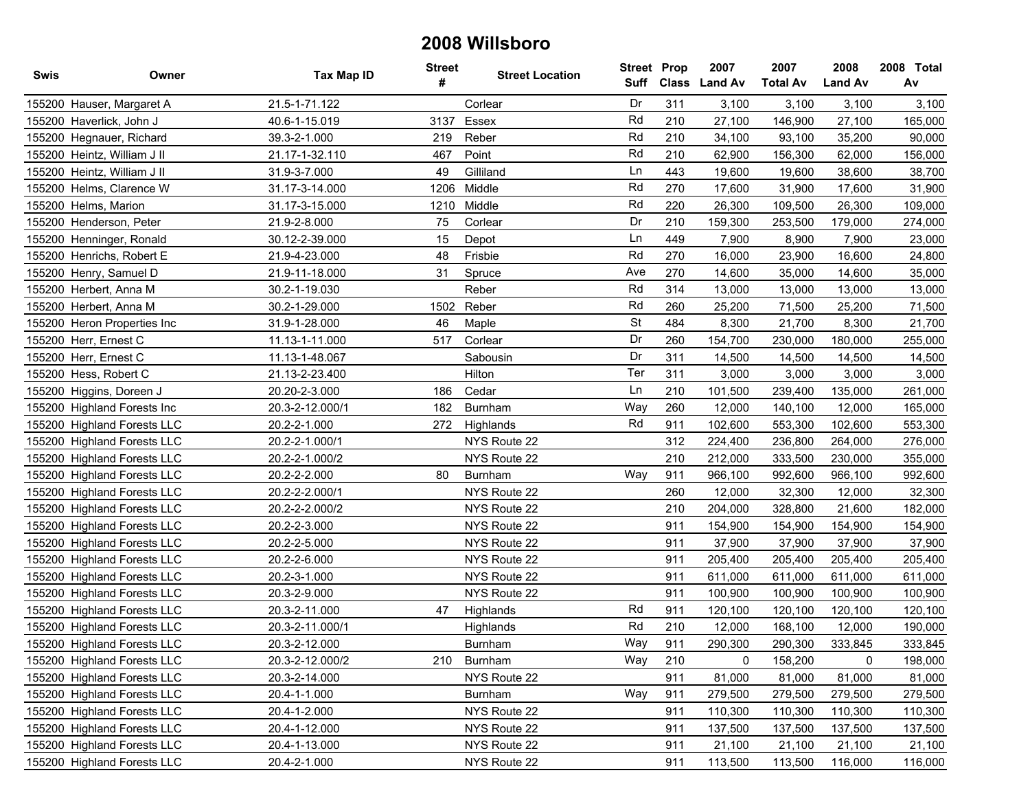# 2008 Willsboro

| Swis | Owner | Tax Map ID | Street # | Street Location | Street Suff | Prop Class | 2007 Land Av | 2007 Total Av | 2008 Land Av | 2008 Total Av |
|---|---|---|---|---|---|---|---|---|---|---|
| 155200 | Hauser, Margaret A | 21.5-1-71.122 | | Corlear | Dr | 311 | 3,100 | 3,100 | 3,100 | 3,100 |
| 155200 | Haverlick, John J | 40.6-1-15.019 | 3137 | Essex | Rd | 210 | 27,100 | 146,900 | 27,100 | 165,000 |
| 155200 | Hegnauer, Richard | 39.3-2-1.000 | 219 | Reber | Rd | 210 | 34,100 | 93,100 | 35,200 | 90,000 |
| 155200 | Heintz, William J II | 21.17-1-32.110 | 467 | Point | Rd | 210 | 62,900 | 156,300 | 62,000 | 156,000 |
| 155200 | Heintz, William J II | 31.9-3-7.000 | 49 | Gilliland | Ln | 443 | 19,600 | 19,600 | 38,600 | 38,700 |
| 155200 | Helms, Clarence W | 31.17-3-14.000 | 1206 | Middle | Rd | 270 | 17,600 | 31,900 | 17,600 | 31,900 |
| 155200 | Helms, Marion | 31.17-3-15.000 | 1210 | Middle | Rd | 220 | 26,300 | 109,500 | 26,300 | 109,000 |
| 155200 | Henderson, Peter | 21.9-2-8.000 | 75 | Corlear | Dr | 210 | 159,300 | 253,500 | 179,000 | 274,000 |
| 155200 | Henninger, Ronald | 30.12-2-39.000 | 15 | Depot | Ln | 449 | 7,900 | 8,900 | 7,900 | 23,000 |
| 155200 | Henrichs, Robert E | 21.9-4-23.000 | 48 | Frisbie | Rd | 270 | 16,000 | 23,900 | 16,600 | 24,800 |
| 155200 | Henry, Samuel D | 21.9-11-18.000 | 31 | Spruce | Ave | 270 | 14,600 | 35,000 | 14,600 | 35,000 |
| 155200 | Herbert, Anna M | 30.2-1-19.030 | | Reber | Rd | 314 | 13,000 | 13,000 | 13,000 | 13,000 |
| 155200 | Herbert, Anna M | 30.2-1-29.000 | 1502 | Reber | Rd | 260 | 25,200 | 71,500 | 25,200 | 71,500 |
| 155200 | Heron Properties Inc | 31.9-1-28.000 | 46 | Maple | St | 484 | 8,300 | 21,700 | 8,300 | 21,700 |
| 155200 | Herr, Ernest C | 11.13-1-11.000 | 517 | Corlear | Dr | 260 | 154,700 | 230,000 | 180,000 | 255,000 |
| 155200 | Herr, Ernest C | 11.13-1-48.067 | | Sabousin | Dr | 311 | 14,500 | 14,500 | 14,500 | 14,500 |
| 155200 | Hess, Robert C | 21.13-2-23.400 | | Hilton | Ter | 311 | 3,000 | 3,000 | 3,000 | 3,000 |
| 155200 | Higgins, Doreen J | 20.20-2-3.000 | 186 | Cedar | Ln | 210 | 101,500 | 239,400 | 135,000 | 261,000 |
| 155200 | Highland Forests Inc | 20.3-2-12.000/1 | 182 | Burnham | Way | 260 | 12,000 | 140,100 | 12,000 | 165,000 |
| 155200 | Highland Forests LLC | 20.2-2-1.000 | 272 | Highlands | Rd | 911 | 102,600 | 553,300 | 102,600 | 553,300 |
| 155200 | Highland Forests LLC | 20.2-2-1.000/1 | | NYS Route 22 | | 312 | 224,400 | 236,800 | 264,000 | 276,000 |
| 155200 | Highland Forests LLC | 20.2-2-1.000/2 | | NYS Route 22 | | 210 | 212,000 | 333,500 | 230,000 | 355,000 |
| 155200 | Highland Forests LLC | 20.2-2-2.000 | 80 | Burnham | Way | 911 | 966,100 | 992,600 | 966,100 | 992,600 |
| 155200 | Highland Forests LLC | 20.2-2-2.000/1 | | NYS Route 22 | | 260 | 12,000 | 32,300 | 12,000 | 32,300 |
| 155200 | Highland Forests LLC | 20.2-2-2.000/2 | | NYS Route 22 | | 210 | 204,000 | 328,800 | 21,600 | 182,000 |
| 155200 | Highland Forests LLC | 20.2-2-3.000 | | NYS Route 22 | | 911 | 154,900 | 154,900 | 154,900 | 154,900 |
| 155200 | Highland Forests LLC | 20.2-2-5.000 | | NYS Route 22 | | 911 | 37,900 | 37,900 | 37,900 | 37,900 |
| 155200 | Highland Forests LLC | 20.2-2-6.000 | | NYS Route 22 | | 911 | 205,400 | 205,400 | 205,400 | 205,400 |
| 155200 | Highland Forests LLC | 20.2-3-1.000 | | NYS Route 22 | | 911 | 611,000 | 611,000 | 611,000 | 611,000 |
| 155200 | Highland Forests LLC | 20.3-2-9.000 | | NYS Route 22 | | 911 | 100,900 | 100,900 | 100,900 | 100,900 |
| 155200 | Highland Forests LLC | 20.3-2-11.000 | 47 | Highlands | Rd | 911 | 120,100 | 120,100 | 120,100 | 120,100 |
| 155200 | Highland Forests LLC | 20.3-2-11.000/1 | | Highlands | Rd | 210 | 12,000 | 168,100 | 12,000 | 190,000 |
| 155200 | Highland Forests LLC | 20.3-2-12.000 | | Burnham | Way | 911 | 290,300 | 290,300 | 333,845 | 333,845 |
| 155200 | Highland Forests LLC | 20.3-2-12.000/2 | 210 | Burnham | Way | 210 | 0 | 158,200 | 0 | 198,000 |
| 155200 | Highland Forests LLC | 20.3-2-14.000 | | NYS Route 22 | | 911 | 81,000 | 81,000 | 81,000 | 81,000 |
| 155200 | Highland Forests LLC | 20.4-1-1.000 | | Burnham | Way | 911 | 279,500 | 279,500 | 279,500 | 279,500 |
| 155200 | Highland Forests LLC | 20.4-1-2.000 | | NYS Route 22 | | 911 | 110,300 | 110,300 | 110,300 | 110,300 |
| 155200 | Highland Forests LLC | 20.4-1-12.000 | | NYS Route 22 | | 911 | 137,500 | 137,500 | 137,500 | 137,500 |
| 155200 | Highland Forests LLC | 20.4-1-13.000 | | NYS Route 22 | | 911 | 21,100 | 21,100 | 21,100 | 21,100 |
| 155200 | Highland Forests LLC | 20.4-2-1.000 | | NYS Route 22 | | 911 | 113,500 | 113,500 | 116,000 | 116,000 |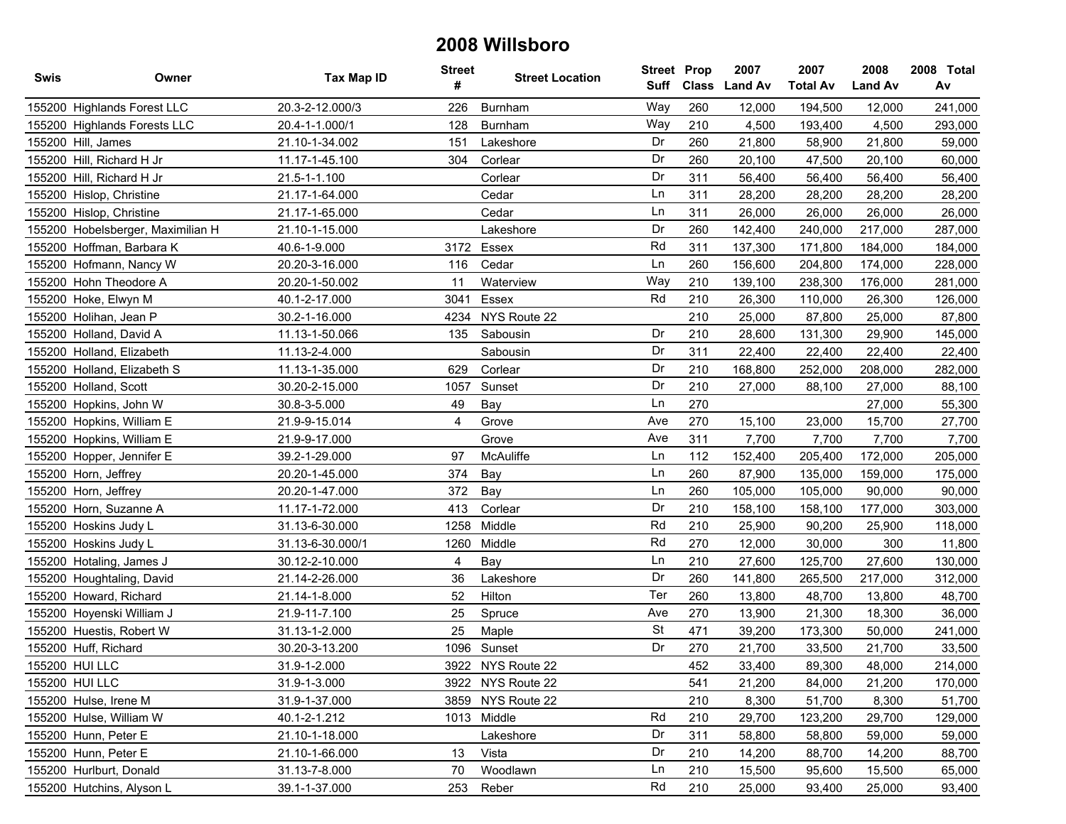# 2008 Willsboro

| Swis | Owner | Tax Map ID | Street # | Street Location | Street Suff | Prop Class | 2007 Land Av | 2007 Total Av | 2008 Land Av | 2008 Total Av |
|---|---|---|---|---|---|---|---|---|---|---|
| 155200 | Highlands Forest LLC | 20.3-2-12.000/3 | 226 | Burnham | Way | 260 | 12,000 | 194,500 | 12,000 | 241,000 |
| 155200 | Highlands Forests LLC | 20.4-1-1.000/1 | 128 | Burnham | Way | 210 | 4,500 | 193,400 | 4,500 | 293,000 |
| 155200 | Hill, James | 21.10-1-34.002 | 151 | Lakeshore | Dr | 260 | 21,800 | 58,900 | 21,800 | 59,000 |
| 155200 | Hill, Richard H Jr | 11.17-1-45.100 | 304 | Corlear | Dr | 260 | 20,100 | 47,500 | 20,100 | 60,000 |
| 155200 | Hill, Richard H Jr | 21.5-1-1.100 | | Corlear | Dr | 311 | 56,400 | 56,400 | 56,400 | 56,400 |
| 155200 | Hislop, Christine | 21.17-1-64.000 | | Cedar | Ln | 311 | 28,200 | 28,200 | 28,200 | 28,200 |
| 155200 | Hislop, Christine | 21.17-1-65.000 | | Cedar | Ln | 311 | 26,000 | 26,000 | 26,000 | 26,000 |
| 155200 | Hobelsberger, Maximilian H | 21.10-1-15.000 | | Lakeshore | Dr | 260 | 142,400 | 240,000 | 217,000 | 287,000 |
| 155200 | Hoffman, Barbara K | 40.6-1-9.000 | 3172 | Essex | Rd | 311 | 137,300 | 171,800 | 184,000 | 184,000 |
| 155200 | Hofmann, Nancy W | 20.20-3-16.000 | 116 | Cedar | Ln | 260 | 156,600 | 204,800 | 174,000 | 228,000 |
| 155200 | Hohn Theodore A | 20.20-1-50.002 | 11 | Waterview | Way | 210 | 139,100 | 238,300 | 176,000 | 281,000 |
| 155200 | Hoke, Elwyn M | 40.1-2-17.000 | 3041 | Essex | Rd | 210 | 26,300 | 110,000 | 26,300 | 126,000 |
| 155200 | Holihan, Jean P | 30.2-1-16.000 | 4234 | NYS Route 22 | | 210 | 25,000 | 87,800 | 25,000 | 87,800 |
| 155200 | Holland, David A | 11.13-1-50.066 | 135 | Sabousin | Dr | 210 | 28,600 | 131,300 | 29,900 | 145,000 |
| 155200 | Holland, Elizabeth | 11.13-2-4.000 | | Sabousin | Dr | 311 | 22,400 | 22,400 | 22,400 | 22,400 |
| 155200 | Holland, Elizabeth S | 11.13-1-35.000 | 629 | Corlear | Dr | 210 | 168,800 | 252,000 | 208,000 | 282,000 |
| 155200 | Holland, Scott | 30.20-2-15.000 | 1057 | Sunset | Dr | 210 | 27,000 | 88,100 | 27,000 | 88,100 |
| 155200 | Hopkins, John W | 30.8-3-5.000 | 49 | Bay | Ln | 270 | | | 27,000 | 55,300 |
| 155200 | Hopkins, William E | 21.9-9-15.014 | 4 | Grove | Ave | 270 | 15,100 | 23,000 | 15,700 | 27,700 |
| 155200 | Hopkins, William E | 21.9-9-17.000 | | Grove | Ave | 311 | 7,700 | 7,700 | 7,700 | 7,700 |
| 155200 | Hopper, Jennifer E | 39.2-1-29.000 | 97 | McAuliffe | Ln | 112 | 152,400 | 205,400 | 172,000 | 205,000 |
| 155200 | Horn, Jeffrey | 20.20-1-45.000 | 374 | Bay | Ln | 260 | 87,900 | 135,000 | 159,000 | 175,000 |
| 155200 | Horn, Jeffrey | 20.20-1-47.000 | 372 | Bay | Ln | 260 | 105,000 | 105,000 | 90,000 | 90,000 |
| 155200 | Horn, Suzanne A | 11.17-1-72.000 | 413 | Corlear | Dr | 210 | 158,100 | 158,100 | 177,000 | 303,000 |
| 155200 | Hoskins Judy L | 31.13-6-30.000 | 1258 | Middle | Rd | 210 | 25,900 | 90,200 | 25,900 | 118,000 |
| 155200 | Hoskins Judy L | 31.13-6-30.000/1 | 1260 | Middle | Rd | 270 | 12,000 | 30,000 | 300 | 11,800 |
| 155200 | Hotaling, James J | 30.12-2-10.000 | 4 | Bay | Ln | 210 | 27,600 | 125,700 | 27,600 | 130,000 |
| 155200 | Houghtaling, David | 21.14-2-26.000 | 36 | Lakeshore | Dr | 260 | 141,800 | 265,500 | 217,000 | 312,000 |
| 155200 | Howard, Richard | 21.14-1-8.000 | 52 | Hilton | Ter | 260 | 13,800 | 48,700 | 13,800 | 48,700 |
| 155200 | Hoyenski William J | 21.9-11-7.100 | 25 | Spruce | Ave | 270 | 13,900 | 21,300 | 18,300 | 36,000 |
| 155200 | Huestis, Robert W | 31.13-1-2.000 | 25 | Maple | St | 471 | 39,200 | 173,300 | 50,000 | 241,000 |
| 155200 | Huff, Richard | 30.20-3-13.200 | 1096 | Sunset | Dr | 270 | 21,700 | 33,500 | 21,700 | 33,500 |
| 155200 | HUI LLC | 31.9-1-2.000 | 3922 | NYS Route 22 | | 452 | 33,400 | 89,300 | 48,000 | 214,000 |
| 155200 | HUI LLC | 31.9-1-3.000 | 3922 | NYS Route 22 | | 541 | 21,200 | 84,000 | 21,200 | 170,000 |
| 155200 | Hulse, Irene M | 31.9-1-37.000 | 3859 | NYS Route 22 | | 210 | 8,300 | 51,700 | 8,300 | 51,700 |
| 155200 | Hulse, William W | 40.1-2-1.212 | 1013 | Middle | Rd | 210 | 29,700 | 123,200 | 29,700 | 129,000 |
| 155200 | Hunn, Peter E | 21.10-1-18.000 | | Lakeshore | Dr | 311 | 58,800 | 58,800 | 59,000 | 59,000 |
| 155200 | Hunn, Peter E | 21.10-1-66.000 | 13 | Vista | Dr | 210 | 14,200 | 88,700 | 14,200 | 88,700 |
| 155200 | Hurlburt, Donald | 31.13-7-8.000 | 70 | Woodlawn | Ln | 210 | 15,500 | 95,600 | 15,500 | 65,000 |
| 155200 | Hutchins, Alyson L | 39.1-1-37.000 | 253 | Reber | Rd | 210 | 25,000 | 93,400 | 25,000 | 93,400 |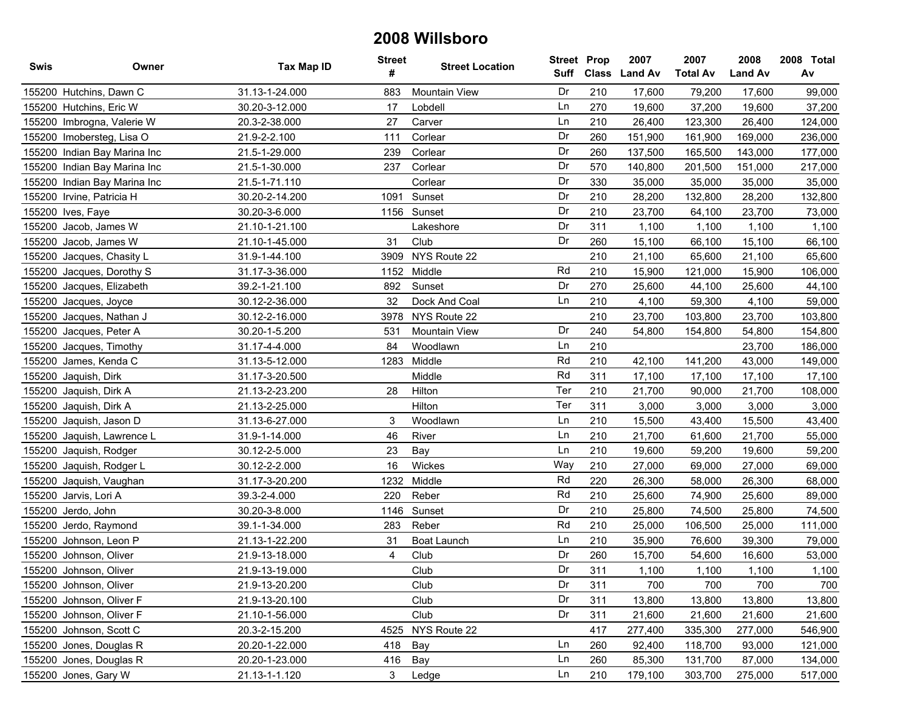# 2008 Willsboro

| Swis | Owner | Tax Map ID | Street # | Street Location | Street Suff | Prop Class | 2007 Land Av | 2007 Total Av | 2008 Land Av | 2008 Total Av |
|---|---|---|---|---|---|---|---|---|---|---|
| 155200 | Hutchins, Dawn C | 31.13-1-24.000 | 883 | Mountain View | Dr | 210 | 17,600 | 79,200 | 17,600 | 99,000 |
| 155200 | Hutchins, Eric W | 30.20-3-12.000 | 17 | Lobdell | Ln | 270 | 19,600 | 37,200 | 19,600 | 37,200 |
| 155200 | Imbrogna, Valerie W | 20.3-2-38.000 | 27 | Carver | Ln | 210 | 26,400 | 123,300 | 26,400 | 124,000 |
| 155200 | Imobersteg, Lisa O | 21.9-2-2.100 | 111 | Corlear | Dr | 260 | 151,900 | 161,900 | 169,000 | 236,000 |
| 155200 | Indian Bay Marina Inc | 21.5-1-29.000 | 239 | Corlear | Dr | 260 | 137,500 | 165,500 | 143,000 | 177,000 |
| 155200 | Indian Bay Marina Inc | 21.5-1-30.000 | 237 | Corlear | Dr | 570 | 140,800 | 201,500 | 151,000 | 217,000 |
| 155200 | Indian Bay Marina Inc | 21.5-1-71.110 | | Corlear | Dr | 330 | 35,000 | 35,000 | 35,000 | 35,000 |
| 155200 | Irvine, Patricia H | 30.20-2-14.200 | 1091 | Sunset | Dr | 210 | 28,200 | 132,800 | 28,200 | 132,800 |
| 155200 | Ives, Faye | 30.20-3-6.000 | 1156 | Sunset | Dr | 210 | 23,700 | 64,100 | 23,700 | 73,000 |
| 155200 | Jacob, James W | 21.10-1-21.100 | | Lakeshore | Dr | 311 | 1,100 | 1,100 | 1,100 | 1,100 |
| 155200 | Jacob, James W | 21.10-1-45.000 | 31 | Club | Dr | 260 | 15,100 | 66,100 | 15,100 | 66,100 |
| 155200 | Jacques, Chasity L | 31.9-1-44.100 | 3909 | NYS Route 22 | | 210 | 21,100 | 65,600 | 21,100 | 65,600 |
| 155200 | Jacques, Dorothy S | 31.17-3-36.000 | 1152 | Middle | Rd | 210 | 15,900 | 121,000 | 15,900 | 106,000 |
| 155200 | Jacques, Elizabeth | 39.2-1-21.100 | 892 | Sunset | Dr | 270 | 25,600 | 44,100 | 25,600 | 44,100 |
| 155200 | Jacques, Joyce | 30.12-2-36.000 | 32 | Dock And Coal | Ln | 210 | 4,100 | 59,300 | 4,100 | 59,000 |
| 155200 | Jacques, Nathan J | 30.12-2-16.000 | 3978 | NYS Route 22 | | 210 | 23,700 | 103,800 | 23,700 | 103,800 |
| 155200 | Jacques, Peter A | 30.20-1-5.200 | 531 | Mountain View | Dr | 240 | 54,800 | 154,800 | 54,800 | 154,800 |
| 155200 | Jacques, Timothy | 31.17-4-4.000 | 84 | Woodlawn | Ln | 210 | | | 23,700 | 186,000 |
| 155200 | James, Kenda C | 31.13-5-12.000 | 1283 | Middle | Rd | 210 | 42,100 | 141,200 | 43,000 | 149,000 |
| 155200 | Jaquish, Dirk | 31.17-3-20.500 | | Middle | Rd | 311 | 17,100 | 17,100 | 17,100 | 17,100 |
| 155200 | Jaquish, Dirk A | 21.13-2-23.200 | 28 | Hilton | Ter | 210 | 21,700 | 90,000 | 21,700 | 108,000 |
| 155200 | Jaquish, Dirk A | 21.13-2-25.000 | | Hilton | Ter | 311 | 3,000 | 3,000 | 3,000 | 3,000 |
| 155200 | Jaquish, Jason D | 31.13-6-27.000 | 3 | Woodlawn | Ln | 210 | 15,500 | 43,400 | 15,500 | 43,400 |
| 155200 | Jaquish, Lawrence L | 31.9-1-14.000 | 46 | River | Ln | 210 | 21,700 | 61,600 | 21,700 | 55,000 |
| 155200 | Jaquish, Rodger | 30.12-2-5.000 | 23 | Bay | Ln | 210 | 19,600 | 59,200 | 19,600 | 59,200 |
| 155200 | Jaquish, Rodger L | 30.12-2-2.000 | 16 | Wickes | Way | 210 | 27,000 | 69,000 | 27,000 | 69,000 |
| 155200 | Jaquish, Vaughan | 31.17-3-20.200 | 1232 | Middle | Rd | 220 | 26,300 | 58,000 | 26,300 | 68,000 |
| 155200 | Jarvis, Lori A | 39.3-2-4.000 | 220 | Reber | Rd | 210 | 25,600 | 74,900 | 25,600 | 89,000 |
| 155200 | Jerdo, John | 30.20-3-8.000 | 1146 | Sunset | Dr | 210 | 25,800 | 74,500 | 25,800 | 74,500 |
| 155200 | Jerdo, Raymond | 39.1-1-34.000 | 283 | Reber | Rd | 210 | 25,000 | 106,500 | 25,000 | 111,000 |
| 155200 | Johnson, Leon P | 21.13-1-22.200 | 31 | Boat Launch | Ln | 210 | 35,900 | 76,600 | 39,300 | 79,000 |
| 155200 | Johnson, Oliver | 21.9-13-18.000 | 4 | Club | Dr | 260 | 15,700 | 54,600 | 16,600 | 53,000 |
| 155200 | Johnson, Oliver | 21.9-13-19.000 | | Club | Dr | 311 | 1,100 | 1,100 | 1,100 | 1,100 |
| 155200 | Johnson, Oliver | 21.9-13-20.200 | | Club | Dr | 311 | 700 | 700 | 700 | 700 |
| 155200 | Johnson, Oliver F | 21.9-13-20.100 | | Club | Dr | 311 | 13,800 | 13,800 | 13,800 | 13,800 |
| 155200 | Johnson, Oliver F | 21.10-1-56.000 | | Club | Dr | 311 | 21,600 | 21,600 | 21,600 | 21,600 |
| 155200 | Johnson, Scott C | 20.3-2-15.200 | 4525 | NYS Route 22 | | 417 | 277,400 | 335,300 | 277,000 | 546,900 |
| 155200 | Jones, Douglas R | 20.20-1-22.000 | 418 | Bay | Ln | 260 | 92,400 | 118,700 | 93,000 | 121,000 |
| 155200 | Jones, Douglas R | 20.20-1-23.000 | 416 | Bay | Ln | 260 | 85,300 | 131,700 | 87,000 | 134,000 |
| 155200 | Jones, Gary W | 21.13-1-1.120 | 3 | Ledge | Ln | 210 | 179,100 | 303,700 | 275,000 | 517,000 |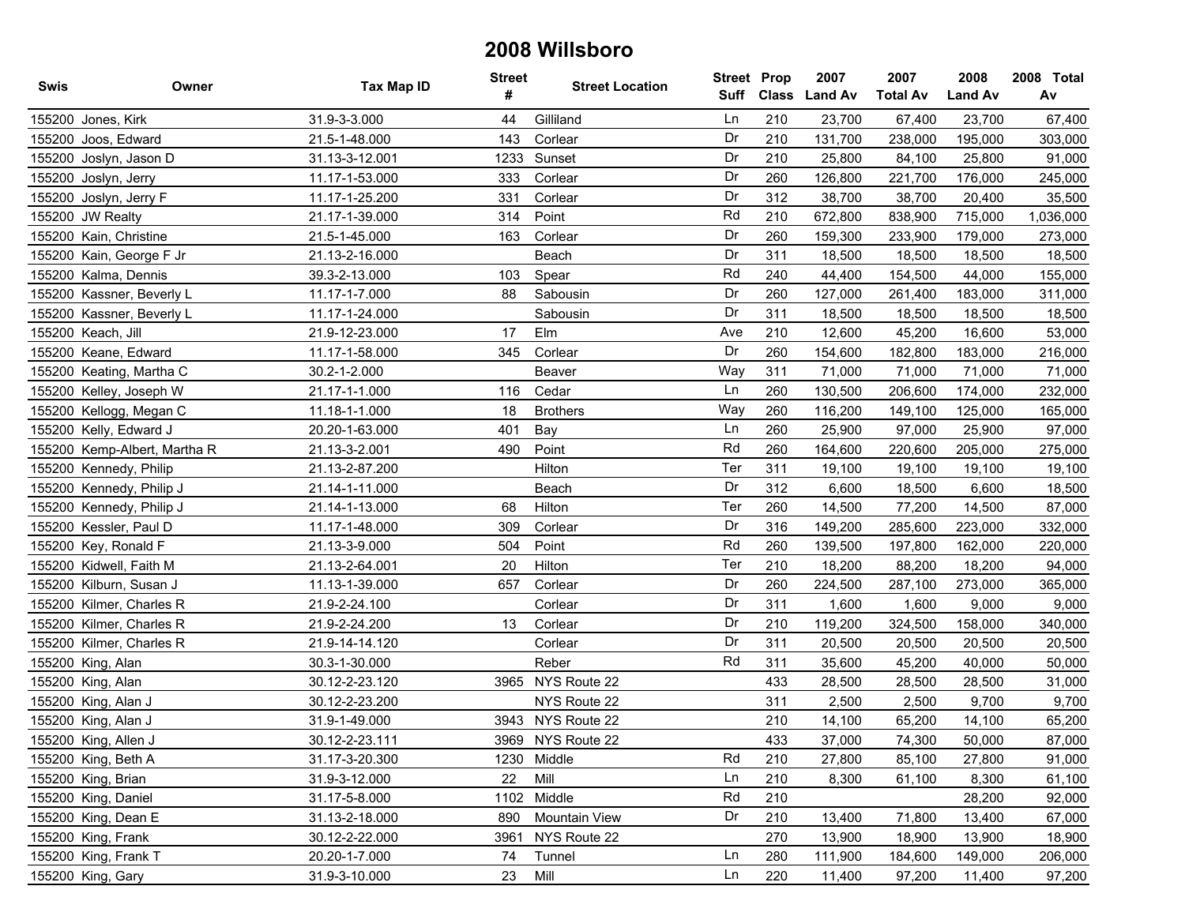# 2008 Willsboro

| Swis | Owner | Tax Map ID | Street # | Street Location | Street Suff | Prop Class | 2007 Land Av | 2007 Total Av | 2008 Land Av | 2008 Total Av |
|---|---|---|---|---|---|---|---|---|---|---|
| 155200 | Jones, Kirk | 31.9-3-3.000 | 44 | Gilliland | Ln | 210 | 23,700 | 67,400 | 23,700 | 67,400 |
| 155200 | Joos, Edward | 21.5-1-48.000 | 143 | Corlear | Dr | 210 | 131,700 | 238,000 | 195,000 | 303,000 |
| 155200 | Joslyn, Jason D | 31.13-3-12.001 | 1233 | Sunset | Dr | 210 | 25,800 | 84,100 | 25,800 | 91,000 |
| 155200 | Joslyn, Jerry | 11.17-1-53.000 | 333 | Corlear | Dr | 260 | 126,800 | 221,700 | 176,000 | 245,000 |
| 155200 | Joslyn, Jerry F | 11.17-1-25.200 | 331 | Corlear | Dr | 312 | 38,700 | 38,700 | 20,400 | 35,500 |
| 155200 | JW Realty | 21.17-1-39.000 | 314 | Point | Rd | 210 | 672,800 | 838,900 | 715,000 | 1,036,000 |
| 155200 | Kain, Christine | 21.5-1-45.000 | 163 | Corlear | Dr | 260 | 159,300 | 233,900 | 179,000 | 273,000 |
| 155200 | Kain, George F Jr | 21.13-2-16.000 | | Beach | Dr | 311 | 18,500 | 18,500 | 18,500 | 18,500 |
| 155200 | Kalma, Dennis | 39.3-2-13.000 | 103 | Spear | Rd | 240 | 44,400 | 154,500 | 44,000 | 155,000 |
| 155200 | Kassner, Beverly L | 11.17-1-7.000 | 88 | Sabousin | Dr | 260 | 127,000 | 261,400 | 183,000 | 311,000 |
| 155200 | Kassner, Beverly L | 11.17-1-24.000 | | Sabousin | Dr | 311 | 18,500 | 18,500 | 18,500 | 18,500 |
| 155200 | Keach, Jill | 21.9-12-23.000 | 17 | Elm | Ave | 210 | 12,600 | 45,200 | 16,600 | 53,000 |
| 155200 | Keane, Edward | 11.17-1-58.000 | 345 | Corlear | Dr | 260 | 154,600 | 182,800 | 183,000 | 216,000 |
| 155200 | Keating, Martha C | 30.2-1-2.000 | | Beaver | Way | 311 | 71,000 | 71,000 | 71,000 | 71,000 |
| 155200 | Kelley, Joseph W | 21.17-1-1.000 | 116 | Cedar | Ln | 260 | 130,500 | 206,600 | 174,000 | 232,000 |
| 155200 | Kellogg, Megan C | 11.18-1-1.000 | 18 | Brothers | Way | 260 | 116,200 | 149,100 | 125,000 | 165,000 |
| 155200 | Kelly, Edward J | 20.20-1-63.000 | 401 | Bay | Ln | 260 | 25,900 | 97,000 | 25,900 | 97,000 |
| 155200 | Kemp-Albert, Martha R | 21.13-3-2.001 | 490 | Point | Rd | 260 | 164,600 | 220,600 | 205,000 | 275,000 |
| 155200 | Kennedy, Philip | 21.13-2-87.200 | | Hilton | Ter | 311 | 19,100 | 19,100 | 19,100 | 19,100 |
| 155200 | Kennedy, Philip J | 21.14-1-11.000 | | Beach | Dr | 312 | 6,600 | 18,500 | 6,600 | 18,500 |
| 155200 | Kennedy, Philip J | 21.14-1-13.000 | 68 | Hilton | Ter | 260 | 14,500 | 77,200 | 14,500 | 87,000 |
| 155200 | Kessler, Paul D | 11.17-1-48.000 | 309 | Corlear | Dr | 316 | 149,200 | 285,600 | 223,000 | 332,000 |
| 155200 | Key, Ronald F | 21.13-3-9.000 | 504 | Point | Rd | 260 | 139,500 | 197,800 | 162,000 | 220,000 |
| 155200 | Kidwell, Faith M | 21.13-2-64.001 | 20 | Hilton | Ter | 210 | 18,200 | 88,200 | 18,200 | 94,000 |
| 155200 | Kilburn, Susan J | 11.13-1-39.000 | 657 | Corlear | Dr | 260 | 224,500 | 287,100 | 273,000 | 365,000 |
| 155200 | Kilmer, Charles R | 21.9-2-24.100 | | Corlear | Dr | 311 | 1,600 | 1,600 | 9,000 | 9,000 |
| 155200 | Kilmer, Charles R | 21.9-2-24.200 | 13 | Corlear | Dr | 210 | 119,200 | 324,500 | 158,000 | 340,000 |
| 155200 | Kilmer, Charles R | 21.9-14-14.120 | | Corlear | Dr | 311 | 20,500 | 20,500 | 20,500 | 20,500 |
| 155200 | King, Alan | 30.3-1-30.000 | | Reber | Rd | 311 | 35,600 | 45,200 | 40,000 | 50,000 |
| 155200 | King, Alan | 30.12-2-23.120 | 3965 | NYS Route 22 | | 433 | 28,500 | 28,500 | 28,500 | 31,000 |
| 155200 | King, Alan J | 30.12-2-23.200 | | NYS Route 22 | | 311 | 2,500 | 2,500 | 9,700 | 9,700 |
| 155200 | King, Alan J | 31.9-1-49.000 | 3943 | NYS Route 22 | | 210 | 14,100 | 65,200 | 14,100 | 65,200 |
| 155200 | King, Allen J | 30.12-2-23.111 | 3969 | NYS Route 22 | | 433 | 37,000 | 74,300 | 50,000 | 87,000 |
| 155200 | King, Beth A | 31.17-3-20.300 | 1230 | Middle | Rd | 210 | 27,800 | 85,100 | 27,800 | 91,000 |
| 155200 | King, Brian | 31.9-3-12.000 | 22 | Mill | Ln | 210 | 8,300 | 61,100 | 8,300 | 61,100 |
| 155200 | King, Daniel | 31.17-5-8.000 | 1102 | Middle | Rd | 210 | | | 28,200 | 92,000 |
| 155200 | King, Dean E | 31.13-2-18.000 | 890 | Mountain View | Dr | 210 | 13,400 | 71,800 | 13,400 | 67,000 |
| 155200 | King, Frank | 30.12-2-22.000 | 3961 | NYS Route 22 | | 270 | 13,900 | 18,900 | 13,900 | 18,900 |
| 155200 | King, Frank T | 20.20-1-7.000 | 74 | Tunnel | Ln | 280 | 111,900 | 184,600 | 149,000 | 206,000 |
| 155200 | King, Gary | 31.9-3-10.000 | 23 | Mill | Ln | 220 | 11,400 | 97,200 | 11,400 | 97,200 |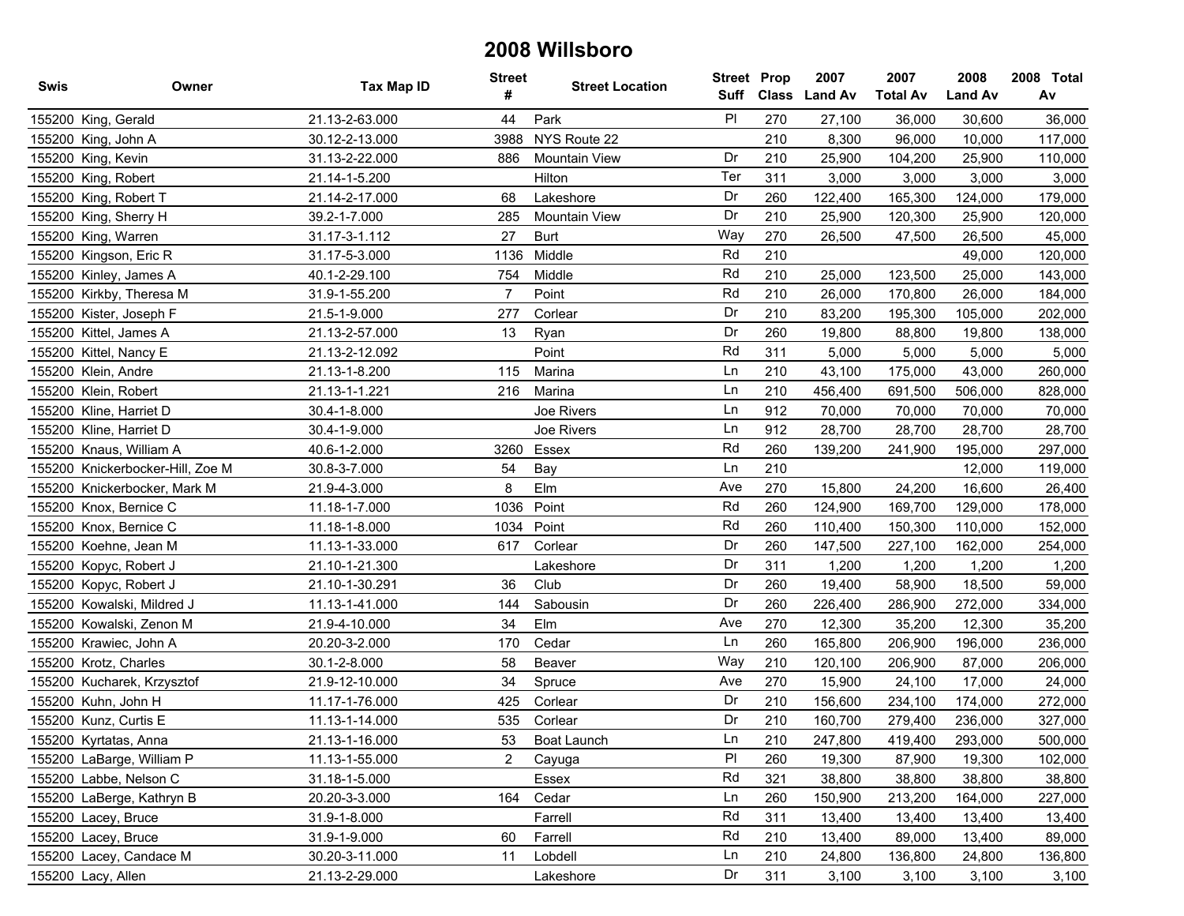# 2008 Willsboro

| Swis | Owner | Tax Map ID | Street # | Street Location | Street Suff | Prop Class | 2007 Land Av | 2007 Total Av | 2008 Land Av | 2008 Total Av |
|---|---|---|---|---|---|---|---|---|---|---|
| 155200 | King, Gerald | 21.13-2-63.000 | 44 | Park | Pl | 270 | 27,100 | 36,000 | 30,600 | 36,000 |
| 155200 | King, John A | 30.12-2-13.000 | 3988 | NYS Route 22 | | 210 | 8,300 | 96,000 | 10,000 | 117,000 |
| 155200 | King, Kevin | 31.13-2-22.000 | 886 | Mountain View | Dr | 210 | 25,900 | 104,200 | 25,900 | 110,000 |
| 155200 | King, Robert | 21.14-1-5.200 | | Hilton | Ter | 311 | 3,000 | 3,000 | 3,000 | 3,000 |
| 155200 | King, Robert T | 21.14-2-17.000 | 68 | Lakeshore | Dr | 260 | 122,400 | 165,300 | 124,000 | 179,000 |
| 155200 | King, Sherry H | 39.2-1-7.000 | 285 | Mountain View | Dr | 210 | 25,900 | 120,300 | 25,900 | 120,000 |
| 155200 | King, Warren | 31.17-3-1.112 | 27 | Burt | Way | 270 | 26,500 | 47,500 | 26,500 | 45,000 |
| 155200 | Kingson, Eric R | 31.17-5-3.000 | 1136 | Middle | Rd | 210 | | | 49,000 | 120,000 |
| 155200 | Kinley, James A | 40.1-2-29.100 | 754 | Middle | Rd | 210 | 25,000 | 123,500 | 25,000 | 143,000 |
| 155200 | Kirkby, Theresa M | 31.9-1-55.200 | 7 | Point | Rd | 210 | 26,000 | 170,800 | 26,000 | 184,000 |
| 155200 | Kister, Joseph F | 21.5-1-9.000 | 277 | Corlear | Dr | 210 | 83,200 | 195,300 | 105,000 | 202,000 |
| 155200 | Kittel, James A | 21.13-2-57.000 | 13 | Ryan | Dr | 260 | 19,800 | 88,800 | 19,800 | 138,000 |
| 155200 | Kittel, Nancy E | 21.13-2-12.092 | | Point | Rd | 311 | 5,000 | 5,000 | 5,000 | 5,000 |
| 155200 | Klein, Andre | 21.13-1-8.200 | 115 | Marina | Ln | 210 | 43,100 | 175,000 | 43,000 | 260,000 |
| 155200 | Klein, Robert | 21.13-1-1.221 | 216 | Marina | Ln | 210 | 456,400 | 691,500 | 506,000 | 828,000 |
| 155200 | Kline, Harriet D | 30.4-1-8.000 | | Joe Rivers | Ln | 912 | 70,000 | 70,000 | 70,000 | 70,000 |
| 155200 | Kline, Harriet D | 30.4-1-9.000 | | Joe Rivers | Ln | 912 | 28,700 | 28,700 | 28,700 | 28,700 |
| 155200 | Knaus, William A | 40.6-1-2.000 | 3260 | Essex | Rd | 260 | 139,200 | 241,900 | 195,000 | 297,000 |
| 155200 | Knickerbocker-Hill, Zoe M | 30.8-3-7.000 | 54 | Bay | Ln | 210 | | | 12,000 | 119,000 |
| 155200 | Knickerbocker, Mark M | 21.9-4-3.000 | 8 | Elm | Ave | 270 | 15,800 | 24,200 | 16,600 | 26,400 |
| 155200 | Knox, Bernice C | 11.18-1-7.000 | 1036 | Point | Rd | 260 | 124,900 | 169,700 | 129,000 | 178,000 |
| 155200 | Knox, Bernice C | 11.18-1-8.000 | 1034 | Point | Rd | 260 | 110,400 | 150,300 | 110,000 | 152,000 |
| 155200 | Koehne, Jean M | 11.13-1-33.000 | 617 | Corlear | Dr | 260 | 147,500 | 227,100 | 162,000 | 254,000 |
| 155200 | Kopyc, Robert J | 21.10-1-21.300 | | Lakeshore | Dr | 311 | 1,200 | 1,200 | 1,200 | 1,200 |
| 155200 | Kopyc, Robert J | 21.10-1-30.291 | 36 | Club | Dr | 260 | 19,400 | 58,900 | 18,500 | 59,000 |
| 155200 | Kowalski, Mildred J | 11.13-1-41.000 | 144 | Sabousin | Dr | 260 | 226,400 | 286,900 | 272,000 | 334,000 |
| 155200 | Kowalski, Zenon M | 21.9-4-10.000 | 34 | Elm | Ave | 270 | 12,300 | 35,200 | 12,300 | 35,200 |
| 155200 | Krawiec, John A | 20.20-3-2.000 | 170 | Cedar | Ln | 260 | 165,800 | 206,900 | 196,000 | 236,000 |
| 155200 | Krotz, Charles | 30.1-2-8.000 | 58 | Beaver | Way | 210 | 120,100 | 206,900 | 87,000 | 206,000 |
| 155200 | Kucharek, Krzysztof | 21.9-12-10.000 | 34 | Spruce | Ave | 270 | 15,900 | 24,100 | 17,000 | 24,000 |
| 155200 | Kuhn, John H | 11.17-1-76.000 | 425 | Corlear | Dr | 210 | 156,600 | 234,100 | 174,000 | 272,000 |
| 155200 | Kunz, Curtis E | 11.13-1-14.000 | 535 | Corlear | Dr | 210 | 160,700 | 279,400 | 236,000 | 327,000 |
| 155200 | Kyrtatas, Anna | 21.13-1-16.000 | 53 | Boat Launch | Ln | 210 | 247,800 | 419,400 | 293,000 | 500,000 |
| 155200 | LaBarge, William P | 11.13-1-55.000 | 2 | Cayuga | Pl | 260 | 19,300 | 87,900 | 19,300 | 102,000 |
| 155200 | Labbe, Nelson C | 31.18-1-5.000 | | Essex | Rd | 321 | 38,800 | 38,800 | 38,800 | 38,800 |
| 155200 | LaBerge, Kathryn B | 20.20-3-3.000 | 164 | Cedar | Ln | 260 | 150,900 | 213,200 | 164,000 | 227,000 |
| 155200 | Lacey, Bruce | 31.9-1-8.000 | | Farrell | Rd | 311 | 13,400 | 13,400 | 13,400 | 13,400 |
| 155200 | Lacey, Bruce | 31.9-1-9.000 | 60 | Farrell | Rd | 210 | 13,400 | 89,000 | 13,400 | 89,000 |
| 155200 | Lacey, Candace M | 30.20-3-11.000 | 11 | Lobdell | Ln | 210 | 24,800 | 136,800 | 24,800 | 136,800 |
| 155200 | Lacy, Allen | 21.13-2-29.000 | | Lakeshore | Dr | 311 | 3,100 | 3,100 | 3,100 | 3,100 |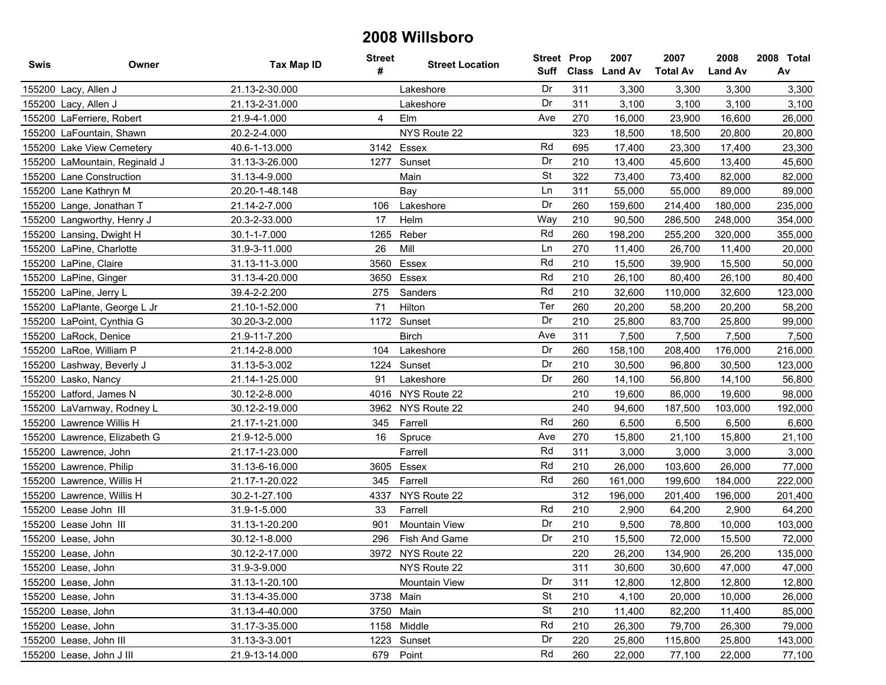# 2008 Willsboro

| Swis | Owner | Tax Map ID | Street # | Street Location | Street Suff | Prop Class | 2007 Land Av | 2007 Total Av | 2008 Land Av | 2008 Total Av |
|---|---|---|---|---|---|---|---|---|---|---|
| 155200 | Lacy, Allen J | 21.13-2-30.000 | | Lakeshore | Dr | 311 | 3,300 | 3,300 | 3,300 | 3,300 |
| 155200 | Lacy, Allen J | 21.13-2-31.000 | | Lakeshore | Dr | 311 | 3,100 | 3,100 | 3,100 | 3,100 |
| 155200 | LaFerriere, Robert | 21.9-4-1.000 | 4 | Elm | Ave | 270 | 16,000 | 23,900 | 16,600 | 26,000 |
| 155200 | LaFountain, Shawn | 20.2-2-4.000 | | NYS Route 22 | | 323 | 18,500 | 18,500 | 20,800 | 20,800 |
| 155200 | Lake View Cemetery | 40.6-1-13.000 | 3142 | Essex | Rd | 695 | 17,400 | 23,300 | 17,400 | 23,300 |
| 155200 | LaMountain, Reginald J | 31.13-3-26.000 | 1277 | Sunset | Dr | 210 | 13,400 | 45,600 | 13,400 | 45,600 |
| 155200 | Lane Construction | 31.13-4-9.000 | | Main | St | 322 | 73,400 | 73,400 | 82,000 | 82,000 |
| 155200 | Lane Kathryn M | 20.20-1-48.148 | | Bay | Ln | 311 | 55,000 | 55,000 | 89,000 | 89,000 |
| 155200 | Lange, Jonathan T | 21.14-2-7.000 | 106 | Lakeshore | Dr | 260 | 159,600 | 214,400 | 180,000 | 235,000 |
| 155200 | Langworthy, Henry J | 20.3-2-33.000 | 17 | Helm | Way | 210 | 90,500 | 286,500 | 248,000 | 354,000 |
| 155200 | Lansing, Dwight H | 30.1-1-7.000 | 1265 | Reber | Rd | 260 | 198,200 | 255,200 | 320,000 | 355,000 |
| 155200 | LaPine, Charlotte | 31.9-3-11.000 | 26 | Mill | Ln | 270 | 11,400 | 26,700 | 11,400 | 20,000 |
| 155200 | LaPine, Claire | 31.13-11-3.000 | 3560 | Essex | Rd | 210 | 15,500 | 39,900 | 15,500 | 50,000 |
| 155200 | LaPine, Ginger | 31.13-4-20.000 | 3650 | Essex | Rd | 210 | 26,100 | 80,400 | 26,100 | 80,400 |
| 155200 | LaPine, Jerry L | 39.4-2-2.200 | 275 | Sanders | Rd | 210 | 32,600 | 110,000 | 32,600 | 123,000 |
| 155200 | LaPlante, George L Jr | 21.10-1-52.000 | 71 | Hilton | Ter | 260 | 20,200 | 58,200 | 20,200 | 58,200 |
| 155200 | LaPoint, Cynthia G | 30.20-3-2.000 | 1172 | Sunset | Dr | 210 | 25,800 | 83,700 | 25,800 | 99,000 |
| 155200 | LaRock, Denice | 21.9-11-7.200 | | Birch | Ave | 311 | 7,500 | 7,500 | 7,500 | 7,500 |
| 155200 | LaRoe, William P | 21.14-2-8.000 | 104 | Lakeshore | Dr | 260 | 158,100 | 208,400 | 176,000 | 216,000 |
| 155200 | Lashway, Beverly J | 31.13-5-3.002 | 1224 | Sunset | Dr | 210 | 30,500 | 96,800 | 30,500 | 123,000 |
| 155200 | Lasko, Nancy | 21.14-1-25.000 | 91 | Lakeshore | Dr | 260 | 14,100 | 56,800 | 14,100 | 56,800 |
| 155200 | Latford, James N | 30.12-2-8.000 | 4016 | NYS Route 22 | | 210 | 19,600 | 86,000 | 19,600 | 98,000 |
| 155200 | LaVarnway, Rodney L | 30.12-2-19.000 | 3962 | NYS Route 22 | | 240 | 94,600 | 187,500 | 103,000 | 192,000 |
| 155200 | Lawrence Willis H | 21.17-1-21.000 | 345 | Farrell | Rd | 260 | 6,500 | 6,500 | 6,500 | 6,600 |
| 155200 | Lawrence, Elizabeth G | 21.9-12-5.000 | 16 | Spruce | Ave | 270 | 15,800 | 21,100 | 15,800 | 21,100 |
| 155200 | Lawrence, John | 21.17-1-23.000 | | Farrell | Rd | 311 | 3,000 | 3,000 | 3,000 | 3,000 |
| 155200 | Lawrence, Philip | 31.13-6-16.000 | 3605 | Essex | Rd | 210 | 26,000 | 103,600 | 26,000 | 77,000 |
| 155200 | Lawrence, Willis H | 21.17-1-20.022 | 345 | Farrell | Rd | 260 | 161,000 | 199,600 | 184,000 | 222,000 |
| 155200 | Lawrence, Willis H | 30.2-1-27.100 | 4337 | NYS Route 22 | | 312 | 196,000 | 201,400 | 196,000 | 201,400 |
| 155200 | Lease John III | 31.9-1-5.000 | 33 | Farrell | Rd | 210 | 2,900 | 64,200 | 2,900 | 64,200 |
| 155200 | Lease John III | 31.13-1-20.200 | 901 | Mountain View | Dr | 210 | 9,500 | 78,800 | 10,000 | 103,000 |
| 155200 | Lease, John | 30.12-1-8.000 | 296 | Fish And Game | Dr | 210 | 15,500 | 72,000 | 15,500 | 72,000 |
| 155200 | Lease, John | 30.12-2-17.000 | 3972 | NYS Route 22 | | 220 | 26,200 | 134,900 | 26,200 | 135,000 |
| 155200 | Lease, John | 31.9-3-9.000 | | NYS Route 22 | | 311 | 30,600 | 30,600 | 47,000 | 47,000 |
| 155200 | Lease, John | 31.13-1-20.100 | | Mountain View | Dr | 311 | 12,800 | 12,800 | 12,800 | 12,800 |
| 155200 | Lease, John | 31.13-4-35.000 | 3738 | Main | St | 210 | 4,100 | 20,000 | 10,000 | 26,000 |
| 155200 | Lease, John | 31.13-4-40.000 | 3750 | Main | St | 210 | 11,400 | 82,200 | 11,400 | 85,000 |
| 155200 | Lease, John | 31.17-3-35.000 | 1158 | Middle | Rd | 210 | 26,300 | 79,700 | 26,300 | 79,000 |
| 155200 | Lease, John III | 31.13-3-3.001 | 1223 | Sunset | Dr | 220 | 25,800 | 115,800 | 25,800 | 143,000 |
| 155200 | Lease, John J III | 21.9-13-14.000 | 679 | Point | Rd | 260 | 22,000 | 77,100 | 22,000 | 77,100 |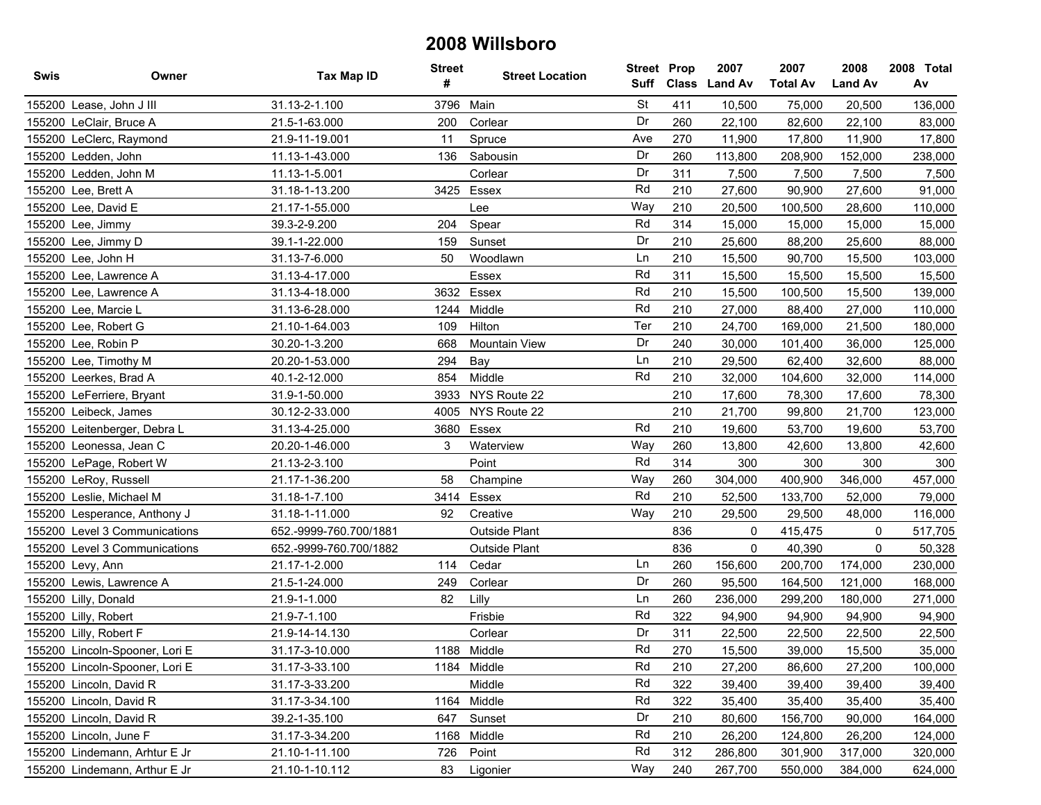# 2008 Willsboro

| Swis | Owner | Tax Map ID | Street # | Street Location | Street Suff | Prop Class | 2007 Land Av | 2007 Total Av | 2008 Land Av | 2008 Total Av |
|---|---|---|---|---|---|---|---|---|---|---|
| 155200 | Lease, John J III | 31.13-2-1.100 | 3796 | Main | St | 411 | 10,500 | 75,000 | 20,500 | 136,000 |
| 155200 | LeClair, Bruce A | 21.5-1-63.000 | 200 | Corlear | Dr | 260 | 22,100 | 82,600 | 22,100 | 83,000 |
| 155200 | LeClerc, Raymond | 21.9-11-19.001 | 11 | Spruce | Ave | 270 | 11,900 | 17,800 | 11,900 | 17,800 |
| 155200 | Ledden, John | 11.13-1-43.000 | 136 | Sabousin | Dr | 260 | 113,800 | 208,900 | 152,000 | 238,000 |
| 155200 | Ledden, John M | 11.13-1-5.001 | | Corlear | Dr | 311 | 7,500 | 7,500 | 7,500 | 7,500 |
| 155200 | Lee, Brett A | 31.18-1-13.200 | 3425 | Essex | Rd | 210 | 27,600 | 90,900 | 27,600 | 91,000 |
| 155200 | Lee, David E | 21.17-1-55.000 | | Lee | Way | 210 | 20,500 | 100,500 | 28,600 | 110,000 |
| 155200 | Lee, Jimmy | 39.3-2-9.200 | 204 | Spear | Rd | 314 | 15,000 | 15,000 | 15,000 | 15,000 |
| 155200 | Lee, Jimmy D | 39.1-1-22.000 | 159 | Sunset | Dr | 210 | 25,600 | 88,200 | 25,600 | 88,000 |
| 155200 | Lee, John H | 31.13-7-6.000 | 50 | Woodlawn | Ln | 210 | 15,500 | 90,700 | 15,500 | 103,000 |
| 155200 | Lee, Lawrence A | 31.13-4-17.000 | | Essex | Rd | 311 | 15,500 | 15,500 | 15,500 | 15,500 |
| 155200 | Lee, Lawrence A | 31.13-4-18.000 | 3632 | Essex | Rd | 210 | 15,500 | 100,500 | 15,500 | 139,000 |
| 155200 | Lee, Marcie L | 31.13-6-28.000 | 1244 | Middle | Rd | 210 | 27,000 | 88,400 | 27,000 | 110,000 |
| 155200 | Lee, Robert G | 21.10-1-64.003 | 109 | Hilton | Ter | 210 | 24,700 | 169,000 | 21,500 | 180,000 |
| 155200 | Lee, Robin P | 30.20-1-3.200 | 668 | Mountain View | Dr | 240 | 30,000 | 101,400 | 36,000 | 125,000 |
| 155200 | Lee, Timothy M | 20.20-1-53.000 | 294 | Bay | Ln | 210 | 29,500 | 62,400 | 32,600 | 88,000 |
| 155200 | Leerkes, Brad A | 40.1-2-12.000 | 854 | Middle | Rd | 210 | 32,000 | 104,600 | 32,000 | 114,000 |
| 155200 | LeFerriere, Bryant | 31.9-1-50.000 | 3933 | NYS Route 22 | | 210 | 17,600 | 78,300 | 17,600 | 78,300 |
| 155200 | Leibeck, James | 30.12-2-33.000 | 4005 | NYS Route 22 | | 210 | 21,700 | 99,800 | 21,700 | 123,000 |
| 155200 | Leitenberger, Debra L | 31.13-4-25.000 | 3680 | Essex | Rd | 210 | 19,600 | 53,700 | 19,600 | 53,700 |
| 155200 | Leonessa, Jean C | 20.20-1-46.000 | 3 | Waterview | Way | 260 | 13,800 | 42,600 | 13,800 | 42,600 |
| 155200 | LePage, Robert W | 21.13-2-3.100 | | Point | Rd | 314 | 300 | 300 | 300 | 300 |
| 155200 | LeRoy, Russell | 21.17-1-36.200 | 58 | Champine | Way | 260 | 304,000 | 400,900 | 346,000 | 457,000 |
| 155200 | Leslie, Michael M | 31.18-1-7.100 | 3414 | Essex | Rd | 210 | 52,500 | 133,700 | 52,000 | 79,000 |
| 155200 | Lesperance, Anthony J | 31.18-1-11.000 | 92 | Creative | Way | 210 | 29,500 | 29,500 | 48,000 | 116,000 |
| 155200 | Level 3 Communications | 652.-9999-760.700/1881 | | Outside Plant | | 836 | 0 | 415,475 | 0 | 517,705 |
| 155200 | Level 3 Communications | 652.-9999-760.700/1882 | | Outside Plant | | 836 | 0 | 40,390 | 0 | 50,328 |
| 155200 | Levy, Ann | 21.17-1-2.000 | 114 | Cedar | Ln | 260 | 156,600 | 200,700 | 174,000 | 230,000 |
| 155200 | Lewis, Lawrence A | 21.5-1-24.000 | 249 | Corlear | Dr | 260 | 95,500 | 164,500 | 121,000 | 168,000 |
| 155200 | Lilly, Donald | 21.9-1-1.000 | 82 | Lilly | Ln | 260 | 236,000 | 299,200 | 180,000 | 271,000 |
| 155200 | Lilly, Robert | 21.9-7-1.100 | | Frisbie | Rd | 322 | 94,900 | 94,900 | 94,900 | 94,900 |
| 155200 | Lilly, Robert F | 21.9-14-14.130 | | Corlear | Dr | 311 | 22,500 | 22,500 | 22,500 | 22,500 |
| 155200 | Lincoln-Spooner, Lori E | 31.17-3-10.000 | 1188 | Middle | Rd | 270 | 15,500 | 39,000 | 15,500 | 35,000 |
| 155200 | Lincoln-Spooner, Lori E | 31.17-3-33.100 | 1184 | Middle | Rd | 210 | 27,200 | 86,600 | 27,200 | 100,000 |
| 155200 | Lincoln, David R | 31.17-3-33.200 | | Middle | Rd | 322 | 39,400 | 39,400 | 39,400 | 39,400 |
| 155200 | Lincoln, David R | 31.17-3-34.100 | 1164 | Middle | Rd | 322 | 35,400 | 35,400 | 35,400 | 35,400 |
| 155200 | Lincoln, David R | 39.2-1-35.100 | 647 | Sunset | Dr | 210 | 80,600 | 156,700 | 90,000 | 164,000 |
| 155200 | Lincoln, June F | 31.17-3-34.200 | 1168 | Middle | Rd | 210 | 26,200 | 124,800 | 26,200 | 124,000 |
| 155200 | Lindemann, Arhtur E Jr | 21.10-1-11.100 | 726 | Point | Rd | 312 | 286,800 | 301,900 | 317,000 | 320,000 |
| 155200 | Lindemann, Arthur E Jr | 21.10-1-10.112 | 83 | Ligonier | Way | 240 | 267,700 | 550,000 | 384,000 | 624,000 |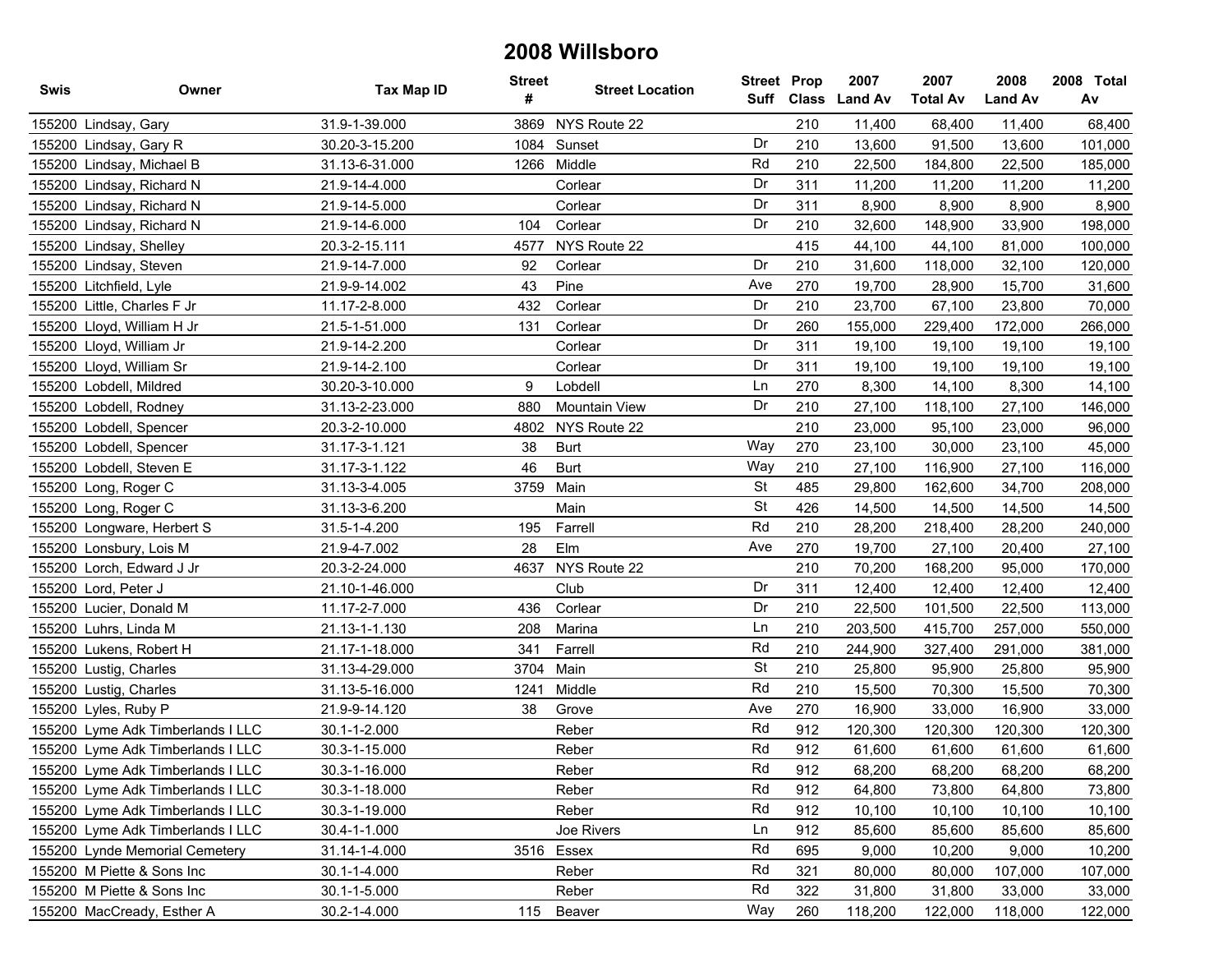# 2008 Willsboro

| Swis | Owner | Tax Map ID | Street # | Street Location | Street Suff | Prop Class | 2007 Land Av | 2007 Total Av | 2008 Land Av | 2008 Total Av |
|---|---|---|---|---|---|---|---|---|---|---|
| 155200 | Lindsay, Gary | 31.9-1-39.000 | 3869 | NYS Route 22 | | 210 | 11,400 | 68,400 | 11,400 | 68,400 |
| 155200 | Lindsay, Gary R | 30.20-3-15.200 | 1084 | Sunset | Dr | 210 | 13,600 | 91,500 | 13,600 | 101,000 |
| 155200 | Lindsay, Michael B | 31.13-6-31.000 | 1266 | Middle | Rd | 210 | 22,500 | 184,800 | 22,500 | 185,000 |
| 155200 | Lindsay, Richard N | 21.9-14-4.000 | | Corlear | Dr | 311 | 11,200 | 11,200 | 11,200 | 11,200 |
| 155200 | Lindsay, Richard N | 21.9-14-5.000 | | Corlear | Dr | 311 | 8,900 | 8,900 | 8,900 | 8,900 |
| 155200 | Lindsay, Richard N | 21.9-14-6.000 | 104 | Corlear | Dr | 210 | 32,600 | 148,900 | 33,900 | 198,000 |
| 155200 | Lindsay, Shelley | 20.3-2-15.111 | 4577 | NYS Route 22 | | 415 | 44,100 | 44,100 | 81,000 | 100,000 |
| 155200 | Lindsay, Steven | 21.9-14-7.000 | 92 | Corlear | Dr | 210 | 31,600 | 118,000 | 32,100 | 120,000 |
| 155200 | Litchfield, Lyle | 21.9-9-14.002 | 43 | Pine | Ave | 270 | 19,700 | 28,900 | 15,700 | 31,600 |
| 155200 | Little, Charles F Jr | 11.17-2-8.000 | 432 | Corlear | Dr | 210 | 23,700 | 67,100 | 23,800 | 70,000 |
| 155200 | Lloyd, William H Jr | 21.5-1-51.000 | 131 | Corlear | Dr | 260 | 155,000 | 229,400 | 172,000 | 266,000 |
| 155200 | Lloyd, William Jr | 21.9-14-2.200 | | Corlear | Dr | 311 | 19,100 | 19,100 | 19,100 | 19,100 |
| 155200 | Lloyd, William Sr | 21.9-14-2.100 | | Corlear | Dr | 311 | 19,100 | 19,100 | 19,100 | 19,100 |
| 155200 | Lobdell, Mildred | 30.20-3-10.000 | 9 | Lobdell | Ln | 270 | 8,300 | 14,100 | 8,300 | 14,100 |
| 155200 | Lobdell, Rodney | 31.13-2-23.000 | 880 | Mountain View | Dr | 210 | 27,100 | 118,100 | 27,100 | 146,000 |
| 155200 | Lobdell, Spencer | 20.3-2-10.000 | 4802 | NYS Route 22 | | 210 | 23,000 | 95,100 | 23,000 | 96,000 |
| 155200 | Lobdell, Spencer | 31.17-3-1.121 | 38 | Burt | Way | 270 | 23,100 | 30,000 | 23,100 | 45,000 |
| 155200 | Lobdell, Steven E | 31.17-3-1.122 | 46 | Burt | Way | 210 | 27,100 | 116,900 | 27,100 | 116,000 |
| 155200 | Long, Roger C | 31.13-3-4.005 | 3759 | Main | St | 485 | 29,800 | 162,600 | 34,700 | 208,000 |
| 155200 | Long, Roger C | 31.13-3-6.200 | | Main | St | 426 | 14,500 | 14,500 | 14,500 | 14,500 |
| 155200 | Longware, Herbert S | 31.5-1-4.200 | 195 | Farrell | Rd | 210 | 28,200 | 218,400 | 28,200 | 240,000 |
| 155200 | Lonsbury, Lois M | 21.9-4-7.002 | 28 | Elm | Ave | 270 | 19,700 | 27,100 | 20,400 | 27,100 |
| 155200 | Lorch, Edward J Jr | 20.3-2-24.000 | 4637 | NYS Route 22 | | 210 | 70,200 | 168,200 | 95,000 | 170,000 |
| 155200 | Lord, Peter J | 21.10-1-46.000 | | Club | Dr | 311 | 12,400 | 12,400 | 12,400 | 12,400 |
| 155200 | Lucier, Donald M | 11.17-2-7.000 | 436 | Corlear | Dr | 210 | 22,500 | 101,500 | 22,500 | 113,000 |
| 155200 | Luhrs, Linda M | 21.13-1-1.130 | 208 | Marina | Ln | 210 | 203,500 | 415,700 | 257,000 | 550,000 |
| 155200 | Lukens, Robert H | 21.17-1-18.000 | 341 | Farrell | Rd | 210 | 244,900 | 327,400 | 291,000 | 381,000 |
| 155200 | Lustig, Charles | 31.13-4-29.000 | 3704 | Main | St | 210 | 25,800 | 95,900 | 25,800 | 95,900 |
| 155200 | Lustig, Charles | 31.13-5-16.000 | 1241 | Middle | Rd | 210 | 15,500 | 70,300 | 15,500 | 70,300 |
| 155200 | Lyles, Ruby P | 21.9-9-14.120 | 38 | Grove | Ave | 270 | 16,900 | 33,000 | 16,900 | 33,000 |
| 155200 | Lyme Adk Timberlands I LLC | 30.1-1-2.000 | | Reber | Rd | 912 | 120,300 | 120,300 | 120,300 | 120,300 |
| 155200 | Lyme Adk Timberlands I LLC | 30.3-1-15.000 | | Reber | Rd | 912 | 61,600 | 61,600 | 61,600 | 61,600 |
| 155200 | Lyme Adk Timberlands I LLC | 30.3-1-16.000 | | Reber | Rd | 912 | 68,200 | 68,200 | 68,200 | 68,200 |
| 155200 | Lyme Adk Timberlands I LLC | 30.3-1-18.000 | | Reber | Rd | 912 | 64,800 | 73,800 | 64,800 | 73,800 |
| 155200 | Lyme Adk Timberlands I LLC | 30.3-1-19.000 | | Reber | Rd | 912 | 10,100 | 10,100 | 10,100 | 10,100 |
| 155200 | Lyme Adk Timberlands I LLC | 30.4-1-1.000 | | Joe Rivers | Ln | 912 | 85,600 | 85,600 | 85,600 | 85,600 |
| 155200 | Lynde Memorial Cemetery | 31.14-1-4.000 | 3516 | Essex | Rd | 695 | 9,000 | 10,200 | 9,000 | 10,200 |
| 155200 | M Piette & Sons Inc | 30.1-1-4.000 | | Reber | Rd | 321 | 80,000 | 80,000 | 107,000 | 107,000 |
| 155200 | M Piette & Sons Inc | 30.1-1-5.000 | | Reber | Rd | 322 | 31,800 | 31,800 | 33,000 | 33,000 |
| 155200 | MacCready, Esther A | 30.2-1-4.000 | 115 | Beaver | Way | 260 | 118,200 | 122,000 | 118,000 | 122,000 |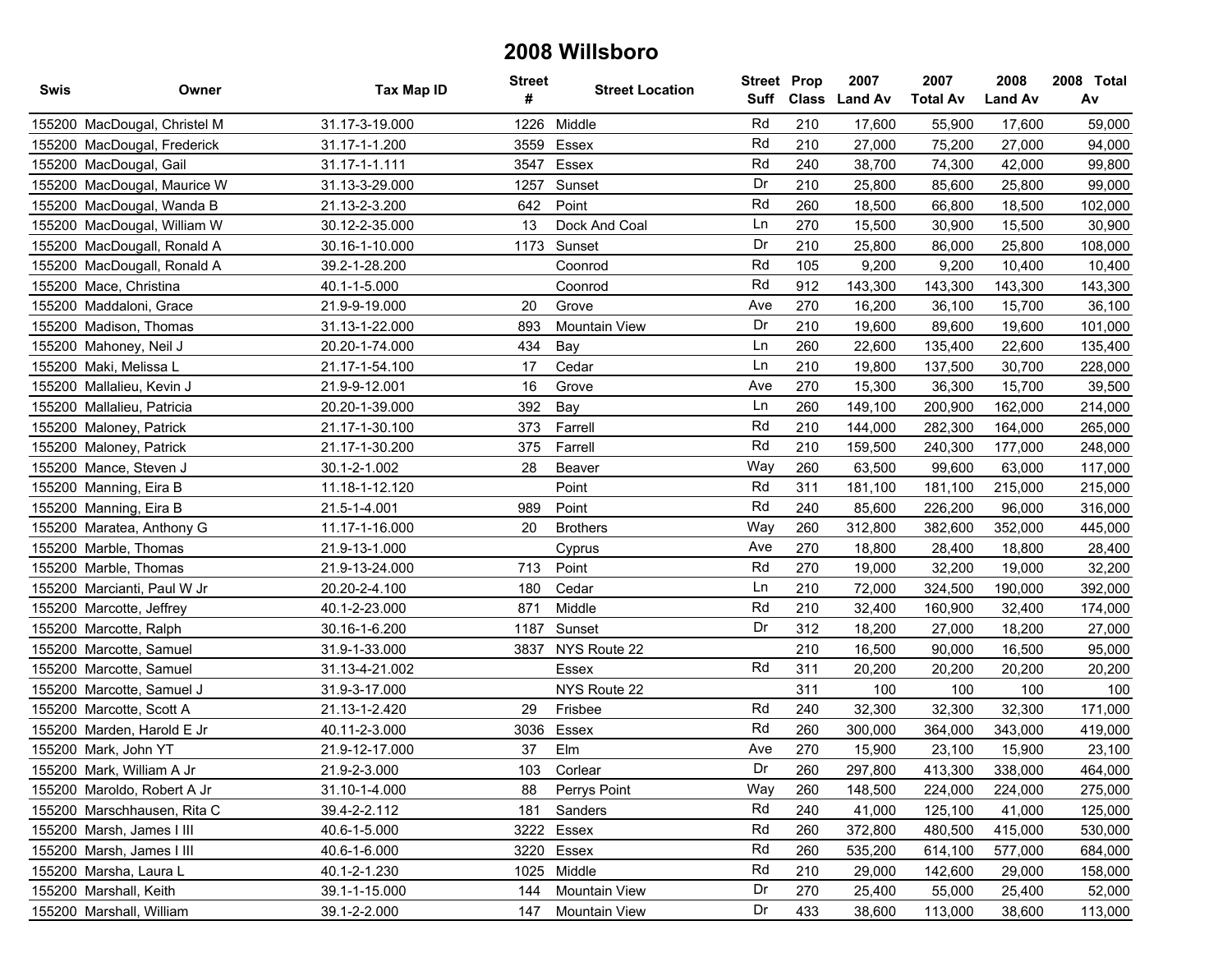# 2008 Willsboro

| Swis | Owner | Tax Map ID | Street # | Street Location | Street Suff | Prop Class | 2007 Land Av | 2007 Total Av | 2008 Land Av | 2008 Total Av |
|---|---|---|---|---|---|---|---|---|---|---|
| 155200 | MacDougal, Christel M | 31.17-3-19.000 | 1226 | Middle | Rd | 210 | 17,600 | 55,900 | 17,600 | 59,000 |
| 155200 | MacDougal, Frederick | 31.17-1-1.200 | 3559 | Essex | Rd | 210 | 27,000 | 75,200 | 27,000 | 94,000 |
| 155200 | MacDougal, Gail | 31.17-1-1.111 | 3547 | Essex | Rd | 240 | 38,700 | 74,300 | 42,000 | 99,800 |
| 155200 | MacDougal, Maurice W | 31.13-3-29.000 | 1257 | Sunset | Dr | 210 | 25,800 | 85,600 | 25,800 | 99,000 |
| 155200 | MacDougal, Wanda B | 21.13-2-3.200 | 642 | Point | Rd | 260 | 18,500 | 66,800 | 18,500 | 102,000 |
| 155200 | MacDougal, William W | 30.12-2-35.000 | 13 | Dock And Coal | Ln | 270 | 15,500 | 30,900 | 15,500 | 30,900 |
| 155200 | MacDougall, Ronald A | 30.16-1-10.000 | 1173 | Sunset | Dr | 210 | 25,800 | 86,000 | 25,800 | 108,000 |
| 155200 | MacDougall, Ronald A | 39.2-1-28.200 | | Coonrod | Rd | 105 | 9,200 | 9,200 | 10,400 | 10,400 |
| 155200 | Mace, Christina | 40.1-1-5.000 | | Coonrod | Rd | 912 | 143,300 | 143,300 | 143,300 | 143,300 |
| 155200 | Maddaloni, Grace | 21.9-9-19.000 | 20 | Grove | Ave | 270 | 16,200 | 36,100 | 15,700 | 36,100 |
| 155200 | Madison, Thomas | 31.13-1-22.000 | 893 | Mountain View | Dr | 210 | 19,600 | 89,600 | 19,600 | 101,000 |
| 155200 | Mahoney, Neil J | 20.20-1-74.000 | 434 | Bay | Ln | 260 | 22,600 | 135,400 | 22,600 | 135,400 |
| 155200 | Maki, Melissa L | 21.17-1-54.100 | 17 | Cedar | Ln | 210 | 19,800 | 137,500 | 30,700 | 228,000 |
| 155200 | Mallalieu, Kevin J | 21.9-9-12.001 | 16 | Grove | Ave | 270 | 15,300 | 36,300 | 15,700 | 39,500 |
| 155200 | Mallalieu, Patricia | 20.20-1-39.000 | 392 | Bay | Ln | 260 | 149,100 | 200,900 | 162,000 | 214,000 |
| 155200 | Maloney, Patrick | 21.17-1-30.100 | 373 | Farrell | Rd | 210 | 144,000 | 282,300 | 164,000 | 265,000 |
| 155200 | Maloney, Patrick | 21.17-1-30.200 | 375 | Farrell | Rd | 210 | 159,500 | 240,300 | 177,000 | 248,000 |
| 155200 | Mance, Steven J | 30.1-2-1.002 | 28 | Beaver | Way | 260 | 63,500 | 99,600 | 63,000 | 117,000 |
| 155200 | Manning, Eira B | 11.18-1-12.120 | | Point | Rd | 311 | 181,100 | 181,100 | 215,000 | 215,000 |
| 155200 | Manning, Eira B | 21.5-1-4.001 | 989 | Point | Rd | 240 | 85,600 | 226,200 | 96,000 | 316,000 |
| 155200 | Maratea, Anthony G | 11.17-1-16.000 | 20 | Brothers | Way | 260 | 312,800 | 382,600 | 352,000 | 445,000 |
| 155200 | Marble, Thomas | 21.9-13-1.000 | | Cyprus | Ave | 270 | 18,800 | 28,400 | 18,800 | 28,400 |
| 155200 | Marble, Thomas | 21.9-13-24.000 | 713 | Point | Rd | 270 | 19,000 | 32,200 | 19,000 | 32,200 |
| 155200 | Marcianti, Paul W Jr | 20.20-2-4.100 | 180 | Cedar | Ln | 210 | 72,000 | 324,500 | 190,000 | 392,000 |
| 155200 | Marcotte, Jeffrey | 40.1-2-23.000 | 871 | Middle | Rd | 210 | 32,400 | 160,900 | 32,400 | 174,000 |
| 155200 | Marcotte, Ralph | 30.16-1-6.200 | 1187 | Sunset | Dr | 312 | 18,200 | 27,000 | 18,200 | 27,000 |
| 155200 | Marcotte, Samuel | 31.9-1-33.000 | 3837 | NYS Route 22 | | 210 | 16,500 | 90,000 | 16,500 | 95,000 |
| 155200 | Marcotte, Samuel | 31.13-4-21.002 | | Essex | Rd | 311 | 20,200 | 20,200 | 20,200 | 20,200 |
| 155200 | Marcotte, Samuel J | 31.9-3-17.000 | | NYS Route 22 | | 311 | 100 | 100 | 100 | 100 |
| 155200 | Marcotte, Scott A | 21.13-1-2.420 | 29 | Frisbee | Rd | 240 | 32,300 | 32,300 | 32,300 | 171,000 |
| 155200 | Marden, Harold E Jr | 40.11-2-3.000 | 3036 | Essex | Rd | 260 | 300,000 | 364,000 | 343,000 | 419,000 |
| 155200 | Mark, John YT | 21.9-12-17.000 | 37 | Elm | Ave | 270 | 15,900 | 23,100 | 15,900 | 23,100 |
| 155200 | Mark, William A Jr | 21.9-2-3.000 | 103 | Corlear | Dr | 260 | 297,800 | 413,300 | 338,000 | 464,000 |
| 155200 | Maroldo, Robert A Jr | 31.10-1-4.000 | 88 | Perrys Point | Way | 260 | 148,500 | 224,000 | 224,000 | 275,000 |
| 155200 | Marschhausen, Rita C | 39.4-2-2.112 | 181 | Sanders | Rd | 240 | 41,000 | 125,100 | 41,000 | 125,000 |
| 155200 | Marsh, James I III | 40.6-1-5.000 | 3222 | Essex | Rd | 260 | 372,800 | 480,500 | 415,000 | 530,000 |
| 155200 | Marsh, James I III | 40.6-1-6.000 | 3220 | Essex | Rd | 260 | 535,200 | 614,100 | 577,000 | 684,000 |
| 155200 | Marsha, Laura L | 40.1-2-1.230 | 1025 | Middle | Rd | 210 | 29,000 | 142,600 | 29,000 | 158,000 |
| 155200 | Marshall, Keith | 39.1-1-15.000 | 144 | Mountain View | Dr | 270 | 25,400 | 55,000 | 25,400 | 52,000 |
| 155200 | Marshall, William | 39.1-2-2.000 | 147 | Mountain View | Dr | 433 | 38,600 | 113,000 | 38,600 | 113,000 |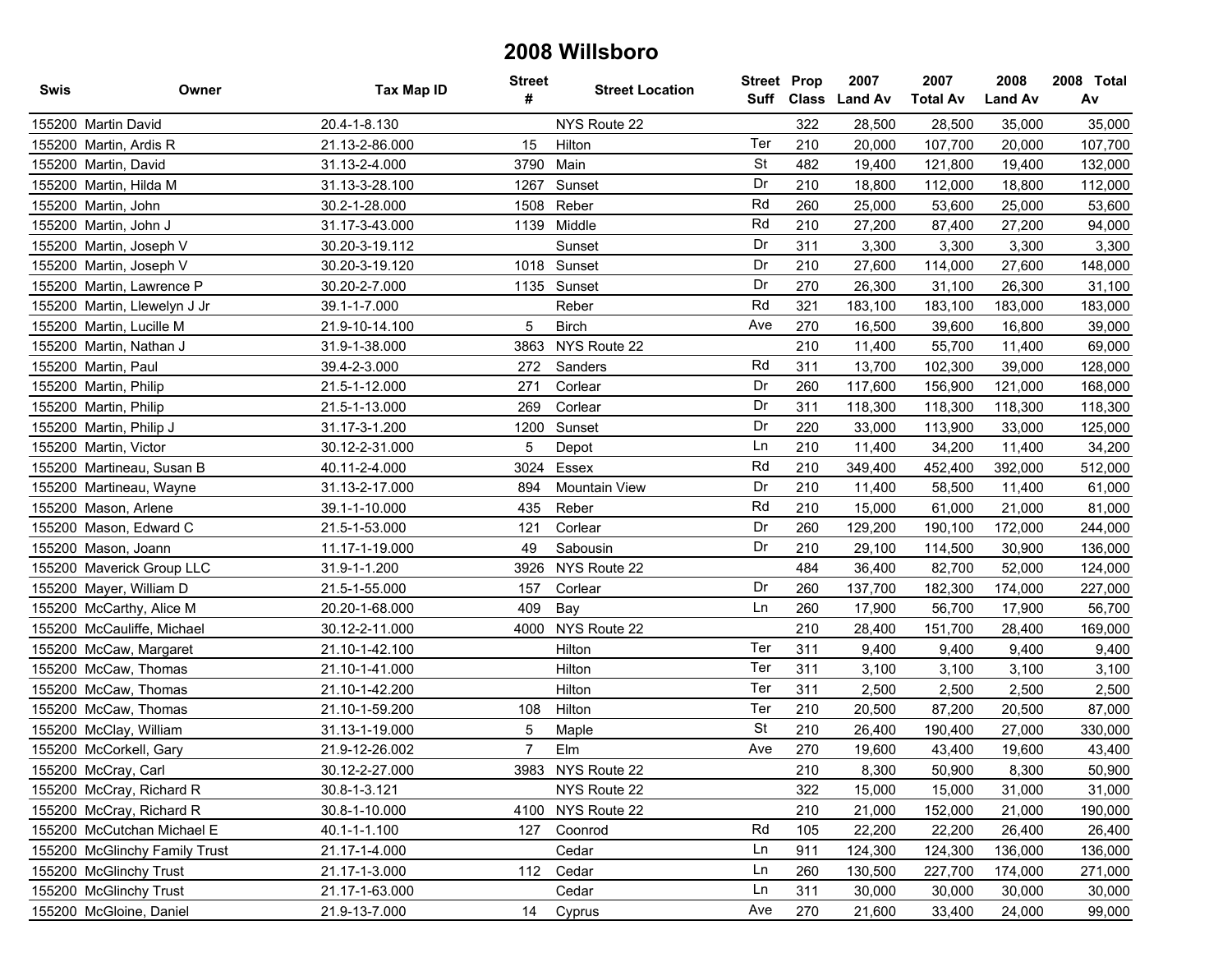# 2008 Willsboro

| Swis | Owner | Tax Map ID | Street # | Street Location | Street Suff | Prop Class | 2007 Land Av | 2007 Total Av | 2008 Land Av | 2008 Total Av |
|---|---|---|---|---|---|---|---|---|---|---|
| 155200 | Martin David | 20.4-1-8.130 | | NYS Route 22 | | 322 | 28,500 | 28,500 | 35,000 | 35,000 |
| 155200 | Martin, Ardis R | 21.13-2-86.000 | 15 | Hilton | Ter | 210 | 20,000 | 107,700 | 20,000 | 107,700 |
| 155200 | Martin, David | 31.13-2-4.000 | 3790 | Main | St | 482 | 19,400 | 121,800 | 19,400 | 132,000 |
| 155200 | Martin, Hilda M | 31.13-3-28.100 | 1267 | Sunset | Dr | 210 | 18,800 | 112,000 | 18,800 | 112,000 |
| 155200 | Martin, John | 30.2-1-28.000 | 1508 | Reber | Rd | 260 | 25,000 | 53,600 | 25,000 | 53,600 |
| 155200 | Martin, John J | 31.17-3-43.000 | 1139 | Middle | Rd | 210 | 27,200 | 87,400 | 27,200 | 94,000 |
| 155200 | Martin, Joseph V | 30.20-3-19.112 | | Sunset | Dr | 311 | 3,300 | 3,300 | 3,300 | 3,300 |
| 155200 | Martin, Joseph V | 30.20-3-19.120 | 1018 | Sunset | Dr | 210 | 27,600 | 114,000 | 27,600 | 148,000 |
| 155200 | Martin, Lawrence P | 30.20-2-7.000 | 1135 | Sunset | Dr | 270 | 26,300 | 31,100 | 26,300 | 31,100 |
| 155200 | Martin, Llewelyn J Jr | 39.1-1-7.000 | | Reber | Rd | 321 | 183,100 | 183,100 | 183,000 | 183,000 |
| 155200 | Martin, Lucille M | 21.9-10-14.100 | 5 | Birch | Ave | 270 | 16,500 | 39,600 | 16,800 | 39,000 |
| 155200 | Martin, Nathan J | 31.9-1-38.000 | 3863 | NYS Route 22 | | 210 | 11,400 | 55,700 | 11,400 | 69,000 |
| 155200 | Martin, Paul | 39.4-2-3.000 | 272 | Sanders | Rd | 311 | 13,700 | 102,300 | 39,000 | 128,000 |
| 155200 | Martin, Philip | 21.5-1-12.000 | 271 | Corlear | Dr | 260 | 117,600 | 156,900 | 121,000 | 168,000 |
| 155200 | Martin, Philip | 21.5-1-13.000 | 269 | Corlear | Dr | 311 | 118,300 | 118,300 | 118,300 | 118,300 |
| 155200 | Martin, Philip J | 31.17-3-1.200 | 1200 | Sunset | Dr | 220 | 33,000 | 113,900 | 33,000 | 125,000 |
| 155200 | Martin, Victor | 30.12-2-31.000 | 5 | Depot | Ln | 210 | 11,400 | 34,200 | 11,400 | 34,200 |
| 155200 | Martineau, Susan B | 40.11-2-4.000 | 3024 | Essex | Rd | 210 | 349,400 | 452,400 | 392,000 | 512,000 |
| 155200 | Martineau, Wayne | 31.13-2-17.000 | 894 | Mountain View | Dr | 210 | 11,400 | 58,500 | 11,400 | 61,000 |
| 155200 | Mason, Arlene | 39.1-1-10.000 | 435 | Reber | Rd | 210 | 15,000 | 61,000 | 21,000 | 81,000 |
| 155200 | Mason, Edward C | 21.5-1-53.000 | 121 | Corlear | Dr | 260 | 129,200 | 190,100 | 172,000 | 244,000 |
| 155200 | Mason, Joann | 11.17-1-19.000 | 49 | Sabousin | Dr | 210 | 29,100 | 114,500 | 30,900 | 136,000 |
| 155200 | Maverick Group LLC | 31.9-1-1.200 | 3926 | NYS Route 22 | | 484 | 36,400 | 82,700 | 52,000 | 124,000 |
| 155200 | Mayer, William D | 21.5-1-55.000 | 157 | Corlear | Dr | 260 | 137,700 | 182,300 | 174,000 | 227,000 |
| 155200 | McCarthy, Alice M | 20.20-1-68.000 | 409 | Bay | Ln | 260 | 17,900 | 56,700 | 17,900 | 56,700 |
| 155200 | McCauliffe, Michael | 30.12-2-11.000 | 4000 | NYS Route 22 | | 210 | 28,400 | 151,700 | 28,400 | 169,000 |
| 155200 | McCaw, Margaret | 21.10-1-42.100 | | Hilton | Ter | 311 | 9,400 | 9,400 | 9,400 | 9,400 |
| 155200 | McCaw, Thomas | 21.10-1-41.000 | | Hilton | Ter | 311 | 3,100 | 3,100 | 3,100 | 3,100 |
| 155200 | McCaw, Thomas | 21.10-1-42.200 | | Hilton | Ter | 311 | 2,500 | 2,500 | 2,500 | 2,500 |
| 155200 | McCaw, Thomas | 21.10-1-59.200 | 108 | Hilton | Ter | 210 | 20,500 | 87,200 | 20,500 | 87,000 |
| 155200 | McClay, William | 31.13-1-19.000 | 5 | Maple | St | 210 | 26,400 | 190,400 | 27,000 | 330,000 |
| 155200 | McCorkell, Gary | 21.9-12-26.002 | 7 | Elm | Ave | 270 | 19,600 | 43,400 | 19,600 | 43,400 |
| 155200 | McCray, Carl | 30.12-2-27.000 | 3983 | NYS Route 22 | | 210 | 8,300 | 50,900 | 8,300 | 50,900 |
| 155200 | McCray, Richard R | 30.8-1-3.121 | | NYS Route 22 | | 322 | 15,000 | 15,000 | 31,000 | 31,000 |
| 155200 | McCray, Richard R | 30.8-1-10.000 | 4100 | NYS Route 22 | | 210 | 21,000 | 152,000 | 21,000 | 190,000 |
| 155200 | McCutchan Michael E | 40.1-1-1.100 | 127 | Coonrod | Rd | 105 | 22,200 | 22,200 | 26,400 | 26,400 |
| 155200 | McGlinchy Family Trust | 21.17-1-4.000 | | Cedar | Ln | 911 | 124,300 | 124,300 | 136,000 | 136,000 |
| 155200 | McGlinchy Trust | 21.17-1-3.000 | 112 | Cedar | Ln | 260 | 130,500 | 227,700 | 174,000 | 271,000 |
| 155200 | McGlinchy Trust | 21.17-1-63.000 | | Cedar | Ln | 311 | 30,000 | 30,000 | 30,000 | 30,000 |
| 155200 | McGloine, Daniel | 21.9-13-7.000 | 14 | Cyprus | Ave | 270 | 21,600 | 33,400 | 24,000 | 99,000 |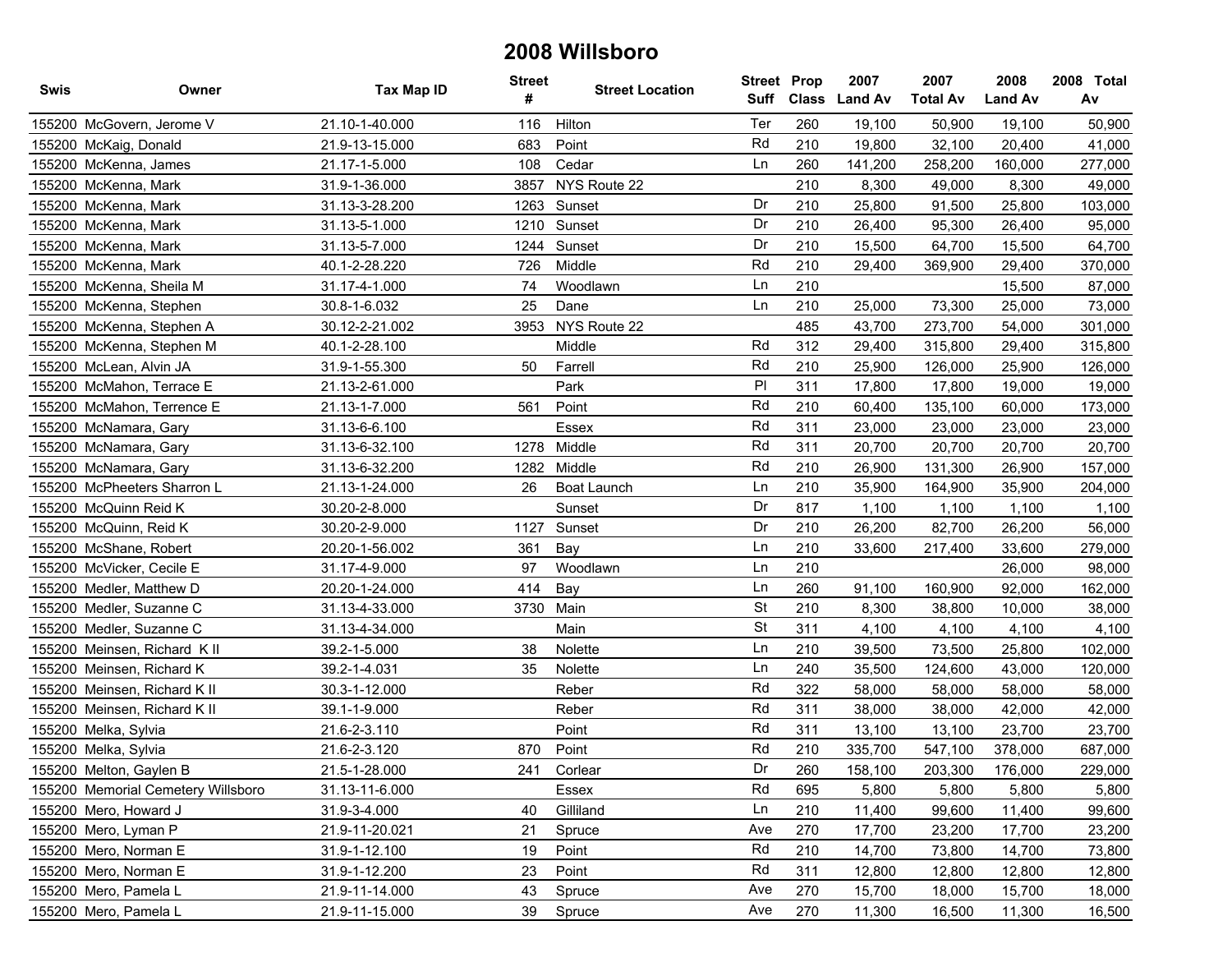# 2008 Willsboro

| Swis | Owner | Tax Map ID | Street # | Street Location | Street Suff | Prop Class | 2007 Land Av | 2007 Total Av | 2008 Land Av | 2008 Total Av |
|---|---|---|---|---|---|---|---|---|---|---|
| 155200 | McGovern, Jerome V | 21.10-1-40.000 | 116 | Hilton | Ter | 260 | 19,100 | 50,900 | 19,100 | 50,900 |
| 155200 | McKaig, Donald | 21.9-13-15.000 | 683 | Point | Rd | 210 | 19,800 | 32,100 | 20,400 | 41,000 |
| 155200 | McKenna, James | 21.17-1-5.000 | 108 | Cedar | Ln | 260 | 141,200 | 258,200 | 160,000 | 277,000 |
| 155200 | McKenna, Mark | 31.9-1-36.000 | 3857 | NYS Route 22 | | 210 | 8,300 | 49,000 | 8,300 | 49,000 |
| 155200 | McKenna, Mark | 31.13-3-28.200 | 1263 | Sunset | Dr | 210 | 25,800 | 91,500 | 25,800 | 103,000 |
| 155200 | McKenna, Mark | 31.13-5-1.000 | 1210 | Sunset | Dr | 210 | 26,400 | 95,300 | 26,400 | 95,000 |
| 155200 | McKenna, Mark | 31.13-5-7.000 | 1244 | Sunset | Dr | 210 | 15,500 | 64,700 | 15,500 | 64,700 |
| 155200 | McKenna, Mark | 40.1-2-28.220 | 726 | Middle | Rd | 210 | 29,400 | 369,900 | 29,400 | 370,000 |
| 155200 | McKenna, Sheila M | 31.17-4-1.000 | 74 | Woodlawn | Ln | 210 | | | 15,500 | 87,000 |
| 155200 | McKenna, Stephen | 30.8-1-6.032 | 25 | Dane | Ln | 210 | 25,000 | 73,300 | 25,000 | 73,000 |
| 155200 | McKenna, Stephen A | 30.12-2-21.002 | 3953 | NYS Route 22 | | 485 | 43,700 | 273,700 | 54,000 | 301,000 |
| 155200 | McKenna, Stephen M | 40.1-2-28.100 | | Middle | Rd | 312 | 29,400 | 315,800 | 29,400 | 315,800 |
| 155200 | McLean, Alvin JA | 31.9-1-55.300 | 50 | Farrell | Rd | 210 | 25,900 | 126,000 | 25,900 | 126,000 |
| 155200 | McMahon, Terrace E | 21.13-2-61.000 | | Park | Pl | 311 | 17,800 | 17,800 | 19,000 | 19,000 |
| 155200 | McMahon, Terrence E | 21.13-1-7.000 | 561 | Point | Rd | 210 | 60,400 | 135,100 | 60,000 | 173,000 |
| 155200 | McNamara, Gary | 31.13-6-6.100 | | Essex | Rd | 311 | 23,000 | 23,000 | 23,000 | 23,000 |
| 155200 | McNamara, Gary | 31.13-6-32.100 | 1278 | Middle | Rd | 311 | 20,700 | 20,700 | 20,700 | 20,700 |
| 155200 | McNamara, Gary | 31.13-6-32.200 | 1282 | Middle | Rd | 210 | 26,900 | 131,300 | 26,900 | 157,000 |
| 155200 | McPheeters Sharron L | 21.13-1-24.000 | 26 | Boat Launch | Ln | 210 | 35,900 | 164,900 | 35,900 | 204,000 |
| 155200 | McQuinn Reid K | 30.20-2-8.000 | | Sunset | Dr | 817 | 1,100 | 1,100 | 1,100 | 1,100 |
| 155200 | McQuinn, Reid K | 30.20-2-9.000 | 1127 | Sunset | Dr | 210 | 26,200 | 82,700 | 26,200 | 56,000 |
| 155200 | McShane, Robert | 20.20-1-56.002 | 361 | Bay | Ln | 210 | 33,600 | 217,400 | 33,600 | 279,000 |
| 155200 | McVicker, Cecile E | 31.17-4-9.000 | 97 | Woodlawn | Ln | 210 | | | 26,000 | 98,000 |
| 155200 | Medler, Matthew D | 20.20-1-24.000 | 414 | Bay | Ln | 260 | 91,100 | 160,900 | 92,000 | 162,000 |
| 155200 | Medler, Suzanne C | 31.13-4-33.000 | 3730 | Main | St | 210 | 8,300 | 38,800 | 10,000 | 38,000 |
| 155200 | Medler, Suzanne C | 31.13-4-34.000 | | Main | St | 311 | 4,100 | 4,100 | 4,100 | 4,100 |
| 155200 | Meinsen, Richard K II | 39.2-1-5.000 | 38 | Nolette | Ln | 210 | 39,500 | 73,500 | 25,800 | 102,000 |
| 155200 | Meinsen, Richard K | 39.2-1-4.031 | 35 | Nolette | Ln | 240 | 35,500 | 124,600 | 43,000 | 120,000 |
| 155200 | Meinsen, Richard K II | 30.3-1-12.000 | | Reber | Rd | 322 | 58,000 | 58,000 | 58,000 | 58,000 |
| 155200 | Meinsen, Richard K II | 39.1-1-9.000 | | Reber | Rd | 311 | 38,000 | 38,000 | 42,000 | 42,000 |
| 155200 | Melka, Sylvia | 21.6-2-3.110 | | Point | Rd | 311 | 13,100 | 13,100 | 23,700 | 23,700 |
| 155200 | Melka, Sylvia | 21.6-2-3.120 | 870 | Point | Rd | 210 | 335,700 | 547,100 | 378,000 | 687,000 |
| 155200 | Melton, Gaylen B | 21.5-1-28.000 | 241 | Corlear | Dr | 260 | 158,100 | 203,300 | 176,000 | 229,000 |
| 155200 | Memorial Cemetery Willsboro | 31.13-11-6.000 | | Essex | Rd | 695 | 5,800 | 5,800 | 5,800 | 5,800 |
| 155200 | Mero, Howard J | 31.9-3-4.000 | 40 | Gilliland | Ln | 210 | 11,400 | 99,600 | 11,400 | 99,600 |
| 155200 | Mero, Lyman P | 21.9-11-20.021 | 21 | Spruce | Ave | 270 | 17,700 | 23,200 | 17,700 | 23,200 |
| 155200 | Mero, Norman E | 31.9-1-12.100 | 19 | Point | Rd | 210 | 14,700 | 73,800 | 14,700 | 73,800 |
| 155200 | Mero, Norman E | 31.9-1-12.200 | 23 | Point | Rd | 311 | 12,800 | 12,800 | 12,800 | 12,800 |
| 155200 | Mero, Pamela L | 21.9-11-14.000 | 43 | Spruce | Ave | 270 | 15,700 | 18,000 | 15,700 | 18,000 |
| 155200 | Mero, Pamela L | 21.9-11-15.000 | 39 | Spruce | Ave | 270 | 11,300 | 16,500 | 11,300 | 16,500 |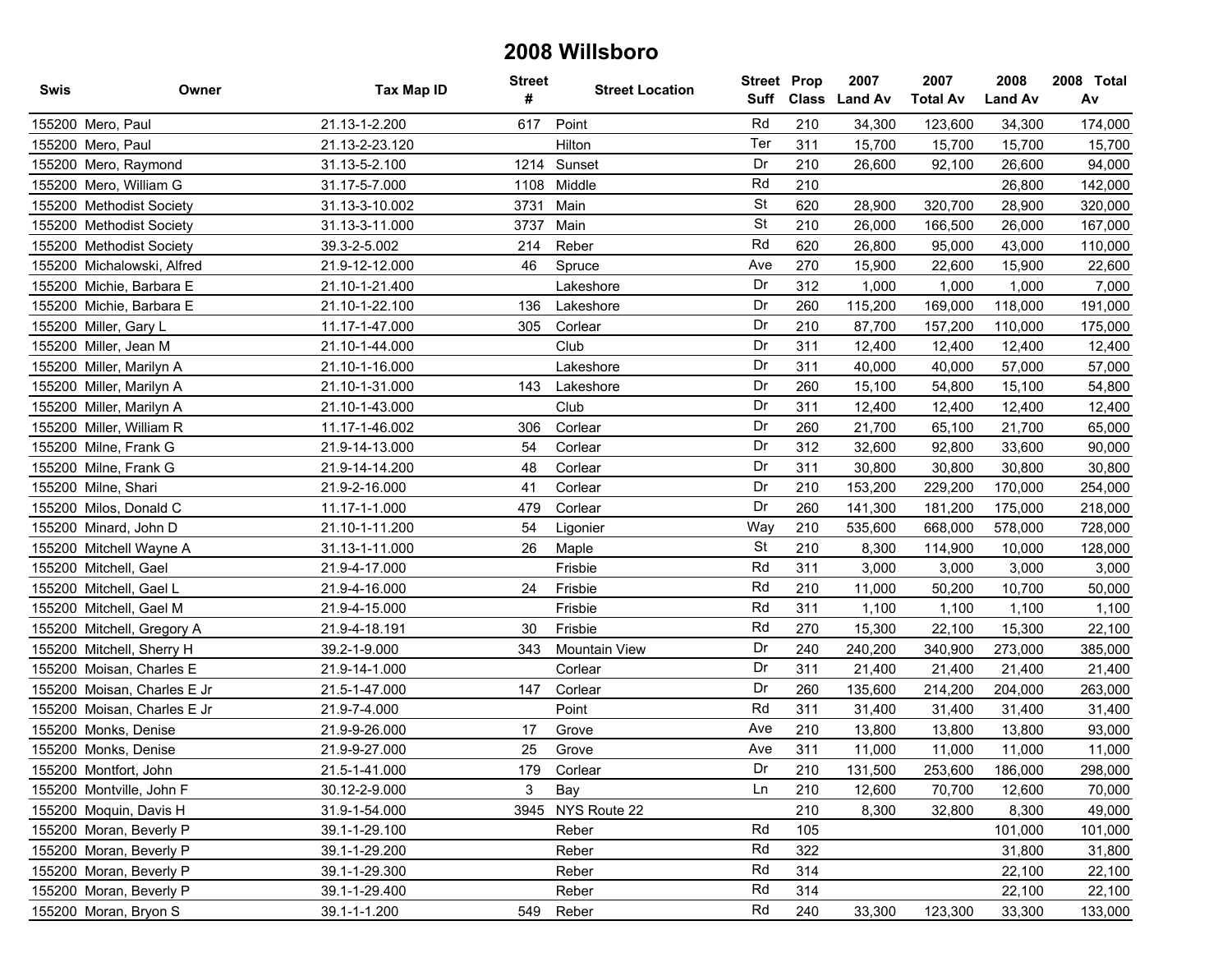# 2008 Willsboro

| Swis | Owner | Tax Map ID | Street # | Street Location | Street Suff | Prop Class | 2007 Land Av | 2007 Total Av | 2008 Land Av | 2008 Total Av |
|---|---|---|---|---|---|---|---|---|---|---|
| 155200 | Mero, Paul | 21.13-1-2.200 | 617 | Point | Rd | 210 | 34,300 | 123,600 | 34,300 | 174,000 |
| 155200 | Mero, Paul | 21.13-2-23.120 | | Hilton | Ter | 311 | 15,700 | 15,700 | 15,700 | 15,700 |
| 155200 | Mero, Raymond | 31.13-5-2.100 | 1214 | Sunset | Dr | 210 | 26,600 | 92,100 | 26,600 | 94,000 |
| 155200 | Mero, William G | 31.17-5-7.000 | 1108 | Middle | Rd | 210 | | | 26,800 | 142,000 |
| 155200 | Methodist Society | 31.13-3-10.002 | 3731 | Main | St | 620 | 28,900 | 320,700 | 28,900 | 320,000 |
| 155200 | Methodist Society | 31.13-3-11.000 | 3737 | Main | St | 210 | 26,000 | 166,500 | 26,000 | 167,000 |
| 155200 | Methodist Society | 39.3-2-5.002 | 214 | Reber | Rd | 620 | 26,800 | 95,000 | 43,000 | 110,000 |
| 155200 | Michalowski, Alfred | 21.9-12-12.000 | 46 | Spruce | Ave | 270 | 15,900 | 22,600 | 15,900 | 22,600 |
| 155200 | Michie, Barbara E | 21.10-1-21.400 | | Lakeshore | Dr | 312 | 1,000 | 1,000 | 1,000 | 7,000 |
| 155200 | Michie, Barbara E | 21.10-1-22.100 | 136 | Lakeshore | Dr | 260 | 115,200 | 169,000 | 118,000 | 191,000 |
| 155200 | Miller, Gary L | 11.17-1-47.000 | 305 | Corlear | Dr | 210 | 87,700 | 157,200 | 110,000 | 175,000 |
| 155200 | Miller, Jean M | 21.10-1-44.000 | | Club | Dr | 311 | 12,400 | 12,400 | 12,400 | 12,400 |
| 155200 | Miller, Marilyn A | 21.10-1-16.000 | | Lakeshore | Dr | 311 | 40,000 | 40,000 | 57,000 | 57,000 |
| 155200 | Miller, Marilyn A | 21.10-1-31.000 | 143 | Lakeshore | Dr | 260 | 15,100 | 54,800 | 15,100 | 54,800 |
| 155200 | Miller, Marilyn A | 21.10-1-43.000 | | Club | Dr | 311 | 12,400 | 12,400 | 12,400 | 12,400 |
| 155200 | Miller, William R | 11.17-1-46.002 | 306 | Corlear | Dr | 260 | 21,700 | 65,100 | 21,700 | 65,000 |
| 155200 | Milne, Frank G | 21.9-14-13.000 | 54 | Corlear | Dr | 312 | 32,600 | 92,800 | 33,600 | 90,000 |
| 155200 | Milne, Frank G | 21.9-14-14.200 | 48 | Corlear | Dr | 311 | 30,800 | 30,800 | 30,800 | 30,800 |
| 155200 | Milne, Shari | 21.9-2-16.000 | 41 | Corlear | Dr | 210 | 153,200 | 229,200 | 170,000 | 254,000 |
| 155200 | Milos, Donald C | 11.17-1-1.000 | 479 | Corlear | Dr | 260 | 141,300 | 181,200 | 175,000 | 218,000 |
| 155200 | Minard, John D | 21.10-1-11.200 | 54 | Ligonier | Way | 210 | 535,600 | 668,000 | 578,000 | 728,000 |
| 155200 | Mitchell Wayne A | 31.13-1-11.000 | 26 | Maple | St | 210 | 8,300 | 114,900 | 10,000 | 128,000 |
| 155200 | Mitchell, Gael | 21.9-4-17.000 | | Frisbie | Rd | 311 | 3,000 | 3,000 | 3,000 | 3,000 |
| 155200 | Mitchell, Gael L | 21.9-4-16.000 | 24 | Frisbie | Rd | 210 | 11,000 | 50,200 | 10,700 | 50,000 |
| 155200 | Mitchell, Gael M | 21.9-4-15.000 | | Frisbie | Rd | 311 | 1,100 | 1,100 | 1,100 | 1,100 |
| 155200 | Mitchell, Gregory A | 21.9-4-18.191 | 30 | Frisbie | Rd | 270 | 15,300 | 22,100 | 15,300 | 22,100 |
| 155200 | Mitchell, Sherry H | 39.2-1-9.000 | 343 | Mountain View | Dr | 240 | 240,200 | 340,900 | 273,000 | 385,000 |
| 155200 | Moisan, Charles E | 21.9-14-1.000 | | Corlear | Dr | 311 | 21,400 | 21,400 | 21,400 | 21,400 |
| 155200 | Moisan, Charles E Jr | 21.5-1-47.000 | 147 | Corlear | Dr | 260 | 135,600 | 214,200 | 204,000 | 263,000 |
| 155200 | Moisan, Charles E Jr | 21.9-7-4.000 | | Point | Rd | 311 | 31,400 | 31,400 | 31,400 | 31,400 |
| 155200 | Monks, Denise | 21.9-9-26.000 | 17 | Grove | Ave | 210 | 13,800 | 13,800 | 13,800 | 93,000 |
| 155200 | Monks, Denise | 21.9-9-27.000 | 25 | Grove | Ave | 311 | 11,000 | 11,000 | 11,000 | 11,000 |
| 155200 | Montfort, John | 21.5-1-41.000 | 179 | Corlear | Dr | 210 | 131,500 | 253,600 | 186,000 | 298,000 |
| 155200 | Montville, John F | 30.12-2-9.000 | 3 | Bay | Ln | 210 | 12,600 | 70,700 | 12,600 | 70,000 |
| 155200 | Moquin, Davis H | 31.9-1-54.000 | 3945 | NYS Route 22 | | 210 | 8,300 | 32,800 | 8,300 | 49,000 |
| 155200 | Moran, Beverly P | 39.1-1-29.100 | | Reber | Rd | 105 | | | 101,000 | 101,000 |
| 155200 | Moran, Beverly P | 39.1-1-29.200 | | Reber | Rd | 322 | | | 31,800 | 31,800 |
| 155200 | Moran, Beverly P | 39.1-1-29.300 | | Reber | Rd | 314 | | | 22,100 | 22,100 |
| 155200 | Moran, Beverly P | 39.1-1-29.400 | | Reber | Rd | 314 | | | 22,100 | 22,100 |
| 155200 | Moran, Bryon S | 39.1-1-1.200 | 549 | Reber | Rd | 240 | 33,300 | 123,300 | 33,300 | 133,000 |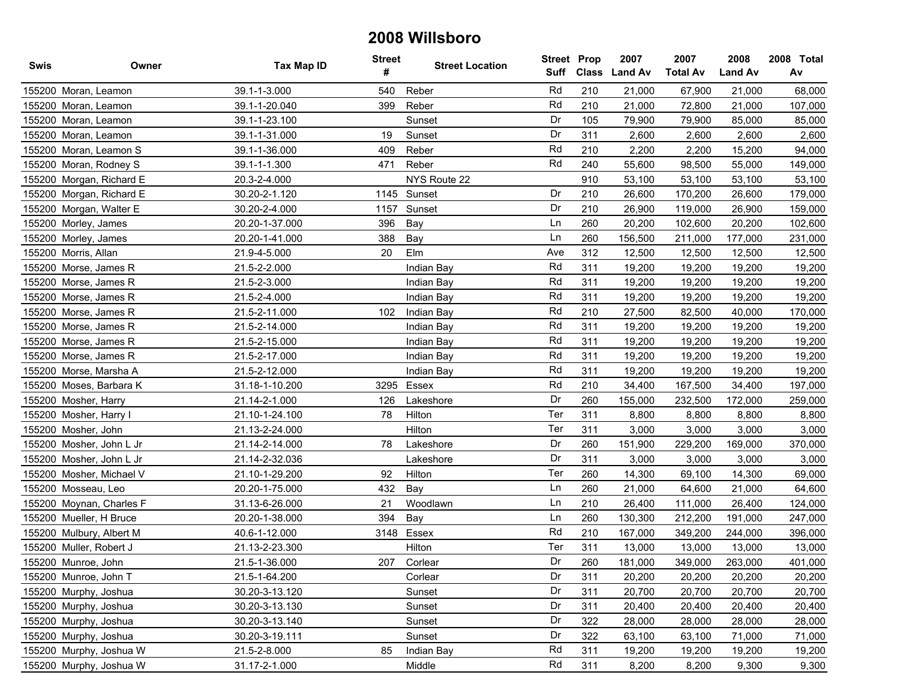# 2008 Willsboro

| Swis | Owner | Tax Map ID | Street # | Street Location | Street Suff | Prop Class | 2007 Land Av | 2007 Total Av | 2008 Land Av | 2008 Total Av |
|---|---|---|---|---|---|---|---|---|---|---|
| 155200 | Moran, Leamon | 39.1-1-3.000 | 540 | Reber | Rd | 210 | 21,000 | 67,900 | 21,000 | 68,000 |
| 155200 | Moran, Leamon | 39.1-1-20.040 | 399 | Reber | Rd | 210 | 21,000 | 72,800 | 21,000 | 107,000 |
| 155200 | Moran, Leamon | 39.1-1-23.100 | | Sunset | Dr | 105 | 79,900 | 79,900 | 85,000 | 85,000 |
| 155200 | Moran, Leamon | 39.1-1-31.000 | 19 | Sunset | Dr | 311 | 2,600 | 2,600 | 2,600 | 2,600 |
| 155200 | Moran, Leamon S | 39.1-1-36.000 | 409 | Reber | Rd | 210 | 2,200 | 2,200 | 15,200 | 94,000 |
| 155200 | Moran, Rodney S | 39.1-1-1.300 | 471 | Reber | Rd | 240 | 55,600 | 98,500 | 55,000 | 149,000 |
| 155200 | Morgan, Richard E | 20.3-2-4.000 | | NYS Route 22 | | 910 | 53,100 | 53,100 | 53,100 | 53,100 |
| 155200 | Morgan, Richard E | 30.20-2-1.120 | 1145 | Sunset | Dr | 210 | 26,600 | 170,200 | 26,600 | 179,000 |
| 155200 | Morgan, Walter E | 30.20-2-4.000 | 1157 | Sunset | Dr | 210 | 26,900 | 119,000 | 26,900 | 159,000 |
| 155200 | Morley, James | 20.20-1-37.000 | 396 | Bay | Ln | 260 | 20,200 | 102,600 | 20,200 | 102,600 |
| 155200 | Morley, James | 20.20-1-41.000 | 388 | Bay | Ln | 260 | 156,500 | 211,000 | 177,000 | 231,000 |
| 155200 | Morris, Allan | 21.9-4-5.000 | 20 | Elm | Ave | 312 | 12,500 | 12,500 | 12,500 | 12,500 |
| 155200 | Morse, James R | 21.5-2-2.000 | | Indian Bay | Rd | 311 | 19,200 | 19,200 | 19,200 | 19,200 |
| 155200 | Morse, James R | 21.5-2-3.000 | | Indian Bay | Rd | 311 | 19,200 | 19,200 | 19,200 | 19,200 |
| 155200 | Morse, James R | 21.5-2-4.000 | | Indian Bay | Rd | 311 | 19,200 | 19,200 | 19,200 | 19,200 |
| 155200 | Morse, James R | 21.5-2-11.000 | 102 | Indian Bay | Rd | 210 | 27,500 | 82,500 | 40,000 | 170,000 |
| 155200 | Morse, James R | 21.5-2-14.000 | | Indian Bay | Rd | 311 | 19,200 | 19,200 | 19,200 | 19,200 |
| 155200 | Morse, James R | 21.5-2-15.000 | | Indian Bay | Rd | 311 | 19,200 | 19,200 | 19,200 | 19,200 |
| 155200 | Morse, James R | 21.5-2-17.000 | | Indian Bay | Rd | 311 | 19,200 | 19,200 | 19,200 | 19,200 |
| 155200 | Morse, Marsha A | 21.5-2-12.000 | | Indian Bay | Rd | 311 | 19,200 | 19,200 | 19,200 | 19,200 |
| 155200 | Moses, Barbara K | 31.18-1-10.200 | 3295 | Essex | Rd | 210 | 34,400 | 167,500 | 34,400 | 197,000 |
| 155200 | Mosher, Harry | 21.14-2-1.000 | 126 | Lakeshore | Dr | 260 | 155,000 | 232,500 | 172,000 | 259,000 |
| 155200 | Mosher, Harry I | 21.10-1-24.100 | 78 | Hilton | Ter | 311 | 8,800 | 8,800 | 8,800 | 8,800 |
| 155200 | Mosher, John | 21.13-2-24.000 | | Hilton | Ter | 311 | 3,000 | 3,000 | 3,000 | 3,000 |
| 155200 | Mosher, John L Jr | 21.14-2-14.000 | 78 | Lakeshore | Dr | 260 | 151,900 | 229,200 | 169,000 | 370,000 |
| 155200 | Mosher, John L Jr | 21.14-2-32.036 | | Lakeshore | Dr | 311 | 3,000 | 3,000 | 3,000 | 3,000 |
| 155200 | Mosher, Michael V | 21.10-1-29.200 | 92 | Hilton | Ter | 260 | 14,300 | 69,100 | 14,300 | 69,000 |
| 155200 | Mosseau, Leo | 20.20-1-75.000 | 432 | Bay | Ln | 260 | 21,000 | 64,600 | 21,000 | 64,600 |
| 155200 | Moynan, Charles F | 31.13-6-26.000 | 21 | Woodlawn | Ln | 210 | 26,400 | 111,000 | 26,400 | 124,000 |
| 155200 | Mueller, H Bruce | 20.20-1-38.000 | 394 | Bay | Ln | 260 | 130,300 | 212,200 | 191,000 | 247,000 |
| 155200 | Mulbury, Albert M | 40.6-1-12.000 | 3148 | Essex | Rd | 210 | 167,000 | 349,200 | 244,000 | 396,000 |
| 155200 | Muller, Robert J | 21.13-2-23.300 | | Hilton | Ter | 311 | 13,000 | 13,000 | 13,000 | 13,000 |
| 155200 | Munroe, John | 21.5-1-36.000 | 207 | Corlear | Dr | 260 | 181,000 | 349,000 | 263,000 | 401,000 |
| 155200 | Munroe, John T | 21.5-1-64.200 | | Corlear | Dr | 311 | 20,200 | 20,200 | 20,200 | 20,200 |
| 155200 | Murphy, Joshua | 30.20-3-13.120 | | Sunset | Dr | 311 | 20,700 | 20,700 | 20,700 | 20,700 |
| 155200 | Murphy, Joshua | 30.20-3-13.130 | | Sunset | Dr | 311 | 20,400 | 20,400 | 20,400 | 20,400 |
| 155200 | Murphy, Joshua | 30.20-3-13.140 | | Sunset | Dr | 322 | 28,000 | 28,000 | 28,000 | 28,000 |
| 155200 | Murphy, Joshua | 30.20-3-19.111 | | Sunset | Dr | 322 | 63,100 | 63,100 | 71,000 | 71,000 |
| 155200 | Murphy, Joshua W | 21.5-2-8.000 | 85 | Indian Bay | Rd | 311 | 19,200 | 19,200 | 19,200 | 19,200 |
| 155200 | Murphy, Joshua W | 31.17-2-1.000 | | Middle | Rd | 311 | 8,200 | 8,200 | 9,300 | 9,300 |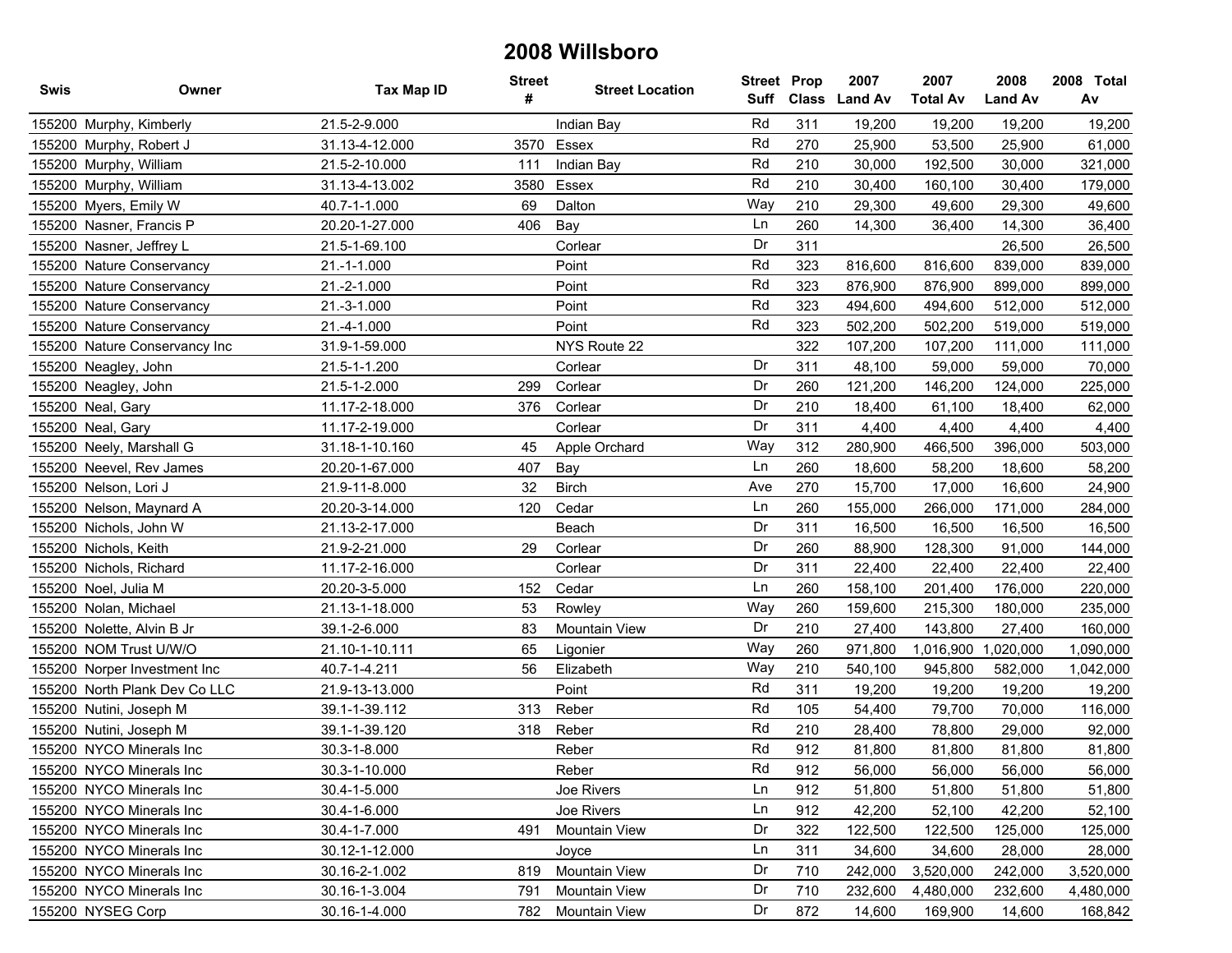# 2008 Willsboro

| Swis | Owner | Tax Map ID | Street # | Street Location | Street Suff | Prop Class | 2007 Land Av | 2007 Total Av | 2008 Land Av | 2008 Total Av |
|---|---|---|---|---|---|---|---|---|---|---|
| 155200 | Murphy, Kimberly | 21.5-2-9.000 | | Indian Bay | Rd | 311 | 19,200 | 19,200 | 19,200 | 19,200 |
| 155200 | Murphy, Robert J | 31.13-4-12.000 | 3570 | Essex | Rd | 270 | 25,900 | 53,500 | 25,900 | 61,000 |
| 155200 | Murphy, William | 21.5-2-10.000 | 111 | Indian Bay | Rd | 210 | 30,000 | 192,500 | 30,000 | 321,000 |
| 155200 | Murphy, William | 31.13-4-13.002 | 3580 | Essex | Rd | 210 | 30,400 | 160,100 | 30,400 | 179,000 |
| 155200 | Myers, Emily W | 40.7-1-1.000 | 69 | Dalton | Way | 210 | 29,300 | 49,600 | 29,300 | 49,600 |
| 155200 | Nasner, Francis P | 20.20-1-27.000 | 406 | Bay | Ln | 260 | 14,300 | 36,400 | 14,300 | 36,400 |
| 155200 | Nasner, Jeffrey L | 21.5-1-69.100 | | Corlear | Dr | 311 | | | 26,500 | 26,500 |
| 155200 | Nature Conservancy | 21.-1-1.000 | | Point | Rd | 323 | 816,600 | 816,600 | 839,000 | 839,000 |
| 155200 | Nature Conservancy | 21.-2-1.000 | | Point | Rd | 323 | 876,900 | 876,900 | 899,000 | 899,000 |
| 155200 | Nature Conservancy | 21.-3-1.000 | | Point | Rd | 323 | 494,600 | 494,600 | 512,000 | 512,000 |
| 155200 | Nature Conservancy | 21.-4-1.000 | | Point | Rd | 323 | 502,200 | 502,200 | 519,000 | 519,000 |
| 155200 | Nature Conservancy Inc | 31.9-1-59.000 | | NYS Route 22 | | 322 | 107,200 | 107,200 | 111,000 | 111,000 |
| 155200 | Neagley, John | 21.5-1-1.200 | | Corlear | Dr | 311 | 48,100 | 59,000 | 59,000 | 70,000 |
| 155200 | Neagley, John | 21.5-1-2.000 | 299 | Corlear | Dr | 260 | 121,200 | 146,200 | 124,000 | 225,000 |
| 155200 | Neal, Gary | 11.17-2-18.000 | 376 | Corlear | Dr | 210 | 18,400 | 61,100 | 18,400 | 62,000 |
| 155200 | Neal, Gary | 11.17-2-19.000 | | Corlear | Dr | 311 | 4,400 | 4,400 | 4,400 | 4,400 |
| 155200 | Neely, Marshall G | 31.18-1-10.160 | 45 | Apple Orchard | Way | 312 | 280,900 | 466,500 | 396,000 | 503,000 |
| 155200 | Neevel, Rev James | 20.20-1-67.000 | 407 | Bay | Ln | 260 | 18,600 | 58,200 | 18,600 | 58,200 |
| 155200 | Nelson, Lori J | 21.9-11-8.000 | 32 | Birch | Ave | 270 | 15,700 | 17,000 | 16,600 | 24,900 |
| 155200 | Nelson, Maynard A | 20.20-3-14.000 | 120 | Cedar | Ln | 260 | 155,000 | 266,000 | 171,000 | 284,000 |
| 155200 | Nichols, John W | 21.13-2-17.000 | | Beach | Dr | 311 | 16,500 | 16,500 | 16,500 | 16,500 |
| 155200 | Nichols, Keith | 21.9-2-21.000 | 29 | Corlear | Dr | 260 | 88,900 | 128,300 | 91,000 | 144,000 |
| 155200 | Nichols, Richard | 11.17-2-16.000 | | Corlear | Dr | 311 | 22,400 | 22,400 | 22,400 | 22,400 |
| 155200 | Noel, Julia M | 20.20-3-5.000 | 152 | Cedar | Ln | 260 | 158,100 | 201,400 | 176,000 | 220,000 |
| 155200 | Nolan, Michael | 21.13-1-18.000 | 53 | Rowley | Way | 260 | 159,600 | 215,300 | 180,000 | 235,000 |
| 155200 | Nolette, Alvin B Jr | 39.1-2-6.000 | 83 | Mountain View | Dr | 210 | 27,400 | 143,800 | 27,400 | 160,000 |
| 155200 | NOM Trust U/W/O | 21.10-1-10.111 | 65 | Ligonier | Way | 260 | 971,800 | 1,016,900 | 1,020,000 | 1,090,000 |
| 155200 | Norper Investment Inc | 40.7-1-4.211 | 56 | Elizabeth | Way | 210 | 540,100 | 945,800 | 582,000 | 1,042,000 |
| 155200 | North Plank Dev Co LLC | 21.9-13-13.000 | | Point | Rd | 311 | 19,200 | 19,200 | 19,200 | 19,200 |
| 155200 | Nutini, Joseph M | 39.1-1-39.112 | 313 | Reber | Rd | 105 | 54,400 | 79,700 | 70,000 | 116,000 |
| 155200 | Nutini, Joseph M | 39.1-1-39.120 | 318 | Reber | Rd | 210 | 28,400 | 78,800 | 29,000 | 92,000 |
| 155200 | NYCO Minerals Inc | 30.3-1-8.000 | | Reber | Rd | 912 | 81,800 | 81,800 | 81,800 | 81,800 |
| 155200 | NYCO Minerals Inc | 30.3-1-10.000 | | Reber | Rd | 912 | 56,000 | 56,000 | 56,000 | 56,000 |
| 155200 | NYCO Minerals Inc | 30.4-1-5.000 | | Joe Rivers | Ln | 912 | 51,800 | 51,800 | 51,800 | 51,800 |
| 155200 | NYCO Minerals Inc | 30.4-1-6.000 | | Joe Rivers | Ln | 912 | 42,200 | 52,100 | 42,200 | 52,100 |
| 155200 | NYCO Minerals Inc | 30.4-1-7.000 | 491 | Mountain View | Dr | 322 | 122,500 | 122,500 | 125,000 | 125,000 |
| 155200 | NYCO Minerals Inc | 30.12-1-12.000 | | Joyce | Ln | 311 | 34,600 | 34,600 | 28,000 | 28,000 |
| 155200 | NYCO Minerals Inc | 30.16-2-1.002 | 819 | Mountain View | Dr | 710 | 242,000 | 3,520,000 | 242,000 | 3,520,000 |
| 155200 | NYCO Minerals Inc | 30.16-1-3.004 | 791 | Mountain View | Dr | 710 | 232,600 | 4,480,000 | 232,600 | 4,480,000 |
| 155200 | NYSEG Corp | 30.16-1-4.000 | 782 | Mountain View | Dr | 872 | 14,600 | 169,900 | 14,600 | 168,842 |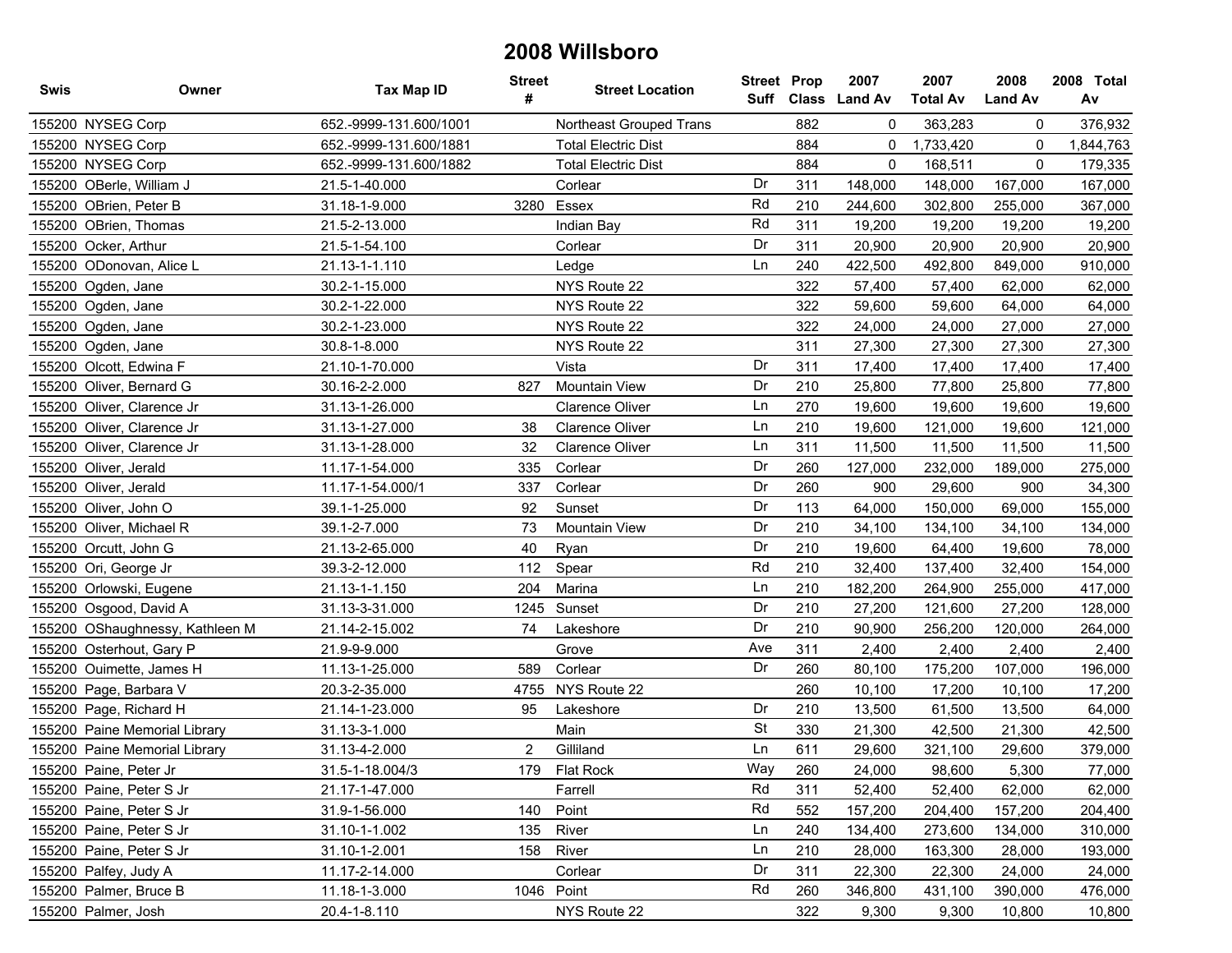# 2008 Willsboro

| Swis | Owner | Tax Map ID | Street # | Street Location | Street Suff | Prop Class | 2007 Land Av | 2007 Total Av | 2008 Land Av | 2008 Total Av |
|---|---|---|---|---|---|---|---|---|---|---|
| 155200 | NYSEG Corp | 652.-9999-131.600/1001 | | Northeast Grouped Trans | | 882 | 0 | 363,283 | 0 | 376,932 |
| 155200 | NYSEG Corp | 652.-9999-131.600/1881 | | Total Electric Dist | | 884 | 0 | 1,733,420 | 0 | 1,844,763 |
| 155200 | NYSEG Corp | 652.-9999-131.600/1882 | | Total Electric Dist | | 884 | 0 | 168,511 | 0 | 179,335 |
| 155200 | OBerle, William J | 21.5-1-40.000 | | Corlear | Dr | 311 | 148,000 | 148,000 | 167,000 | 167,000 |
| 155200 | OBrien, Peter B | 31.18-1-9.000 | 3280 | Essex | Rd | 210 | 244,600 | 302,800 | 255,000 | 367,000 |
| 155200 | OBrien, Thomas | 21.5-2-13.000 | | Indian Bay | Rd | 311 | 19,200 | 19,200 | 19,200 | 19,200 |
| 155200 | Ocker, Arthur | 21.5-1-54.100 | | Corlear | Dr | 311 | 20,900 | 20,900 | 20,900 | 20,900 |
| 155200 | ODonovan, Alice L | 21.13-1-1.110 | | Ledge | Ln | 240 | 422,500 | 492,800 | 849,000 | 910,000 |
| 155200 | Ogden, Jane | 30.2-1-15.000 | | NYS Route 22 | | 322 | 57,400 | 57,400 | 62,000 | 62,000 |
| 155200 | Ogden, Jane | 30.2-1-22.000 | | NYS Route 22 | | 322 | 59,600 | 59,600 | 64,000 | 64,000 |
| 155200 | Ogden, Jane | 30.2-1-23.000 | | NYS Route 22 | | 322 | 24,000 | 24,000 | 27,000 | 27,000 |
| 155200 | Ogden, Jane | 30.8-1-8.000 | | NYS Route 22 | | 311 | 27,300 | 27,300 | 27,300 | 27,300 |
| 155200 | Olcott, Edwina F | 21.10-1-70.000 | | Vista | Dr | 311 | 17,400 | 17,400 | 17,400 | 17,400 |
| 155200 | Oliver, Bernard G | 30.16-2-2.000 | 827 | Mountain View | Dr | 210 | 25,800 | 77,800 | 25,800 | 77,800 |
| 155200 | Oliver, Clarence Jr | 31.13-1-26.000 | | Clarence Oliver | Ln | 270 | 19,600 | 19,600 | 19,600 | 19,600 |
| 155200 | Oliver, Clarence Jr | 31.13-1-27.000 | 38 | Clarence Oliver | Ln | 210 | 19,600 | 121,000 | 19,600 | 121,000 |
| 155200 | Oliver, Clarence Jr | 31.13-1-28.000 | 32 | Clarence Oliver | Ln | 311 | 11,500 | 11,500 | 11,500 | 11,500 |
| 155200 | Oliver, Jerald | 11.17-1-54.000 | 335 | Corlear | Dr | 260 | 127,000 | 232,000 | 189,000 | 275,000 |
| 155200 | Oliver, Jerald | 11.17-1-54.000/1 | 337 | Corlear | Dr | 260 | 900 | 29,600 | 900 | 34,300 |
| 155200 | Oliver, John O | 39.1-1-25.000 | 92 | Sunset | Dr | 113 | 64,000 | 150,000 | 69,000 | 155,000 |
| 155200 | Oliver, Michael R | 39.1-2-7.000 | 73 | Mountain View | Dr | 210 | 34,100 | 134,100 | 34,100 | 134,000 |
| 155200 | Orcutt, John G | 21.13-2-65.000 | 40 | Ryan | Dr | 210 | 19,600 | 64,400 | 19,600 | 78,000 |
| 155200 | Ori, George Jr | 39.3-2-12.000 | 112 | Spear | Rd | 210 | 32,400 | 137,400 | 32,400 | 154,000 |
| 155200 | Orlowski, Eugene | 21.13-1-1.150 | 204 | Marina | Ln | 210 | 182,200 | 264,900 | 255,000 | 417,000 |
| 155200 | Osgood, David A | 31.13-3-31.000 | 1245 | Sunset | Dr | 210 | 27,200 | 121,600 | 27,200 | 128,000 |
| 155200 | OShaughnessy, Kathleen M | 21.14-2-15.002 | 74 | Lakeshore | Dr | 210 | 90,900 | 256,200 | 120,000 | 264,000 |
| 155200 | Osterhout, Gary P | 21.9-9-9.000 | | Grove | Ave | 311 | 2,400 | 2,400 | 2,400 | 2,400 |
| 155200 | Ouimette, James H | 11.13-1-25.000 | 589 | Corlear | Dr | 260 | 80,100 | 175,200 | 107,000 | 196,000 |
| 155200 | Page, Barbara V | 20.3-2-35.000 | 4755 | NYS Route 22 | | 260 | 10,100 | 17,200 | 10,100 | 17,200 |
| 155200 | Page, Richard H | 21.14-1-23.000 | 95 | Lakeshore | Dr | 210 | 13,500 | 61,500 | 13,500 | 64,000 |
| 155200 | Paine Memorial Library | 31.13-3-1.000 | | Main | St | 330 | 21,300 | 42,500 | 21,300 | 42,500 |
| 155200 | Paine Memorial Library | 31.13-4-2.000 | 2 | Gilliland | Ln | 611 | 29,600 | 321,100 | 29,600 | 379,000 |
| 155200 | Paine, Peter Jr | 31.5-1-18.004/3 | 179 | Flat Rock | Way | 260 | 24,000 | 98,600 | 5,300 | 77,000 |
| 155200 | Paine, Peter S Jr | 21.17-1-47.000 | | Farrell | Rd | 311 | 52,400 | 52,400 | 62,000 | 62,000 |
| 155200 | Paine, Peter S Jr | 31.9-1-56.000 | 140 | Point | Rd | 552 | 157,200 | 204,400 | 157,200 | 204,400 |
| 155200 | Paine, Peter S Jr | 31.10-1-1.002 | 135 | River | Ln | 240 | 134,400 | 273,600 | 134,000 | 310,000 |
| 155200 | Paine, Peter S Jr | 31.10-1-2.001 | 158 | River | Ln | 210 | 28,000 | 163,300 | 28,000 | 193,000 |
| 155200 | Palfey, Judy A | 11.17-2-14.000 | | Corlear | Dr | 311 | 22,300 | 22,300 | 24,000 | 24,000 |
| 155200 | Palmer, Bruce B | 11.18-1-3.000 | 1046 | Point | Rd | 260 | 346,800 | 431,100 | 390,000 | 476,000 |
| 155200 | Palmer, Josh | 20.4-1-8.110 | | NYS Route 22 | | 322 | 9,300 | 9,300 | 10,800 | 10,800 |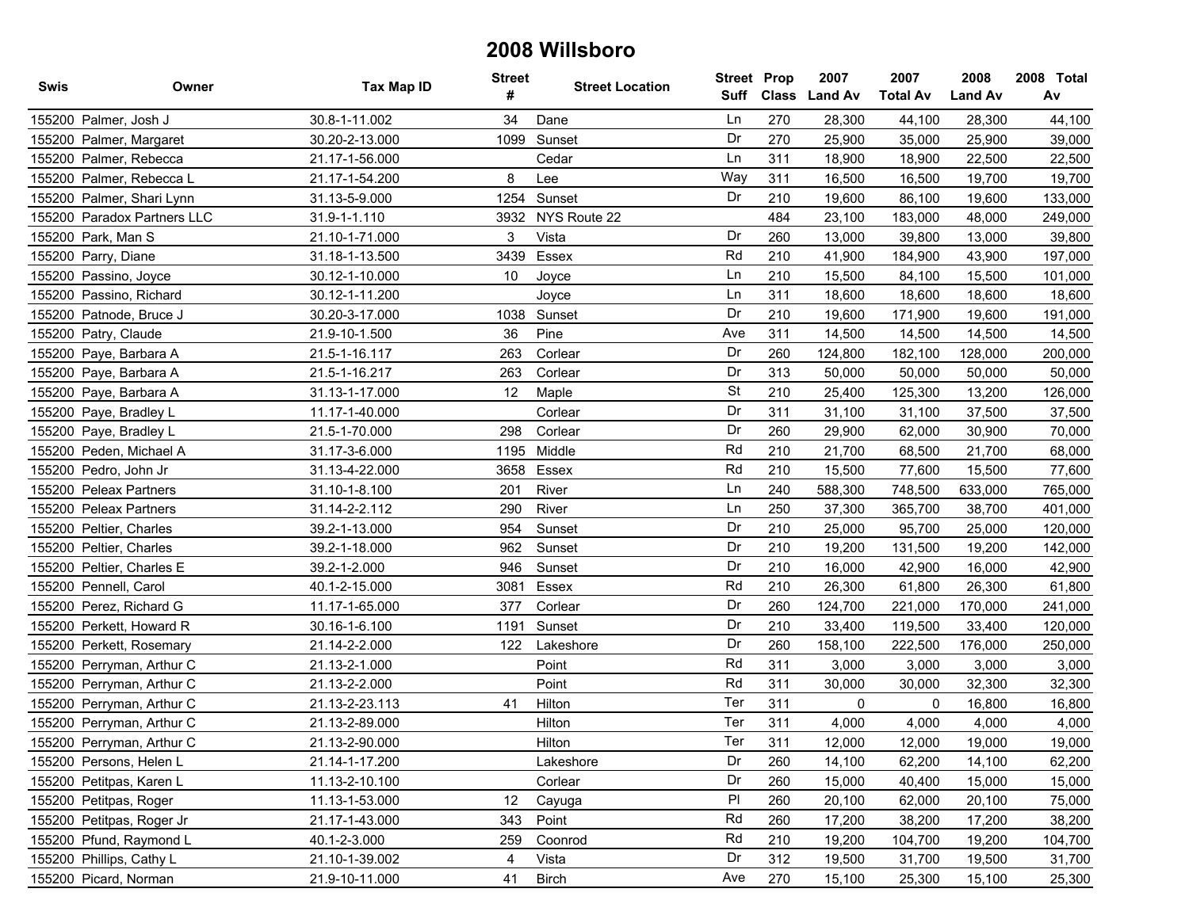# 2008 Willsboro

| Swis | Owner | Tax Map ID | Street # | Street Location | Street Suff | Prop Class | 2007 Land Av | 2007 Total Av | 2008 Land Av | 2008 Total Av |
|---|---|---|---|---|---|---|---|---|---|---|
| 155200 | Palmer, Josh J | 30.8-1-11.002 | 34 | Dane | Ln | 270 | 28,300 | 44,100 | 28,300 | 44,100 |
| 155200 | Palmer, Margaret | 30.20-2-13.000 | 1099 | Sunset | Dr | 270 | 25,900 | 35,000 | 25,900 | 39,000 |
| 155200 | Palmer, Rebecca | 21.17-1-56.000 | | Cedar | Ln | 311 | 18,900 | 18,900 | 22,500 | 22,500 |
| 155200 | Palmer, Rebecca L | 21.17-1-54.200 | 8 | Lee | Way | 311 | 16,500 | 16,500 | 19,700 | 19,700 |
| 155200 | Palmer, Shari Lynn | 31.13-5-9.000 | 1254 | Sunset | Dr | 210 | 19,600 | 86,100 | 19,600 | 133,000 |
| 155200 | Paradox Partners LLC | 31.9-1-1.110 | 3932 | NYS Route 22 | | 484 | 23,100 | 183,000 | 48,000 | 249,000 |
| 155200 | Park, Man S | 21.10-1-71.000 | 3 | Vista | Dr | 260 | 13,000 | 39,800 | 13,000 | 39,800 |
| 155200 | Parry, Diane | 31.18-1-13.500 | 3439 | Essex | Rd | 210 | 41,900 | 184,900 | 43,900 | 197,000 |
| 155200 | Passino, Joyce | 30.12-1-10.000 | 10 | Joyce | Ln | 210 | 15,500 | 84,100 | 15,500 | 101,000 |
| 155200 | Passino, Richard | 30.12-1-11.200 | | Joyce | Ln | 311 | 18,600 | 18,600 | 18,600 | 18,600 |
| 155200 | Patnode, Bruce J | 30.20-3-17.000 | 1038 | Sunset | Dr | 210 | 19,600 | 171,900 | 19,600 | 191,000 |
| 155200 | Patry, Claude | 21.9-10-1.500 | 36 | Pine | Ave | 311 | 14,500 | 14,500 | 14,500 | 14,500 |
| 155200 | Paye, Barbara A | 21.5-1-16.117 | 263 | Corlear | Dr | 260 | 124,800 | 182,100 | 128,000 | 200,000 |
| 155200 | Paye, Barbara A | 21.5-1-16.217 | 263 | Corlear | Dr | 313 | 50,000 | 50,000 | 50,000 | 50,000 |
| 155200 | Paye, Barbara A | 31.13-1-17.000 | 12 | Maple | St | 210 | 25,400 | 125,300 | 13,200 | 126,000 |
| 155200 | Paye, Bradley L | 11.17-1-40.000 | | Corlear | Dr | 311 | 31,100 | 31,100 | 37,500 | 37,500 |
| 155200 | Paye, Bradley L | 21.5-1-70.000 | 298 | Corlear | Dr | 260 | 29,900 | 62,000 | 30,900 | 70,000 |
| 155200 | Peden, Michael A | 31.17-3-6.000 | 1195 | Middle | Rd | 210 | 21,700 | 68,500 | 21,700 | 68,000 |
| 155200 | Pedro, John Jr | 31.13-4-22.000 | 3658 | Essex | Rd | 210 | 15,500 | 77,600 | 15,500 | 77,600 |
| 155200 | Peleax Partners | 31.10-1-8.100 | 201 | River | Ln | 240 | 588,300 | 748,500 | 633,000 | 765,000 |
| 155200 | Peleax Partners | 31.14-2-2.112 | 290 | River | Ln | 250 | 37,300 | 365,700 | 38,700 | 401,000 |
| 155200 | Peltier, Charles | 39.2-1-13.000 | 954 | Sunset | Dr | 210 | 25,000 | 95,700 | 25,000 | 120,000 |
| 155200 | Peltier, Charles | 39.2-1-18.000 | 962 | Sunset | Dr | 210 | 19,200 | 131,500 | 19,200 | 142,000 |
| 155200 | Peltier, Charles E | 39.2-1-2.000 | 946 | Sunset | Dr | 210 | 16,000 | 42,900 | 16,000 | 42,900 |
| 155200 | Pennell, Carol | 40.1-2-15.000 | 3081 | Essex | Rd | 210 | 26,300 | 61,800 | 26,300 | 61,800 |
| 155200 | Perez, Richard G | 11.17-1-65.000 | 377 | Corlear | Dr | 260 | 124,700 | 221,000 | 170,000 | 241,000 |
| 155200 | Perkett, Howard R | 30.16-1-6.100 | 1191 | Sunset | Dr | 210 | 33,400 | 119,500 | 33,400 | 120,000 |
| 155200 | Perkett, Rosemary | 21.14-2-2.000 | 122 | Lakeshore | Dr | 260 | 158,100 | 222,500 | 176,000 | 250,000 |
| 155200 | Perryman, Arthur C | 21.13-2-1.000 | | Point | Rd | 311 | 3,000 | 3,000 | 3,000 | 3,000 |
| 155200 | Perryman, Arthur C | 21.13-2-2.000 | | Point | Rd | 311 | 30,000 | 30,000 | 32,300 | 32,300 |
| 155200 | Perryman, Arthur C | 21.13-2-23.113 | 41 | Hilton | Ter | 311 | 0 | 0 | 16,800 | 16,800 |
| 155200 | Perryman, Arthur C | 21.13-2-89.000 | | Hilton | Ter | 311 | 4,000 | 4,000 | 4,000 | 4,000 |
| 155200 | Perryman, Arthur C | 21.13-2-90.000 | | Hilton | Ter | 311 | 12,000 | 12,000 | 19,000 | 19,000 |
| 155200 | Persons, Helen L | 21.14-1-17.200 | | Lakeshore | Dr | 260 | 14,100 | 62,200 | 14,100 | 62,200 |
| 155200 | Petitpas, Karen L | 11.13-2-10.100 | | Corlear | Dr | 260 | 15,000 | 40,400 | 15,000 | 15,000 |
| 155200 | Petitpas, Roger | 11.13-1-53.000 | 12 | Cayuga | Pl | 260 | 20,100 | 62,000 | 20,100 | 75,000 |
| 155200 | Petitpas, Roger Jr | 21.17-1-43.000 | 343 | Point | Rd | 260 | 17,200 | 38,200 | 17,200 | 38,200 |
| 155200 | Pfund, Raymond L | 40.1-2-3.000 | 259 | Coonrod | Rd | 210 | 19,200 | 104,700 | 19,200 | 104,700 |
| 155200 | Phillips, Cathy L | 21.10-1-39.002 | 4 | Vista | Dr | 312 | 19,500 | 31,700 | 19,500 | 31,700 |
| 155200 | Picard, Norman | 21.9-10-11.000 | 41 | Birch | Ave | 270 | 15,100 | 25,300 | 15,100 | 25,300 |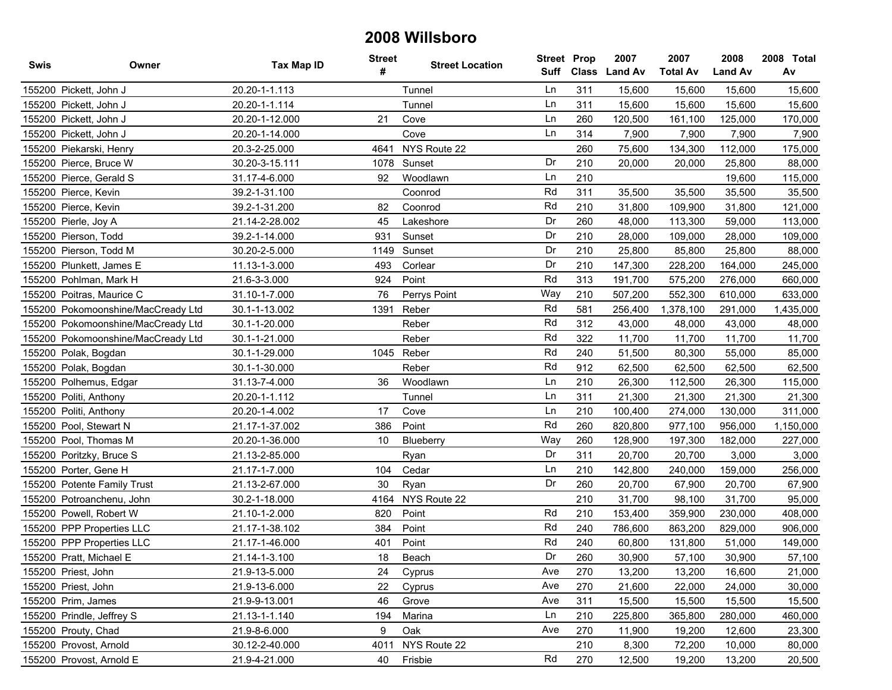# 2008 Willsboro

| Swis | Owner | Tax Map ID | Street # | Street Location | Street Suff | Prop Class | 2007 Land Av | 2007 Total Av | 2008 Land Av | 2008 Total Av |
|---|---|---|---|---|---|---|---|---|---|---|
| 155200 | Pickett, John J | 20.20-1-1.113 | | Tunnel | Ln | 311 | 15,600 | 15,600 | 15,600 | 15,600 |
| 155200 | Pickett, John J | 20.20-1-1.114 | | Tunnel | Ln | 311 | 15,600 | 15,600 | 15,600 | 15,600 |
| 155200 | Pickett, John J | 20.20-1-12.000 | 21 | Cove | Ln | 260 | 120,500 | 161,100 | 125,000 | 170,000 |
| 155200 | Pickett, John J | 20.20-1-14.000 | | Cove | Ln | 314 | 7,900 | 7,900 | 7,900 | 7,900 |
| 155200 | Piekarski, Henry | 20.3-2-25.000 | 4641 | NYS Route 22 | | 260 | 75,600 | 134,300 | 112,000 | 175,000 |
| 155200 | Pierce, Bruce W | 30.20-3-15.111 | 1078 | Sunset | Dr | 210 | 20,000 | 20,000 | 25,800 | 88,000 |
| 155200 | Pierce, Gerald S | 31.17-4-6.000 | 92 | Woodlawn | Ln | 210 | | | 19,600 | 115,000 |
| 155200 | Pierce, Kevin | 39.2-1-31.100 | | Coonrod | Rd | 311 | 35,500 | 35,500 | 35,500 | 35,500 |
| 155200 | Pierce, Kevin | 39.2-1-31.200 | 82 | Coonrod | Rd | 210 | 31,800 | 109,900 | 31,800 | 121,000 |
| 155200 | Pierle, Joy A | 21.14-2-28.002 | 45 | Lakeshore | Dr | 260 | 48,000 | 113,300 | 59,000 | 113,000 |
| 155200 | Pierson, Todd | 39.2-1-14.000 | 931 | Sunset | Dr | 210 | 28,000 | 109,000 | 28,000 | 109,000 |
| 155200 | Pierson, Todd M | 30.20-2-5.000 | 1149 | Sunset | Dr | 210 | 25,800 | 85,800 | 25,800 | 88,000 |
| 155200 | Plunkett, James E | 11.13-1-3.000 | 493 | Corlear | Dr | 210 | 147,300 | 228,200 | 164,000 | 245,000 |
| 155200 | Pohlman, Mark H | 21.6-3-3.000 | 924 | Point | Rd | 313 | 191,700 | 575,200 | 276,000 | 660,000 |
| 155200 | Poitras, Maurice C | 31.10-1-7.000 | 76 | Perrys Point | Way | 210 | 507,200 | 552,300 | 610,000 | 633,000 |
| 155200 | Pokomoonshine/MacCready Ltd | 30.1-1-13.002 | 1391 | Reber | Rd | 581 | 256,400 | 1,378,100 | 291,000 | 1,435,000 |
| 155200 | Pokomoonshine/MacCready Ltd | 30.1-1-20.000 | | Reber | Rd | 312 | 43,000 | 48,000 | 43,000 | 48,000 |
| 155200 | Pokomoonshine/MacCready Ltd | 30.1-1-21.000 | | Reber | Rd | 322 | 11,700 | 11,700 | 11,700 | 11,700 |
| 155200 | Polak, Bogdan | 30.1-1-29.000 | 1045 | Reber | Rd | 240 | 51,500 | 80,300 | 55,000 | 85,000 |
| 155200 | Polak, Bogdan | 30.1-1-30.000 | | Reber | Rd | 912 | 62,500 | 62,500 | 62,500 | 62,500 |
| 155200 | Polhemus, Edgar | 31.13-7-4.000 | 36 | Woodlawn | Ln | 210 | 26,300 | 112,500 | 26,300 | 115,000 |
| 155200 | Politi, Anthony | 20.20-1-1.112 | | Tunnel | Ln | 311 | 21,300 | 21,300 | 21,300 | 21,300 |
| 155200 | Politi, Anthony | 20.20-1-4.002 | 17 | Cove | Ln | 210 | 100,400 | 274,000 | 130,000 | 311,000 |
| 155200 | Pool, Stewart N | 21.17-1-37.002 | 386 | Point | Rd | 260 | 820,800 | 977,100 | 956,000 | 1,150,000 |
| 155200 | Pool, Thomas M | 20.20-1-36.000 | 10 | Blueberry | Way | 260 | 128,900 | 197,300 | 182,000 | 227,000 |
| 155200 | Poritzky, Bruce S | 21.13-2-85.000 | | Ryan | Dr | 311 | 20,700 | 20,700 | 3,000 | 3,000 |
| 155200 | Porter, Gene H | 21.17-1-7.000 | 104 | Cedar | Ln | 210 | 142,800 | 240,000 | 159,000 | 256,000 |
| 155200 | Potente Family Trust | 21.13-2-67.000 | 30 | Ryan | Dr | 260 | 20,700 | 67,900 | 20,700 | 67,900 |
| 155200 | Potroanchenu, John | 30.2-1-18.000 | 4164 | NYS Route 22 | | 210 | 31,700 | 98,100 | 31,700 | 95,000 |
| 155200 | Powell, Robert W | 21.10-1-2.000 | 820 | Point | Rd | 210 | 153,400 | 359,900 | 230,000 | 408,000 |
| 155200 | PPP Properties LLC | 21.17-1-38.102 | 384 | Point | Rd | 240 | 786,600 | 863,200 | 829,000 | 906,000 |
| 155200 | PPP Properties LLC | 21.17-1-46.000 | 401 | Point | Rd | 240 | 60,800 | 131,800 | 51,000 | 149,000 |
| 155200 | Pratt, Michael E | 21.14-1-3.100 | 18 | Beach | Dr | 260 | 30,900 | 57,100 | 30,900 | 57,100 |
| 155200 | Priest, John | 21.9-13-5.000 | 24 | Cyprus | Ave | 270 | 13,200 | 13,200 | 16,600 | 21,000 |
| 155200 | Priest, John | 21.9-13-6.000 | 22 | Cyprus | Ave | 270 | 21,600 | 22,000 | 24,000 | 30,000 |
| 155200 | Prim, James | 21.9-9-13.001 | 46 | Grove | Ave | 311 | 15,500 | 15,500 | 15,500 | 15,500 |
| 155200 | Prindle, Jeffrey S | 21.13-1-1.140 | 194 | Marina | Ln | 210 | 225,800 | 365,800 | 280,000 | 460,000 |
| 155200 | Prouty, Chad | 21.9-8-6.000 | 9 | Oak | Ave | 270 | 11,900 | 19,200 | 12,600 | 23,300 |
| 155200 | Provost, Arnold | 30.12-2-40.000 | 4011 | NYS Route 22 | | 210 | 8,300 | 72,200 | 10,000 | 80,000 |
| 155200 | Provost, Arnold E | 21.9-4-21.000 | 40 | Frisbie | Rd | 270 | 12,500 | 19,200 | 13,200 | 20,500 |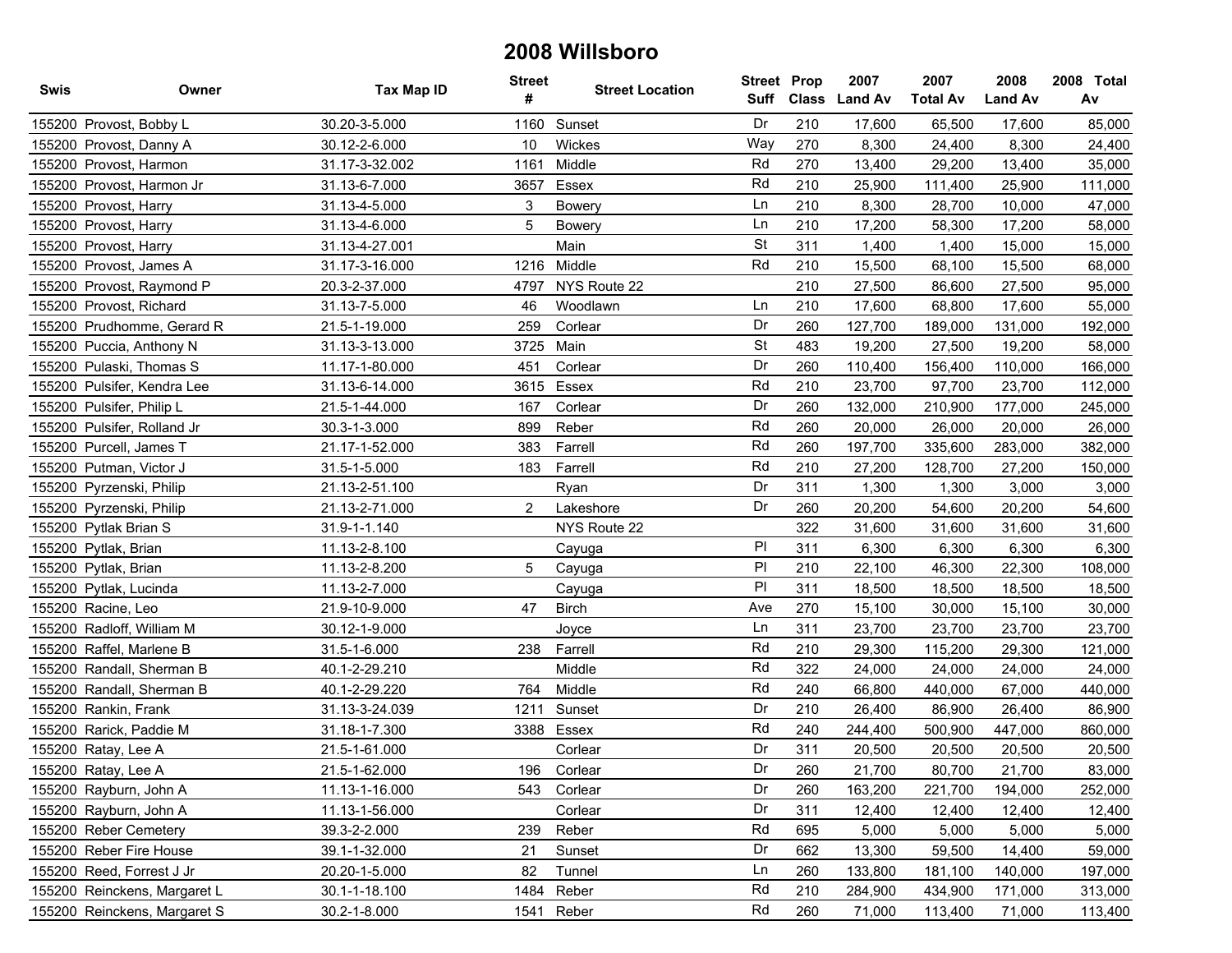# 2008 Willsboro

| Swis | Owner | Tax Map ID | Street # | Street Location | Street Suff | Prop Class | 2007 Land Av | 2007 Total Av | 2008 Land Av | 2008 Total Av |
|---|---|---|---|---|---|---|---|---|---|---|
| 155200 | Provost, Bobby L | 30.20-3-5.000 | 1160 | Sunset | Dr | 210 | 17,600 | 65,500 | 17,600 | 85,000 |
| 155200 | Provost, Danny A | 30.12-2-6.000 | 10 | Wickes | Way | 270 | 8,300 | 24,400 | 8,300 | 24,400 |
| 155200 | Provost, Harmon | 31.17-3-32.002 | 1161 | Middle | Rd | 270 | 13,400 | 29,200 | 13,400 | 35,000 |
| 155200 | Provost, Harmon Jr | 31.13-6-7.000 | 3657 | Essex | Rd | 210 | 25,900 | 111,400 | 25,900 | 111,000 |
| 155200 | Provost, Harry | 31.13-4-5.000 | 3 | Bowery | Ln | 210 | 8,300 | 28,700 | 10,000 | 47,000 |
| 155200 | Provost, Harry | 31.13-4-6.000 | 5 | Bowery | Ln | 210 | 17,200 | 58,300 | 17,200 | 58,000 |
| 155200 | Provost, Harry | 31.13-4-27.001 | | Main | St | 311 | 1,400 | 1,400 | 15,000 | 15,000 |
| 155200 | Provost, James A | 31.17-3-16.000 | 1216 | Middle | Rd | 210 | 15,500 | 68,100 | 15,500 | 68,000 |
| 155200 | Provost, Raymond P | 20.3-2-37.000 | 4797 | NYS Route 22 | | 210 | 27,500 | 86,600 | 27,500 | 95,000 |
| 155200 | Provost, Richard | 31.13-7-5.000 | 46 | Woodlawn | Ln | 210 | 17,600 | 68,800 | 17,600 | 55,000 |
| 155200 | Prudhomme, Gerard R | 21.5-1-19.000 | 259 | Corlear | Dr | 260 | 127,700 | 189,000 | 131,000 | 192,000 |
| 155200 | Puccia, Anthony N | 31.13-3-13.000 | 3725 | Main | St | 483 | 19,200 | 27,500 | 19,200 | 58,000 |
| 155200 | Pulaski, Thomas S | 11.17-1-80.000 | 451 | Corlear | Dr | 260 | 110,400 | 156,400 | 110,000 | 166,000 |
| 155200 | Pulsifer, Kendra Lee | 31.13-6-14.000 | 3615 | Essex | Rd | 210 | 23,700 | 97,700 | 23,700 | 112,000 |
| 155200 | Pulsifer, Philip L | 21.5-1-44.000 | 167 | Corlear | Dr | 260 | 132,000 | 210,900 | 177,000 | 245,000 |
| 155200 | Pulsifer, Rolland Jr | 30.3-1-3.000 | 899 | Reber | Rd | 260 | 20,000 | 26,000 | 20,000 | 26,000 |
| 155200 | Purcell, James T | 21.17-1-52.000 | 383 | Farrell | Rd | 260 | 197,700 | 335,600 | 283,000 | 382,000 |
| 155200 | Putman, Victor J | 31.5-1-5.000 | 183 | Farrell | Rd | 210 | 27,200 | 128,700 | 27,200 | 150,000 |
| 155200 | Pyrzenski, Philip | 21.13-2-51.100 | | Ryan | Dr | 311 | 1,300 | 1,300 | 3,000 | 3,000 |
| 155200 | Pyrzenski, Philip | 21.13-2-71.000 | 2 | Lakeshore | Dr | 260 | 20,200 | 54,600 | 20,200 | 54,600 |
| 155200 | Pytlak Brian S | 31.9-1-1.140 | | NYS Route 22 | | 322 | 31,600 | 31,600 | 31,600 | 31,600 |
| 155200 | Pytlak, Brian | 11.13-2-8.100 | | Cayuga | Pl | 311 | 6,300 | 6,300 | 6,300 | 6,300 |
| 155200 | Pytlak, Brian | 11.13-2-8.200 | 5 | Cayuga | Pl | 210 | 22,100 | 46,300 | 22,300 | 108,000 |
| 155200 | Pytlak, Lucinda | 11.13-2-7.000 | | Cayuga | Pl | 311 | 18,500 | 18,500 | 18,500 | 18,500 |
| 155200 | Racine, Leo | 21.9-10-9.000 | 47 | Birch | Ave | 270 | 15,100 | 30,000 | 15,100 | 30,000 |
| 155200 | Radloff, William M | 30.12-1-9.000 | | Joyce | Ln | 311 | 23,700 | 23,700 | 23,700 | 23,700 |
| 155200 | Raffel, Marlene B | 31.5-1-6.000 | 238 | Farrell | Rd | 210 | 29,300 | 115,200 | 29,300 | 121,000 |
| 155200 | Randall, Sherman B | 40.1-2-29.210 | | Middle | Rd | 322 | 24,000 | 24,000 | 24,000 | 24,000 |
| 155200 | Randall, Sherman B | 40.1-2-29.220 | 764 | Middle | Rd | 240 | 66,800 | 440,000 | 67,000 | 440,000 |
| 155200 | Rankin, Frank | 31.13-3-24.039 | 1211 | Sunset | Dr | 210 | 26,400 | 86,900 | 26,400 | 86,900 |
| 155200 | Rarick, Paddie M | 31.18-1-7.300 | 3388 | Essex | Rd | 240 | 244,400 | 500,900 | 447,000 | 860,000 |
| 155200 | Ratay, Lee A | 21.5-1-61.000 | | Corlear | Dr | 311 | 20,500 | 20,500 | 20,500 | 20,500 |
| 155200 | Ratay, Lee A | 21.5-1-62.000 | 196 | Corlear | Dr | 260 | 21,700 | 80,700 | 21,700 | 83,000 |
| 155200 | Rayburn, John A | 11.13-1-16.000 | 543 | Corlear | Dr | 260 | 163,200 | 221,700 | 194,000 | 252,000 |
| 155200 | Rayburn, John A | 11.13-1-56.000 | | Corlear | Dr | 311 | 12,400 | 12,400 | 12,400 | 12,400 |
| 155200 | Reber Cemetery | 39.3-2-2.000 | 239 | Reber | Rd | 695 | 5,000 | 5,000 | 5,000 | 5,000 |
| 155200 | Reber Fire House | 39.1-1-32.000 | 21 | Sunset | Dr | 662 | 13,300 | 59,500 | 14,400 | 59,000 |
| 155200 | Reed, Forrest J Jr | 20.20-1-5.000 | 82 | Tunnel | Ln | 260 | 133,800 | 181,100 | 140,000 | 197,000 |
| 155200 | Reinckens, Margaret L | 30.1-1-18.100 | 1484 | Reber | Rd | 210 | 284,900 | 434,900 | 171,000 | 313,000 |
| 155200 | Reinckens, Margaret S | 30.2-1-8.000 | 1541 | Reber | Rd | 260 | 71,000 | 113,400 | 71,000 | 113,400 |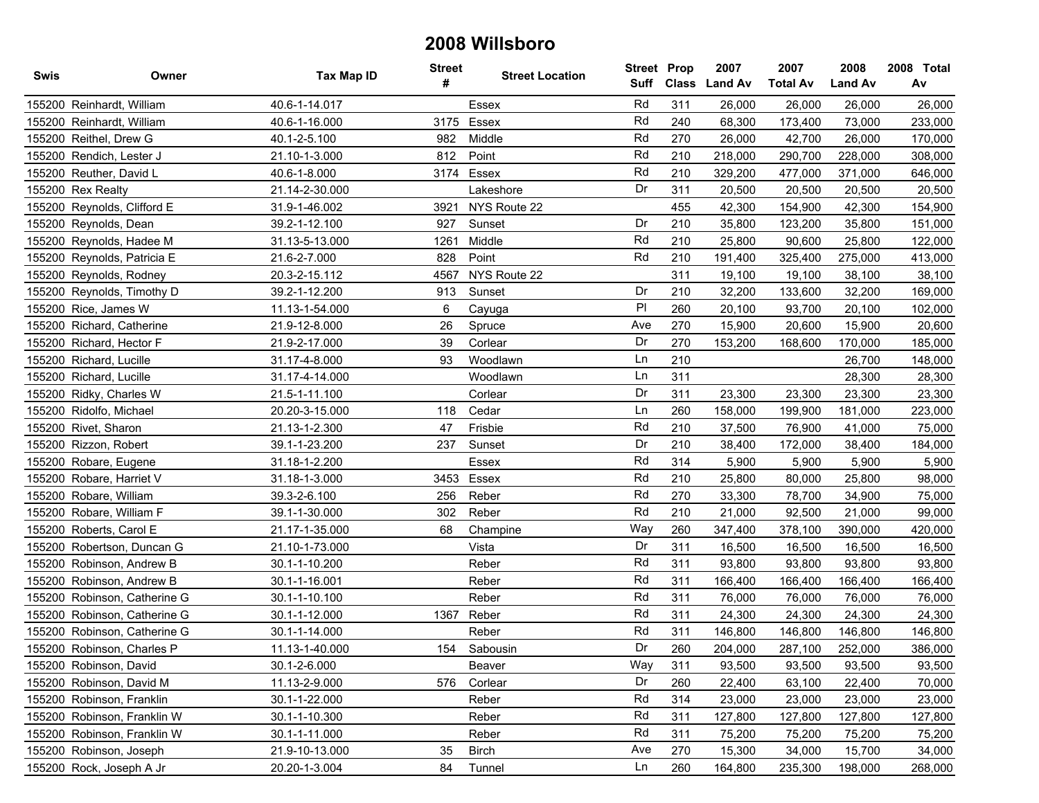# 2008 Willsboro

| Swis | Owner | Tax Map ID | Street # | Street Location | Street Suff | Prop Class | 2007 Land Av | 2007 Total Av | 2008 Land Av | 2008 Total Av |
|---|---|---|---|---|---|---|---|---|---|---|
| 155200 | Reinhardt, William | 40.6-1-14.017 | | Essex | Rd | 311 | 26,000 | 26,000 | 26,000 | 26,000 |
| 155200 | Reinhardt, William | 40.6-1-16.000 | 3175 | Essex | Rd | 240 | 68,300 | 173,400 | 73,000 | 233,000 |
| 155200 | Reithel, Drew G | 40.1-2-5.100 | 982 | Middle | Rd | 270 | 26,000 | 42,700 | 26,000 | 170,000 |
| 155200 | Rendich, Lester J | 21.10-1-3.000 | 812 | Point | Rd | 210 | 218,000 | 290,700 | 228,000 | 308,000 |
| 155200 | Reuther, David L | 40.6-1-8.000 | 3174 | Essex | Rd | 210 | 329,200 | 477,000 | 371,000 | 646,000 |
| 155200 | Rex Realty | 21.14-2-30.000 | | Lakeshore | Dr | 311 | 20,500 | 20,500 | 20,500 | 20,500 |
| 155200 | Reynolds, Clifford E | 31.9-1-46.002 | 3921 | NYS Route 22 | | 455 | 42,300 | 154,900 | 42,300 | 154,900 |
| 155200 | Reynolds, Dean | 39.2-1-12.100 | 927 | Sunset | Dr | 210 | 35,800 | 123,200 | 35,800 | 151,000 |
| 155200 | Reynolds, Hadee M | 31.13-5-13.000 | 1261 | Middle | Rd | 210 | 25,800 | 90,600 | 25,800 | 122,000 |
| 155200 | Reynolds, Patricia E | 21.6-2-7.000 | 828 | Point | Rd | 210 | 191,400 | 325,400 | 275,000 | 413,000 |
| 155200 | Reynolds, Rodney | 20.3-2-15.112 | 4567 | NYS Route 22 | | 311 | 19,100 | 19,100 | 38,100 | 38,100 |
| 155200 | Reynolds, Timothy D | 39.2-1-12.200 | 913 | Sunset | Dr | 210 | 32,200 | 133,600 | 32,200 | 169,000 |
| 155200 | Rice, James W | 11.13-1-54.000 | 6 | Cayuga | Pl | 260 | 20,100 | 93,700 | 20,100 | 102,000 |
| 155200 | Richard, Catherine | 21.9-12-8.000 | 26 | Spruce | Ave | 270 | 15,900 | 20,600 | 15,900 | 20,600 |
| 155200 | Richard, Hector F | 21.9-2-17.000 | 39 | Corlear | Dr | 270 | 153,200 | 168,600 | 170,000 | 185,000 |
| 155200 | Richard, Lucille | 31.17-4-8.000 | 93 | Woodlawn | Ln | 210 | | | 26,700 | 148,000 |
| 155200 | Richard, Lucille | 31.17-4-14.000 | | Woodlawn | Ln | 311 | | | 28,300 | 28,300 |
| 155200 | Ridky, Charles W | 21.5-1-11.100 | | Corlear | Dr | 311 | 23,300 | 23,300 | 23,300 | 23,300 |
| 155200 | Ridolfo, Michael | 20.20-3-15.000 | 118 | Cedar | Ln | 260 | 158,000 | 199,900 | 181,000 | 223,000 |
| 155200 | Rivet, Sharon | 21.13-1-2.300 | 47 | Frisbie | Rd | 210 | 37,500 | 76,900 | 41,000 | 75,000 |
| 155200 | Rizzon, Robert | 39.1-1-23.200 | 237 | Sunset | Dr | 210 | 38,400 | 172,000 | 38,400 | 184,000 |
| 155200 | Robare, Eugene | 31.18-1-2.200 | | Essex | Rd | 314 | 5,900 | 5,900 | 5,900 | 5,900 |
| 155200 | Robare, Harriet V | 31.18-1-3.000 | 3453 | Essex | Rd | 210 | 25,800 | 80,000 | 25,800 | 98,000 |
| 155200 | Robare, William | 39.3-2-6.100 | 256 | Reber | Rd | 270 | 33,300 | 78,700 | 34,900 | 75,000 |
| 155200 | Robare, William F | 39.1-1-30.000 | 302 | Reber | Rd | 210 | 21,000 | 92,500 | 21,000 | 99,000 |
| 155200 | Roberts, Carol E | 21.17-1-35.000 | 68 | Champine | Way | 260 | 347,400 | 378,100 | 390,000 | 420,000 |
| 155200 | Robertson, Duncan G | 21.10-1-73.000 | | Vista | Dr | 311 | 16,500 | 16,500 | 16,500 | 16,500 |
| 155200 | Robinson, Andrew B | 30.1-1-10.200 | | Reber | Rd | 311 | 93,800 | 93,800 | 93,800 | 93,800 |
| 155200 | Robinson, Andrew B | 30.1-1-16.001 | | Reber | Rd | 311 | 166,400 | 166,400 | 166,400 | 166,400 |
| 155200 | Robinson, Catherine G | 30.1-1-10.100 | | Reber | Rd | 311 | 76,000 | 76,000 | 76,000 | 76,000 |
| 155200 | Robinson, Catherine G | 30.1-1-12.000 | 1367 | Reber | Rd | 311 | 24,300 | 24,300 | 24,300 | 24,300 |
| 155200 | Robinson, Catherine G | 30.1-1-14.000 | | Reber | Rd | 311 | 146,800 | 146,800 | 146,800 | 146,800 |
| 155200 | Robinson, Charles P | 11.13-1-40.000 | 154 | Sabousin | Dr | 260 | 204,000 | 287,100 | 252,000 | 386,000 |
| 155200 | Robinson, David | 30.1-2-6.000 | | Beaver | Way | 311 | 93,500 | 93,500 | 93,500 | 93,500 |
| 155200 | Robinson, David M | 11.13-2-9.000 | 576 | Corlear | Dr | 260 | 22,400 | 63,100 | 22,400 | 70,000 |
| 155200 | Robinson, Franklin | 30.1-1-22.000 | | Reber | Rd | 314 | 23,000 | 23,000 | 23,000 | 23,000 |
| 155200 | Robinson, Franklin W | 30.1-1-10.300 | | Reber | Rd | 311 | 127,800 | 127,800 | 127,800 | 127,800 |
| 155200 | Robinson, Franklin W | 30.1-1-11.000 | | Reber | Rd | 311 | 75,200 | 75,200 | 75,200 | 75,200 |
| 155200 | Robinson, Joseph | 21.9-10-13.000 | 35 | Birch | Ave | 270 | 15,300 | 34,000 | 15,700 | 34,000 |
| 155200 | Rock, Joseph A Jr | 20.20-1-3.004 | 84 | Tunnel | Ln | 260 | 164,800 | 235,300 | 198,000 | 268,000 |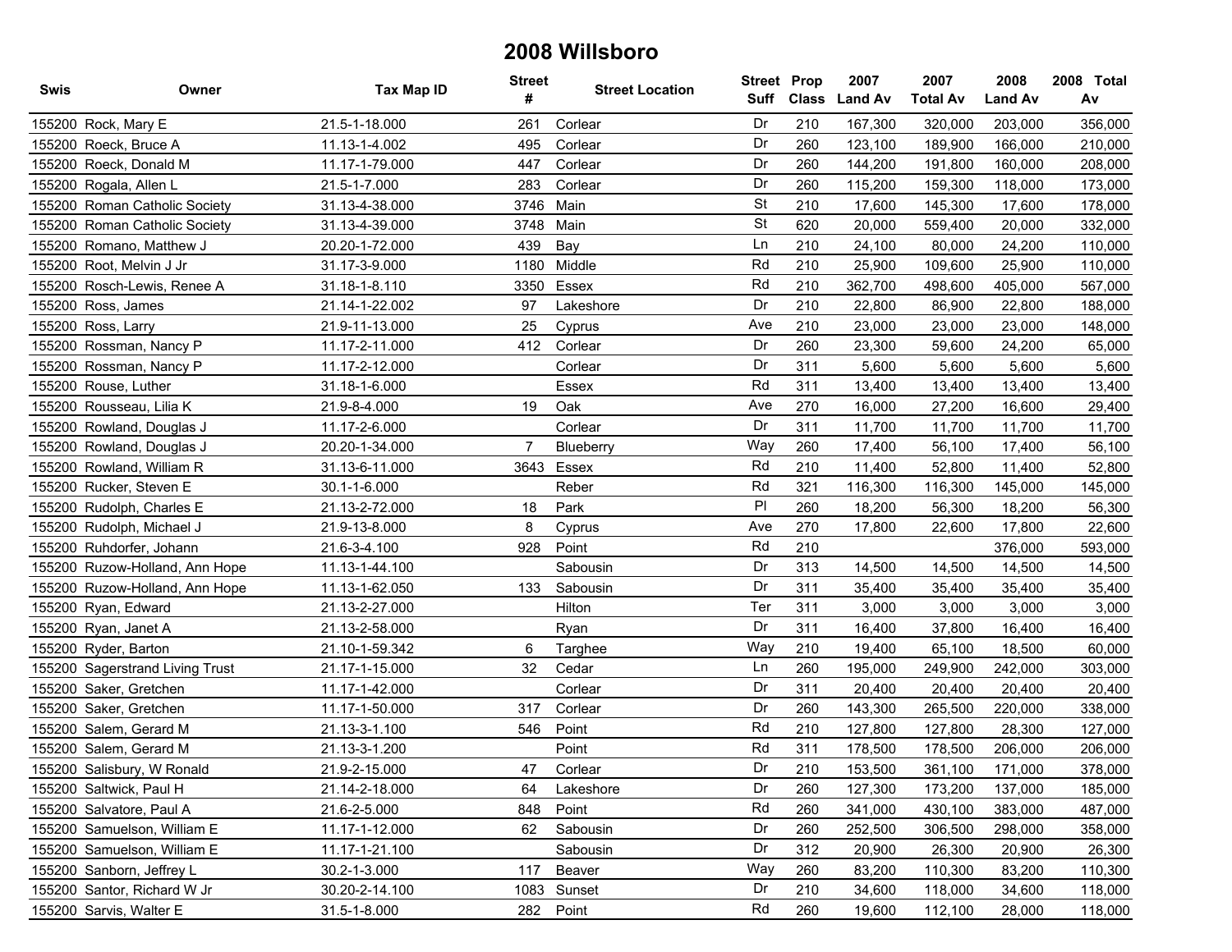# 2008 Willsboro

| Swis | Owner | Tax Map ID | Street # | Street Location | Street Suff | Prop Class | 2007 Land Av | 2007 Total Av | 2008 Land Av | 2008 Total Av |
|---|---|---|---|---|---|---|---|---|---|---|
| 155200 | Rock, Mary E | 21.5-1-18.000 | 261 | Corlear | Dr | 210 | 167,300 | 320,000 | 203,000 | 356,000 |
| 155200 | Roeck, Bruce A | 11.13-1-4.002 | 495 | Corlear | Dr | 260 | 123,100 | 189,900 | 166,000 | 210,000 |
| 155200 | Roeck, Donald M | 11.17-1-79.000 | 447 | Corlear | Dr | 260 | 144,200 | 191,800 | 160,000 | 208,000 |
| 155200 | Rogala, Allen L | 21.5-1-7.000 | 283 | Corlear | Dr | 260 | 115,200 | 159,300 | 118,000 | 173,000 |
| 155200 | Roman Catholic Society | 31.13-4-38.000 | 3746 | Main | St | 210 | 17,600 | 145,300 | 17,600 | 178,000 |
| 155200 | Roman Catholic Society | 31.13-4-39.000 | 3748 | Main | St | 620 | 20,000 | 559,400 | 20,000 | 332,000 |
| 155200 | Romano, Matthew J | 20.20-1-72.000 | 439 | Bay | Ln | 210 | 24,100 | 80,000 | 24,200 | 110,000 |
| 155200 | Root, Melvin J Jr | 31.17-3-9.000 | 1180 | Middle | Rd | 210 | 25,900 | 109,600 | 25,900 | 110,000 |
| 155200 | Rosch-Lewis, Renee A | 31.18-1-8.110 | 3350 | Essex | Rd | 210 | 362,700 | 498,600 | 405,000 | 567,000 |
| 155200 | Ross, James | 21.14-1-22.002 | 97 | Lakeshore | Dr | 210 | 22,800 | 86,900 | 22,800 | 188,000 |
| 155200 | Ross, Larry | 21.9-11-13.000 | 25 | Cyprus | Ave | 210 | 23,000 | 23,000 | 23,000 | 148,000 |
| 155200 | Rossman, Nancy P | 11.17-2-11.000 | 412 | Corlear | Dr | 260 | 23,300 | 59,600 | 24,200 | 65,000 |
| 155200 | Rossman, Nancy P | 11.17-2-12.000 | | Corlear | Dr | 311 | 5,600 | 5,600 | 5,600 | 5,600 |
| 155200 | Rouse, Luther | 31.18-1-6.000 | | Essex | Rd | 311 | 13,400 | 13,400 | 13,400 | 13,400 |
| 155200 | Rousseau, Lilia K | 21.9-8-4.000 | 19 | Oak | Ave | 270 | 16,000 | 27,200 | 16,600 | 29,400 |
| 155200 | Rowland, Douglas J | 11.17-2-6.000 | | Corlear | Dr | 311 | 11,700 | 11,700 | 11,700 | 11,700 |
| 155200 | Rowland, Douglas J | 20.20-1-34.000 | 7 | Blueberry | Way | 260 | 17,400 | 56,100 | 17,400 | 56,100 |
| 155200 | Rowland, William R | 31.13-6-11.000 | 3643 | Essex | Rd | 210 | 11,400 | 52,800 | 11,400 | 52,800 |
| 155200 | Rucker, Steven E | 30.1-1-6.000 | | Reber | Rd | 321 | 116,300 | 116,300 | 145,000 | 145,000 |
| 155200 | Rudolph, Charles E | 21.13-2-72.000 | 18 | Park | Pl | 260 | 18,200 | 56,300 | 18,200 | 56,300 |
| 155200 | Rudolph, Michael J | 21.9-13-8.000 | 8 | Cyprus | Ave | 270 | 17,800 | 22,600 | 17,800 | 22,600 |
| 155200 | Ruhdorfer, Johann | 21.6-3-4.100 | 928 | Point | Rd | 210 | | | 376,000 | 593,000 |
| 155200 | Ruzow-Holland, Ann Hope | 11.13-1-44.100 | | Sabousin | Dr | 313 | 14,500 | 14,500 | 14,500 | 14,500 |
| 155200 | Ruzow-Holland, Ann Hope | 11.13-1-62.050 | 133 | Sabousin | Dr | 311 | 35,400 | 35,400 | 35,400 | 35,400 |
| 155200 | Ryan, Edward | 21.13-2-27.000 | | Hilton | Ter | 311 | 3,000 | 3,000 | 3,000 | 3,000 |
| 155200 | Ryan, Janet A | 21.13-2-58.000 | | Ryan | Dr | 311 | 16,400 | 37,800 | 16,400 | 16,400 |
| 155200 | Ryder, Barton | 21.10-1-59.342 | 6 | Targhee | Way | 210 | 19,400 | 65,100 | 18,500 | 60,000 |
| 155200 | Sagerstrand Living Trust | 21.17-1-15.000 | 32 | Cedar | Ln | 260 | 195,000 | 249,900 | 242,000 | 303,000 |
| 155200 | Saker, Gretchen | 11.17-1-42.000 | | Corlear | Dr | 311 | 20,400 | 20,400 | 20,400 | 20,400 |
| 155200 | Saker, Gretchen | 11.17-1-50.000 | 317 | Corlear | Dr | 260 | 143,300 | 265,500 | 220,000 | 338,000 |
| 155200 | Salem, Gerard M | 21.13-3-1.100 | 546 | Point | Rd | 210 | 127,800 | 127,800 | 28,300 | 127,000 |
| 155200 | Salem, Gerard M | 21.13-3-1.200 | | Point | Rd | 311 | 178,500 | 178,500 | 206,000 | 206,000 |
| 155200 | Salisbury, W Ronald | 21.9-2-15.000 | 47 | Corlear | Dr | 210 | 153,500 | 361,100 | 171,000 | 378,000 |
| 155200 | Saltwick, Paul H | 21.14-2-18.000 | 64 | Lakeshore | Dr | 260 | 127,300 | 173,200 | 137,000 | 185,000 |
| 155200 | Salvatore, Paul A | 21.6-2-5.000 | 848 | Point | Rd | 260 | 341,000 | 430,100 | 383,000 | 487,000 |
| 155200 | Samuelson, William E | 11.17-1-12.000 | 62 | Sabousin | Dr | 260 | 252,500 | 306,500 | 298,000 | 358,000 |
| 155200 | Samuelson, William E | 11.17-1-21.100 | | Sabousin | Dr | 312 | 20,900 | 26,300 | 20,900 | 26,300 |
| 155200 | Sanborn, Jeffrey L | 30.2-1-3.000 | 117 | Beaver | Way | 260 | 83,200 | 110,300 | 83,200 | 110,300 |
| 155200 | Santor, Richard W Jr | 30.20-2-14.100 | 1083 | Sunset | Dr | 210 | 34,600 | 118,000 | 34,600 | 118,000 |
| 155200 | Sarvis, Walter E | 31.5-1-8.000 | 282 | Point | Rd | 260 | 19,600 | 112,100 | 28,000 | 118,000 |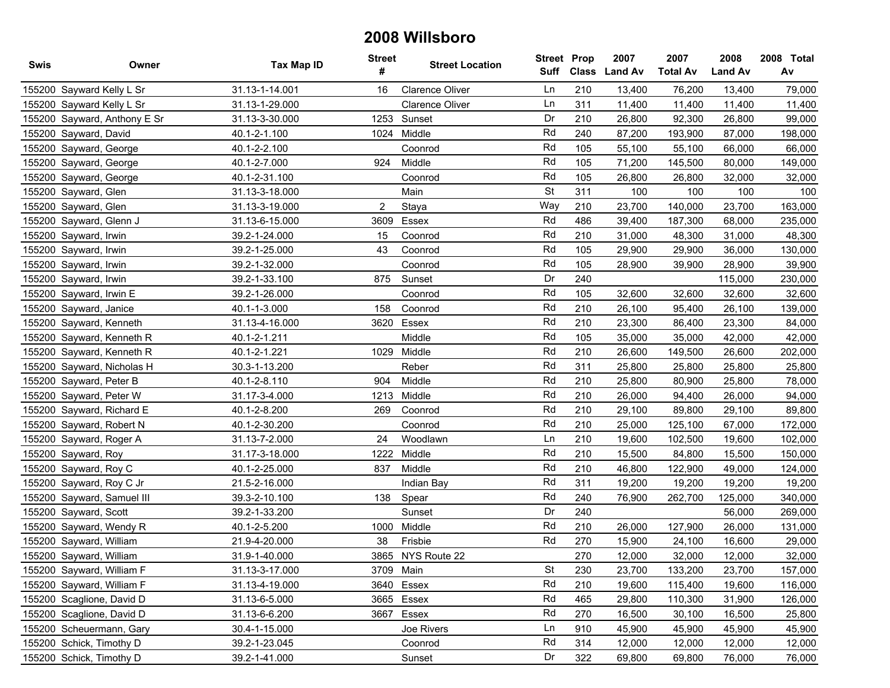# 2008 Willsboro

| Swis | Owner | Tax Map ID | Street # | Street Location | Street Suff | Prop Class | 2007 Land Av | 2007 Total Av | 2008 Land Av | 2008 Total Av |
|---|---|---|---|---|---|---|---|---|---|---|
| 155200 | Sayward Kelly L Sr | 31.13-1-14.001 | 16 | Clarence Oliver | Ln | 210 | 13,400 | 76,200 | 13,400 | 79,000 |
| 155200 | Sayward Kelly L Sr | 31.13-1-29.000 | | Clarence Oliver | Ln | 311 | 11,400 | 11,400 | 11,400 | 11,400 |
| 155200 | Sayward, Anthony E Sr | 31.13-3-30.000 | 1253 | Sunset | Dr | 210 | 26,800 | 92,300 | 26,800 | 99,000 |
| 155200 | Sayward, David | 40.1-2-1.100 | 1024 | Middle | Rd | 240 | 87,200 | 193,900 | 87,000 | 198,000 |
| 155200 | Sayward, George | 40.1-2-2.100 | | Coonrod | Rd | 105 | 55,100 | 55,100 | 66,000 | 66,000 |
| 155200 | Sayward, George | 40.1-2-7.000 | 924 | Middle | Rd | 105 | 71,200 | 145,500 | 80,000 | 149,000 |
| 155200 | Sayward, George | 40.1-2-31.100 | | Coonrod | Rd | 105 | 26,800 | 26,800 | 32,000 | 32,000 |
| 155200 | Sayward, Glen | 31.13-3-18.000 | | Main | St | 311 | 100 | 100 | 100 | 100 |
| 155200 | Sayward, Glen | 31.13-3-19.000 | 2 | Staya | Way | 210 | 23,700 | 140,000 | 23,700 | 163,000 |
| 155200 | Sayward, Glenn J | 31.13-6-15.000 | 3609 | Essex | Rd | 486 | 39,400 | 187,300 | 68,000 | 235,000 |
| 155200 | Sayward, Irwin | 39.2-1-24.000 | 15 | Coonrod | Rd | 210 | 31,000 | 48,300 | 31,000 | 48,300 |
| 155200 | Sayward, Irwin | 39.2-1-25.000 | 43 | Coonrod | Rd | 105 | 29,900 | 29,900 | 36,000 | 130,000 |
| 155200 | Sayward, Irwin | 39.2-1-32.000 | | Coonrod | Rd | 105 | 28,900 | 39,900 | 28,900 | 39,900 |
| 155200 | Sayward, Irwin | 39.2-1-33.100 | 875 | Sunset | Dr | 240 | | | 115,000 | 230,000 |
| 155200 | Sayward, Irwin E | 39.2-1-26.000 | | Coonrod | Rd | 105 | 32,600 | 32,600 | 32,600 | 32,600 |
| 155200 | Sayward, Janice | 40.1-1-3.000 | 158 | Coonrod | Rd | 210 | 26,100 | 95,400 | 26,100 | 139,000 |
| 155200 | Sayward, Kenneth | 31.13-4-16.000 | 3620 | Essex | Rd | 210 | 23,300 | 86,400 | 23,300 | 84,000 |
| 155200 | Sayward, Kenneth R | 40.1-2-1.211 | | Middle | Rd | 105 | 35,000 | 35,000 | 42,000 | 42,000 |
| 155200 | Sayward, Kenneth R | 40.1-2-1.221 | 1029 | Middle | Rd | 210 | 26,600 | 149,500 | 26,600 | 202,000 |
| 155200 | Sayward, Nicholas H | 30.3-1-13.200 | | Reber | Rd | 311 | 25,800 | 25,800 | 25,800 | 25,800 |
| 155200 | Sayward, Peter B | 40.1-2-8.110 | 904 | Middle | Rd | 210 | 25,800 | 80,900 | 25,800 | 78,000 |
| 155200 | Sayward, Peter W | 31.17-3-4.000 | 1213 | Middle | Rd | 210 | 26,000 | 94,400 | 26,000 | 94,000 |
| 155200 | Sayward, Richard E | 40.1-2-8.200 | 269 | Coonrod | Rd | 210 | 29,100 | 89,800 | 29,100 | 89,800 |
| 155200 | Sayward, Robert N | 40.1-2-30.200 | | Coonrod | Rd | 210 | 25,000 | 125,100 | 67,000 | 172,000 |
| 155200 | Sayward, Roger A | 31.13-7-2.000 | 24 | Woodlawn | Ln | 210 | 19,600 | 102,500 | 19,600 | 102,000 |
| 155200 | Sayward, Roy | 31.17-3-18.000 | 1222 | Middle | Rd | 210 | 15,500 | 84,800 | 15,500 | 150,000 |
| 155200 | Sayward, Roy C | 40.1-2-25.000 | 837 | Middle | Rd | 210 | 46,800 | 122,900 | 49,000 | 124,000 |
| 155200 | Sayward, Roy C Jr | 21.5-2-16.000 | | Indian Bay | Rd | 311 | 19,200 | 19,200 | 19,200 | 19,200 |
| 155200 | Sayward, Samuel III | 39.3-2-10.100 | 138 | Spear | Rd | 240 | 76,900 | 262,700 | 125,000 | 340,000 |
| 155200 | Sayward, Scott | 39.2-1-33.200 | | Sunset | Dr | 240 | | | 56,000 | 269,000 |
| 155200 | Sayward, Wendy R | 40.1-2-5.200 | 1000 | Middle | Rd | 210 | 26,000 | 127,900 | 26,000 | 131,000 |
| 155200 | Sayward, William | 21.9-4-20.000 | 38 | Frisbie | Rd | 270 | 15,900 | 24,100 | 16,600 | 29,000 |
| 155200 | Sayward, William | 31.9-1-40.000 | 3865 | NYS Route 22 | | 270 | 12,000 | 32,000 | 12,000 | 32,000 |
| 155200 | Sayward, William F | 31.13-3-17.000 | 3709 | Main | St | 230 | 23,700 | 133,200 | 23,700 | 157,000 |
| 155200 | Sayward, William F | 31.13-4-19.000 | 3640 | Essex | Rd | 210 | 19,600 | 115,400 | 19,600 | 116,000 |
| 155200 | Scaglione, David D | 31.13-6-5.000 | 3665 | Essex | Rd | 465 | 29,800 | 110,300 | 31,900 | 126,000 |
| 155200 | Scaglione, David D | 31.13-6-6.200 | 3667 | Essex | Rd | 270 | 16,500 | 30,100 | 16,500 | 25,800 |
| 155200 | Scheuermann, Gary | 30.4-1-15.000 | | Joe Rivers | Ln | 910 | 45,900 | 45,900 | 45,900 | 45,900 |
| 155200 | Schick, Timothy D | 39.2-1-23.045 | | Coonrod | Rd | 314 | 12,000 | 12,000 | 12,000 | 12,000 |
| 155200 | Schick, Timothy D | 39.2-1-41.000 | | Sunset | Dr | 322 | 69,800 | 69,800 | 76,000 | 76,000 |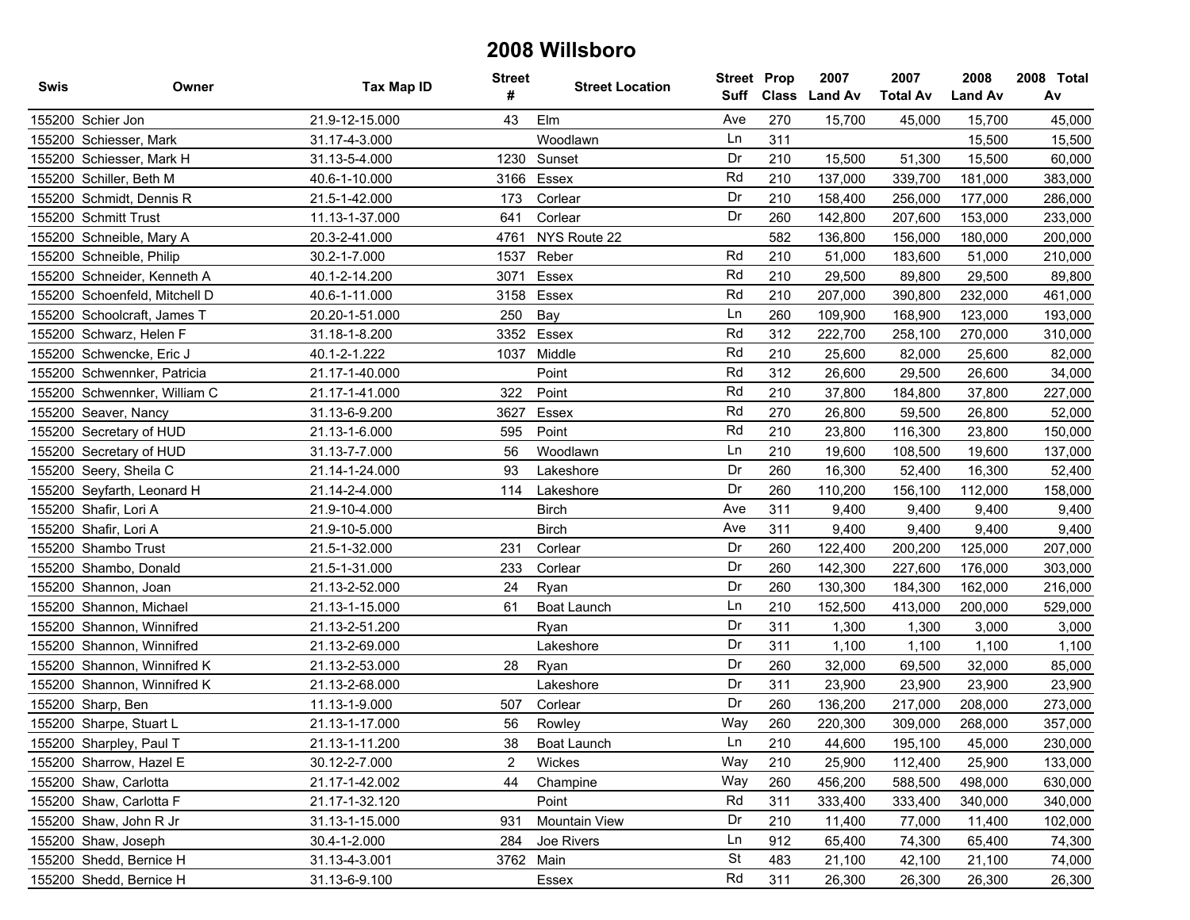# 2008 Willsboro

| Swis | Owner | Tax Map ID | Street # | Street Location | Street Suff | Prop Class | 2007 Land Av | 2007 Total Av | 2008 Land Av | 2008 Total Av |
|---|---|---|---|---|---|---|---|---|---|---|
| 155200 | Schier Jon | 21.9-12-15.000 | 43 | Elm | Ave | 270 | 15,700 | 45,000 | 15,700 | 45,000 |
| 155200 | Schiesser, Mark | 31.17-4-3.000 | | Woodlawn | Ln | 311 | | | 15,500 | 15,500 |
| 155200 | Schiesser, Mark H | 31.13-5-4.000 | 1230 | Sunset | Dr | 210 | 15,500 | 51,300 | 15,500 | 60,000 |
| 155200 | Schiller, Beth M | 40.6-1-10.000 | 3166 | Essex | Rd | 210 | 137,000 | 339,700 | 181,000 | 383,000 |
| 155200 | Schmidt, Dennis R | 21.5-1-42.000 | 173 | Corlear | Dr | 210 | 158,400 | 256,000 | 177,000 | 286,000 |
| 155200 | Schmitt Trust | 11.13-1-37.000 | 641 | Corlear | Dr | 260 | 142,800 | 207,600 | 153,000 | 233,000 |
| 155200 | Schneible, Mary A | 20.3-2-41.000 | 4761 | NYS Route 22 | | 582 | 136,800 | 156,000 | 180,000 | 200,000 |
| 155200 | Schneible, Philip | 30.2-1-7.000 | 1537 | Reber | Rd | 210 | 51,000 | 183,600 | 51,000 | 210,000 |
| 155200 | Schneider, Kenneth A | 40.1-2-14.200 | 3071 | Essex | Rd | 210 | 29,500 | 89,800 | 29,500 | 89,800 |
| 155200 | Schoenfeld, Mitchell D | 40.6-1-11.000 | 3158 | Essex | Rd | 210 | 207,000 | 390,800 | 232,000 | 461,000 |
| 155200 | Schoolcraft, James T | 20.20-1-51.000 | 250 | Bay | Ln | 260 | 109,900 | 168,900 | 123,000 | 193,000 |
| 155200 | Schwarz, Helen F | 31.18-1-8.200 | 3352 | Essex | Rd | 312 | 222,700 | 258,100 | 270,000 | 310,000 |
| 155200 | Schwencke, Eric J | 40.1-2-1.222 | 1037 | Middle | Rd | 210 | 25,600 | 82,000 | 25,600 | 82,000 |
| 155200 | Schwennker, Patricia | 21.17-1-40.000 | | Point | Rd | 312 | 26,600 | 29,500 | 26,600 | 34,000 |
| 155200 | Schwennker, William C | 21.17-1-41.000 | 322 | Point | Rd | 210 | 37,800 | 184,800 | 37,800 | 227,000 |
| 155200 | Seaver, Nancy | 31.13-6-9.200 | 3627 | Essex | Rd | 270 | 26,800 | 59,500 | 26,800 | 52,000 |
| 155200 | Secretary of HUD | 21.13-1-6.000 | 595 | Point | Rd | 210 | 23,800 | 116,300 | 23,800 | 150,000 |
| 155200 | Secretary of HUD | 31.13-7-7.000 | 56 | Woodlawn | Ln | 210 | 19,600 | 108,500 | 19,600 | 137,000 |
| 155200 | Seery, Sheila C | 21.14-1-24.000 | 93 | Lakeshore | Dr | 260 | 16,300 | 52,400 | 16,300 | 52,400 |
| 155200 | Seyfarth, Leonard H | 21.14-2-4.000 | 114 | Lakeshore | Dr | 260 | 110,200 | 156,100 | 112,000 | 158,000 |
| 155200 | Shafir, Lori A | 21.9-10-4.000 | | Birch | Ave | 311 | 9,400 | 9,400 | 9,400 | 9,400 |
| 155200 | Shafir, Lori A | 21.9-10-5.000 | | Birch | Ave | 311 | 9,400 | 9,400 | 9,400 | 9,400 |
| 155200 | Shambo Trust | 21.5-1-32.000 | 231 | Corlear | Dr | 260 | 122,400 | 200,200 | 125,000 | 207,000 |
| 155200 | Shambo, Donald | 21.5-1-31.000 | 233 | Corlear | Dr | 260 | 142,300 | 227,600 | 176,000 | 303,000 |
| 155200 | Shannon, Joan | 21.13-2-52.000 | 24 | Ryan | Dr | 260 | 130,300 | 184,300 | 162,000 | 216,000 |
| 155200 | Shannon, Michael | 21.13-1-15.000 | 61 | Boat Launch | Ln | 210 | 152,500 | 413,000 | 200,000 | 529,000 |
| 155200 | Shannon, Winnifred | 21.13-2-51.200 | | Ryan | Dr | 311 | 1,300 | 1,300 | 3,000 | 3,000 |
| 155200 | Shannon, Winnifred | 21.13-2-69.000 | | Lakeshore | Dr | 311 | 1,100 | 1,100 | 1,100 | 1,100 |
| 155200 | Shannon, Winnifred K | 21.13-2-53.000 | 28 | Ryan | Dr | 260 | 32,000 | 69,500 | 32,000 | 85,000 |
| 155200 | Shannon, Winnifred K | 21.13-2-68.000 | | Lakeshore | Dr | 311 | 23,900 | 23,900 | 23,900 | 23,900 |
| 155200 | Sharp, Ben | 11.13-1-9.000 | 507 | Corlear | Dr | 260 | 136,200 | 217,000 | 208,000 | 273,000 |
| 155200 | Sharpe, Stuart L | 21.13-1-17.000 | 56 | Rowley | Way | 260 | 220,300 | 309,000 | 268,000 | 357,000 |
| 155200 | Sharpley, Paul T | 21.13-1-11.200 | 38 | Boat Launch | Ln | 210 | 44,600 | 195,100 | 45,000 | 230,000 |
| 155200 | Sharrow, Hazel E | 30.12-2-7.000 | 2 | Wickes | Way | 210 | 25,900 | 112,400 | 25,900 | 133,000 |
| 155200 | Shaw, Carlotta | 21.17-1-42.002 | 44 | Champine | Way | 260 | 456,200 | 588,500 | 498,000 | 630,000 |
| 155200 | Shaw, Carlotta F | 21.17-1-32.120 | | Point | Rd | 311 | 333,400 | 333,400 | 340,000 | 340,000 |
| 155200 | Shaw, John R Jr | 31.13-1-15.000 | 931 | Mountain View | Dr | 210 | 11,400 | 77,000 | 11,400 | 102,000 |
| 155200 | Shaw, Joseph | 30.4-1-2.000 | 284 | Joe Rivers | Ln | 912 | 65,400 | 74,300 | 65,400 | 74,300 |
| 155200 | Shedd, Bernice H | 31.13-4-3.001 | 3762 | Main | St | 483 | 21,100 | 42,100 | 21,100 | 74,000 |
| 155200 | Shedd, Bernice H | 31.13-6-9.100 | | Essex | Rd | 311 | 26,300 | 26,300 | 26,300 | 26,300 |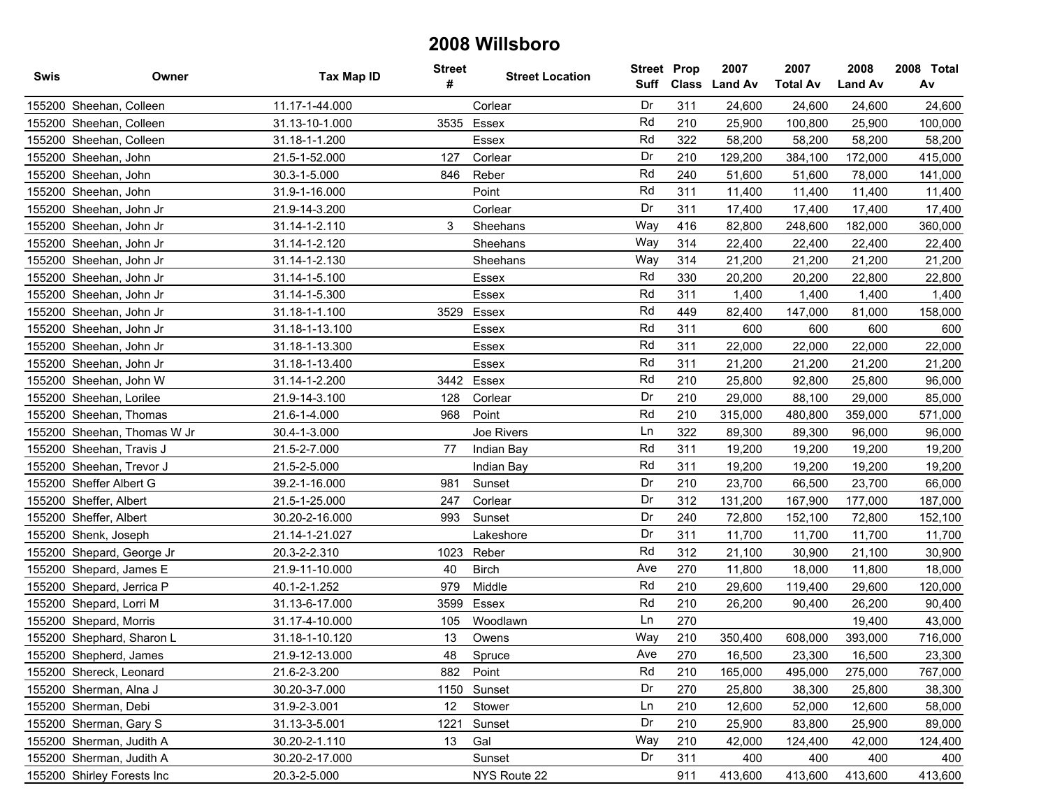# 2008 Willsboro

| Swis | Owner | Tax Map ID | Street # | Street Location | Street Suff | Prop Class | 2007 Land Av | 2007 Total Av | 2008 Land Av | 2008 Total Av |
|---|---|---|---|---|---|---|---|---|---|---|
| 155200 | Sheehan, Colleen | 11.17-1-44.000 | | Corlear | Dr | 311 | 24,600 | 24,600 | 24,600 | 24,600 |
| 155200 | Sheehan, Colleen | 31.13-10-1.000 | 3535 | Essex | Rd | 210 | 25,900 | 100,800 | 25,900 | 100,000 |
| 155200 | Sheehan, Colleen | 31.18-1-1.200 | | Essex | Rd | 322 | 58,200 | 58,200 | 58,200 | 58,200 |
| 155200 | Sheehan, John | 21.5-1-52.000 | 127 | Corlear | Dr | 210 | 129,200 | 384,100 | 172,000 | 415,000 |
| 155200 | Sheehan, John | 30.3-1-5.000 | 846 | Reber | Rd | 240 | 51,600 | 51,600 | 78,000 | 141,000 |
| 155200 | Sheehan, John | 31.9-1-16.000 | | Point | Rd | 311 | 11,400 | 11,400 | 11,400 | 11,400 |
| 155200 | Sheehan, John Jr | 21.9-14-3.200 | | Corlear | Dr | 311 | 17,400 | 17,400 | 17,400 | 17,400 |
| 155200 | Sheehan, John Jr | 31.14-1-2.110 | 3 | Sheehans | Way | 416 | 82,800 | 248,600 | 182,000 | 360,000 |
| 155200 | Sheehan, John Jr | 31.14-1-2.120 | | Sheehans | Way | 314 | 22,400 | 22,400 | 22,400 | 22,400 |
| 155200 | Sheehan, John Jr | 31.14-1-2.130 | | Sheehans | Way | 314 | 21,200 | 21,200 | 21,200 | 21,200 |
| 155200 | Sheehan, John Jr | 31.14-1-5.100 | | Essex | Rd | 330 | 20,200 | 20,200 | 22,800 | 22,800 |
| 155200 | Sheehan, John Jr | 31.14-1-5.300 | | Essex | Rd | 311 | 1,400 | 1,400 | 1,400 | 1,400 |
| 155200 | Sheehan, John Jr | 31.18-1-1.100 | 3529 | Essex | Rd | 449 | 82,400 | 147,000 | 81,000 | 158,000 |
| 155200 | Sheehan, John Jr | 31.18-1-13.100 | | Essex | Rd | 311 | 600 | 600 | 600 | 600 |
| 155200 | Sheehan, John Jr | 31.18-1-13.300 | | Essex | Rd | 311 | 22,000 | 22,000 | 22,000 | 22,000 |
| 155200 | Sheehan, John Jr | 31.18-1-13.400 | | Essex | Rd | 311 | 21,200 | 21,200 | 21,200 | 21,200 |
| 155200 | Sheehan, John W | 31.14-1-2.200 | 3442 | Essex | Rd | 210 | 25,800 | 92,800 | 25,800 | 96,000 |
| 155200 | Sheehan, Lorilee | 21.9-14-3.100 | 128 | Corlear | Dr | 210 | 29,000 | 88,100 | 29,000 | 85,000 |
| 155200 | Sheehan, Thomas | 21.6-1-4.000 | 968 | Point | Rd | 210 | 315,000 | 480,800 | 359,000 | 571,000 |
| 155200 | Sheehan, Thomas W Jr | 30.4-1-3.000 | | Joe Rivers | Ln | 322 | 89,300 | 89,300 | 96,000 | 96,000 |
| 155200 | Sheehan, Travis J | 21.5-2-7.000 | 77 | Indian Bay | Rd | 311 | 19,200 | 19,200 | 19,200 | 19,200 |
| 155200 | Sheehan, Trevor J | 21.5-2-5.000 | | Indian Bay | Rd | 311 | 19,200 | 19,200 | 19,200 | 19,200 |
| 155200 | Sheffer Albert G | 39.2-1-16.000 | 981 | Sunset | Dr | 210 | 23,700 | 66,500 | 23,700 | 66,000 |
| 155200 | Sheffer, Albert | 21.5-1-25.000 | 247 | Corlear | Dr | 312 | 131,200 | 167,900 | 177,000 | 187,000 |
| 155200 | Sheffer, Albert | 30.20-2-16.000 | 993 | Sunset | Dr | 240 | 72,800 | 152,100 | 72,800 | 152,100 |
| 155200 | Shenk, Joseph | 21.14-1-21.027 | | Lakeshore | Dr | 311 | 11,700 | 11,700 | 11,700 | 11,700 |
| 155200 | Shepard, George Jr | 20.3-2-2.310 | 1023 | Reber | Rd | 312 | 21,100 | 30,900 | 21,100 | 30,900 |
| 155200 | Shepard, James E | 21.9-11-10.000 | 40 | Birch | Ave | 270 | 11,800 | 18,000 | 11,800 | 18,000 |
| 155200 | Shepard, Jerrica P | 40.1-2-1.252 | 979 | Middle | Rd | 210 | 29,600 | 119,400 | 29,600 | 120,000 |
| 155200 | Shepard, Lorri M | 31.13-6-17.000 | 3599 | Essex | Rd | 210 | 26,200 | 90,400 | 26,200 | 90,400 |
| 155200 | Shepard, Morris | 31.17-4-10.000 | 105 | Woodlawn | Ln | 270 | | | 19,400 | 43,000 |
| 155200 | Shephard, Sharon L | 31.18-1-10.120 | 13 | Owens | Way | 210 | 350,400 | 608,000 | 393,000 | 716,000 |
| 155200 | Shepherd, James | 21.9-12-13.000 | 48 | Spruce | Ave | 270 | 16,500 | 23,300 | 16,500 | 23,300 |
| 155200 | Shereck, Leonard | 21.6-2-3.200 | 882 | Point | Rd | 210 | 165,000 | 495,000 | 275,000 | 767,000 |
| 155200 | Sherman, Alna J | 30.20-3-7.000 | 1150 | Sunset | Dr | 270 | 25,800 | 38,300 | 25,800 | 38,300 |
| 155200 | Sherman, Debi | 31.9-2-3.001 | 12 | Stower | Ln | 210 | 12,600 | 52,000 | 12,600 | 58,000 |
| 155200 | Sherman, Gary S | 31.13-3-5.001 | 1221 | Sunset | Dr | 210 | 25,900 | 83,800 | 25,900 | 89,000 |
| 155200 | Sherman, Judith A | 30.20-2-1.110 | 13 | Gal | Way | 210 | 42,000 | 124,400 | 42,000 | 124,400 |
| 155200 | Sherman, Judith A | 30.20-2-17.000 | | Sunset | Dr | 311 | 400 | 400 | 400 | 400 |
| 155200 | Shirley Forests Inc | 20.3-2-5.000 | | NYS Route 22 | | 911 | 413,600 | 413,600 | 413,600 | 413,600 |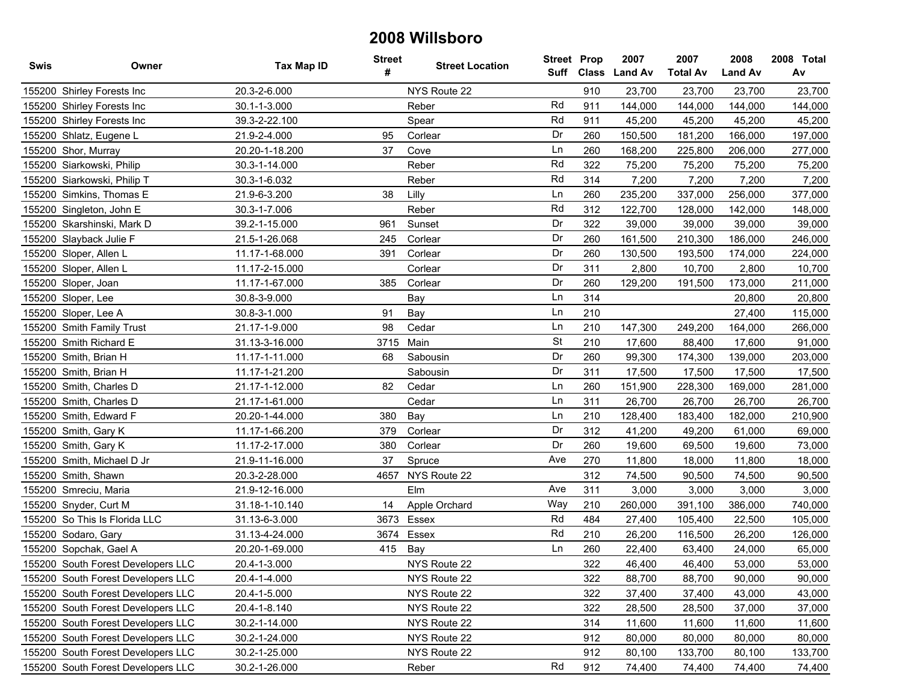# 2008 Willsboro

| Swis | Owner | Tax Map ID | Street # | Street Location | Street Suff | Prop Class | 2007 Land Av | 2007 Total Av | 2008 Land Av | 2008 Total Av |
|---|---|---|---|---|---|---|---|---|---|---|
| 155200 | Shirley Forests Inc | 20.3-2-6.000 | | NYS Route 22 | | 910 | 23,700 | 23,700 | 23,700 | 23,700 |
| 155200 | Shirley Forests Inc | 30.1-1-3.000 | | Reber | Rd | 911 | 144,000 | 144,000 | 144,000 | 144,000 |
| 155200 | Shirley Forests Inc | 39.3-2-22.100 | | Spear | Rd | 911 | 45,200 | 45,200 | 45,200 | 45,200 |
| 155200 | Shlatz, Eugene L | 21.9-2-4.000 | 95 | Corlear | Dr | 260 | 150,500 | 181,200 | 166,000 | 197,000 |
| 155200 | Shor, Murray | 20.20-1-18.200 | 37 | Cove | Ln | 260 | 168,200 | 225,800 | 206,000 | 277,000 |
| 155200 | Siarkowski, Philip | 30.3-1-14.000 | | Reber | Rd | 322 | 75,200 | 75,200 | 75,200 | 75,200 |
| 155200 | Siarkowski, Philip T | 30.3-1-6.032 | | Reber | Rd | 314 | 7,200 | 7,200 | 7,200 | 7,200 |
| 155200 | Simkins, Thomas E | 21.9-6-3.200 | 38 | Lilly | Ln | 260 | 235,200 | 337,000 | 256,000 | 377,000 |
| 155200 | Singleton, John E | 30.3-1-7.006 | | Reber | Rd | 312 | 122,700 | 128,000 | 142,000 | 148,000 |
| 155200 | Skarshinski, Mark D | 39.2-1-15.000 | 961 | Sunset | Dr | 322 | 39,000 | 39,000 | 39,000 | 39,000 |
| 155200 | Slayback Julie F | 21.5-1-26.068 | 245 | Corlear | Dr | 260 | 161,500 | 210,300 | 186,000 | 246,000 |
| 155200 | Sloper, Allen L | 11.17-1-68.000 | 391 | Corlear | Dr | 260 | 130,500 | 193,500 | 174,000 | 224,000 |
| 155200 | Sloper, Allen L | 11.17-2-15.000 | | Corlear | Dr | 311 | 2,800 | 10,700 | 2,800 | 10,700 |
| 155200 | Sloper, Joan | 11.17-1-67.000 | 385 | Corlear | Dr | 260 | 129,200 | 191,500 | 173,000 | 211,000 |
| 155200 | Sloper, Lee | 30.8-3-9.000 | | Bay | Ln | 314 | | | 20,800 | 20,800 |
| 155200 | Sloper, Lee A | 30.8-3-1.000 | 91 | Bay | Ln | 210 | | | 27,400 | 115,000 |
| 155200 | Smith Family Trust | 21.17-1-9.000 | 98 | Cedar | Ln | 210 | 147,300 | 249,200 | 164,000 | 266,000 |
| 155200 | Smith Richard E | 31.13-3-16.000 | 3715 | Main | St | 210 | 17,600 | 88,400 | 17,600 | 91,000 |
| 155200 | Smith, Brian H | 11.17-1-11.000 | 68 | Sabousin | Dr | 260 | 99,300 | 174,300 | 139,000 | 203,000 |
| 155200 | Smith, Brian H | 11.17-1-21.200 | | Sabousin | Dr | 311 | 17,500 | 17,500 | 17,500 | 17,500 |
| 155200 | Smith, Charles D | 21.17-1-12.000 | 82 | Cedar | Ln | 260 | 151,900 | 228,300 | 169,000 | 281,000 |
| 155200 | Smith, Charles D | 21.17-1-61.000 | | Cedar | Ln | 311 | 26,700 | 26,700 | 26,700 | 26,700 |
| 155200 | Smith, Edward F | 20.20-1-44.000 | 380 | Bay | Ln | 210 | 128,400 | 183,400 | 182,000 | 210,900 |
| 155200 | Smith, Gary K | 11.17-1-66.200 | 379 | Corlear | Dr | 312 | 41,200 | 49,200 | 61,000 | 69,000 |
| 155200 | Smith, Gary K | 11.17-2-17.000 | 380 | Corlear | Dr | 260 | 19,600 | 69,500 | 19,600 | 73,000 |
| 155200 | Smith, Michael D Jr | 21.9-11-16.000 | 37 | Spruce | Ave | 270 | 11,800 | 18,000 | 11,800 | 18,000 |
| 155200 | Smith, Shawn | 20.3-2-28.000 | 4657 | NYS Route 22 | | 312 | 74,500 | 90,500 | 74,500 | 90,500 |
| 155200 | Smreciu, Maria | 21.9-12-16.000 | | Elm | Ave | 311 | 3,000 | 3,000 | 3,000 | 3,000 |
| 155200 | Snyder, Curt M | 31.18-1-10.140 | 14 | Apple Orchard | Way | 210 | 260,000 | 391,100 | 386,000 | 740,000 |
| 155200 | So This Is Florida LLC | 31.13-6-3.000 | 3673 | Essex | Rd | 484 | 27,400 | 105,400 | 22,500 | 105,000 |
| 155200 | Sodaro, Gary | 31.13-4-24.000 | 3674 | Essex | Rd | 210 | 26,200 | 116,500 | 26,200 | 126,000 |
| 155200 | Sopchak, Gael A | 20.20-1-69.000 | 415 | Bay | Ln | 260 | 22,400 | 63,400 | 24,000 | 65,000 |
| 155200 | South Forest Developers LLC | 20.4-1-3.000 | | NYS Route 22 | | 322 | 46,400 | 46,400 | 53,000 | 53,000 |
| 155200 | South Forest Developers LLC | 20.4-1-4.000 | | NYS Route 22 | | 322 | 88,700 | 88,700 | 90,000 | 90,000 |
| 155200 | South Forest Developers LLC | 20.4-1-5.000 | | NYS Route 22 | | 322 | 37,400 | 37,400 | 43,000 | 43,000 |
| 155200 | South Forest Developers LLC | 20.4-1-8.140 | | NYS Route 22 | | 322 | 28,500 | 28,500 | 37,000 | 37,000 |
| 155200 | South Forest Developers LLC | 30.2-1-14.000 | | NYS Route 22 | | 314 | 11,600 | 11,600 | 11,600 | 11,600 |
| 155200 | South Forest Developers LLC | 30.2-1-24.000 | | NYS Route 22 | | 912 | 80,000 | 80,000 | 80,000 | 80,000 |
| 155200 | South Forest Developers LLC | 30.2-1-25.000 | | NYS Route 22 | | 912 | 80,100 | 133,700 | 80,100 | 133,700 |
| 155200 | South Forest Developers LLC | 30.2-1-26.000 | | Reber | Rd | 912 | 74,400 | 74,400 | 74,400 | 74,400 |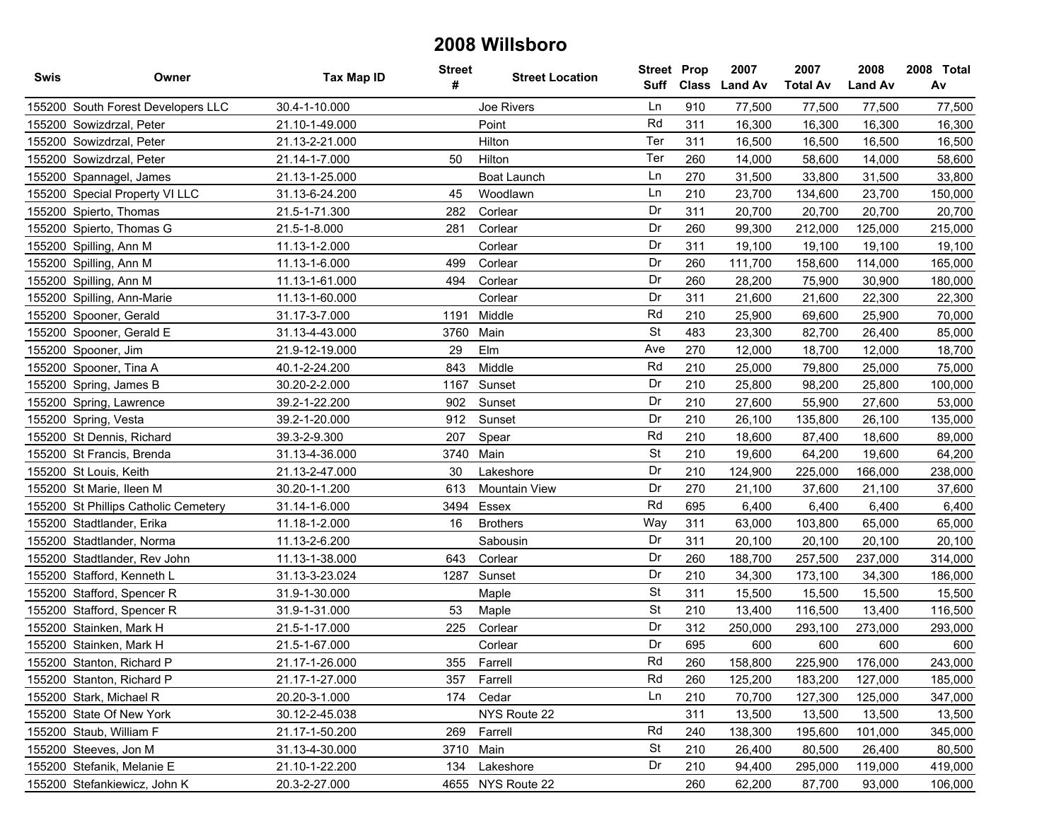# 2008 Willsboro

| Swis | Owner | Tax Map ID | Street # | Street Location | Street Suff | Prop Class | 2007 Land Av | 2007 Total Av | 2008 Land Av | 2008 Total Av |
|---|---|---|---|---|---|---|---|---|---|---|
| 155200 | South Forest Developers LLC | 30.4-1-10.000 | | Joe Rivers | Ln | 910 | 77,500 | 77,500 | 77,500 | 77,500 |
| 155200 | Sowizdrzal, Peter | 21.10-1-49.000 | | Point | Rd | 311 | 16,300 | 16,300 | 16,300 | 16,300 |
| 155200 | Sowizdrzal, Peter | 21.13-2-21.000 | | Hilton | Ter | 311 | 16,500 | 16,500 | 16,500 | 16,500 |
| 155200 | Sowizdrzal, Peter | 21.14-1-7.000 | 50 | Hilton | Ter | 260 | 14,000 | 58,600 | 14,000 | 58,600 |
| 155200 | Spannagel, James | 21.13-1-25.000 | | Boat Launch | Ln | 270 | 31,500 | 33,800 | 31,500 | 33,800 |
| 155200 | Special Property VI LLC | 31.13-6-24.200 | 45 | Woodlawn | Ln | 210 | 23,700 | 134,600 | 23,700 | 150,000 |
| 155200 | Spierto, Thomas | 21.5-1-71.300 | 282 | Corlear | Dr | 311 | 20,700 | 20,700 | 20,700 | 20,700 |
| 155200 | Spierto, Thomas G | 21.5-1-8.000 | 281 | Corlear | Dr | 260 | 99,300 | 212,000 | 125,000 | 215,000 |
| 155200 | Spilling, Ann M | 11.13-1-2.000 | | Corlear | Dr | 311 | 19,100 | 19,100 | 19,100 | 19,100 |
| 155200 | Spilling, Ann M | 11.13-1-6.000 | 499 | Corlear | Dr | 260 | 111,700 | 158,600 | 114,000 | 165,000 |
| 155200 | Spilling, Ann M | 11.13-1-61.000 | 494 | Corlear | Dr | 260 | 28,200 | 75,900 | 30,900 | 180,000 |
| 155200 | Spilling, Ann-Marie | 11.13-1-60.000 | | Corlear | Dr | 311 | 21,600 | 21,600 | 22,300 | 22,300 |
| 155200 | Spooner, Gerald | 31.17-3-7.000 | 1191 | Middle | Rd | 210 | 25,900 | 69,600 | 25,900 | 70,000 |
| 155200 | Spooner, Gerald E | 31.13-4-43.000 | 3760 | Main | St | 483 | 23,300 | 82,700 | 26,400 | 85,000 |
| 155200 | Spooner, Jim | 21.9-12-19.000 | 29 | Elm | Ave | 270 | 12,000 | 18,700 | 12,000 | 18,700 |
| 155200 | Spooner, Tina A | 40.1-2-24.200 | 843 | Middle | Rd | 210 | 25,000 | 79,800 | 25,000 | 75,000 |
| 155200 | Spring, James B | 30.20-2-2.000 | 1167 | Sunset | Dr | 210 | 25,800 | 98,200 | 25,800 | 100,000 |
| 155200 | Spring, Lawrence | 39.2-1-22.200 | 902 | Sunset | Dr | 210 | 27,600 | 55,900 | 27,600 | 53,000 |
| 155200 | Spring, Vesta | 39.2-1-20.000 | 912 | Sunset | Dr | 210 | 26,100 | 135,800 | 26,100 | 135,000 |
| 155200 | St Dennis, Richard | 39.3-2-9.300 | 207 | Spear | Rd | 210 | 18,600 | 87,400 | 18,600 | 89,000 |
| 155200 | St Francis, Brenda | 31.13-4-36.000 | 3740 | Main | St | 210 | 19,600 | 64,200 | 19,600 | 64,200 |
| 155200 | St Louis, Keith | 21.13-2-47.000 | 30 | Lakeshore | Dr | 210 | 124,900 | 225,000 | 166,000 | 238,000 |
| 155200 | St Marie, Ileen M | 30.20-1-1.200 | 613 | Mountain View | Dr | 270 | 21,100 | 37,600 | 21,100 | 37,600 |
| 155200 | St Phillips Catholic Cemetery | 31.14-1-6.000 | 3494 | Essex | Rd | 695 | 6,400 | 6,400 | 6,400 | 6,400 |
| 155200 | Stadtlander, Erika | 11.18-1-2.000 | 16 | Brothers | Way | 311 | 63,000 | 103,800 | 65,000 | 65,000 |
| 155200 | Stadtlander, Norma | 11.13-2-6.200 | | Sabousin | Dr | 311 | 20,100 | 20,100 | 20,100 | 20,100 |
| 155200 | Stadtlander, Rev John | 11.13-1-38.000 | 643 | Corlear | Dr | 260 | 188,700 | 257,500 | 237,000 | 314,000 |
| 155200 | Stafford, Kenneth L | 31.13-3-23.024 | 1287 | Sunset | Dr | 210 | 34,300 | 173,100 | 34,300 | 186,000 |
| 155200 | Stafford, Spencer R | 31.9-1-30.000 | | Maple | St | 311 | 15,500 | 15,500 | 15,500 | 15,500 |
| 155200 | Stafford, Spencer R | 31.9-1-31.000 | 53 | Maple | St | 210 | 13,400 | 116,500 | 13,400 | 116,500 |
| 155200 | Stainken, Mark H | 21.5-1-17.000 | 225 | Corlear | Dr | 312 | 250,000 | 293,100 | 273,000 | 293,000 |
| 155200 | Stainken, Mark H | 21.5-1-67.000 | | Corlear | Dr | 695 | 600 | 600 | 600 | 600 |
| 155200 | Stanton, Richard P | 21.17-1-26.000 | 355 | Farrell | Rd | 260 | 158,800 | 225,900 | 176,000 | 243,000 |
| 155200 | Stanton, Richard P | 21.17-1-27.000 | 357 | Farrell | Rd | 260 | 125,200 | 183,200 | 127,000 | 185,000 |
| 155200 | Stark, Michael R | 20.20-3-1.000 | 174 | Cedar | Ln | 210 | 70,700 | 127,300 | 125,000 | 347,000 |
| 155200 | State Of New York | 30.12-2-45.038 | | NYS Route 22 | | 311 | 13,500 | 13,500 | 13,500 | 13,500 |
| 155200 | Staub, William F | 21.17-1-50.200 | 269 | Farrell | Rd | 240 | 138,300 | 195,600 | 101,000 | 345,000 |
| 155200 | Steeves, Jon M | 31.13-4-30.000 | 3710 | Main | St | 210 | 26,400 | 80,500 | 26,400 | 80,500 |
| 155200 | Stefanik, Melanie E | 21.10-1-22.200 | 134 | Lakeshore | Dr | 210 | 94,400 | 295,000 | 119,000 | 419,000 |
| 155200 | Stefankiewicz, John K | 20.3-2-27.000 | 4655 | NYS Route 22 | | 260 | 62,200 | 87,700 | 93,000 | 106,000 |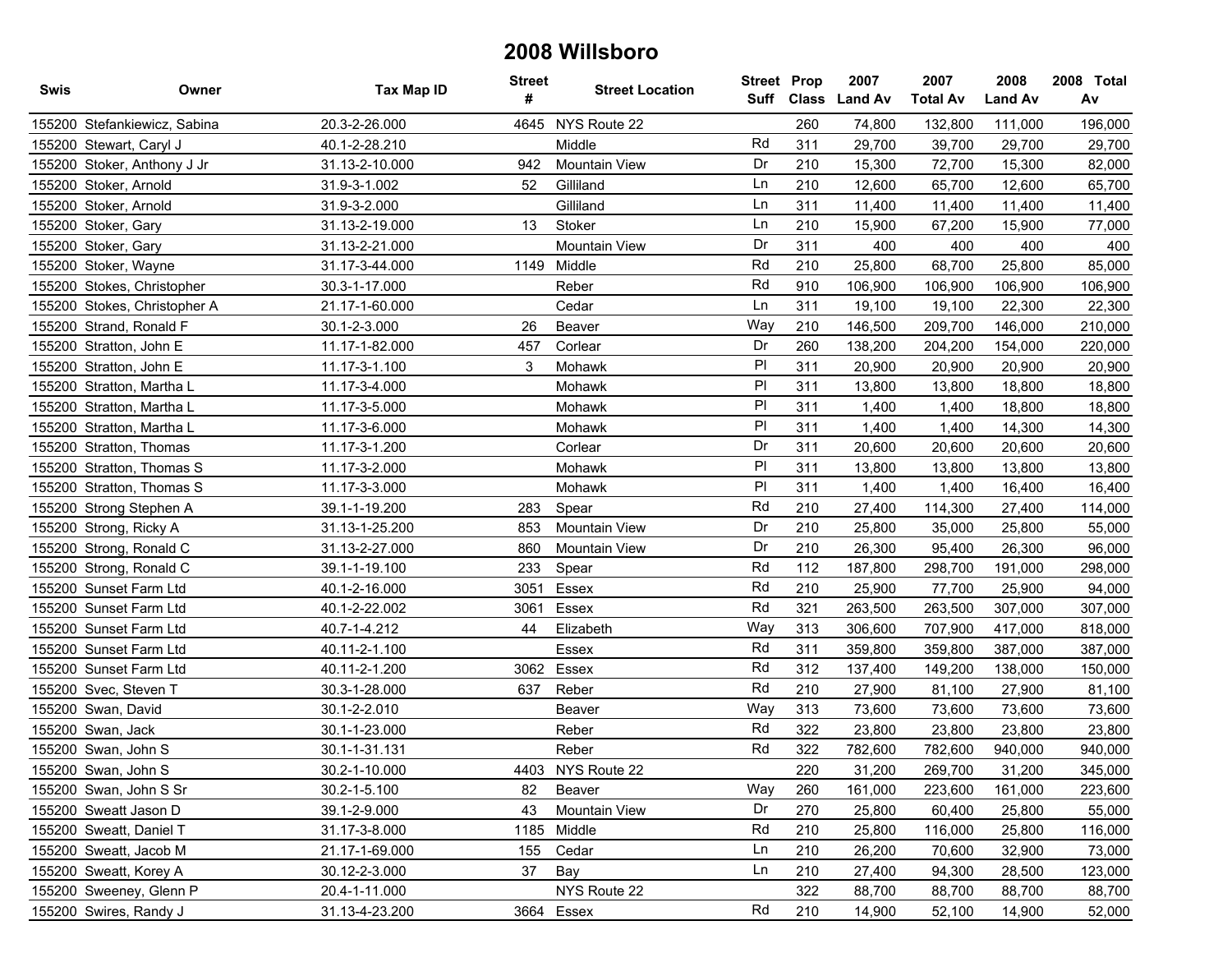# 2008 Willsboro

| Swis | Owner | Tax Map ID | Street # | Street Location | Street Suff | Prop Class | 2007 Land Av | 2007 Total Av | 2008 Land Av | 2008 Total Av |
|---|---|---|---|---|---|---|---|---|---|---|
| 155200 | Stefankiewicz, Sabina | 20.3-2-26.000 | 4645 | NYS Route 22 | | 260 | 74,800 | 132,800 | 111,000 | 196,000 |
| 155200 | Stewart, Caryl J | 40.1-2-28.210 | | Middle | Rd | 311 | 29,700 | 39,700 | 29,700 | 29,700 |
| 155200 | Stoker, Anthony J Jr | 31.13-2-10.000 | 942 | Mountain View | Dr | 210 | 15,300 | 72,700 | 15,300 | 82,000 |
| 155200 | Stoker, Arnold | 31.9-3-1.002 | 52 | Gilliland | Ln | 210 | 12,600 | 65,700 | 12,600 | 65,700 |
| 155200 | Stoker, Arnold | 31.9-3-2.000 | | Gilliland | Ln | 311 | 11,400 | 11,400 | 11,400 | 11,400 |
| 155200 | Stoker, Gary | 31.13-2-19.000 | 13 | Stoker | Ln | 210 | 15,900 | 67,200 | 15,900 | 77,000 |
| 155200 | Stoker, Gary | 31.13-2-21.000 | | Mountain View | Dr | 311 | 400 | 400 | 400 | 400 |
| 155200 | Stoker, Wayne | 31.17-3-44.000 | 1149 | Middle | Rd | 210 | 25,800 | 68,700 | 25,800 | 85,000 |
| 155200 | Stokes, Christopher | 30.3-1-17.000 | | Reber | Rd | 910 | 106,900 | 106,900 | 106,900 | 106,900 |
| 155200 | Stokes, Christopher A | 21.17-1-60.000 | | Cedar | Ln | 311 | 19,100 | 19,100 | 22,300 | 22,300 |
| 155200 | Strand, Ronald F | 30.1-2-3.000 | 26 | Beaver | Way | 210 | 146,500 | 209,700 | 146,000 | 210,000 |
| 155200 | Stratton, John E | 11.17-1-82.000 | 457 | Corlear | Dr | 260 | 138,200 | 204,200 | 154,000 | 220,000 |
| 155200 | Stratton, John E | 11.17-3-1.100 | 3 | Mohawk | Pl | 311 | 20,900 | 20,900 | 20,900 | 20,900 |
| 155200 | Stratton, Martha L | 11.17-3-4.000 | | Mohawk | Pl | 311 | 13,800 | 13,800 | 18,800 | 18,800 |
| 155200 | Stratton, Martha L | 11.17-3-5.000 | | Mohawk | Pl | 311 | 1,400 | 1,400 | 18,800 | 18,800 |
| 155200 | Stratton, Martha L | 11.17-3-6.000 | | Mohawk | Pl | 311 | 1,400 | 1,400 | 14,300 | 14,300 |
| 155200 | Stratton, Thomas | 11.17-3-1.200 | | Corlear | Dr | 311 | 20,600 | 20,600 | 20,600 | 20,600 |
| 155200 | Stratton, Thomas S | 11.17-3-2.000 | | Mohawk | Pl | 311 | 13,800 | 13,800 | 13,800 | 13,800 |
| 155200 | Stratton, Thomas S | 11.17-3-3.000 | | Mohawk | Pl | 311 | 1,400 | 1,400 | 16,400 | 16,400 |
| 155200 | Strong Stephen A | 39.1-1-19.200 | 283 | Spear | Rd | 210 | 27,400 | 114,300 | 27,400 | 114,000 |
| 155200 | Strong, Ricky A | 31.13-1-25.200 | 853 | Mountain View | Dr | 210 | 25,800 | 35,000 | 25,800 | 55,000 |
| 155200 | Strong, Ronald C | 31.13-2-27.000 | 860 | Mountain View | Dr | 210 | 26,300 | 95,400 | 26,300 | 96,000 |
| 155200 | Strong, Ronald C | 39.1-1-19.100 | 233 | Spear | Rd | 112 | 187,800 | 298,700 | 191,000 | 298,000 |
| 155200 | Sunset Farm Ltd | 40.1-2-16.000 | 3051 | Essex | Rd | 210 | 25,900 | 77,700 | 25,900 | 94,000 |
| 155200 | Sunset Farm Ltd | 40.1-2-22.002 | 3061 | Essex | Rd | 321 | 263,500 | 263,500 | 307,000 | 307,000 |
| 155200 | Sunset Farm Ltd | 40.7-1-4.212 | 44 | Elizabeth | Way | 313 | 306,600 | 707,900 | 417,000 | 818,000 |
| 155200 | Sunset Farm Ltd | 40.11-2-1.100 | | Essex | Rd | 311 | 359,800 | 359,800 | 387,000 | 387,000 |
| 155200 | Sunset Farm Ltd | 40.11-2-1.200 | 3062 | Essex | Rd | 312 | 137,400 | 149,200 | 138,000 | 150,000 |
| 155200 | Svec, Steven T | 30.3-1-28.000 | 637 | Reber | Rd | 210 | 27,900 | 81,100 | 27,900 | 81,100 |
| 155200 | Swan, David | 30.1-2-2.010 | | Beaver | Way | 313 | 73,600 | 73,600 | 73,600 | 73,600 |
| 155200 | Swan, Jack | 30.1-1-23.000 | | Reber | Rd | 322 | 23,800 | 23,800 | 23,800 | 23,800 |
| 155200 | Swan, John S | 30.1-1-31.131 | | Reber | Rd | 322 | 782,600 | 782,600 | 940,000 | 940,000 |
| 155200 | Swan, John S | 30.2-1-10.000 | 4403 | NYS Route 22 | | 220 | 31,200 | 269,700 | 31,200 | 345,000 |
| 155200 | Swan, John S Sr | 30.2-1-5.100 | 82 | Beaver | Way | 260 | 161,000 | 223,600 | 161,000 | 223,600 |
| 155200 | Sweatt Jason D | 39.1-2-9.000 | 43 | Mountain View | Dr | 270 | 25,800 | 60,400 | 25,800 | 55,000 |
| 155200 | Sweatt, Daniel T | 31.17-3-8.000 | 1185 | Middle | Rd | 210 | 25,800 | 116,000 | 25,800 | 116,000 |
| 155200 | Sweatt, Jacob M | 21.17-1-69.000 | 155 | Cedar | Ln | 210 | 26,200 | 70,600 | 32,900 | 73,000 |
| 155200 | Sweatt, Korey A | 30.12-2-3.000 | 37 | Bay | Ln | 210 | 27,400 | 94,300 | 28,500 | 123,000 |
| 155200 | Sweeney, Glenn P | 20.4-1-11.000 | | NYS Route 22 | | 322 | 88,700 | 88,700 | 88,700 | 88,700 |
| 155200 | Swires, Randy J | 31.13-4-23.200 | 3664 | Essex | Rd | 210 | 14,900 | 52,100 | 14,900 | 52,000 |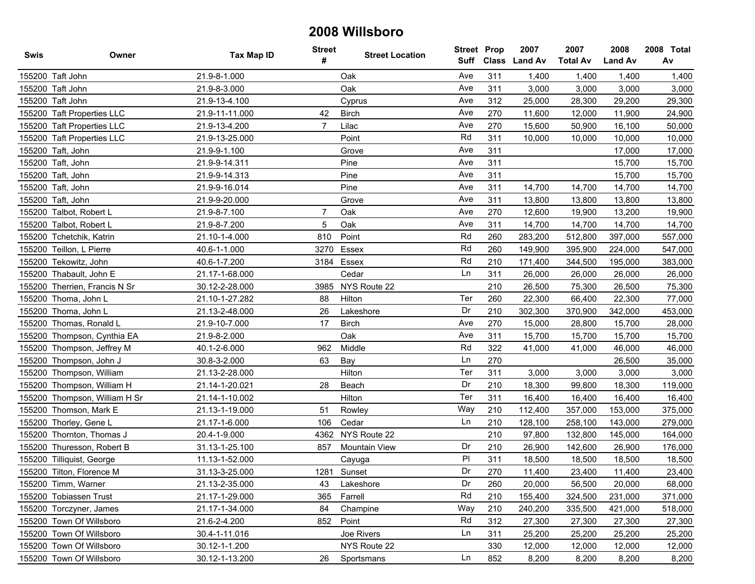# 2008 Willsboro

| Swis | Owner | Tax Map ID | Street # | Street Location | Street Suff | Prop Class | 2007 Land Av | 2007 Total Av | 2008 Land Av | 2008 Total Av |
|---|---|---|---|---|---|---|---|---|---|---|
| 155200 | Taft John | 21.9-8-1.000 | | Oak | Ave | 311 | 1,400 | 1,400 | 1,400 | 1,400 |
| 155200 | Taft John | 21.9-8-3.000 | | Oak | Ave | 311 | 3,000 | 3,000 | 3,000 | 3,000 |
| 155200 | Taft John | 21.9-13-4.100 | | Cyprus | Ave | 312 | 25,000 | 28,300 | 29,200 | 29,300 |
| 155200 | Taft Properties LLC | 21.9-11-11.000 | 42 | Birch | Ave | 270 | 11,600 | 12,000 | 11,900 | 24,900 |
| 155200 | Taft Properties LLC | 21.9-13-4.200 | 7 | Lilac | Ave | 270 | 15,600 | 50,900 | 16,100 | 50,000 |
| 155200 | Taft Properties LLC | 21.9-13-25.000 | | Point | Rd | 311 | 10,000 | 10,000 | 10,000 | 10,000 |
| 155200 | Taft, John | 21.9-9-1.100 | | Grove | Ave | 311 | | | 17,000 | 17,000 |
| 155200 | Taft, John | 21.9-9-14.311 | | Pine | Ave | 311 | | | 15,700 | 15,700 |
| 155200 | Taft, John | 21.9-9-14.313 | | Pine | Ave | 311 | | | 15,700 | 15,700 |
| 155200 | Taft, John | 21.9-9-16.014 | | Pine | Ave | 311 | 14,700 | 14,700 | 14,700 | 14,700 |
| 155200 | Taft, John | 21.9-9-20.000 | | Grove | Ave | 311 | 13,800 | 13,800 | 13,800 | 13,800 |
| 155200 | Talbot, Robert L | 21.9-8-7.100 | 7 | Oak | Ave | 270 | 12,600 | 19,900 | 13,200 | 19,900 |
| 155200 | Talbot, Robert L | 21.9-8-7.200 | 5 | Oak | Ave | 311 | 14,700 | 14,700 | 14,700 | 14,700 |
| 155200 | Tchetchik, Katrin | 21.10-1-4.000 | 810 | Point | Rd | 260 | 283,200 | 512,800 | 397,000 | 557,000 |
| 155200 | Teillon, L Pierre | 40.6-1-1.000 | 3270 | Essex | Rd | 260 | 149,900 | 395,900 | 224,000 | 547,000 |
| 155200 | Tekowitz, John | 40.6-1-7.200 | 3184 | Essex | Rd | 210 | 171,400 | 344,500 | 195,000 | 383,000 |
| 155200 | Thabault, John E | 21.17-1-68.000 | | Cedar | Ln | 311 | 26,000 | 26,000 | 26,000 | 26,000 |
| 155200 | Therrien, Francis N Sr | 30.12-2-28.000 | 3985 | NYS Route 22 | | 210 | 26,500 | 75,300 | 26,500 | 75,300 |
| 155200 | Thoma, John L | 21.10-1-27.282 | 88 | Hilton | Ter | 260 | 22,300 | 66,400 | 22,300 | 77,000 |
| 155200 | Thoma, John L | 21.13-2-48.000 | 26 | Lakeshore | Dr | 210 | 302,300 | 370,900 | 342,000 | 453,000 |
| 155200 | Thomas, Ronald L | 21.9-10-7.000 | 17 | Birch | Ave | 270 | 15,000 | 28,800 | 15,700 | 28,000 |
| 155200 | Thompson, Cynthia EA | 21.9-8-2.000 | | Oak | Ave | 311 | 15,700 | 15,700 | 15,700 | 15,700 |
| 155200 | Thompson, Jeffrey M | 40.1-2-6.000 | 962 | Middle | Rd | 322 | 41,000 | 41,000 | 46,000 | 46,000 |
| 155200 | Thompson, John J | 30.8-3-2.000 | 63 | Bay | Ln | 270 | | | 26,500 | 35,000 |
| 155200 | Thompson, William | 21.13-2-28.000 | | Hilton | Ter | 311 | 3,000 | 3,000 | 3,000 | 3,000 |
| 155200 | Thompson, William H | 21.14-1-20.021 | 28 | Beach | Dr | 210 | 18,300 | 99,800 | 18,300 | 119,000 |
| 155200 | Thompson, William H Sr | 21.14-1-10.002 | | Hilton | Ter | 311 | 16,400 | 16,400 | 16,400 | 16,400 |
| 155200 | Thomson, Mark E | 21.13-1-19.000 | 51 | Rowley | Way | 210 | 112,400 | 357,000 | 153,000 | 375,000 |
| 155200 | Thorley, Gene L | 21.17-1-6.000 | 106 | Cedar | Ln | 210 | 128,100 | 258,100 | 143,000 | 279,000 |
| 155200 | Thornton, Thomas J | 20.4-1-9.000 | 4362 | NYS Route 22 | | 210 | 97,800 | 132,800 | 145,000 | 164,000 |
| 155200 | Thuresson, Robert B | 31.13-1-25.100 | 857 | Mountain View | Dr | 210 | 26,900 | 142,600 | 26,900 | 176,000 |
| 155200 | Tilliquist, George | 11.13-1-52.000 | | Cayuga | Pl | 311 | 18,500 | 18,500 | 18,500 | 18,500 |
| 155200 | Tilton, Florence M | 31.13-3-25.000 | 1281 | Sunset | Dr | 270 | 11,400 | 23,400 | 11,400 | 23,400 |
| 155200 | Timm, Warner | 21.13-2-35.000 | 43 | Lakeshore | Dr | 260 | 20,000 | 56,500 | 20,000 | 68,000 |
| 155200 | Tobiassen Trust | 21.17-1-29.000 | 365 | Farrell | Rd | 210 | 155,400 | 324,500 | 231,000 | 371,000 |
| 155200 | Torczyner, James | 21.17-1-34.000 | 84 | Champine | Way | 210 | 240,200 | 335,500 | 421,000 | 518,000 |
| 155200 | Town Of Willsboro | 21.6-2-4.200 | 852 | Point | Rd | 312 | 27,300 | 27,300 | 27,300 | 27,300 |
| 155200 | Town Of Willsboro | 30.4-1-11.016 | | Joe Rivers | Ln | 311 | 25,200 | 25,200 | 25,200 | 25,200 |
| 155200 | Town Of Willsboro | 30.12-1-1.200 | | NYS Route 22 | | 330 | 12,000 | 12,000 | 12,000 | 12,000 |
| 155200 | Town Of Willsboro | 30.12-1-13.200 | 26 | Sportsmans | Ln | 852 | 8,200 | 8,200 | 8,200 | 8,200 |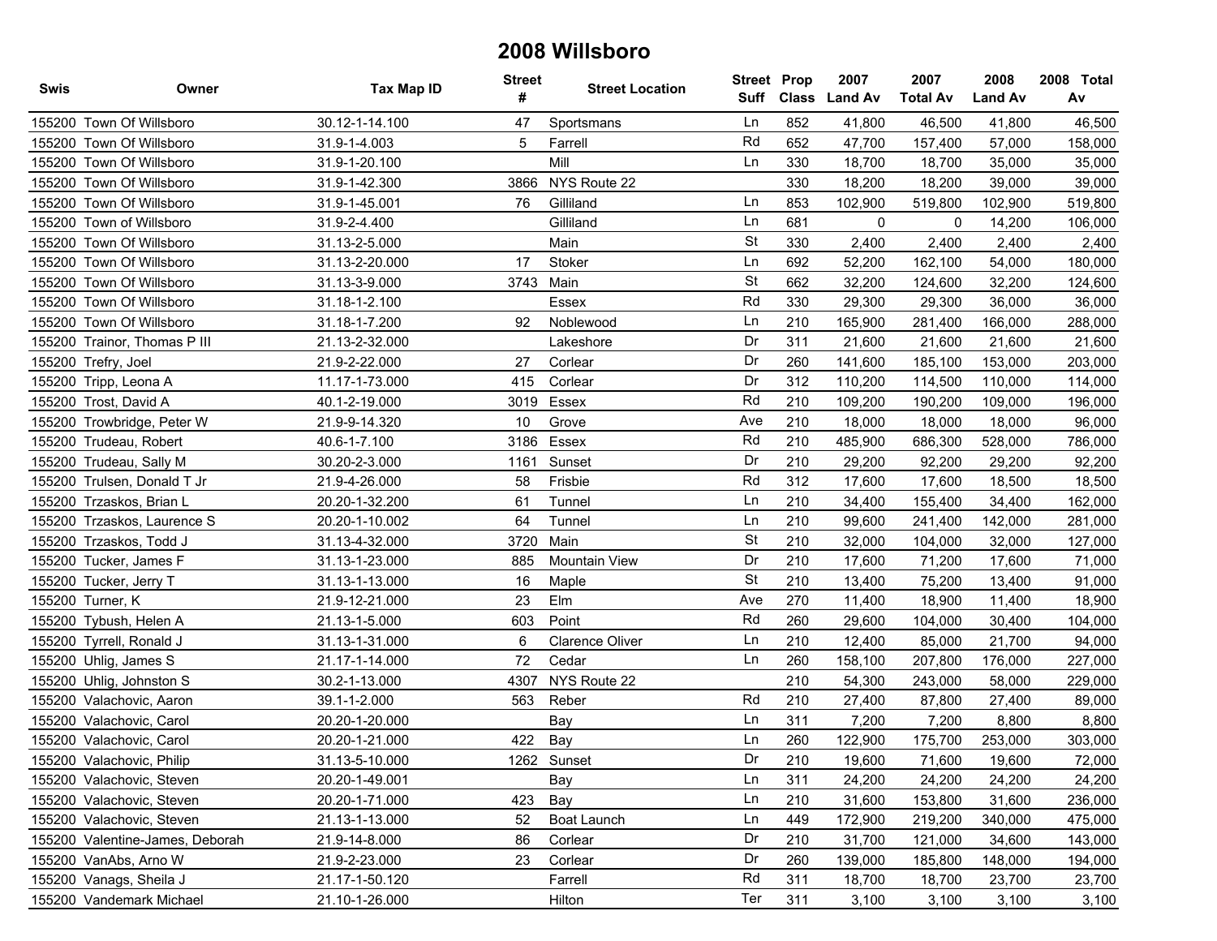# 2008 Willsboro

| Swis | Owner | Tax Map ID | Street # | Street Location | Street Suff | Prop Class | 2007 Land Av | 2007 Total Av | 2008 Land Av | 2008 Total Av |
|---|---|---|---|---|---|---|---|---|---|---|
| 155200 | Town Of Willsboro | 30.12-1-14.100 | 47 | Sportsmans | Ln | 852 | 41,800 | 46,500 | 41,800 | 46,500 |
| 155200 | Town Of Willsboro | 31.9-1-4.003 | 5 | Farrell | Rd | 652 | 47,700 | 157,400 | 57,000 | 158,000 |
| 155200 | Town Of Willsboro | 31.9-1-20.100 | | Mill | Ln | 330 | 18,700 | 18,700 | 35,000 | 35,000 |
| 155200 | Town Of Willsboro | 31.9-1-42.300 | 3866 | NYS Route 22 | | 330 | 18,200 | 18,200 | 39,000 | 39,000 |
| 155200 | Town Of Willsboro | 31.9-1-45.001 | 76 | Gilliland | Ln | 853 | 102,900 | 519,800 | 102,900 | 519,800 |
| 155200 | Town of Willsboro | 31.9-2-4.400 | | Gilliland | Ln | 681 | 0 | 0 | 14,200 | 106,000 |
| 155200 | Town Of Willsboro | 31.13-2-5.000 | | Main | St | 330 | 2,400 | 2,400 | 2,400 | 2,400 |
| 155200 | Town Of Willsboro | 31.13-2-20.000 | 17 | Stoker | Ln | 692 | 52,200 | 162,100 | 54,000 | 180,000 |
| 155200 | Town Of Willsboro | 31.13-3-9.000 | 3743 | Main | St | 662 | 32,200 | 124,600 | 32,200 | 124,600 |
| 155200 | Town Of Willsboro | 31.18-1-2.100 | | Essex | Rd | 330 | 29,300 | 29,300 | 36,000 | 36,000 |
| 155200 | Town Of Willsboro | 31.18-1-7.200 | 92 | Noblewood | Ln | 210 | 165,900 | 281,400 | 166,000 | 288,000 |
| 155200 | Trainor, Thomas P III | 21.13-2-32.000 | | Lakeshore | Dr | 311 | 21,600 | 21,600 | 21,600 | 21,600 |
| 155200 | Trefry, Joel | 21.9-2-22.000 | 27 | Corlear | Dr | 260 | 141,600 | 185,100 | 153,000 | 203,000 |
| 155200 | Tripp, Leona A | 11.17-1-73.000 | 415 | Corlear | Dr | 312 | 110,200 | 114,500 | 110,000 | 114,000 |
| 155200 | Trost, David A | 40.1-2-19.000 | 3019 | Essex | Rd | 210 | 109,200 | 190,200 | 109,000 | 196,000 |
| 155200 | Trowbridge, Peter W | 21.9-9-14.320 | 10 | Grove | Ave | 210 | 18,000 | 18,000 | 18,000 | 96,000 |
| 155200 | Trudeau, Robert | 40.6-1-7.100 | 3186 | Essex | Rd | 210 | 485,900 | 686,300 | 528,000 | 786,000 |
| 155200 | Trudeau, Sally M | 30.20-2-3.000 | 1161 | Sunset | Dr | 210 | 29,200 | 92,200 | 29,200 | 92,200 |
| 155200 | Trulsen, Donald T Jr | 21.9-4-26.000 | 58 | Frisbie | Rd | 312 | 17,600 | 17,600 | 18,500 | 18,500 |
| 155200 | Trzaskos, Brian L | 20.20-1-32.200 | 61 | Tunnel | Ln | 210 | 34,400 | 155,400 | 34,400 | 162,000 |
| 155200 | Trzaskos, Laurence S | 20.20-1-10.002 | 64 | Tunnel | Ln | 210 | 99,600 | 241,400 | 142,000 | 281,000 |
| 155200 | Trzaskos, Todd J | 31.13-4-32.000 | 3720 | Main | St | 210 | 32,000 | 104,000 | 32,000 | 127,000 |
| 155200 | Tucker, James F | 31.13-1-23.000 | 885 | Mountain View | Dr | 210 | 17,600 | 71,200 | 17,600 | 71,000 |
| 155200 | Tucker, Jerry T | 31.13-1-13.000 | 16 | Maple | St | 210 | 13,400 | 75,200 | 13,400 | 91,000 |
| 155200 | Turner, K | 21.9-12-21.000 | 23 | Elm | Ave | 270 | 11,400 | 18,900 | 11,400 | 18,900 |
| 155200 | Tybush, Helen A | 21.13-1-5.000 | 603 | Point | Rd | 260 | 29,600 | 104,000 | 30,400 | 104,000 |
| 155200 | Tyrrell, Ronald J | 31.13-1-31.000 | 6 | Clarence Oliver | Ln | 210 | 12,400 | 85,000 | 21,700 | 94,000 |
| 155200 | Uhlig, James S | 21.17-1-14.000 | 72 | Cedar | Ln | 260 | 158,100 | 207,800 | 176,000 | 227,000 |
| 155200 | Uhlig, Johnston S | 30.2-1-13.000 | 4307 | NYS Route 22 | | 210 | 54,300 | 243,000 | 58,000 | 229,000 |
| 155200 | Valachovic, Aaron | 39.1-1-2.000 | 563 | Reber | Rd | 210 | 27,400 | 87,800 | 27,400 | 89,000 |
| 155200 | Valachovic, Carol | 20.20-1-20.000 | | Bay | Ln | 311 | 7,200 | 7,200 | 8,800 | 8,800 |
| 155200 | Valachovic, Carol | 20.20-1-21.000 | 422 | Bay | Ln | 260 | 122,900 | 175,700 | 253,000 | 303,000 |
| 155200 | Valachovic, Philip | 31.13-5-10.000 | 1262 | Sunset | Dr | 210 | 19,600 | 71,600 | 19,600 | 72,000 |
| 155200 | Valachovic, Steven | 20.20-1-49.001 | | Bay | Ln | 311 | 24,200 | 24,200 | 24,200 | 24,200 |
| 155200 | Valachovic, Steven | 20.20-1-71.000 | 423 | Bay | Ln | 210 | 31,600 | 153,800 | 31,600 | 236,000 |
| 155200 | Valachovic, Steven | 21.13-1-13.000 | 52 | Boat Launch | Ln | 449 | 172,900 | 219,200 | 340,000 | 475,000 |
| 155200 | Valentine-James, Deborah | 21.9-14-8.000 | 86 | Corlear | Dr | 210 | 31,700 | 121,000 | 34,600 | 143,000 |
| 155200 | VanAbs, Arno W | 21.9-2-23.000 | 23 | Corlear | Dr | 260 | 139,000 | 185,800 | 148,000 | 194,000 |
| 155200 | Vanags, Sheila J | 21.17-1-50.120 | | Farrell | Rd | 311 | 18,700 | 18,700 | 23,700 | 23,700 |
| 155200 | Vandemark Michael | 21.10-1-26.000 | | Hilton | Ter | 311 | 3,100 | 3,100 | 3,100 | 3,100 |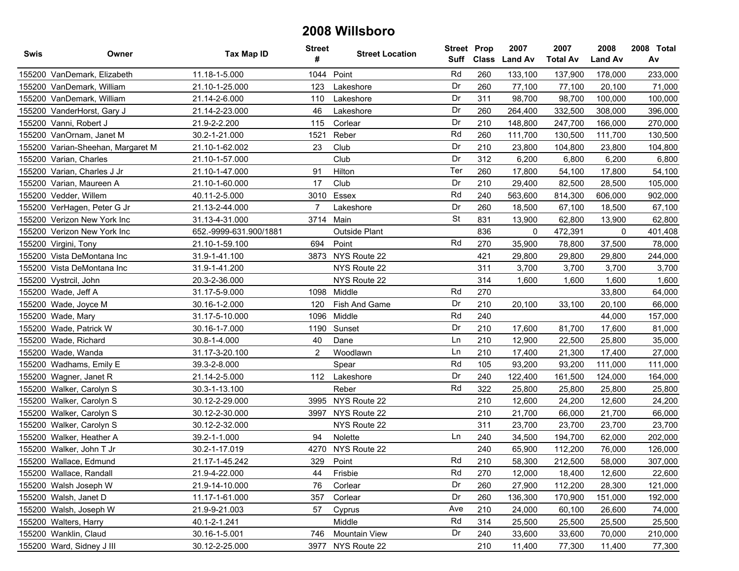# 2008 Willsboro

| Swis | Owner | Tax Map ID | Street # | Street Location | Street Suff | Prop Class | 2007 Land Av | 2007 Total Av | 2008 Land Av | 2008 Total Av |
|---|---|---|---|---|---|---|---|---|---|---|
| 155200 | VanDemark, Elizabeth | 11.18-1-5.000 | 1044 | Point | Rd | 260 | 133,100 | 137,900 | 178,000 | 233,000 |
| 155200 | VanDemark, William | 21.10-1-25.000 | 123 | Lakeshore | Dr | 260 | 77,100 | 77,100 | 20,100 | 71,000 |
| 155200 | VanDemark, William | 21.14-2-6.000 | 110 | Lakeshore | Dr | 311 | 98,700 | 98,700 | 100,000 | 100,000 |
| 155200 | VanderHorst, Gary J | 21.14-2-23.000 | 46 | Lakeshore | Dr | 260 | 264,400 | 332,500 | 308,000 | 396,000 |
| 155200 | Vanni, Robert J | 21.9-2-2.200 | 115 | Corlear | Dr | 210 | 148,800 | 247,700 | 166,000 | 270,000 |
| 155200 | VanOrnam, Janet M | 30.2-1-21.000 | 1521 | Reber | Rd | 260 | 111,700 | 130,500 | 111,700 | 130,500 |
| 155200 | Varian-Sheehan, Margaret M | 21.10-1-62.002 | 23 | Club | Dr | 210 | 23,800 | 104,800 | 23,800 | 104,800 |
| 155200 | Varian, Charles | 21.10-1-57.000 | | Club | Dr | 312 | 6,200 | 6,800 | 6,200 | 6,800 |
| 155200 | Varian, Charles J Jr | 21.10-1-47.000 | 91 | Hilton | Ter | 260 | 17,800 | 54,100 | 17,800 | 54,100 |
| 155200 | Varian, Maureen A | 21.10-1-60.000 | 17 | Club | Dr | 210 | 29,400 | 82,500 | 28,500 | 105,000 |
| 155200 | Vedder, Willem | 40.11-2-5.000 | 3010 | Essex | Rd | 240 | 563,600 | 814,300 | 606,000 | 902,000 |
| 155200 | VerHagen, Peter G Jr | 21.13-2-44.000 | 7 | Lakeshore | Dr | 260 | 18,500 | 67,100 | 18,500 | 67,100 |
| 155200 | Verizon New York Inc | 31.13-4-31.000 | 3714 | Main | St | 831 | 13,900 | 62,800 | 13,900 | 62,800 |
| 155200 | Verizon New York Inc | 652.-9999-631.900/1881 | | Outside Plant | | 836 | 0 | 472,391 | 0 | 401,408 |
| 155200 | Virgini, Tony | 21.10-1-59.100 | 694 | Point | Rd | 270 | 35,900 | 78,800 | 37,500 | 78,000 |
| 155200 | Vista DeMontana Inc | 31.9-1-41.100 | 3873 | NYS Route 22 | | 421 | 29,800 | 29,800 | 29,800 | 244,000 |
| 155200 | Vista DeMontana Inc | 31.9-1-41.200 | | NYS Route 22 | | 311 | 3,700 | 3,700 | 3,700 | 3,700 |
| 155200 | Vystrcil, John | 20.3-2-36.000 | | NYS Route 22 | | 314 | 1,600 | 1,600 | 1,600 | 1,600 |
| 155200 | Wade, Jeff A | 31.17-5-9.000 | 1098 | Middle | Rd | 270 | | | 33,800 | 64,000 |
| 155200 | Wade, Joyce M | 30.16-1-2.000 | 120 | Fish And Game | Dr | 210 | 20,100 | 33,100 | 20,100 | 66,000 |
| 155200 | Wade, Mary | 31.17-5-10.000 | 1096 | Middle | Rd | 240 | | | 44,000 | 157,000 |
| 155200 | Wade, Patrick W | 30.16-1-7.000 | 1190 | Sunset | Dr | 210 | 17,600 | 81,700 | 17,600 | 81,000 |
| 155200 | Wade, Richard | 30.8-1-4.000 | 40 | Dane | Ln | 210 | 12,900 | 22,500 | 25,800 | 35,000 |
| 155200 | Wade, Wanda | 31.17-3-20.100 | 2 | Woodlawn | Ln | 210 | 17,400 | 21,300 | 17,400 | 27,000 |
| 155200 | Wadhams, Emily E | 39.3-2-8.000 | | Spear | Rd | 105 | 93,200 | 93,200 | 111,000 | 111,000 |
| 155200 | Wagner, Janet R | 21.14-2-5.000 | 112 | Lakeshore | Dr | 240 | 122,400 | 161,500 | 124,000 | 164,000 |
| 155200 | Walker, Carolyn S | 30.3-1-13.100 | | Reber | Rd | 322 | 25,800 | 25,800 | 25,800 | 25,800 |
| 155200 | Walker, Carolyn S | 30.12-2-29.000 | 3995 | NYS Route 22 | | 210 | 12,600 | 24,200 | 12,600 | 24,200 |
| 155200 | Walker, Carolyn S | 30.12-2-30.000 | 3997 | NYS Route 22 | | 210 | 21,700 | 66,000 | 21,700 | 66,000 |
| 155200 | Walker, Carolyn S | 30.12-2-32.000 | | NYS Route 22 | | 311 | 23,700 | 23,700 | 23,700 | 23,700 |
| 155200 | Walker, Heather A | 39.2-1-1.000 | 94 | Nolette | Ln | 240 | 34,500 | 194,700 | 62,000 | 202,000 |
| 155200 | Walker, John T Jr | 30.2-1-17.019 | 4270 | NYS Route 22 | | 240 | 65,900 | 112,200 | 76,000 | 126,000 |
| 155200 | Wallace, Edmund | 21.17-1-45.242 | 329 | Point | Rd | 210 | 58,300 | 212,500 | 58,000 | 307,000 |
| 155200 | Wallace, Randall | 21.9-4-22.000 | 44 | Frisbie | Rd | 270 | 12,000 | 18,400 | 12,600 | 22,600 |
| 155200 | Walsh Joseph W | 21.9-14-10.000 | 76 | Corlear | Dr | 260 | 27,900 | 112,200 | 28,300 | 121,000 |
| 155200 | Walsh, Janet D | 11.17-1-61.000 | 357 | Corlear | Dr | 260 | 136,300 | 170,900 | 151,000 | 192,000 |
| 155200 | Walsh, Joseph W | 21.9-9-21.003 | 57 | Cyprus | Ave | 210 | 24,000 | 60,100 | 26,600 | 74,000 |
| 155200 | Walters, Harry | 40.1-2-1.241 | | Middle | Rd | 314 | 25,500 | 25,500 | 25,500 | 25,500 |
| 155200 | Wanklin, Claud | 30.16-1-5.001 | 746 | Mountain View | Dr | 240 | 33,600 | 33,600 | 70,000 | 210,000 |
| 155200 | Ward, Sidney J III | 30.12-2-25.000 | 3977 | NYS Route 22 | | 210 | 11,400 | 77,300 | 11,400 | 77,300 |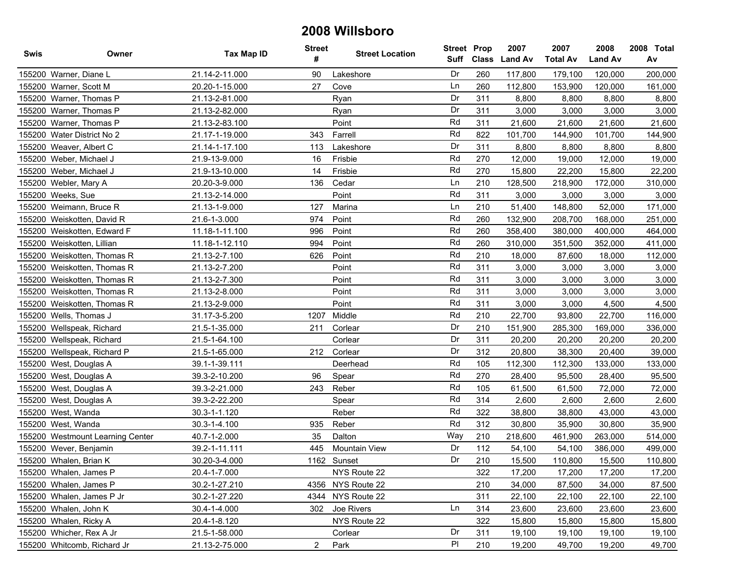# 2008 Willsboro

| Swis | Owner | Tax Map ID | Street # | Street Location | Street Suff | Prop Class | 2007 Land Av | 2007 Total Av | 2008 Land Av | 2008 Total Av |
|---|---|---|---|---|---|---|---|---|---|---|
| 155200 | Warner, Diane L | 21.14-2-11.000 | 90 | Lakeshore | Dr | 260 | 117,800 | 179,100 | 120,000 | 200,000 |
| 155200 | Warner, Scott M | 20.20-1-15.000 | 27 | Cove | Ln | 260 | 112,800 | 153,900 | 120,000 | 161,000 |
| 155200 | Warner, Thomas P | 21.13-2-81.000 | | Ryan | Dr | 311 | 8,800 | 8,800 | 8,800 | 8,800 |
| 155200 | Warner, Thomas P | 21.13-2-82.000 | | Ryan | Dr | 311 | 3,000 | 3,000 | 3,000 | 3,000 |
| 155200 | Warner, Thomas P | 21.13-2-83.100 | | Point | Rd | 311 | 21,600 | 21,600 | 21,600 | 21,600 |
| 155200 | Water District No 2 | 21.17-1-19.000 | 343 | Farrell | Rd | 822 | 101,700 | 144,900 | 101,700 | 144,900 |
| 155200 | Weaver, Albert C | 21.14-1-17.100 | 113 | Lakeshore | Dr | 311 | 8,800 | 8,800 | 8,800 | 8,800 |
| 155200 | Weber, Michael J | 21.9-13-9.000 | 16 | Frisbie | Rd | 270 | 12,000 | 19,000 | 12,000 | 19,000 |
| 155200 | Weber, Michael J | 21.9-13-10.000 | 14 | Frisbie | Rd | 270 | 15,800 | 22,200 | 15,800 | 22,200 |
| 155200 | Webler, Mary A | 20.20-3-9.000 | 136 | Cedar | Ln | 210 | 128,500 | 218,900 | 172,000 | 310,000 |
| 155200 | Weeks, Sue | 21.13-2-14.000 | | Point | Rd | 311 | 3,000 | 3,000 | 3,000 | 3,000 |
| 155200 | Weimann, Bruce R | 21.13-1-9.000 | 127 | Marina | Ln | 210 | 51,400 | 148,800 | 52,000 | 171,000 |
| 155200 | Weiskotten, David R | 21.6-1-3.000 | 974 | Point | Rd | 260 | 132,900 | 208,700 | 168,000 | 251,000 |
| 155200 | Weiskotten, Edward F | 11.18-1-11.100 | 996 | Point | Rd | 260 | 358,400 | 380,000 | 400,000 | 464,000 |
| 155200 | Weiskotten, Lillian | 11.18-1-12.110 | 994 | Point | Rd | 260 | 310,000 | 351,500 | 352,000 | 411,000 |
| 155200 | Weiskotten, Thomas R | 21.13-2-7.100 | 626 | Point | Rd | 210 | 18,000 | 87,600 | 18,000 | 112,000 |
| 155200 | Weiskotten, Thomas R | 21.13-2-7.200 | | Point | Rd | 311 | 3,000 | 3,000 | 3,000 | 3,000 |
| 155200 | Weiskotten, Thomas R | 21.13-2-7.300 | | Point | Rd | 311 | 3,000 | 3,000 | 3,000 | 3,000 |
| 155200 | Weiskotten, Thomas R | 21.13-2-8.000 | | Point | Rd | 311 | 3,000 | 3,000 | 3,000 | 3,000 |
| 155200 | Weiskotten, Thomas R | 21.13-2-9.000 | | Point | Rd | 311 | 3,000 | 3,000 | 4,500 | 4,500 |
| 155200 | Wells, Thomas J | 31.17-3-5.200 | 1207 | Middle | Rd | 210 | 22,700 | 93,800 | 22,700 | 116,000 |
| 155200 | Wellspeak, Richard | 21.5-1-35.000 | 211 | Corlear | Dr | 210 | 151,900 | 285,300 | 169,000 | 336,000 |
| 155200 | Wellspeak, Richard | 21.5-1-64.100 | | Corlear | Dr | 311 | 20,200 | 20,200 | 20,200 | 20,200 |
| 155200 | Wellspeak, Richard P | 21.5-1-65.000 | 212 | Corlear | Dr | 312 | 20,800 | 38,300 | 20,400 | 39,000 |
| 155200 | West, Douglas A | 39.1-1-39.111 | | Deerhead | Rd | 105 | 112,300 | 112,300 | 133,000 | 133,000 |
| 155200 | West, Douglas A | 39.3-2-10.200 | 96 | Spear | Rd | 270 | 28,400 | 95,500 | 28,400 | 95,500 |
| 155200 | West, Douglas A | 39.3-2-21.000 | 243 | Reber | Rd | 105 | 61,500 | 61,500 | 72,000 | 72,000 |
| 155200 | West, Douglas A | 39.3-2-22.200 | | Spear | Rd | 314 | 2,600 | 2,600 | 2,600 | 2,600 |
| 155200 | West, Wanda | 30.3-1-1.120 | | Reber | Rd | 322 | 38,800 | 38,800 | 43,000 | 43,000 |
| 155200 | West, Wanda | 30.3-1-4.100 | 935 | Reber | Rd | 312 | 30,800 | 35,900 | 30,800 | 35,900 |
| 155200 | Westmount Learning Center | 40.7-1-2.000 | 35 | Dalton | Way | 210 | 218,600 | 461,900 | 263,000 | 514,000 |
| 155200 | Wever, Benjamin | 39.2-1-11.111 | 445 | Mountain View | Dr | 112 | 54,100 | 54,100 | 386,000 | 499,000 |
| 155200 | Whalen, Brian K | 30.20-3-4.000 | 1162 | Sunset | Dr | 210 | 15,500 | 110,800 | 15,500 | 110,800 |
| 155200 | Whalen, James P | 20.4-1-7.000 | | NYS Route 22 | | 322 | 17,200 | 17,200 | 17,200 | 17,200 |
| 155200 | Whalen, James P | 30.2-1-27.210 | 4356 | NYS Route 22 | | 210 | 34,000 | 87,500 | 34,000 | 87,500 |
| 155200 | Whalen, James P Jr | 30.2-1-27.220 | 4344 | NYS Route 22 | | 311 | 22,100 | 22,100 | 22,100 | 22,100 |
| 155200 | Whalen, John K | 30.4-1-4.000 | 302 | Joe Rivers | Ln | 314 | 23,600 | 23,600 | 23,600 | 23,600 |
| 155200 | Whalen, Ricky A | 20.4-1-8.120 | | NYS Route 22 | | 322 | 15,800 | 15,800 | 15,800 | 15,800 |
| 155200 | Whicher, Rex A Jr | 21.5-1-58.000 | | Corlear | Dr | 311 | 19,100 | 19,100 | 19,100 | 19,100 |
| 155200 | Whitcomb, Richard Jr | 21.13-2-75.000 | 2 | Park | Pl | 210 | 19,200 | 49,700 | 19,200 | 49,700 |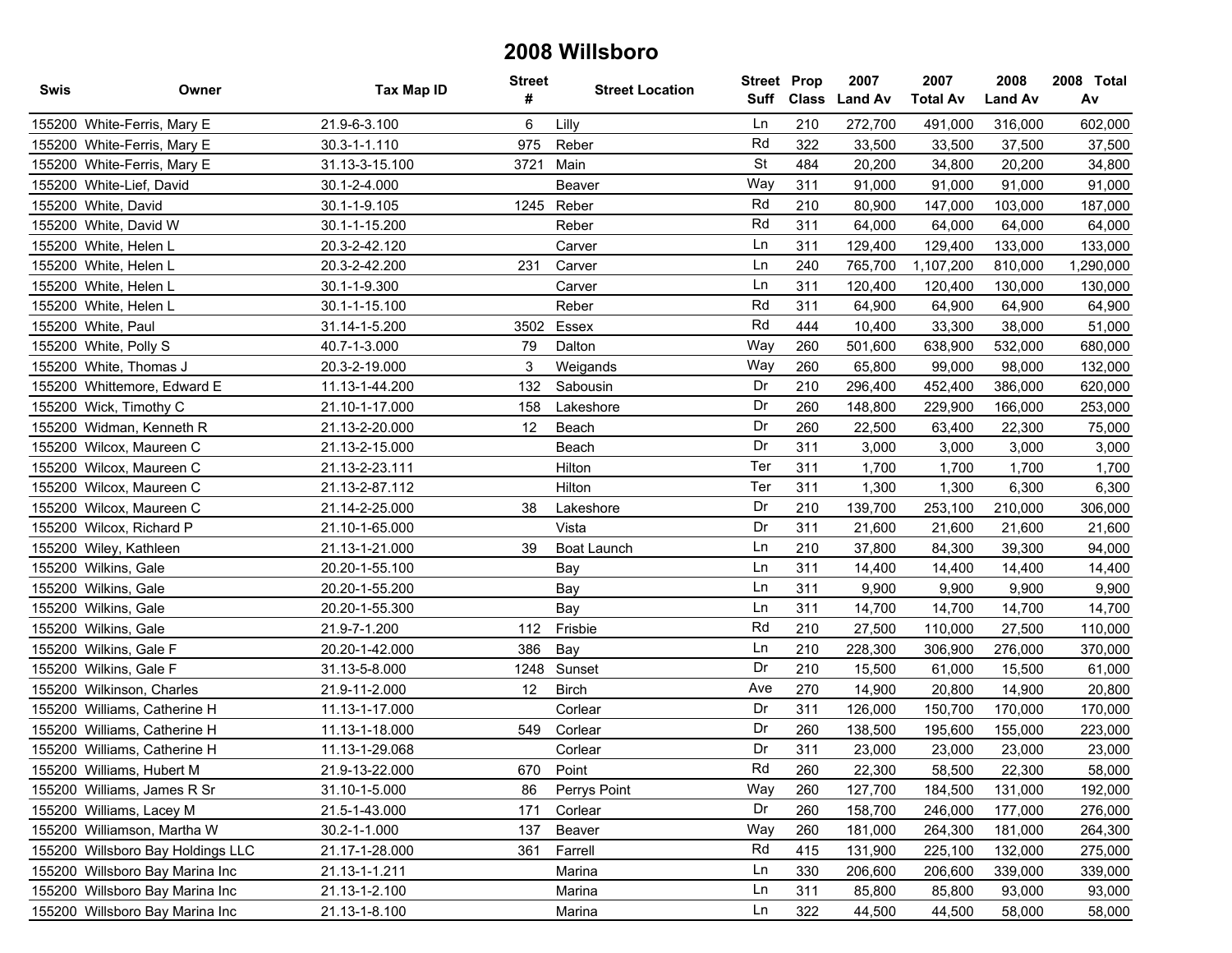# 2008 Willsboro

| Swis | Owner | Tax Map ID | Street # | Street Location | Street Suff | Prop Class | 2007 Land Av | 2007 Total Av | 2008 Land Av | 2008 Total Av |
|---|---|---|---|---|---|---|---|---|---|---|
| 155200 | White-Ferris, Mary E | 21.9-6-3.100 | 6 | Lilly | Ln | 210 | 272,700 | 491,000 | 316,000 | 602,000 |
| 155200 | White-Ferris, Mary E | 30.3-1-1.110 | 975 | Reber | Rd | 322 | 33,500 | 33,500 | 37,500 | 37,500 |
| 155200 | White-Ferris, Mary E | 31.13-3-15.100 | 3721 | Main | St | 484 | 20,200 | 34,800 | 20,200 | 34,800 |
| 155200 | White-Lief, David | 30.1-2-4.000 | | Beaver | Way | 311 | 91,000 | 91,000 | 91,000 | 91,000 |
| 155200 | White, David | 30.1-1-9.105 | 1245 | Reber | Rd | 210 | 80,900 | 147,000 | 103,000 | 187,000 |
| 155200 | White, David W | 30.1-1-15.200 | | Reber | Rd | 311 | 64,000 | 64,000 | 64,000 | 64,000 |
| 155200 | White, Helen L | 20.3-2-42.120 | | Carver | Ln | 311 | 129,400 | 129,400 | 133,000 | 133,000 |
| 155200 | White, Helen L | 20.3-2-42.200 | 231 | Carver | Ln | 240 | 765,700 | 1,107,200 | 810,000 | 1,290,000 |
| 155200 | White, Helen L | 30.1-1-9.300 | | Carver | Ln | 311 | 120,400 | 120,400 | 130,000 | 130,000 |
| 155200 | White, Helen L | 30.1-1-15.100 | | Reber | Rd | 311 | 64,900 | 64,900 | 64,900 | 64,900 |
| 155200 | White, Paul | 31.14-1-5.200 | 3502 | Essex | Rd | 444 | 10,400 | 33,300 | 38,000 | 51,000 |
| 155200 | White, Polly S | 40.7-1-3.000 | 79 | Dalton | Way | 260 | 501,600 | 638,900 | 532,000 | 680,000 |
| 155200 | White, Thomas J | 20.3-2-19.000 | 3 | Weigands | Way | 260 | 65,800 | 99,000 | 98,000 | 132,000 |
| 155200 | Whittemore, Edward E | 11.13-1-44.200 | 132 | Sabousin | Dr | 210 | 296,400 | 452,400 | 386,000 | 620,000 |
| 155200 | Wick, Timothy C | 21.10-1-17.000 | 158 | Lakeshore | Dr | 260 | 148,800 | 229,900 | 166,000 | 253,000 |
| 155200 | Widman, Kenneth R | 21.13-2-20.000 | 12 | Beach | Dr | 260 | 22,500 | 63,400 | 22,300 | 75,000 |
| 155200 | Wilcox, Maureen C | 21.13-2-15.000 | | Beach | Dr | 311 | 3,000 | 3,000 | 3,000 | 3,000 |
| 155200 | Wilcox, Maureen C | 21.13-2-23.111 | | Hilton | Ter | 311 | 1,700 | 1,700 | 1,700 | 1,700 |
| 155200 | Wilcox, Maureen C | 21.13-2-87.112 | | Hilton | Ter | 311 | 1,300 | 1,300 | 6,300 | 6,300 |
| 155200 | Wilcox, Maureen C | 21.14-2-25.000 | 38 | Lakeshore | Dr | 210 | 139,700 | 253,100 | 210,000 | 306,000 |
| 155200 | Wilcox, Richard P | 21.10-1-65.000 | | Vista | Dr | 311 | 21,600 | 21,600 | 21,600 | 21,600 |
| 155200 | Wiley, Kathleen | 21.13-1-21.000 | 39 | Boat Launch | Ln | 210 | 37,800 | 84,300 | 39,300 | 94,000 |
| 155200 | Wilkins, Gale | 20.20-1-55.100 | | Bay | Ln | 311 | 14,400 | 14,400 | 14,400 | 14,400 |
| 155200 | Wilkins, Gale | 20.20-1-55.200 | | Bay | Ln | 311 | 9,900 | 9,900 | 9,900 | 9,900 |
| 155200 | Wilkins, Gale | 20.20-1-55.300 | | Bay | Ln | 311 | 14,700 | 14,700 | 14,700 | 14,700 |
| 155200 | Wilkins, Gale | 21.9-7-1.200 | 112 | Frisbie | Rd | 210 | 27,500 | 110,000 | 27,500 | 110,000 |
| 155200 | Wilkins, Gale F | 20.20-1-42.000 | 386 | Bay | Ln | 210 | 228,300 | 306,900 | 276,000 | 370,000 |
| 155200 | Wilkins, Gale F | 31.13-5-8.000 | 1248 | Sunset | Dr | 210 | 15,500 | 61,000 | 15,500 | 61,000 |
| 155200 | Wilkinson, Charles | 21.9-11-2.000 | 12 | Birch | Ave | 270 | 14,900 | 20,800 | 14,900 | 20,800 |
| 155200 | Williams, Catherine H | 11.13-1-17.000 | | Corlear | Dr | 311 | 126,000 | 150,700 | 170,000 | 170,000 |
| 155200 | Williams, Catherine H | 11.13-1-18.000 | 549 | Corlear | Dr | 260 | 138,500 | 195,600 | 155,000 | 223,000 |
| 155200 | Williams, Catherine H | 11.13-1-29.068 | | Corlear | Dr | 311 | 23,000 | 23,000 | 23,000 | 23,000 |
| 155200 | Williams, Hubert M | 21.9-13-22.000 | 670 | Point | Rd | 260 | 22,300 | 58,500 | 22,300 | 58,000 |
| 155200 | Williams, James R Sr | 31.10-1-5.000 | 86 | Perrys Point | Way | 260 | 127,700 | 184,500 | 131,000 | 192,000 |
| 155200 | Williams, Lacey M | 21.5-1-43.000 | 171 | Corlear | Dr | 260 | 158,700 | 246,000 | 177,000 | 276,000 |
| 155200 | Williamson, Martha W | 30.2-1-1.000 | 137 | Beaver | Way | 260 | 181,000 | 264,300 | 181,000 | 264,300 |
| 155200 | Willsboro Bay Holdings LLC | 21.17-1-28.000 | 361 | Farrell | Rd | 415 | 131,900 | 225,100 | 132,000 | 275,000 |
| 155200 | Willsboro Bay Marina Inc | 21.13-1-1.211 | | Marina | Ln | 330 | 206,600 | 206,600 | 339,000 | 339,000 |
| 155200 | Willsboro Bay Marina Inc | 21.13-1-2.100 | | Marina | Ln | 311 | 85,800 | 85,800 | 93,000 | 93,000 |
| 155200 | Willsboro Bay Marina Inc | 21.13-1-8.100 | | Marina | Ln | 322 | 44,500 | 44,500 | 58,000 | 58,000 |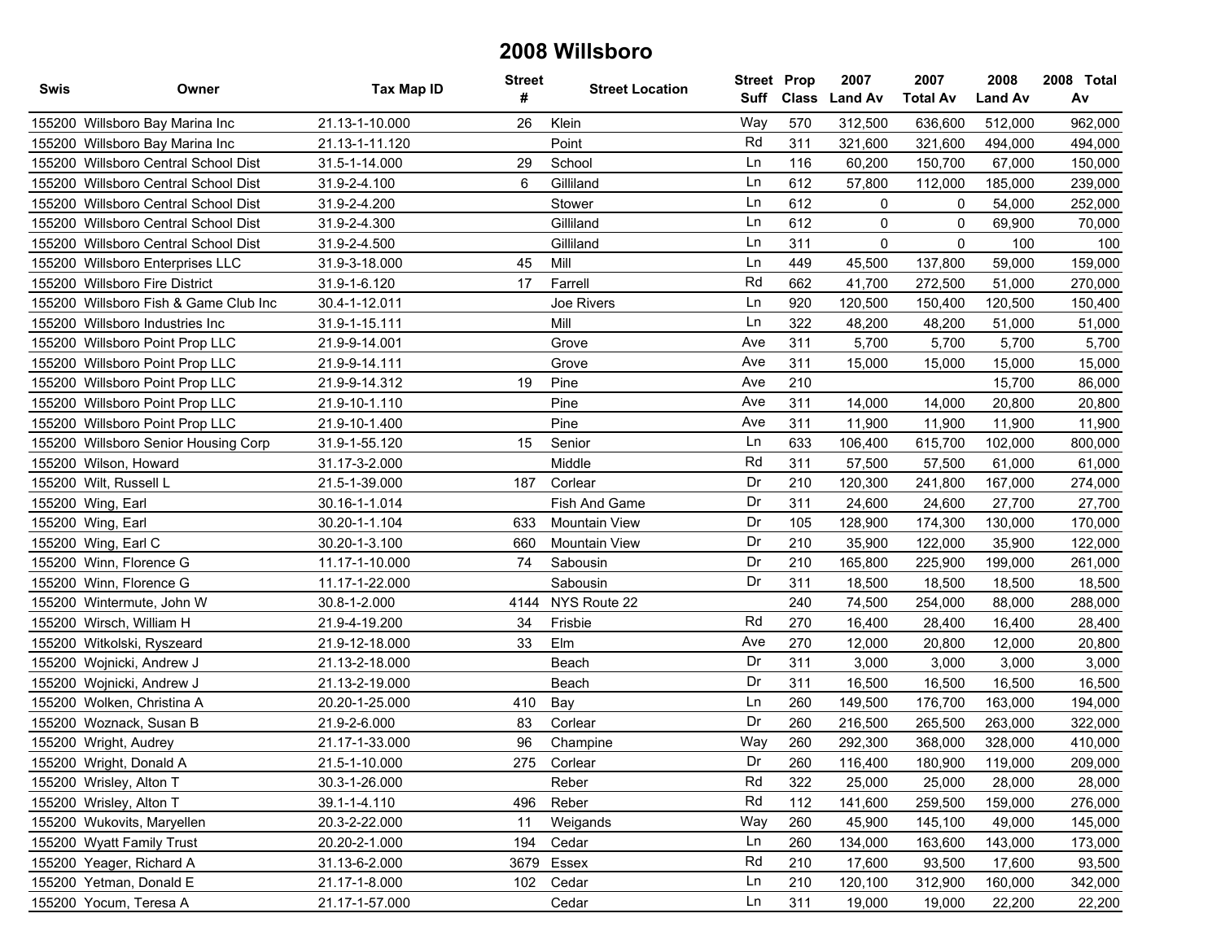# 2008 Willsboro

| Swis | Owner | Tax Map ID | Street # | Street Location | Street Suff | Prop Class | 2007 Land Av | 2007 Total Av | 2008 Land Av | 2008 Total Av |
|---|---|---|---|---|---|---|---|---|---|---|
| 155200 | Willsboro Bay Marina Inc | 21.13-1-10.000 | 26 | Klein | Way | 570 | 312,500 | 636,600 | 512,000 | 962,000 |
| 155200 | Willsboro Bay Marina Inc | 21.13-1-11.120 | | Point | Rd | 311 | 321,600 | 321,600 | 494,000 | 494,000 |
| 155200 | Willsboro Central School Dist | 31.5-1-14.000 | 29 | School | Ln | 116 | 60,200 | 150,700 | 67,000 | 150,000 |
| 155200 | Willsboro Central School Dist | 31.9-2-4.100 | 6 | Gilliland | Ln | 612 | 57,800 | 112,000 | 185,000 | 239,000 |
| 155200 | Willsboro Central School Dist | 31.9-2-4.200 | | Stower | Ln | 612 | 0 | 0 | 54,000 | 252,000 |
| 155200 | Willsboro Central School Dist | 31.9-2-4.300 | | Gilliland | Ln | 612 | 0 | 0 | 69,900 | 70,000 |
| 155200 | Willsboro Central School Dist | 31.9-2-4.500 | | Gilliland | Ln | 311 | 0 | 0 | 100 | 100 |
| 155200 | Willsboro Enterprises LLC | 31.9-3-18.000 | 45 | Mill | Ln | 449 | 45,500 | 137,800 | 59,000 | 159,000 |
| 155200 | Willsboro Fire District | 31.9-1-6.120 | 17 | Farrell | Rd | 662 | 41,700 | 272,500 | 51,000 | 270,000 |
| 155200 | Willsboro Fish & Game Club Inc | 30.4-1-12.011 | | Joe Rivers | Ln | 920 | 120,500 | 150,400 | 120,500 | 150,400 |
| 155200 | Willsboro Industries Inc | 31.9-1-15.111 | | Mill | Ln | 322 | 48,200 | 48,200 | 51,000 | 51,000 |
| 155200 | Willsboro Point Prop LLC | 21.9-9-14.001 | | Grove | Ave | 311 | 5,700 | 5,700 | 5,700 | 5,700 |
| 155200 | Willsboro Point Prop LLC | 21.9-9-14.111 | | Grove | Ave | 311 | 15,000 | 15,000 | 15,000 | 15,000 |
| 155200 | Willsboro Point Prop LLC | 21.9-9-14.312 | 19 | Pine | Ave | 210 | | | 15,700 | 86,000 |
| 155200 | Willsboro Point Prop LLC | 21.9-10-1.110 | | Pine | Ave | 311 | 14,000 | 14,000 | 20,800 | 20,800 |
| 155200 | Willsboro Point Prop LLC | 21.9-10-1.400 | | Pine | Ave | 311 | 11,900 | 11,900 | 11,900 | 11,900 |
| 155200 | Willsboro Senior Housing Corp | 31.9-1-55.120 | 15 | Senior | Ln | 633 | 106,400 | 615,700 | 102,000 | 800,000 |
| 155200 | Wilson, Howard | 31.17-3-2.000 | | Middle | Rd | 311 | 57,500 | 57,500 | 61,000 | 61,000 |
| 155200 | Wilt, Russell L | 21.5-1-39.000 | 187 | Corlear | Dr | 210 | 120,300 | 241,800 | 167,000 | 274,000 |
| 155200 | Wing, Earl | 30.16-1-1.014 | | Fish And Game | Dr | 311 | 24,600 | 24,600 | 27,700 | 27,700 |
| 155200 | Wing, Earl | 30.20-1-1.104 | 633 | Mountain View | Dr | 105 | 128,900 | 174,300 | 130,000 | 170,000 |
| 155200 | Wing, Earl C | 30.20-1-3.100 | 660 | Mountain View | Dr | 210 | 35,900 | 122,000 | 35,900 | 122,000 |
| 155200 | Winn, Florence G | 11.17-1-10.000 | 74 | Sabousin | Dr | 210 | 165,800 | 225,900 | 199,000 | 261,000 |
| 155200 | Winn, Florence G | 11.17-1-22.000 | | Sabousin | Dr | 311 | 18,500 | 18,500 | 18,500 | 18,500 |
| 155200 | Wintermute, John W | 30.8-1-2.000 | 4144 | NYS Route 22 | | 240 | 74,500 | 254,000 | 88,000 | 288,000 |
| 155200 | Wirsch, William H | 21.9-4-19.200 | 34 | Frisbie | Rd | 270 | 16,400 | 28,400 | 16,400 | 28,400 |
| 155200 | Witkolski, Ryszeard | 21.9-12-18.000 | 33 | Elm | Ave | 270 | 12,000 | 20,800 | 12,000 | 20,800 |
| 155200 | Wojnicki, Andrew J | 21.13-2-18.000 | | Beach | Dr | 311 | 3,000 | 3,000 | 3,000 | 3,000 |
| 155200 | Wojnicki, Andrew J | 21.13-2-19.000 | | Beach | Dr | 311 | 16,500 | 16,500 | 16,500 | 16,500 |
| 155200 | Wolken, Christina A | 20.20-1-25.000 | 410 | Bay | Ln | 260 | 149,500 | 176,700 | 163,000 | 194,000 |
| 155200 | Woznack, Susan B | 21.9-2-6.000 | 83 | Corlear | Dr | 260 | 216,500 | 265,500 | 263,000 | 322,000 |
| 155200 | Wright, Audrey | 21.17-1-33.000 | 96 | Champine | Way | 260 | 292,300 | 368,000 | 328,000 | 410,000 |
| 155200 | Wright, Donald A | 21.5-1-10.000 | 275 | Corlear | Dr | 260 | 116,400 | 180,900 | 119,000 | 209,000 |
| 155200 | Wrisley, Alton T | 30.3-1-26.000 | | Reber | Rd | 322 | 25,000 | 25,000 | 28,000 | 28,000 |
| 155200 | Wrisley, Alton T | 39.1-1-4.110 | 496 | Reber | Rd | 112 | 141,600 | 259,500 | 159,000 | 276,000 |
| 155200 | Wukovits, Maryellen | 20.3-2-22.000 | 11 | Weigands | Way | 260 | 45,900 | 145,100 | 49,000 | 145,000 |
| 155200 | Wyatt Family Trust | 20.20-2-1.000 | 194 | Cedar | Ln | 260 | 134,000 | 163,600 | 143,000 | 173,000 |
| 155200 | Yeager, Richard A | 31.13-6-2.000 | 3679 | Essex | Rd | 210 | 17,600 | 93,500 | 17,600 | 93,500 |
| 155200 | Yetman, Donald E | 21.17-1-8.000 | 102 | Cedar | Ln | 210 | 120,100 | 312,900 | 160,000 | 342,000 |
| 155200 | Yocum, Teresa A | 21.17-1-57.000 | | Cedar | Ln | 311 | 19,000 | 19,000 | 22,200 | 22,200 |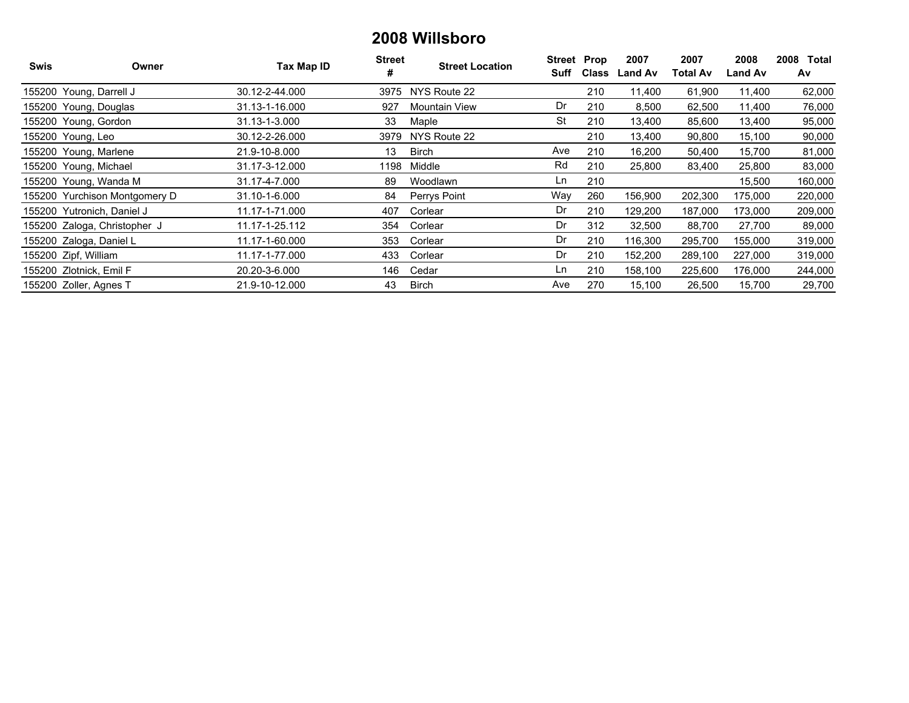# 2008 Willsboro

| Swis | Owner | Tax Map ID | Street # | Street Location | Street Suff | Prop Class | 2007 Land Av | 2007 Total Av | 2008 Land Av | 2008 Total Av |
|---|---|---|---|---|---|---|---|---|---|---|
| 155200 | Young, Darrell J | 30.12-2-44.000 | 3975 | NYS Route 22 | | 210 | 11,400 | 61,900 | 11,400 | 62,000 |
| 155200 | Young, Douglas | 31.13-1-16.000 | 927 | Mountain View | Dr | 210 | 8,500 | 62,500 | 11,400 | 76,000 |
| 155200 | Young, Gordon | 31.13-1-3.000 | 33 | Maple | St | 210 | 13,400 | 85,600 | 13,400 | 95,000 |
| 155200 | Young, Leo | 30.12-2-26.000 | 3979 | NYS Route 22 | | 210 | 13,400 | 90,800 | 15,100 | 90,000 |
| 155200 | Young, Marlene | 21.9-10-8.000 | 13 | Birch | Ave | 210 | 16,200 | 50,400 | 15,700 | 81,000 |
| 155200 | Young, Michael | 31.17-3-12.000 | 1198 | Middle | Rd | 210 | 25,800 | 83,400 | 25,800 | 83,000 |
| 155200 | Young, Wanda M | 31.17-4-7.000 | 89 | Woodlawn | Ln | 210 | | | 15,500 | 160,000 |
| 155200 | Yurchison Montgomery D | 31.10-1-6.000 | 84 | Perrys Point | Way | 260 | 156,900 | 202,300 | 175,000 | 220,000 |
| 155200 | Yutronich, Daniel J | 11.17-1-71.000 | 407 | Corlear | Dr | 210 | 129,200 | 187,000 | 173,000 | 209,000 |
| 155200 | Zaloga, Christopher J | 11.17-1-25.112 | 354 | Corlear | Dr | 312 | 32,500 | 88,700 | 27,700 | 89,000 |
| 155200 | Zaloga, Daniel L | 11.17-1-60.000 | 353 | Corlear | Dr | 210 | 116,300 | 295,700 | 155,000 | 319,000 |
| 155200 | Zipf, William | 11.17-1-77.000 | 433 | Corlear | Dr | 210 | 152,200 | 289,100 | 227,000 | 319,000 |
| 155200 | Zlotnick, Emil F | 20.20-3-6.000 | 146 | Cedar | Ln | 210 | 158,100 | 225,600 | 176,000 | 244,000 |
| 155200 | Zoller, Agnes T | 21.9-10-12.000 | 43 | Birch | Ave | 270 | 15,100 | 26,500 | 15,700 | 29,700 |